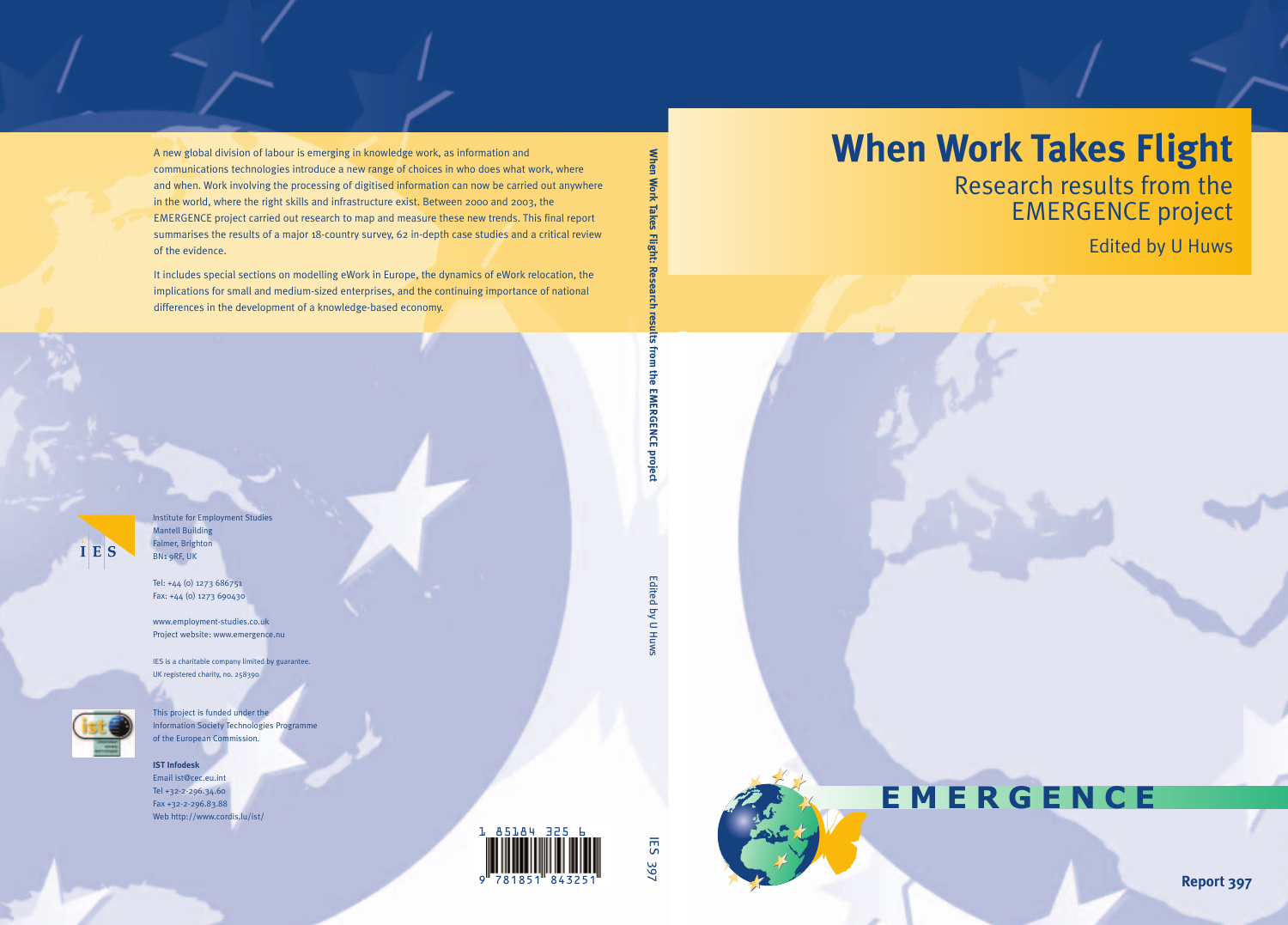# When Work Takes Flight

## Research results from the EMERGENCE project

Edited by U Huws

EMERGENCE

**Report 397**

A new global division of labour is emerging in knowledge work, as information and communications technologies introduce a new range of choices in who does what work, where and when. Work involving the processing of digitised information can now be carried out anywhere in the world, where the right skills and infrastructure exist. Between 2000 and 2003, the EMERGENCE project carried out research to map and measure these new trends. This final report summarises the results of a major 18-country survey, 62 in-depth case studies and a critical review of the evidence.

It includes special sections on modelling eWork in Europe, the dynamics of eWork relocation, the implications for small and medium-sized enterprises, and the continuing importance of national differences in the development of a knowledge-based economy.

**When Work Takes Flight: Research results from the EMERGENCE project**

Edited by U Huws

IES 397

IES

Institute for Employment Studies
Mantell Building
Falmer, Brighton
BN1 9RF, UK

Tel: +44 (0) 1273 686751
Fax: +44 (0) 1273 690430

www.employment-studies.co.uk
Project website: www.emergence.nu

IES is a charitable company limited by guarantee.
UK registered charity, no. 258390

This project is funded under the Information Society Technologies Programme of the European Commission.

**IST Infodesk**
Email ist@cec.eu.int
Tel +32-2-296.34.60
Fax +32-2-296.83.88
Web http://www.cordis.lu/ist/

1 85184 325 6

9 781851 843251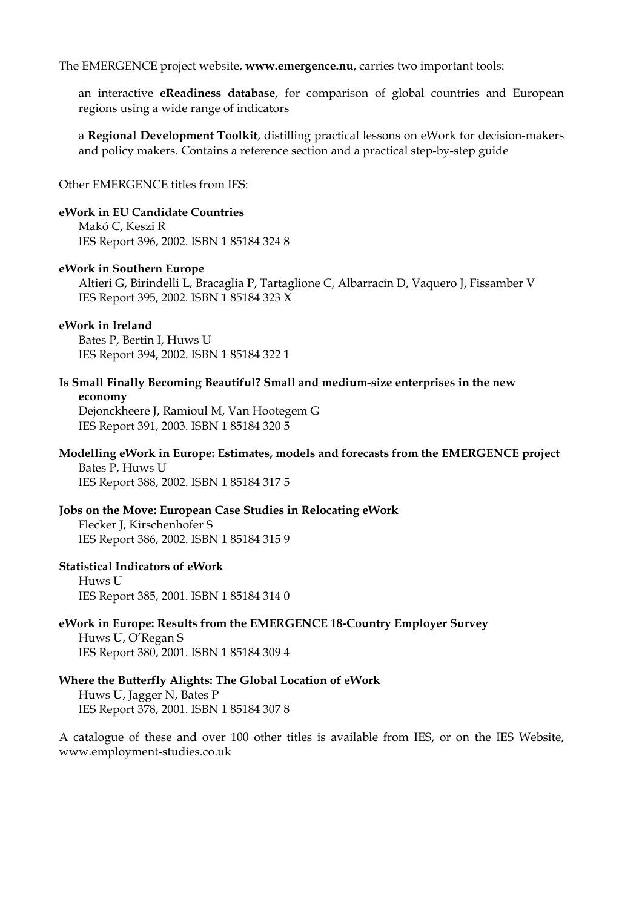The EMERGENCE project website, **www.emergence.nu**, carries two important tools:

an interactive **eReadiness database**, for comparison of global countries and European regions using a wide range of indicators

a **Regional Development Toolkit**, distilling practical lessons on eWork for decision-makers and policy makers. Contains a reference section and a practical step-by-step guide

Other EMERGENCE titles from IES:

**eWork in EU Candidate Countries**
Makó C, Keszi R
IES Report 396, 2002. ISBN 1 85184 324 8

**eWork in Southern Europe**
Altieri G, Birindelli L, Bracaglia P, Tartaglione C, Albarracín D, Vaquero J, Fissamber V
IES Report 395, 2002. ISBN 1 85184 323 X

**eWork in Ireland**
Bates P, Bertin I, Huws U
IES Report 394, 2002. ISBN 1 85184 322 1

**Is Small Finally Becoming Beautiful? Small and medium-size enterprises in the new economy**
Dejonckheere J, Ramioul M, Van Hootegem G
IES Report 391, 2003. ISBN 1 85184 320 5

**Modelling eWork in Europe: Estimates, models and forecasts from the EMERGENCE project**
Bates P, Huws U
IES Report 388, 2002. ISBN 1 85184 317 5

**Jobs on the Move: European Case Studies in Relocating eWork**
Flecker J, Kirschenhofer S
IES Report 386, 2002. ISBN 1 85184 315 9

**Statistical Indicators of eWork**
Huws U
IES Report 385, 2001. ISBN 1 85184 314 0

**eWork in Europe: Results from the EMERGENCE 18-Country Employer Survey**
Huws U, O'Regan S
IES Report 380, 2001. ISBN 1 85184 309 4

**Where the Butterfly Alights: The Global Location of eWork**
Huws U, Jagger N, Bates P
IES Report 378, 2001. ISBN 1 85184 307 8

A catalogue of these and over 100 other titles is available from IES, or on the IES Website, www.employment-studies.co.uk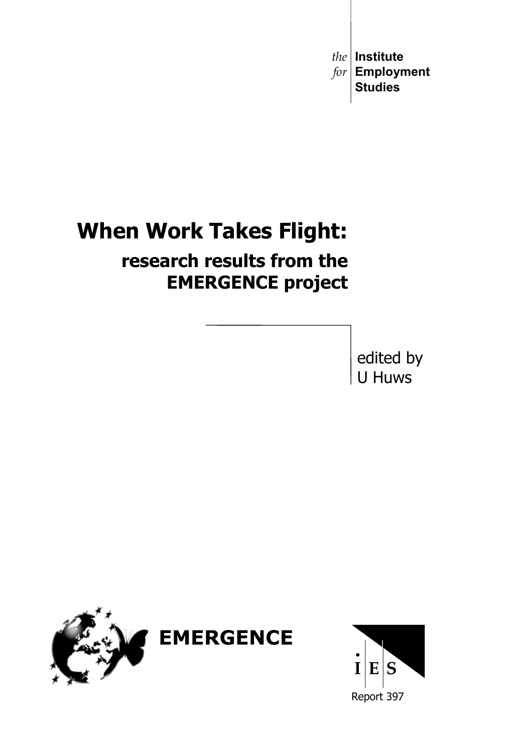*the* **Institute**
*for* **Employment**
**Studies**

# When Work Takes Flight:

## research results from the EMERGENCE project

edited by
U Huws

**EMERGENCE**

IES

Report 397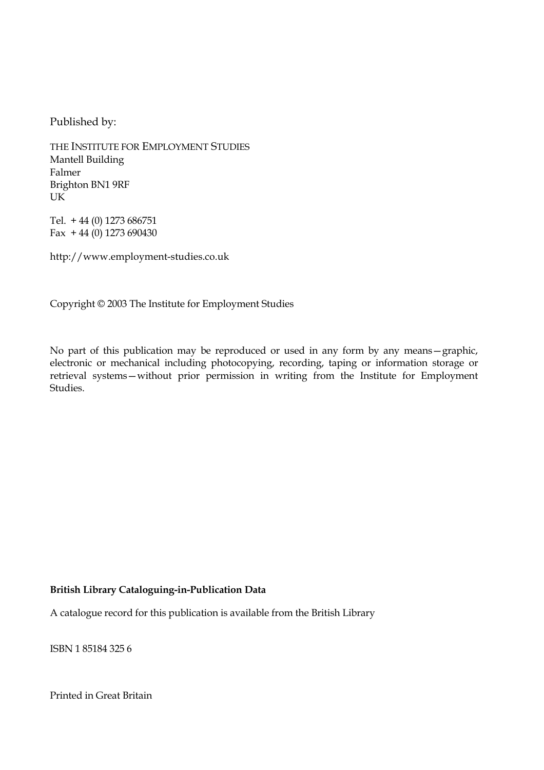Published by:

THE INSTITUTE FOR EMPLOYMENT STUDIES
Mantell Building
Falmer
Brighton BN1 9RF
UK

Tel. + 44 (0) 1273 686751
Fax + 44 (0) 1273 690430

http://www.employment-studies.co.uk

Copyright © 2003 The Institute for Employment Studies

No part of this publication may be reproduced or used in any form by any means—graphic, electronic or mechanical including photocopying, recording, taping or information storage or retrieval systems—without prior permission in writing from the Institute for Employment Studies.

**British Library Cataloguing-in-Publication Data**

A catalogue record for this publication is available from the British Library

ISBN 1 85184 325 6

Printed in Great Britain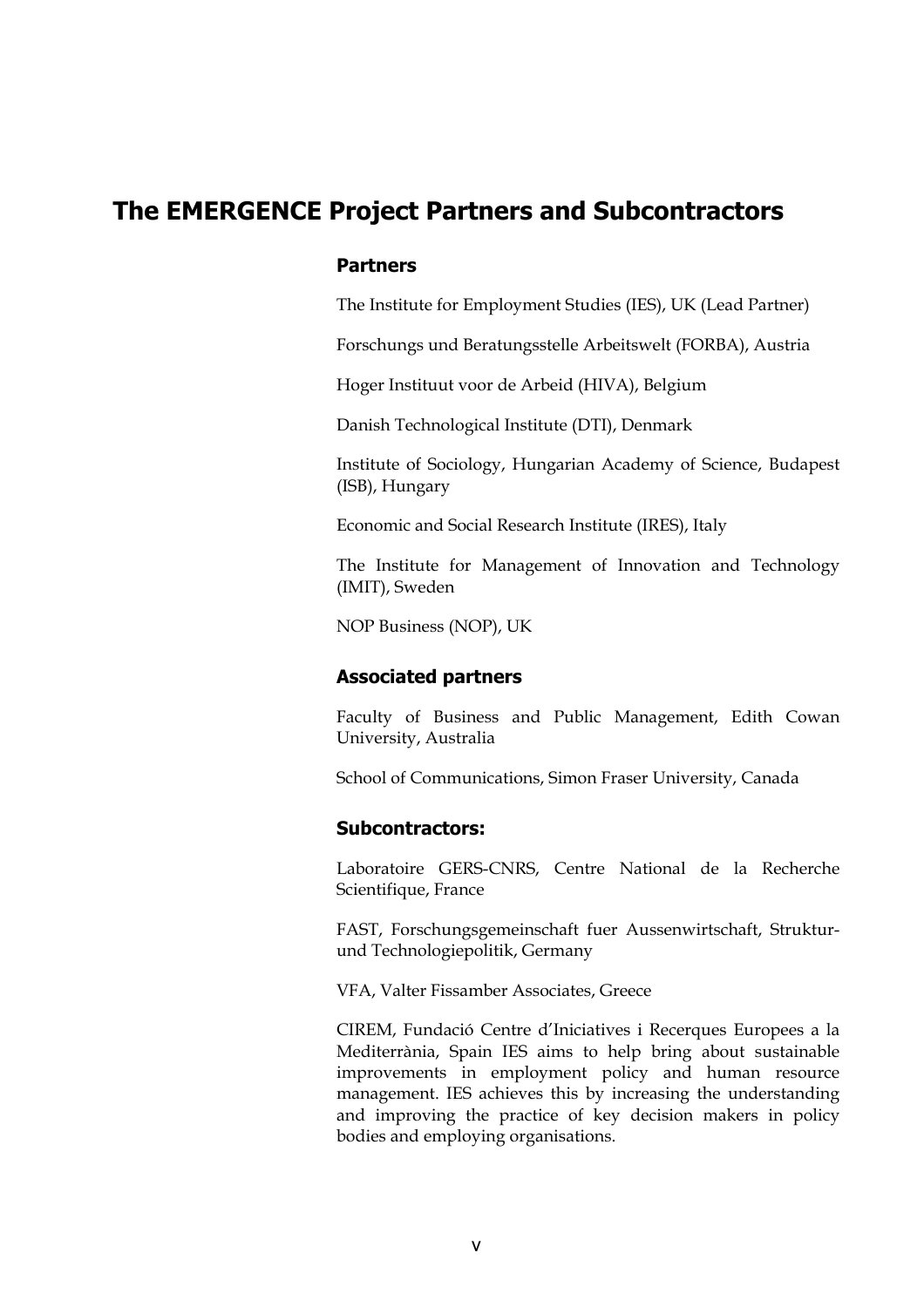# The EMERGENCE Project Partners and Subcontractors

## Partners

The Institute for Employment Studies (IES), UK (Lead Partner)

Forschungs und Beratungsstelle Arbeitswelt (FORBA), Austria

Hoger Instituut voor de Arbeid (HIVA), Belgium

Danish Technological Institute (DTI), Denmark

Institute of Sociology, Hungarian Academy of Science, Budapest (ISB), Hungary

Economic and Social Research Institute (IRES), Italy

The Institute for Management of Innovation and Technology (IMIT), Sweden

NOP Business (NOP), UK

## Associated partners

Faculty of Business and Public Management, Edith Cowan University, Australia

School of Communications, Simon Fraser University, Canada

## Subcontractors:

Laboratoire GERS-CNRS, Centre National de la Recherche Scientifique, France

FAST, Forschungsgemeinschaft fuer Aussenwirtschaft, Struktur- und Technologiepolitik, Germany

VFA, Valter Fissamber Associates, Greece

CIREM, Fundació Centre d'Iniciatives i Recerques Europees a la Mediterrània, Spain IES aims to help bring about sustainable improvements in employment policy and human resource management. IES achieves this by increasing the understanding and improving the practice of key decision makers in policy bodies and employing organisations.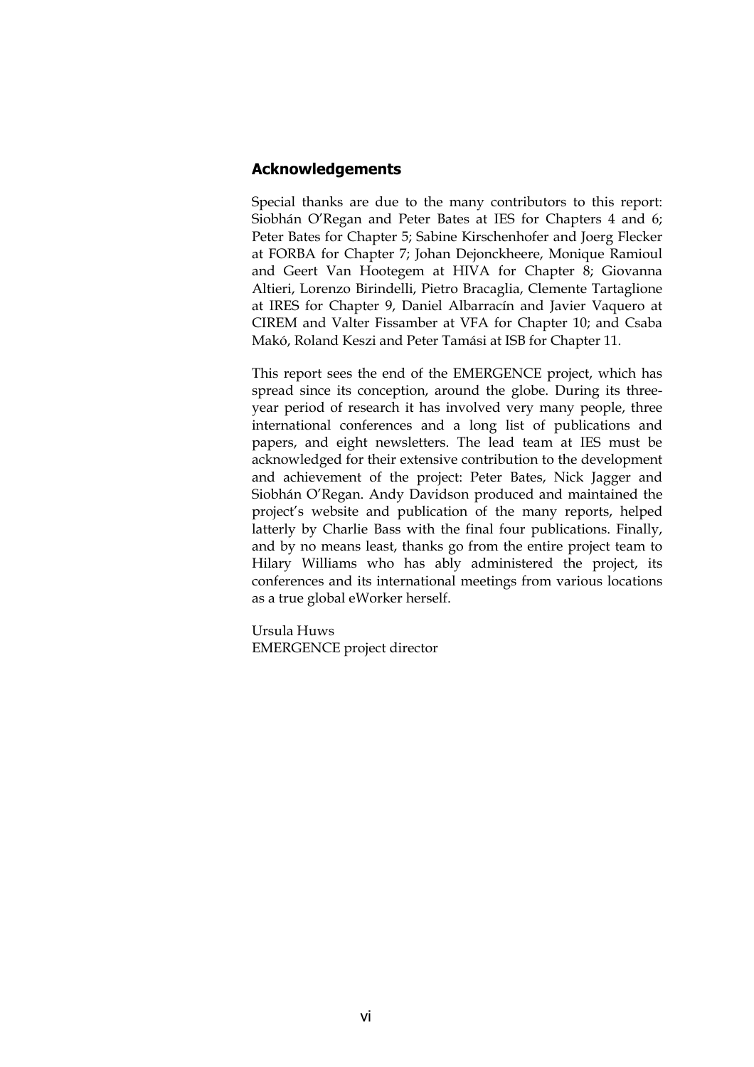## Acknowledgements

Special thanks are due to the many contributors to this report: Siobhán O'Regan and Peter Bates at IES for Chapters 4 and 6; Peter Bates for Chapter 5; Sabine Kirschenhofer and Joerg Flecker at FORBA for Chapter 7; Johan Dejonckheere, Monique Ramioul and Geert Van Hootegem at HIVA for Chapter 8; Giovanna Altieri, Lorenzo Birindelli, Pietro Bracaglia, Clemente Tartaglione at IRES for Chapter 9, Daniel Albarracín and Javier Vaquero at CIREM and Valter Fissamber at VFA for Chapter 10; and Csaba Makó, Roland Keszi and Peter Tamási at ISB for Chapter 11.

This report sees the end of the EMERGENCE project, which has spread since its conception, around the globe. During its three-year period of research it has involved very many people, three international conferences and a long list of publications and papers, and eight newsletters. The lead team at IES must be acknowledged for their extensive contribution to the development and achievement of the project: Peter Bates, Nick Jagger and Siobhán O'Regan. Andy Davidson produced and maintained the project's website and publication of the many reports, helped latterly by Charlie Bass with the final four publications. Finally, and by no means least, thanks go from the entire project team to Hilary Williams who has ably administered the project, its conferences and its international meetings from various locations as a true global eWorker herself.

Ursula Huws
EMERGENCE project director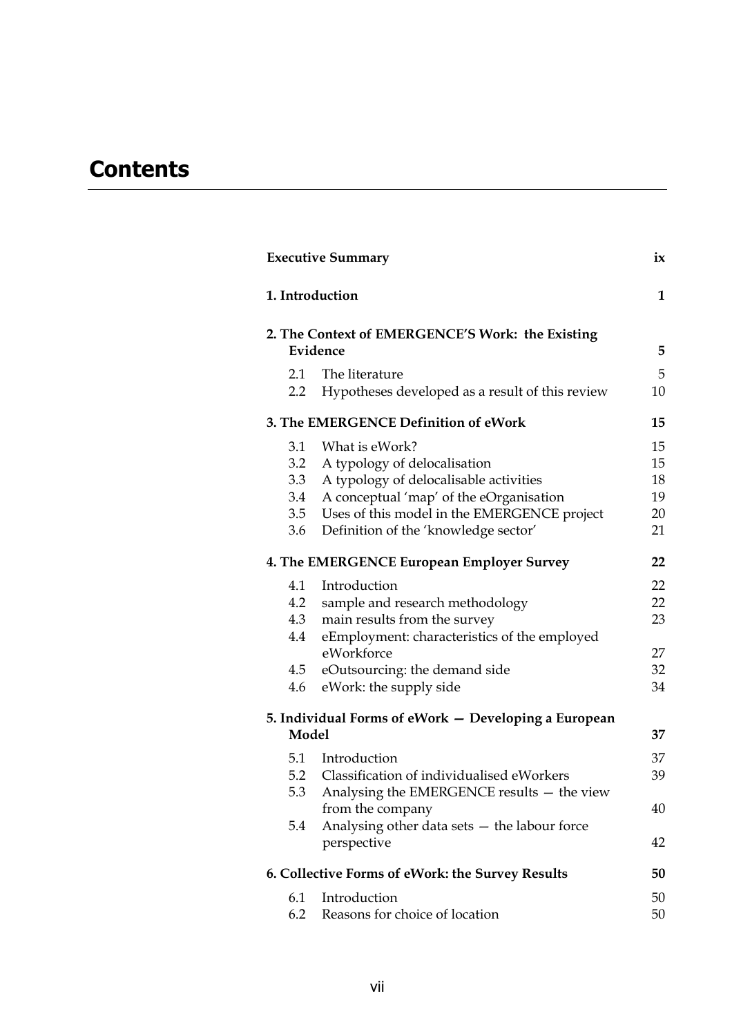# Contents

| | | |
|---|---|---|
| **Executive Summary** | | **ix** |
| **1. Introduction** | | **1** |
| **2. The Context of EMERGENCE'S Work: the Existing Evidence** | | **5** |
| 2.1 | The literature | 5 |
| 2.2 | Hypotheses developed as a result of this review | 10 |
| **3. The EMERGENCE Definition of eWork** | | **15** |
| 3.1 | What is eWork? | 15 |
| 3.2 | A typology of delocalisation | 15 |
| 3.3 | A typology of delocalisable activities | 18 |
| 3.4 | A conceptual 'map' of the eOrganisation | 19 |
| 3.5 | Uses of this model in the EMERGENCE project | 20 |
| 3.6 | Definition of the 'knowledge sector' | 21 |
| **4. The EMERGENCE European Employer Survey** | | **22** |
| 4.1 | Introduction | 22 |
| 4.2 | sample and research methodology | 22 |
| 4.3 | main results from the survey | 23 |
| 4.4 | eEmployment: characteristics of the employed eWorkforce | 27 |
| 4.5 | eOutsourcing: the demand side | 32 |
| 4.6 | eWork: the supply side | 34 |
| **5. Individual Forms of eWork — Developing a European Model** | | **37** |
| 5.1 | Introduction | 37 |
| 5.2 | Classification of individualised eWorkers | 39 |
| 5.3 | Analysing the EMERGENCE results — the view from the company | 40 |
| 5.4 | Analysing other data sets — the labour force perspective | 42 |
| **6. Collective Forms of eWork: the Survey Results** | | **50** |
| 6.1 | Introduction | 50 |
| 6.2 | Reasons for choice of location | 50 |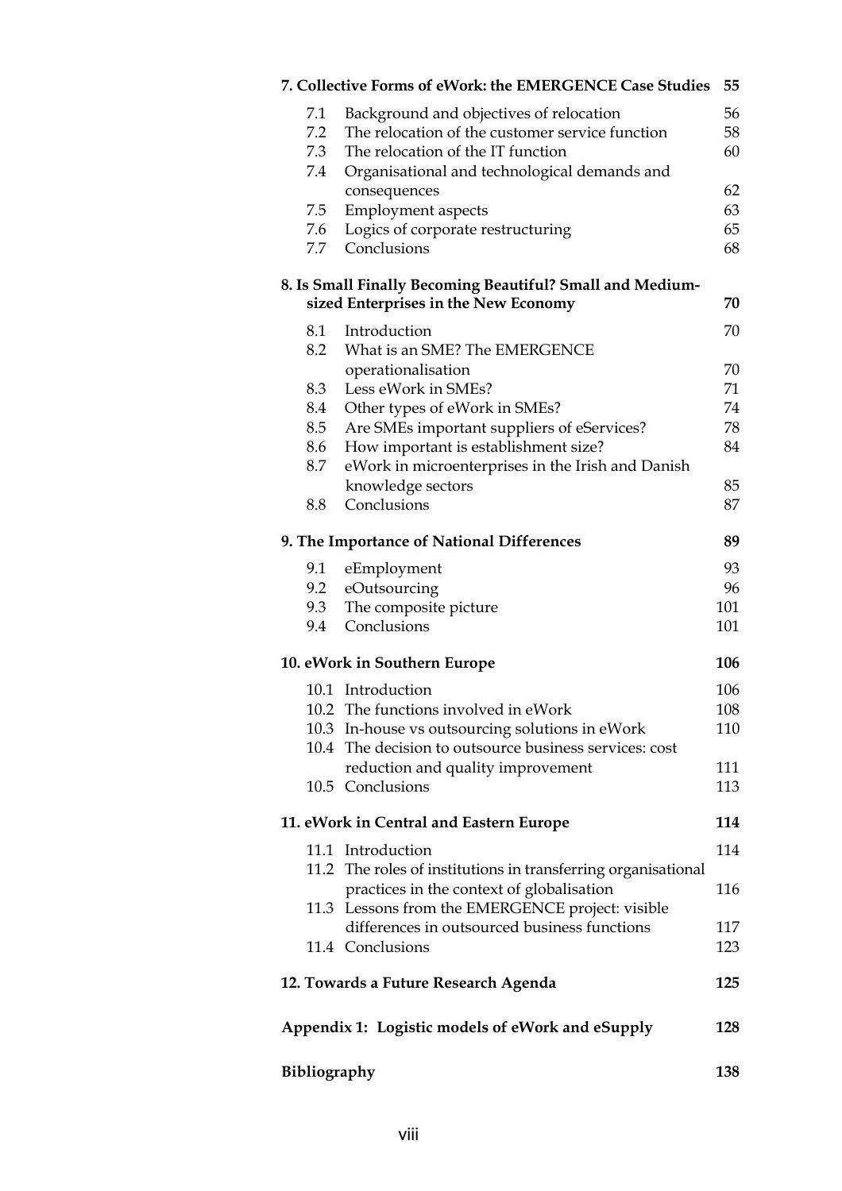**7. Collective Forms of eWork: the EMERGENCE Case Studies** 55

| | | |
|---|---|---|
| 7.1 | Background and objectives of relocation | 56 |
| 7.2 | The relocation of the customer service function | 58 |
| 7.3 | The relocation of the IT function | 60 |
| 7.4 | Organisational and technological demands and consequences | 62 |
| 7.5 | Employment aspects | 63 |
| 7.6 | Logics of corporate restructuring | 65 |
| 7.7 | Conclusions | 68 |

**8. Is Small Finally Becoming Beautiful? Small and Medium-sized Enterprises in the New Economy** 70

| | | |
|---|---|---|
| 8.1 | Introduction | 70 |
| 8.2 | What is an SME? The EMERGENCE operationalisation | 70 |
| 8.3 | Less eWork in SMEs? | 71 |
| 8.4 | Other types of eWork in SMEs? | 74 |
| 8.5 | Are SMEs important suppliers of eServices? | 78 |
| 8.6 | How important is establishment size? | 84 |
| 8.7 | eWork in microenterprises in the Irish and Danish knowledge sectors | 85 |
| 8.8 | Conclusions | 87 |

**9. The Importance of National Differences** 89

| | | |
|---|---|---|
| 9.1 | eEmployment | 93 |
| 9.2 | eOutsourcing | 96 |
| 9.3 | The composite picture | 101 |
| 9.4 | Conclusions | 101 |

**10. eWork in Southern Europe** 106

| | | |
|---|---|---|
| 10.1 | Introduction | 106 |
| 10.2 | The functions involved in eWork | 108 |
| 10.3 | In-house vs outsourcing solutions in eWork | 110 |
| 10.4 | The decision to outsource business services: cost reduction and quality improvement | 111 |
| 10.5 | Conclusions | 113 |

**11. eWork in Central and Eastern Europe** 114

| | | |
|---|---|---|
| 11.1 | Introduction | 114 |
| 11.2 | The roles of institutions in transferring organisational practices in the context of globalisation | 116 |
| 11.3 | Lessons from the EMERGENCE project: visible differences in outsourced business functions | 117 |
| 11.4 | Conclusions | 123 |

**12. Towards a Future Research Agenda** 125

**Appendix 1: Logistic models of eWork and eSupply** 128

**Bibliography** 138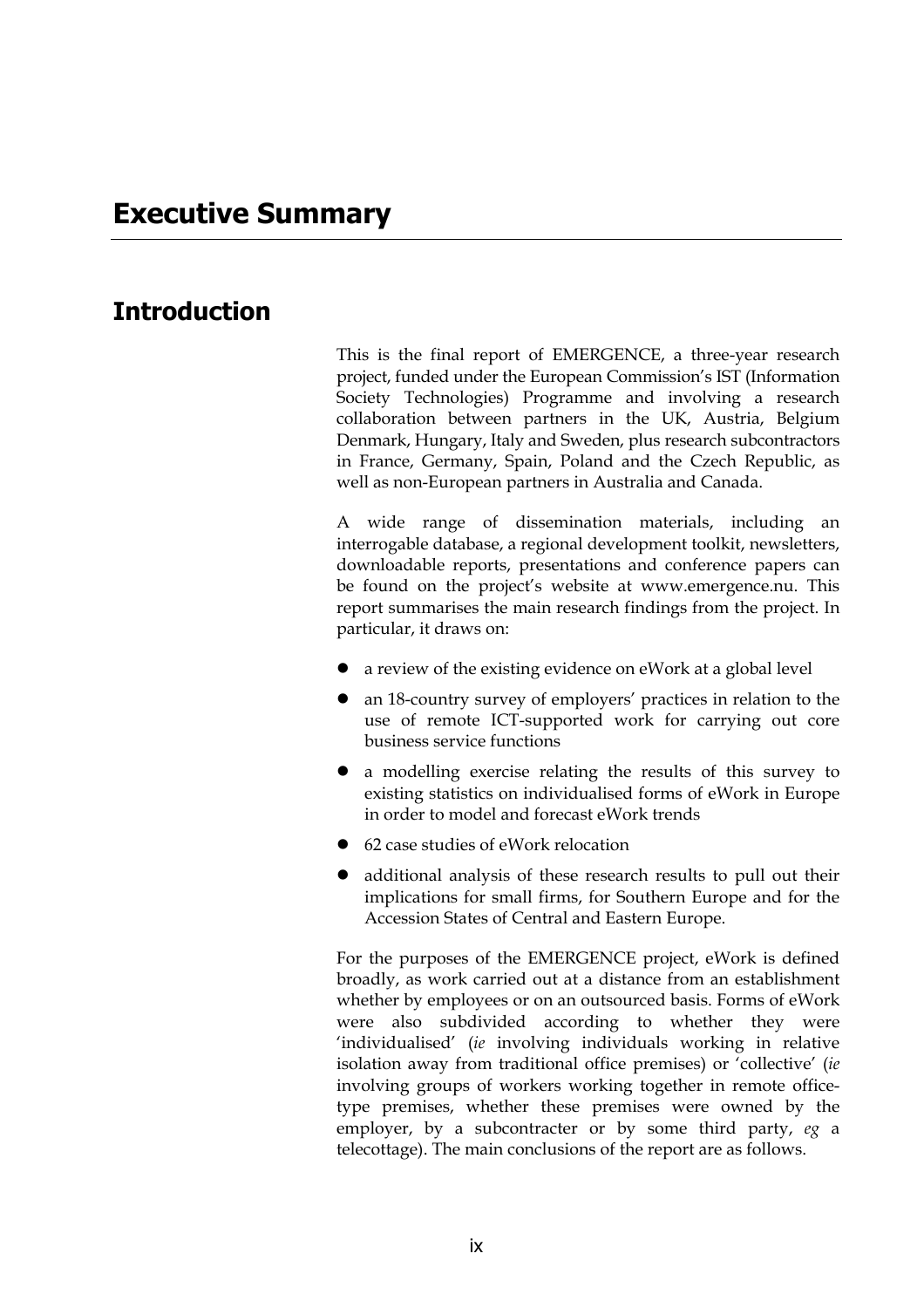# Executive Summary

## Introduction

This is the final report of EMERGENCE, a three-year research project, funded under the European Commission's IST (Information Society Technologies) Programme and involving a research collaboration between partners in the UK, Austria, Belgium Denmark, Hungary, Italy and Sweden, plus research subcontractors in France, Germany, Spain, Poland and the Czech Republic, as well as non-European partners in Australia and Canada.

A wide range of dissemination materials, including an interrogable database, a regional development toolkit, newsletters, downloadable reports, presentations and conference papers can be found on the project's website at www.emergence.nu. This report summarises the main research findings from the project. In particular, it draws on:

- a review of the existing evidence on eWork at a global level
- an 18-country survey of employers' practices in relation to the use of remote ICT-supported work for carrying out core business service functions
- a modelling exercise relating the results of this survey to existing statistics on individualised forms of eWork in Europe in order to model and forecast eWork trends
- 62 case studies of eWork relocation
- additional analysis of these research results to pull out their implications for small firms, for Southern Europe and for the Accession States of Central and Eastern Europe.

For the purposes of the EMERGENCE project, eWork is defined broadly, as work carried out at a distance from an establishment whether by employees or on an outsourced basis. Forms of eWork were also subdivided according to whether they were 'individualised' (*ie* involving individuals working in relative isolation away from traditional office premises) or 'collective' (*ie* involving groups of workers working together in remote office-type premises, whether these premises were owned by the employer, by a subcontracter or by some third party, *eg* a telecottage). The main conclusions of the report are as follows.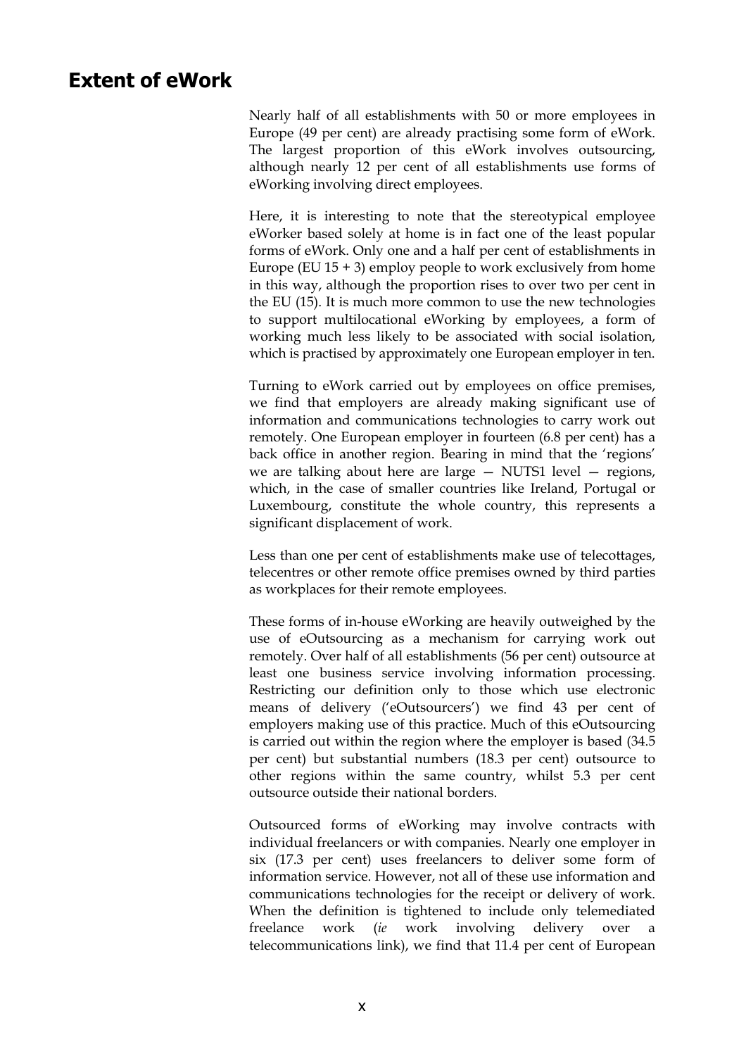## Extent of eWork

Nearly half of all establishments with 50 or more employees in Europe (49 per cent) are already practising some form of eWork. The largest proportion of this eWork involves outsourcing, although nearly 12 per cent of all establishments use forms of eWorking involving direct employees.

Here, it is interesting to note that the stereotypical employee eWorker based solely at home is in fact one of the least popular forms of eWork. Only one and a half per cent of establishments in Europe (EU 15 + 3) employ people to work exclusively from home in this way, although the proportion rises to over two per cent in the EU (15). It is much more common to use the new technologies to support multilocational eWorking by employees, a form of working much less likely to be associated with social isolation, which is practised by approximately one European employer in ten.

Turning to eWork carried out by employees on office premises, we find that employers are already making significant use of information and communications technologies to carry work out remotely. One European employer in fourteen (6.8 per cent) has a back office in another region. Bearing in mind that the 'regions' we are talking about here are large — NUTS1 level — regions, which, in the case of smaller countries like Ireland, Portugal or Luxembourg, constitute the whole country, this represents a significant displacement of work.

Less than one per cent of establishments make use of telecottages, telecentres or other remote office premises owned by third parties as workplaces for their remote employees.

These forms of in-house eWorking are heavily outweighed by the use of eOutsourcing as a mechanism for carrying work out remotely. Over half of all establishments (56 per cent) outsource at least one business service involving information processing. Restricting our definition only to those which use electronic means of delivery ('eOutsourcers') we find 43 per cent of employers making use of this practice. Much of this eOutsourcing is carried out within the region where the employer is based (34.5 per cent) but substantial numbers (18.3 per cent) outsource to other regions within the same country, whilst 5.3 per cent outsource outside their national borders.

Outsourced forms of eWorking may involve contracts with individual freelancers or with companies. Nearly one employer in six (17.3 per cent) uses freelancers to deliver some form of information service. However, not all of these use information and communications technologies for the receipt or delivery of work. When the definition is tightened to include only telemediated freelance work (*ie* work involving delivery over a telecommunications link), we find that 11.4 per cent of European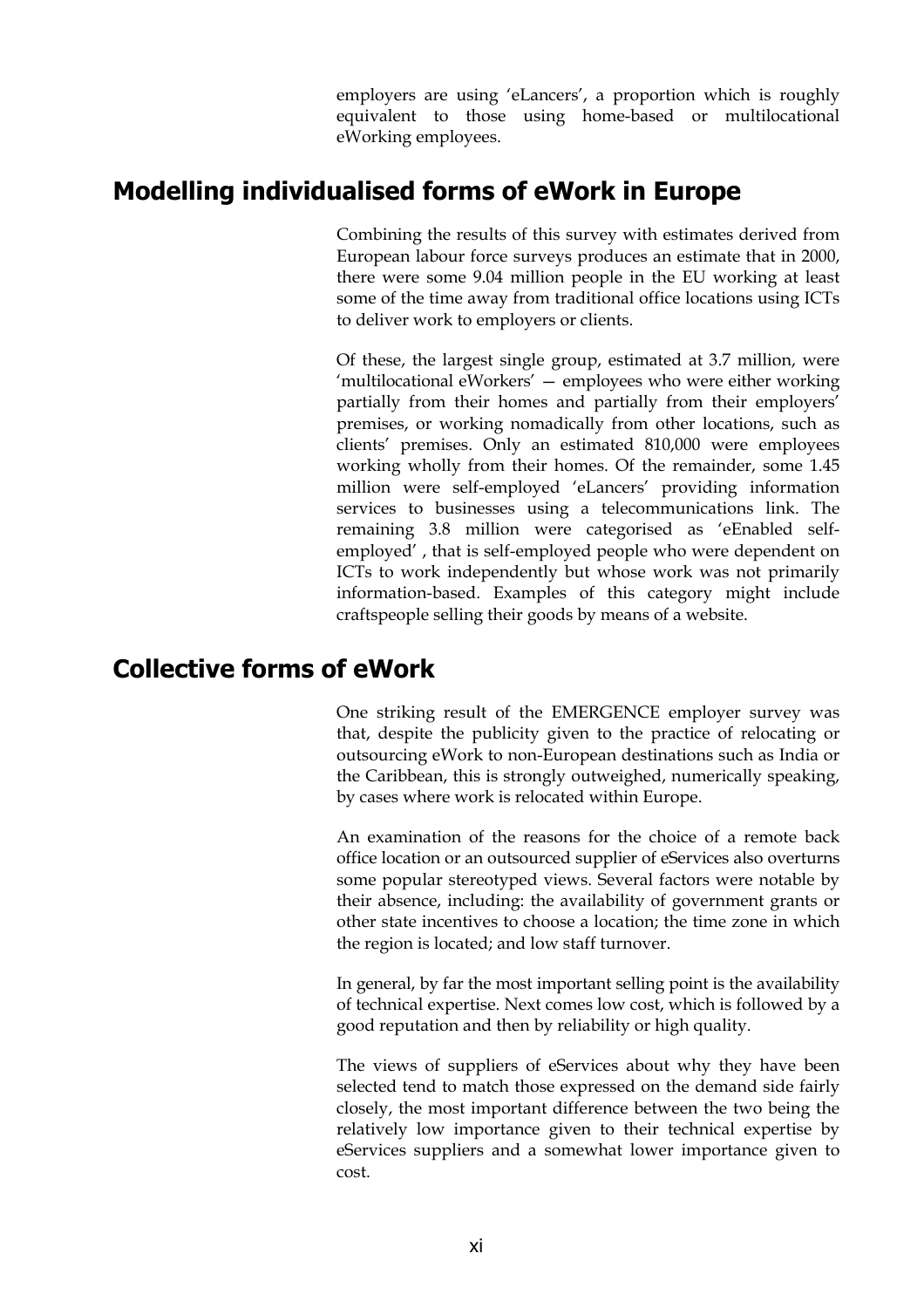employers are using 'eLancers', a proportion which is roughly equivalent to those using home-based or multilocational eWorking employees.

## Modelling individualised forms of eWork in Europe

Combining the results of this survey with estimates derived from European labour force surveys produces an estimate that in 2000, there were some 9.04 million people in the EU working at least some of the time away from traditional office locations using ICTs to deliver work to employers or clients.

Of these, the largest single group, estimated at 3.7 million, were 'multilocational eWorkers' — employees who were either working partially from their homes and partially from their employers' premises, or working nomadically from other locations, such as clients' premises. Only an estimated 810,000 were employees working wholly from their homes. Of the remainder, some 1.45 million were self-employed 'eLancers' providing information services to businesses using a telecommunications link. The remaining 3.8 million were categorised as 'eEnabled self-employed' , that is self-employed people who were dependent on ICTs to work independently but whose work was not primarily information-based. Examples of this category might include craftspeople selling their goods by means of a website.

## Collective forms of eWork

One striking result of the EMERGENCE employer survey was that, despite the publicity given to the practice of relocating or outsourcing eWork to non-European destinations such as India or the Caribbean, this is strongly outweighed, numerically speaking, by cases where work is relocated within Europe.

An examination of the reasons for the choice of a remote back office location or an outsourced supplier of eServices also overturns some popular stereotyped views. Several factors were notable by their absence, including: the availability of government grants or other state incentives to choose a location; the time zone in which the region is located; and low staff turnover.

In general, by far the most important selling point is the availability of technical expertise. Next comes low cost, which is followed by a good reputation and then by reliability or high quality.

The views of suppliers of eServices about why they have been selected tend to match those expressed on the demand side fairly closely, the most important difference between the two being the relatively low importance given to their technical expertise by eServices suppliers and a somewhat lower importance given to cost.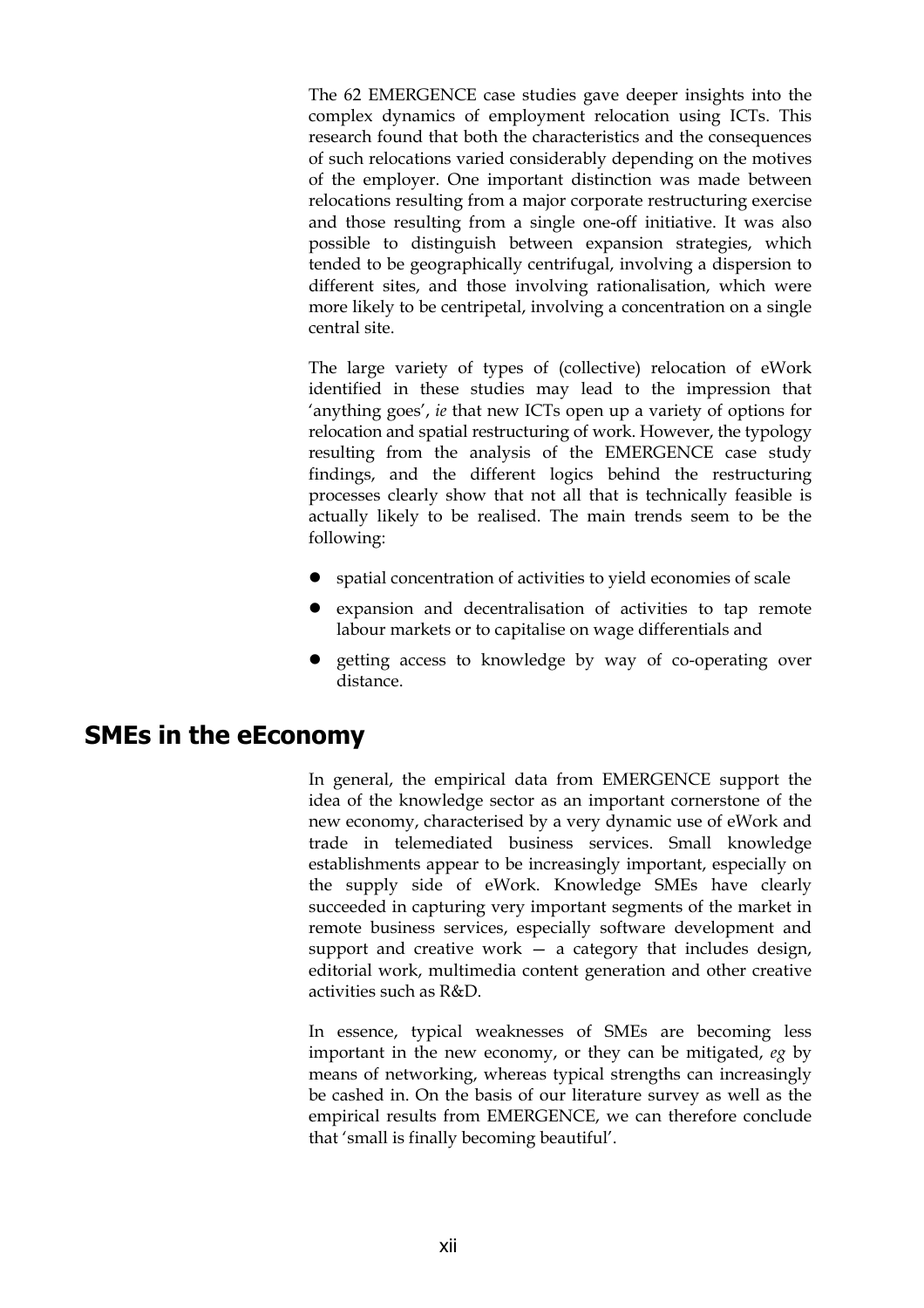The 62 EMERGENCE case studies gave deeper insights into the complex dynamics of employment relocation using ICTs. This research found that both the characteristics and the consequences of such relocations varied considerably depending on the motives of the employer. One important distinction was made between relocations resulting from a major corporate restructuring exercise and those resulting from a single one-off initiative. It was also possible to distinguish between expansion strategies, which tended to be geographically centrifugal, involving a dispersion to different sites, and those involving rationalisation, which were more likely to be centripetal, involving a concentration on a single central site.

The large variety of types of (collective) relocation of eWork identified in these studies may lead to the impression that 'anything goes', *ie* that new ICTs open up a variety of options for relocation and spatial restructuring of work. However, the typology resulting from the analysis of the EMERGENCE case study findings, and the different logics behind the restructuring processes clearly show that not all that is technically feasible is actually likely to be realised. The main trends seem to be the following:

- spatial concentration of activities to yield economies of scale
- expansion and decentralisation of activities to tap remote labour markets or to capitalise on wage differentials and
- getting access to knowledge by way of co-operating over distance.

## SMEs in the eEconomy

In general, the empirical data from EMERGENCE support the idea of the knowledge sector as an important cornerstone of the new economy, characterised by a very dynamic use of eWork and trade in telemediated business services. Small knowledge establishments appear to be increasingly important, especially on the supply side of eWork. Knowledge SMEs have clearly succeeded in capturing very important segments of the market in remote business services, especially software development and support and creative work — a category that includes design, editorial work, multimedia content generation and other creative activities such as R&D.

In essence, typical weaknesses of SMEs are becoming less important in the new economy, or they can be mitigated, *eg* by means of networking, whereas typical strengths can increasingly be cashed in. On the basis of our literature survey as well as the empirical results from EMERGENCE, we can therefore conclude that 'small is finally becoming beautiful'.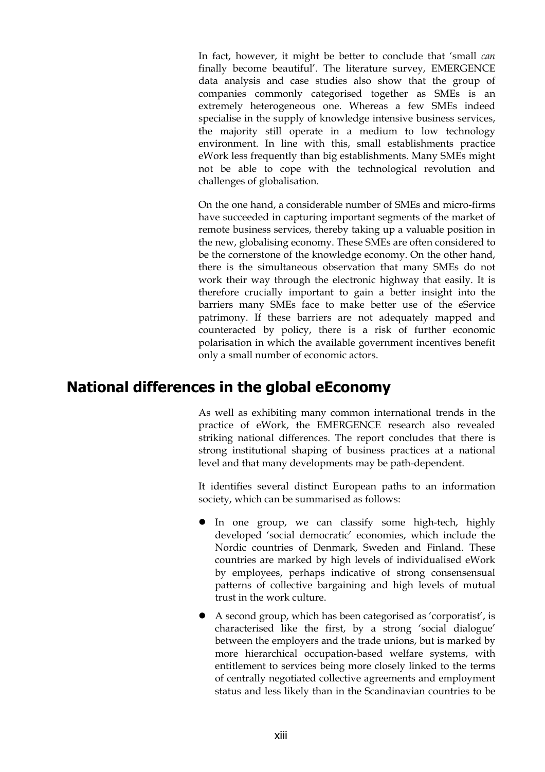In fact, however, it might be better to conclude that 'small *can* finally become beautiful'. The literature survey, EMERGENCE data analysis and case studies also show that the group of companies commonly categorised together as SMEs is an extremely heterogeneous one. Whereas a few SMEs indeed specialise in the supply of knowledge intensive business services, the majority still operate in a medium to low technology environment. In line with this, small establishments practice eWork less frequently than big establishments. Many SMEs might not be able to cope with the technological revolution and challenges of globalisation.

On the one hand, a considerable number of SMEs and micro-firms have succeeded in capturing important segments of the market of remote business services, thereby taking up a valuable position in the new, globalising economy. These SMEs are often considered to be the cornerstone of the knowledge economy. On the other hand, there is the simultaneous observation that many SMEs do not work their way through the electronic highway that easily. It is therefore crucially important to gain a better insight into the barriers many SMEs face to make better use of the eService patrimony. If these barriers are not adequately mapped and counteracted by policy, there is a risk of further economic polarisation in which the available government incentives benefit only a small number of economic actors.

## National differences in the global eEconomy

As well as exhibiting many common international trends in the practice of eWork, the EMERGENCE research also revealed striking national differences. The report concludes that there is strong institutional shaping of business practices at a national level and that many developments may be path-dependent.

It identifies several distinct European paths to an information society, which can be summarised as follows:

- In one group, we can classify some high-tech, highly developed 'social democratic' economies, which include the Nordic countries of Denmark, Sweden and Finland. These countries are marked by high levels of individualised eWork by employees, perhaps indicative of strong consensensual patterns of collective bargaining and high levels of mutual trust in the work culture.
- A second group, which has been categorised as 'corporatist', is characterised like the first, by a strong 'social dialogue' between the employers and the trade unions, but is marked by more hierarchical occupation-based welfare systems, with entitlement to services being more closely linked to the terms of centrally negotiated collective agreements and employment status and less likely than in the Scandinavian countries to be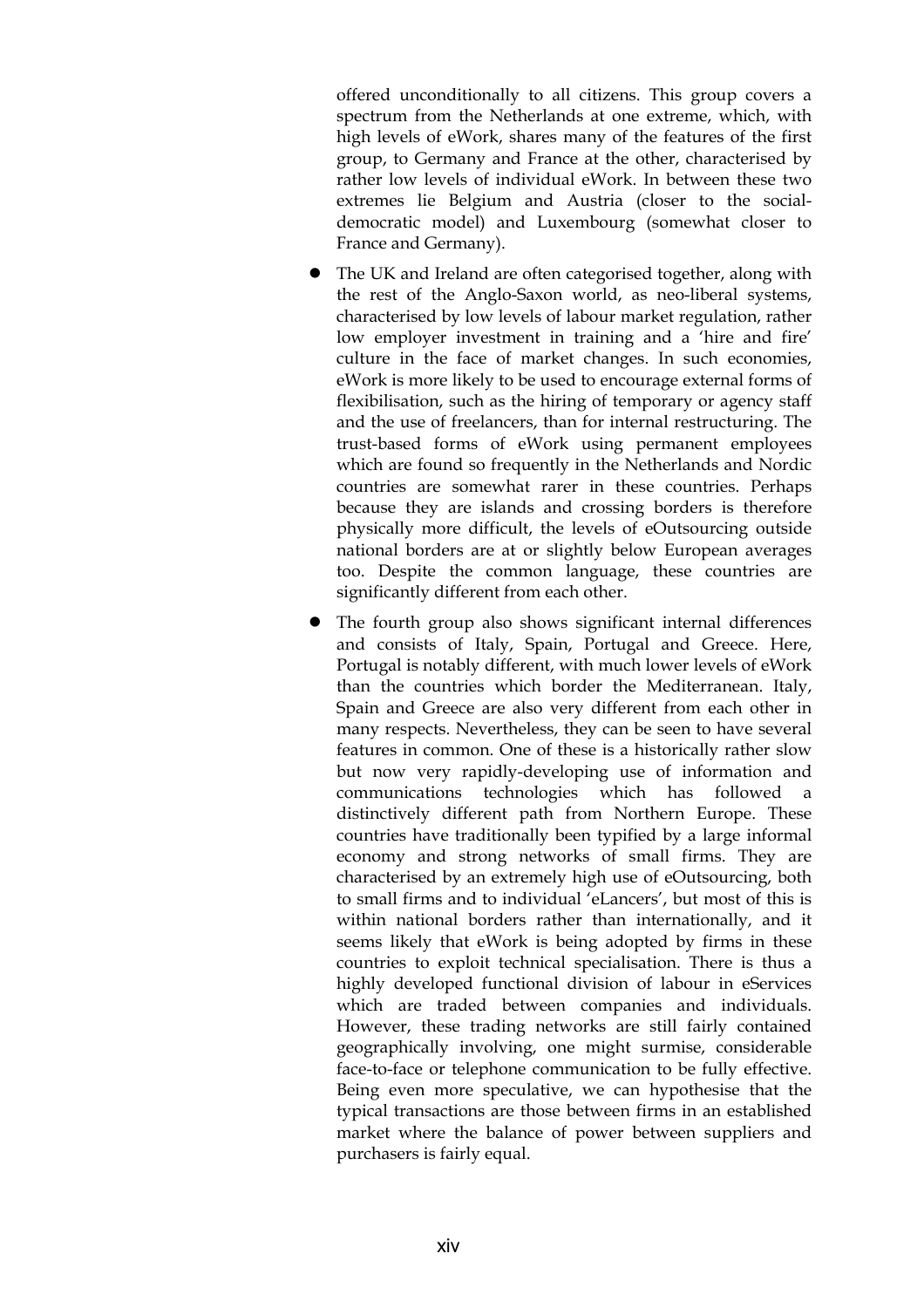offered unconditionally to all citizens. This group covers a spectrum from the Netherlands at one extreme, which, with high levels of eWork, shares many of the features of the first group, to Germany and France at the other, characterised by rather low levels of individual eWork. In between these two extremes lie Belgium and Austria (closer to the social-democratic model) and Luxembourg (somewhat closer to France and Germany).

- The UK and Ireland are often categorised together, along with the rest of the Anglo-Saxon world, as neo-liberal systems, characterised by low levels of labour market regulation, rather low employer investment in training and a 'hire and fire' culture in the face of market changes. In such economies, eWork is more likely to be used to encourage external forms of flexibilisation, such as the hiring of temporary or agency staff and the use of freelancers, than for internal restructuring. The trust-based forms of eWork using permanent employees which are found so frequently in the Netherlands and Nordic countries are somewhat rarer in these countries. Perhaps because they are islands and crossing borders is therefore physically more difficult, the levels of eOutsourcing outside national borders are at or slightly below European averages too. Despite the common language, these countries are significantly different from each other.

- The fourth group also shows significant internal differences and consists of Italy, Spain, Portugal and Greece. Here, Portugal is notably different, with much lower levels of eWork than the countries which border the Mediterranean. Italy, Spain and Greece are also very different from each other in many respects. Nevertheless, they can be seen to have several features in common. One of these is a historically rather slow but now very rapidly-developing use of information and communications technologies which has followed a distinctively different path from Northern Europe. These countries have traditionally been typified by a large informal economy and strong networks of small firms. They are characterised by an extremely high use of eOutsourcing, both to small firms and to individual 'eLancers', but most of this is within national borders rather than internationally, and it seems likely that eWork is being adopted by firms in these countries to exploit technical specialisation. There is thus a highly developed functional division of labour in eServices which are traded between companies and individuals. However, these trading networks are still fairly contained geographically involving, one might surmise, considerable face-to-face or telephone communication to be fully effective. Being even more speculative, we can hypothesise that the typical transactions are those between firms in an established market where the balance of power between suppliers and purchasers is fairly equal.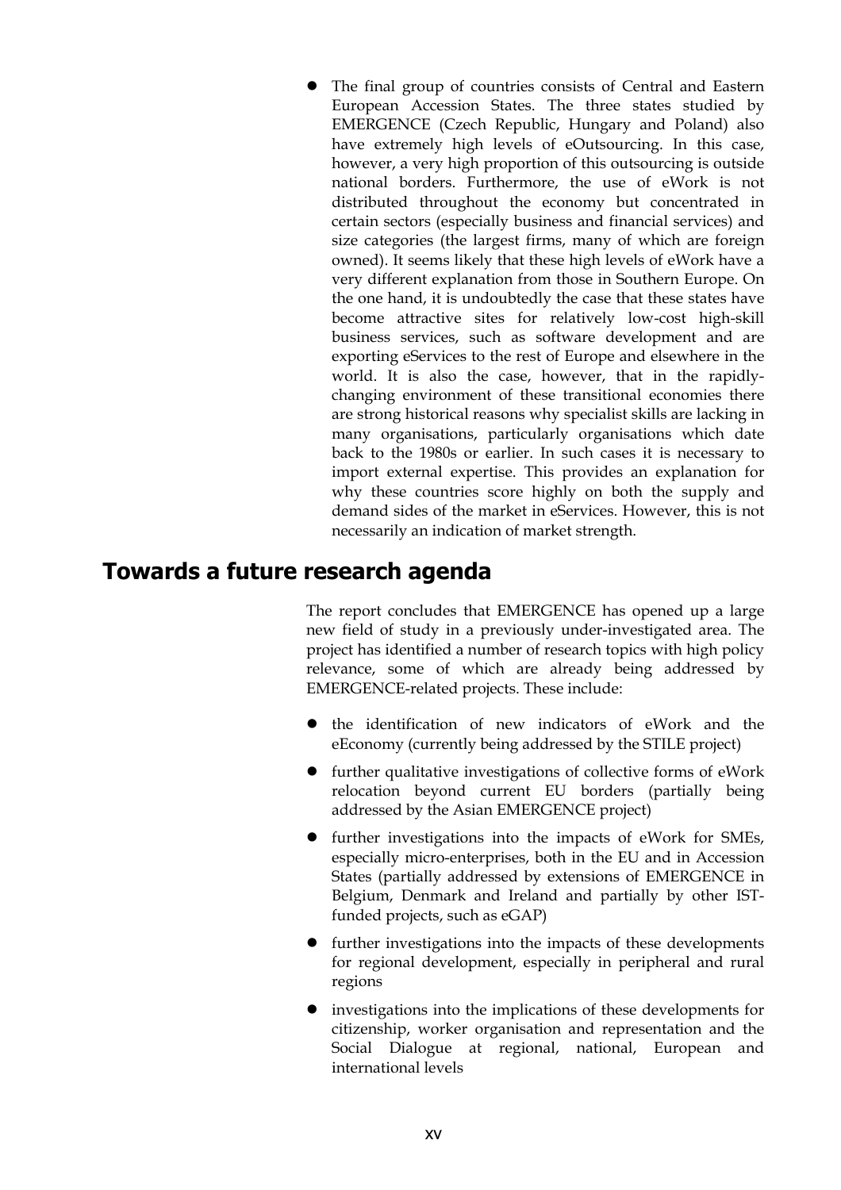- The final group of countries consists of Central and Eastern European Accession States. The three states studied by EMERGENCE (Czech Republic, Hungary and Poland) also have extremely high levels of eOutsourcing. In this case, however, a very high proportion of this outsourcing is outside national borders. Furthermore, the use of eWork is not distributed throughout the economy but concentrated in certain sectors (especially business and financial services) and size categories (the largest firms, many of which are foreign owned). It seems likely that these high levels of eWork have a very different explanation from those in Southern Europe. On the one hand, it is undoubtedly the case that these states have become attractive sites for relatively low-cost high-skill business services, such as software development and are exporting eServices to the rest of Europe and elsewhere in the world. It is also the case, however, that in the rapidly-changing environment of these transitional economies there are strong historical reasons why specialist skills are lacking in many organisations, particularly organisations which date back to the 1980s or earlier. In such cases it is necessary to import external expertise. This provides an explanation for why these countries score highly on both the supply and demand sides of the market in eServices. However, this is not necessarily an indication of market strength.

## Towards a future research agenda

The report concludes that EMERGENCE has opened up a large new field of study in a previously under-investigated area. The project has identified a number of research topics with high policy relevance, some of which are already being addressed by EMERGENCE-related projects. These include:

- the identification of new indicators of eWork and the eEconomy (currently being addressed by the STILE project)
- further qualitative investigations of collective forms of eWork relocation beyond current EU borders (partially being addressed by the Asian EMERGENCE project)
- further investigations into the impacts of eWork for SMEs, especially micro-enterprises, both in the EU and in Accession States (partially addressed by extensions of EMERGENCE in Belgium, Denmark and Ireland and partially by other IST-funded projects, such as eGAP)
- further investigations into the impacts of these developments for regional development, especially in peripheral and rural regions
- investigations into the implications of these developments for citizenship, worker organisation and representation and the Social Dialogue at regional, national, European and international levels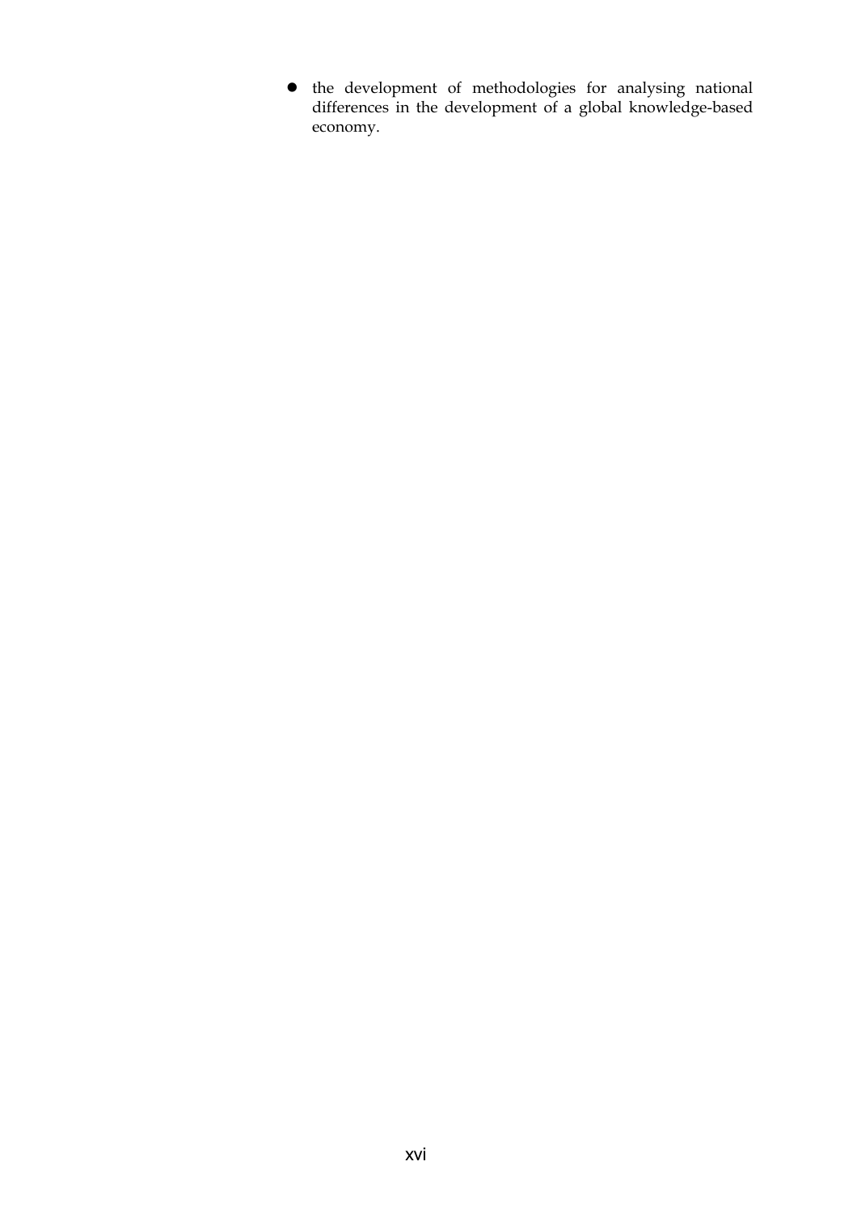- the development of methodologies for analysing national differences in the development of a global knowledge-based economy.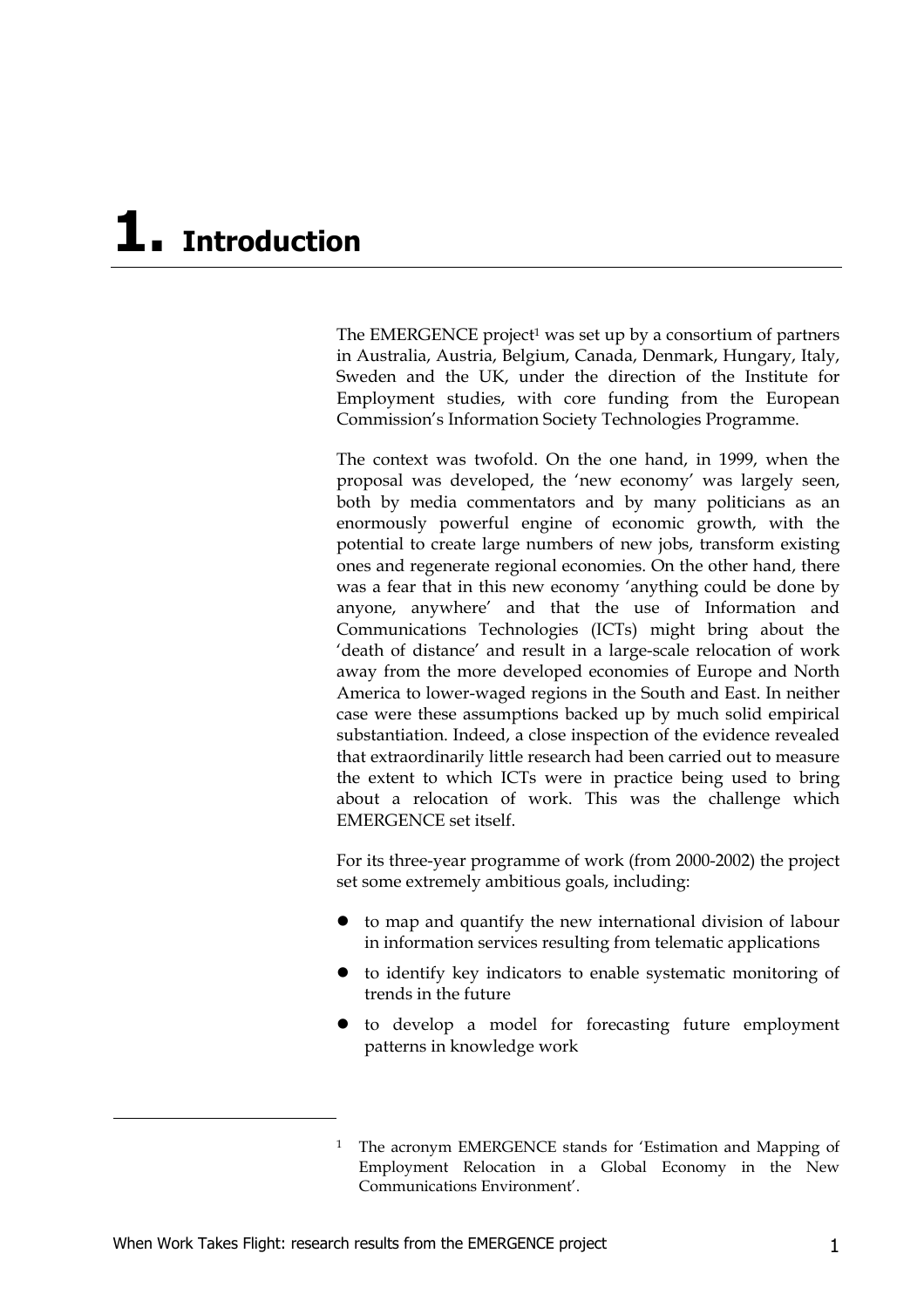# 1. Introduction

The EMERGENCE project[1] was set up by a consortium of partners in Australia, Austria, Belgium, Canada, Denmark, Hungary, Italy, Sweden and the UK, under the direction of the Institute for Employment studies, with core funding from the European Commission's Information Society Technologies Programme.

The context was twofold. On the one hand, in 1999, when the proposal was developed, the 'new economy' was largely seen, both by media commentators and by many politicians as an enormously powerful engine of economic growth, with the potential to create large numbers of new jobs, transform existing ones and regenerate regional economies. On the other hand, there was a fear that in this new economy 'anything could be done by anyone, anywhere' and that the use of Information and Communications Technologies (ICTs) might bring about the 'death of distance' and result in a large-scale relocation of work away from the more developed economies of Europe and North America to lower-waged regions in the South and East. In neither case were these assumptions backed up by much solid empirical substantiation. Indeed, a close inspection of the evidence revealed that extraordinarily little research had been carried out to measure the extent to which ICTs were in practice being used to bring about a relocation of work. This was the challenge which EMERGENCE set itself.

For its three-year programme of work (from 2000-2002) the project set some extremely ambitious goals, including:

- to map and quantify the new international division of labour in information services resulting from telematic applications
- to identify key indicators to enable systematic monitoring of trends in the future
- to develop a model for forecasting future employment patterns in knowledge work

[1] The acronym EMERGENCE stands for 'Estimation and Mapping of Employment Relocation in a Global Economy in the New Communications Environment'.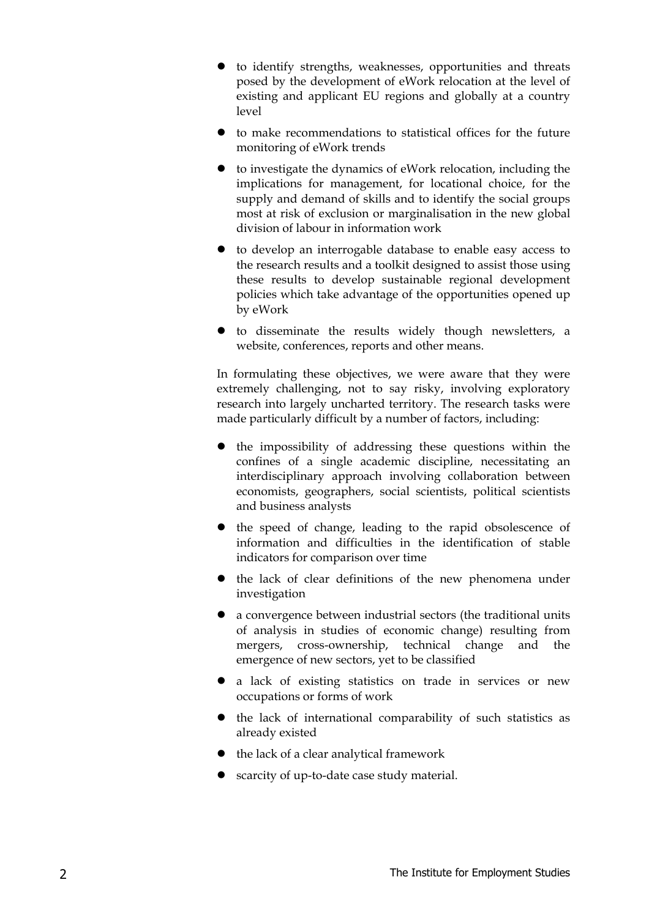- to identify strengths, weaknesses, opportunities and threats posed by the development of eWork relocation at the level of existing and applicant EU regions and globally at a country level
- to make recommendations to statistical offices for the future monitoring of eWork trends
- to investigate the dynamics of eWork relocation, including the implications for management, for locational choice, for the supply and demand of skills and to identify the social groups most at risk of exclusion or marginalisation in the new global division of labour in information work
- to develop an interrogable database to enable easy access to the research results and a toolkit designed to assist those using these results to develop sustainable regional development policies which take advantage of the opportunities opened up by eWork
- to disseminate the results widely though newsletters, a website, conferences, reports and other means.

In formulating these objectives, we were aware that they were extremely challenging, not to say risky, involving exploratory research into largely uncharted territory. The research tasks were made particularly difficult by a number of factors, including:

- the impossibility of addressing these questions within the confines of a single academic discipline, necessitating an interdisciplinary approach involving collaboration between economists, geographers, social scientists, political scientists and business analysts
- the speed of change, leading to the rapid obsolescence of information and difficulties in the identification of stable indicators for comparison over time
- the lack of clear definitions of the new phenomena under investigation
- a convergence between industrial sectors (the traditional units of analysis in studies of economic change) resulting from mergers, cross-ownership, technical change and the emergence of new sectors, yet to be classified
- a lack of existing statistics on trade in services or new occupations or forms of work
- the lack of international comparability of such statistics as already existed
- the lack of a clear analytical framework
- scarcity of up-to-date case study material.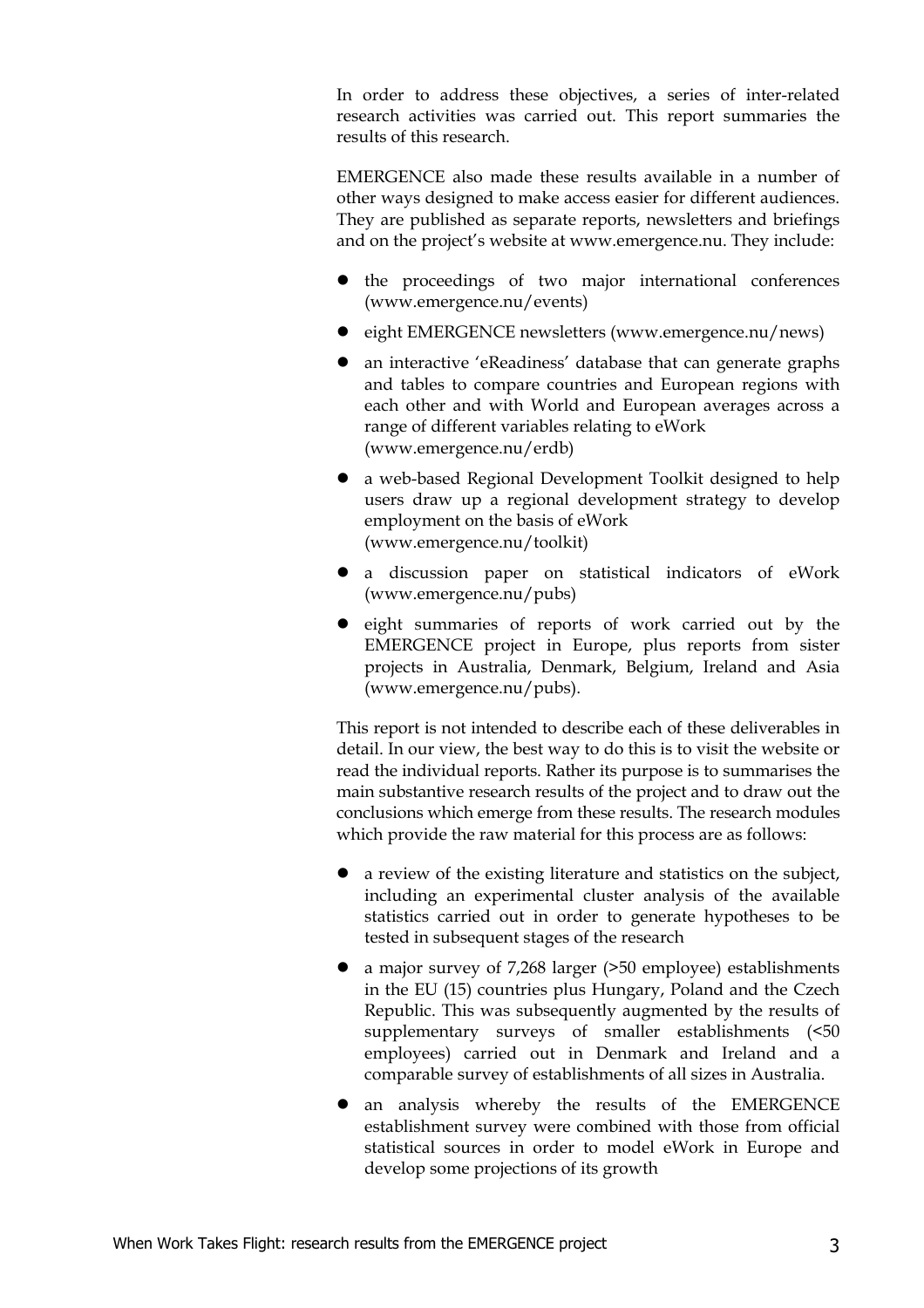In order to address these objectives, a series of inter-related research activities was carried out. This report summaries the results of this research.

EMERGENCE also made these results available in a number of other ways designed to make access easier for different audiences. They are published as separate reports, newsletters and briefings and on the project's website at www.emergence.nu. They include:

- the proceedings of two major international conferences (www.emergence.nu/events)
- eight EMERGENCE newsletters (www.emergence.nu/news)
- an interactive 'eReadiness' database that can generate graphs and tables to compare countries and European regions with each other and with World and European averages across a range of different variables relating to eWork (www.emergence.nu/erdb)
- a web-based Regional Development Toolkit designed to help users draw up a regional development strategy to develop employment on the basis of eWork (www.emergence.nu/toolkit)
- a discussion paper on statistical indicators of eWork (www.emergence.nu/pubs)
- eight summaries of reports of work carried out by the EMERGENCE project in Europe, plus reports from sister projects in Australia, Denmark, Belgium, Ireland and Asia (www.emergence.nu/pubs).

This report is not intended to describe each of these deliverables in detail. In our view, the best way to do this is to visit the website or read the individual reports. Rather its purpose is to summarises the main substantive research results of the project and to draw out the conclusions which emerge from these results. The research modules which provide the raw material for this process are as follows:

- a review of the existing literature and statistics on the subject, including an experimental cluster analysis of the available statistics carried out in order to generate hypotheses to be tested in subsequent stages of the research
- a major survey of 7,268 larger (>50 employee) establishments in the EU (15) countries plus Hungary, Poland and the Czech Republic. This was subsequently augmented by the results of supplementary surveys of smaller establishments (<50 employees) carried out in Denmark and Ireland and a comparable survey of establishments of all sizes in Australia.
- an analysis whereby the results of the EMERGENCE establishment survey were combined with those from official statistical sources in order to model eWork in Europe and develop some projections of its growth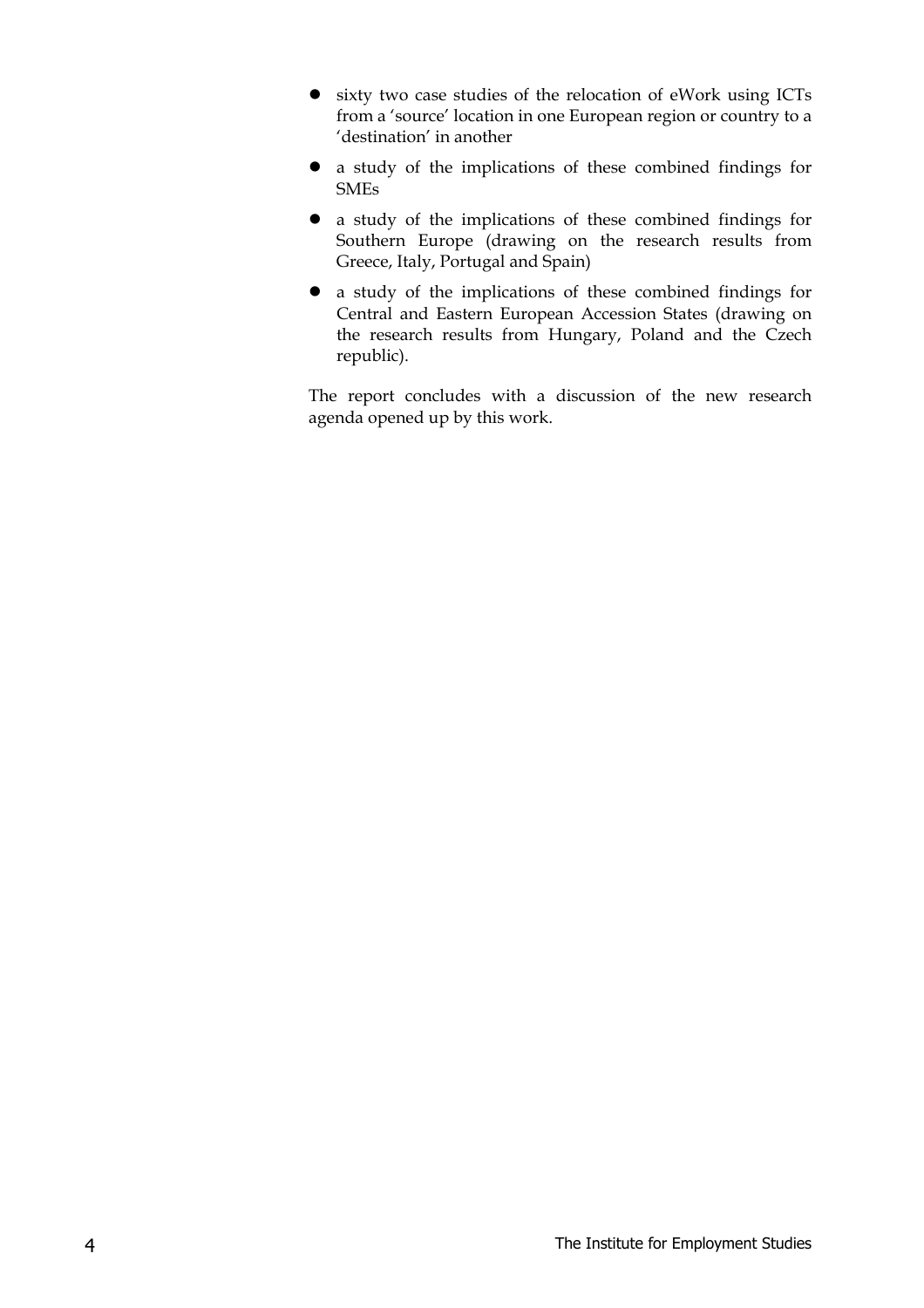- sixty two case studies of the relocation of eWork using ICTs from a 'source' location in one European region or country to a 'destination' in another
- a study of the implications of these combined findings for SMEs
- a study of the implications of these combined findings for Southern Europe (drawing on the research results from Greece, Italy, Portugal and Spain)
- a study of the implications of these combined findings for Central and Eastern European Accession States (drawing on the research results from Hungary, Poland and the Czech republic).

The report concludes with a discussion of the new research agenda opened up by this work.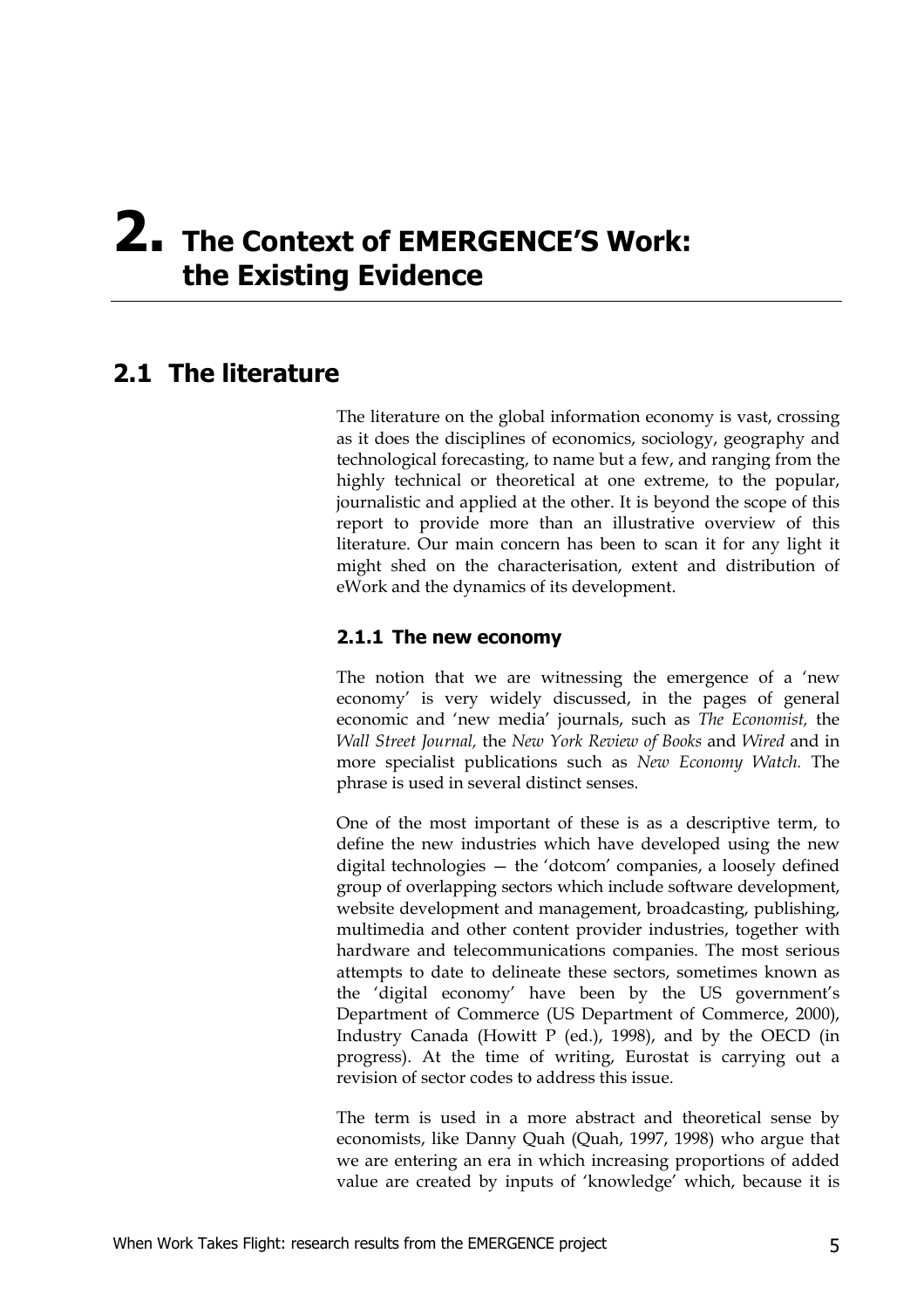# 2. The Context of EMERGENCE'S Work: the Existing Evidence

## 2.1 The literature

The literature on the global information economy is vast, crossing as it does the disciplines of economics, sociology, geography and technological forecasting, to name but a few, and ranging from the highly technical or theoretical at one extreme, to the popular, journalistic and applied at the other. It is beyond the scope of this report to provide more than an illustrative overview of this literature. Our main concern has been to scan it for any light it might shed on the characterisation, extent and distribution of eWork and the dynamics of its development.

### 2.1.1 The new economy

The notion that we are witnessing the emergence of a 'new economy' is very widely discussed, in the pages of general economic and 'new media' journals, such as *The Economist,* the *Wall Street Journal,* the *New York Review of Books* and *Wired* and in more specialist publications such as *New Economy Watch.* The phrase is used in several distinct senses.

One of the most important of these is as a descriptive term, to define the new industries which have developed using the new digital technologies — the 'dotcom' companies, a loosely defined group of overlapping sectors which include software development, website development and management, broadcasting, publishing, multimedia and other content provider industries, together with hardware and telecommunications companies. The most serious attempts to date to delineate these sectors, sometimes known as the 'digital economy' have been by the US government's Department of Commerce (US Department of Commerce, 2000), Industry Canada (Howitt P (ed.), 1998), and by the OECD (in progress). At the time of writing, Eurostat is carrying out a revision of sector codes to address this issue.

The term is used in a more abstract and theoretical sense by economists, like Danny Quah (Quah, 1997, 1998) who argue that we are entering an era in which increasing proportions of added value are created by inputs of 'knowledge' which, because it is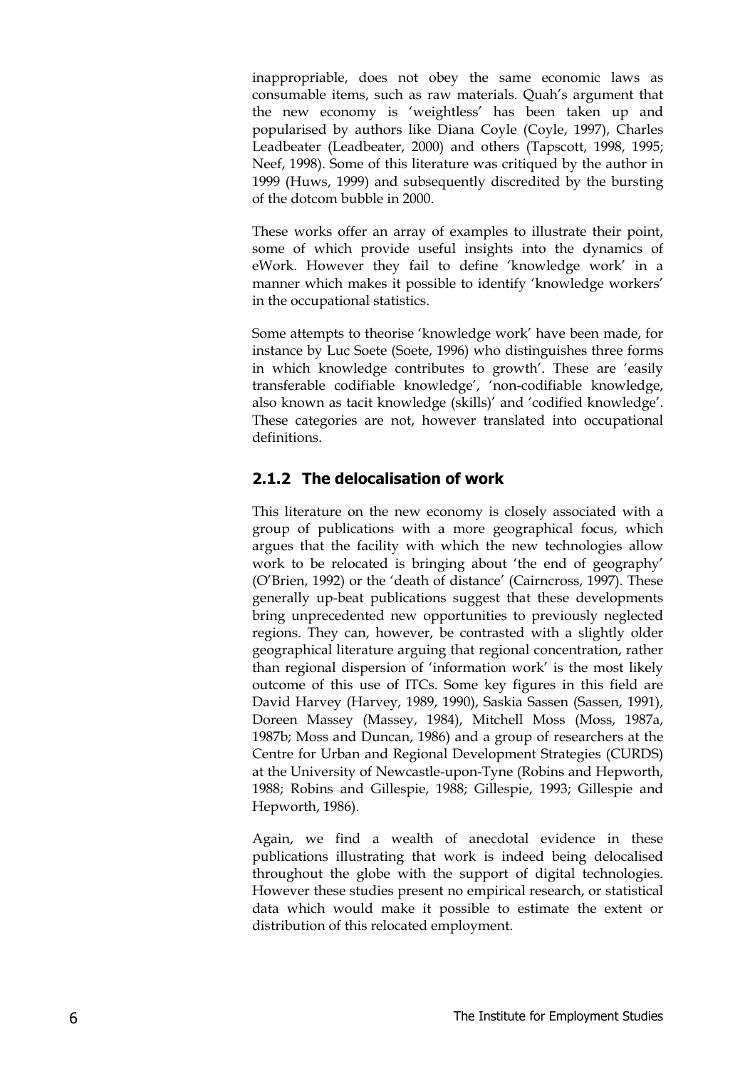inappropriable, does not obey the same economic laws as consumable items, such as raw materials. Quah's argument that the new economy is 'weightless' has been taken up and popularised by authors like Diana Coyle (Coyle, 1997), Charles Leadbeater (Leadbeater, 2000) and others (Tapscott, 1998, 1995; Neef, 1998). Some of this literature was critiqued by the author in 1999 (Huws, 1999) and subsequently discredited by the bursting of the dotcom bubble in 2000.

These works offer an array of examples to illustrate their point, some of which provide useful insights into the dynamics of eWork. However they fail to define 'knowledge work' in a manner which makes it possible to identify 'knowledge workers' in the occupational statistics.

Some attempts to theorise 'knowledge work' have been made, for instance by Luc Soete (Soete, 1996) who distinguishes three forms in which knowledge contributes to growth'. These are 'easily transferable codifiable knowledge', 'non-codifiable knowledge, also known as tacit knowledge (skills)' and 'codified knowledge'. These categories are not, however translated into occupational definitions.

### 2.1.2 The delocalisation of work

This literature on the new economy is closely associated with a group of publications with a more geographical focus, which argues that the facility with which the new technologies allow work to be relocated is bringing about 'the end of geography' (O'Brien, 1992) or the 'death of distance' (Cairncross, 1997). These generally up-beat publications suggest that these developments bring unprecedented new opportunities to previously neglected regions. They can, however, be contrasted with a slightly older geographical literature arguing that regional concentration, rather than regional dispersion of 'information work' is the most likely outcome of this use of ITCs. Some key figures in this field are David Harvey (Harvey, 1989, 1990), Saskia Sassen (Sassen, 1991), Doreen Massey (Massey, 1984), Mitchell Moss (Moss, 1987a, 1987b; Moss and Duncan, 1986) and a group of researchers at the Centre for Urban and Regional Development Strategies (CURDS) at the University of Newcastle-upon-Tyne (Robins and Hepworth, 1988; Robins and Gillespie, 1988; Gillespie, 1993; Gillespie and Hepworth, 1986).

Again, we find a wealth of anecdotal evidence in these publications illustrating that work is indeed being delocalised throughout the globe with the support of digital technologies. However these studies present no empirical research, or statistical data which would make it possible to estimate the extent or distribution of this relocated employment.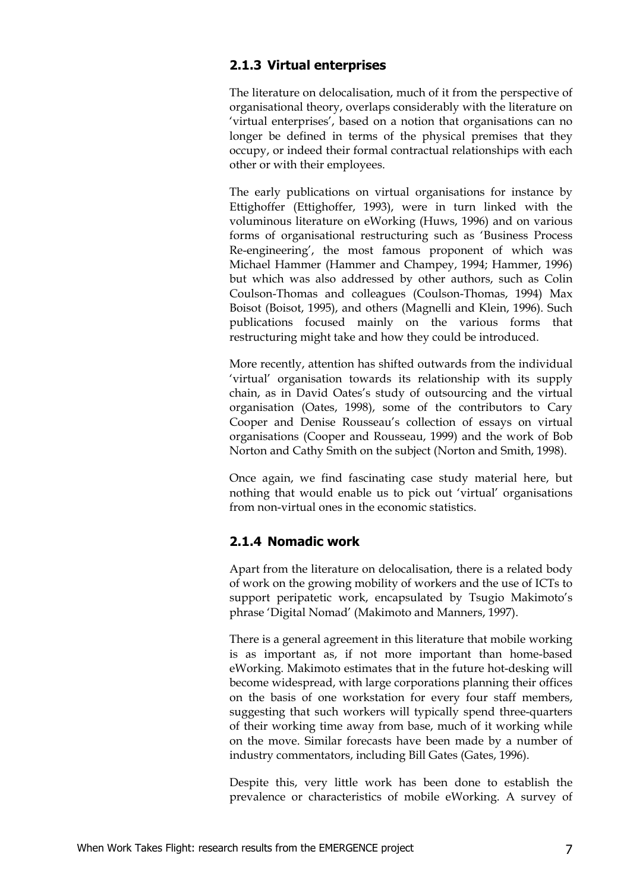### 2.1.3 Virtual enterprises

The literature on delocalisation, much of it from the perspective of organisational theory, overlaps considerably with the literature on 'virtual enterprises', based on a notion that organisations can no longer be defined in terms of the physical premises that they occupy, or indeed their formal contractual relationships with each other or with their employees.

The early publications on virtual organisations for instance by Ettighoffer (Ettighoffer, 1993), were in turn linked with the voluminous literature on eWorking (Huws, 1996) and on various forms of organisational restructuring such as 'Business Process Re-engineering', the most famous proponent of which was Michael Hammer (Hammer and Champey, 1994; Hammer, 1996) but which was also addressed by other authors, such as Colin Coulson-Thomas and colleagues (Coulson-Thomas, 1994) Max Boisot (Boisot, 1995), and others (Magnelli and Klein, 1996). Such publications focused mainly on the various forms that restructuring might take and how they could be introduced.

More recently, attention has shifted outwards from the individual 'virtual' organisation towards its relationship with its supply chain, as in David Oates's study of outsourcing and the virtual organisation (Oates, 1998), some of the contributors to Cary Cooper and Denise Rousseau's collection of essays on virtual organisations (Cooper and Rousseau, 1999) and the work of Bob Norton and Cathy Smith on the subject (Norton and Smith, 1998).

Once again, we find fascinating case study material here, but nothing that would enable us to pick out 'virtual' organisations from non-virtual ones in the economic statistics.

### 2.1.4 Nomadic work

Apart from the literature on delocalisation, there is a related body of work on the growing mobility of workers and the use of ICTs to support peripatetic work, encapsulated by Tsugio Makimoto's phrase 'Digital Nomad' (Makimoto and Manners, 1997).

There is a general agreement in this literature that mobile working is as important as, if not more important than home-based eWorking. Makimoto estimates that in the future hot-desking will become widespread, with large corporations planning their offices on the basis of one workstation for every four staff members, suggesting that such workers will typically spend three-quarters of their working time away from base, much of it working while on the move. Similar forecasts have been made by a number of industry commentators, including Bill Gates (Gates, 1996).

Despite this, very little work has been done to establish the prevalence or characteristics of mobile eWorking. A survey of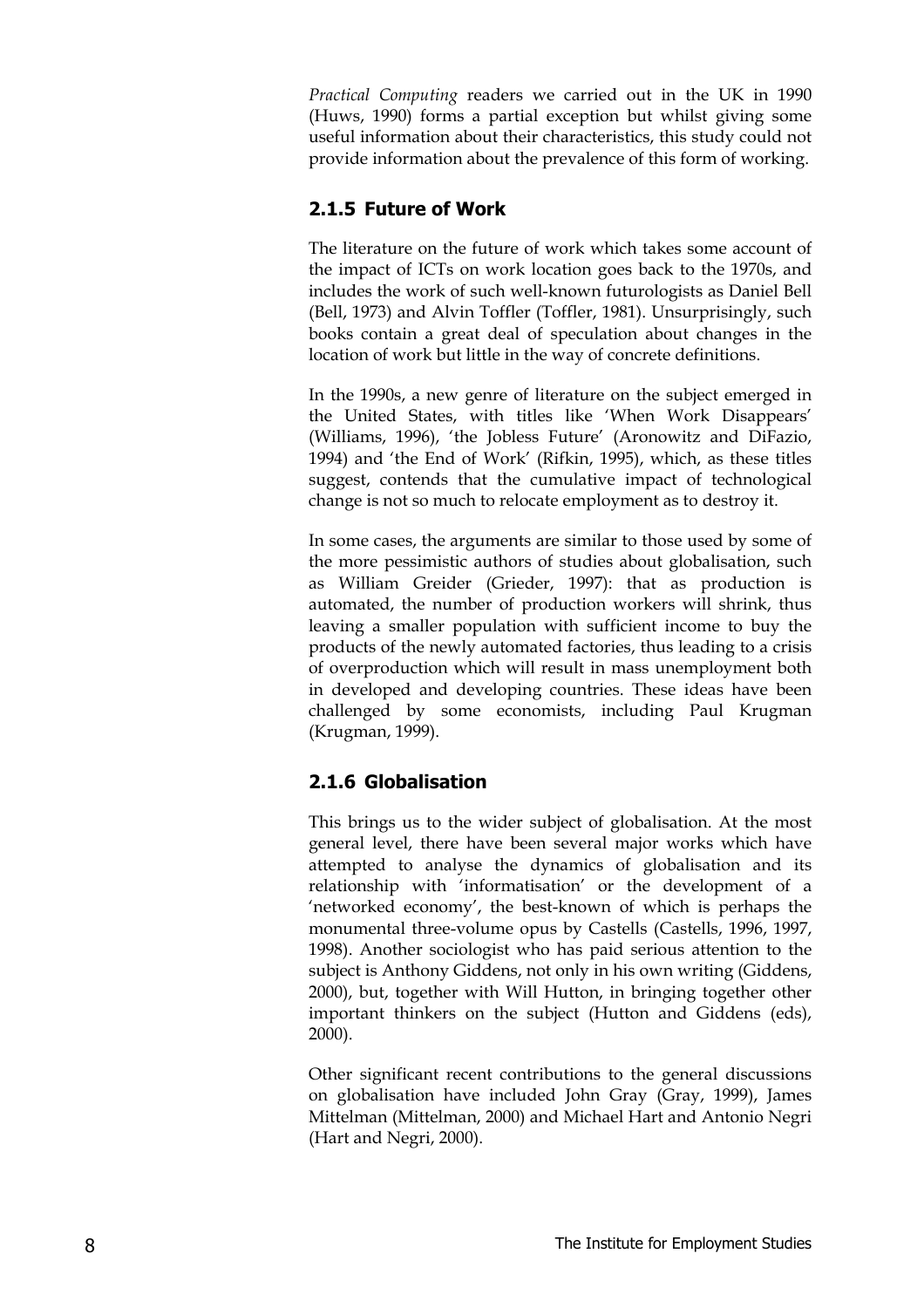*Practical Computing* readers we carried out in the UK in 1990 (Huws, 1990) forms a partial exception but whilst giving some useful information about their characteristics, this study could not provide information about the prevalence of this form of working.

### 2.1.5 Future of Work

The literature on the future of work which takes some account of the impact of ICTs on work location goes back to the 1970s, and includes the work of such well-known futurologists as Daniel Bell (Bell, 1973) and Alvin Toffler (Toffler, 1981). Unsurprisingly, such books contain a great deal of speculation about changes in the location of work but little in the way of concrete definitions.

In the 1990s, a new genre of literature on the subject emerged in the United States, with titles like 'When Work Disappears' (Williams, 1996), 'the Jobless Future' (Aronowitz and DiFazio, 1994) and 'the End of Work' (Rifkin, 1995), which, as these titles suggest, contends that the cumulative impact of technological change is not so much to relocate employment as to destroy it.

In some cases, the arguments are similar to those used by some of the more pessimistic authors of studies about globalisation, such as William Greider (Grieder, 1997): that as production is automated, the number of production workers will shrink, thus leaving a smaller population with sufficient income to buy the products of the newly automated factories, thus leading to a crisis of overproduction which will result in mass unemployment both in developed and developing countries. These ideas have been challenged by some economists, including Paul Krugman (Krugman, 1999).

### 2.1.6 Globalisation

This brings us to the wider subject of globalisation. At the most general level, there have been several major works which have attempted to analyse the dynamics of globalisation and its relationship with 'informatisation' or the development of a 'networked economy', the best-known of which is perhaps the monumental three-volume opus by Castells (Castells, 1996, 1997, 1998). Another sociologist who has paid serious attention to the subject is Anthony Giddens, not only in his own writing (Giddens, 2000), but, together with Will Hutton, in bringing together other important thinkers on the subject (Hutton and Giddens (eds), 2000).

Other significant recent contributions to the general discussions on globalisation have included John Gray (Gray, 1999), James Mittelman (Mittelman, 2000) and Michael Hart and Antonio Negri (Hart and Negri, 2000).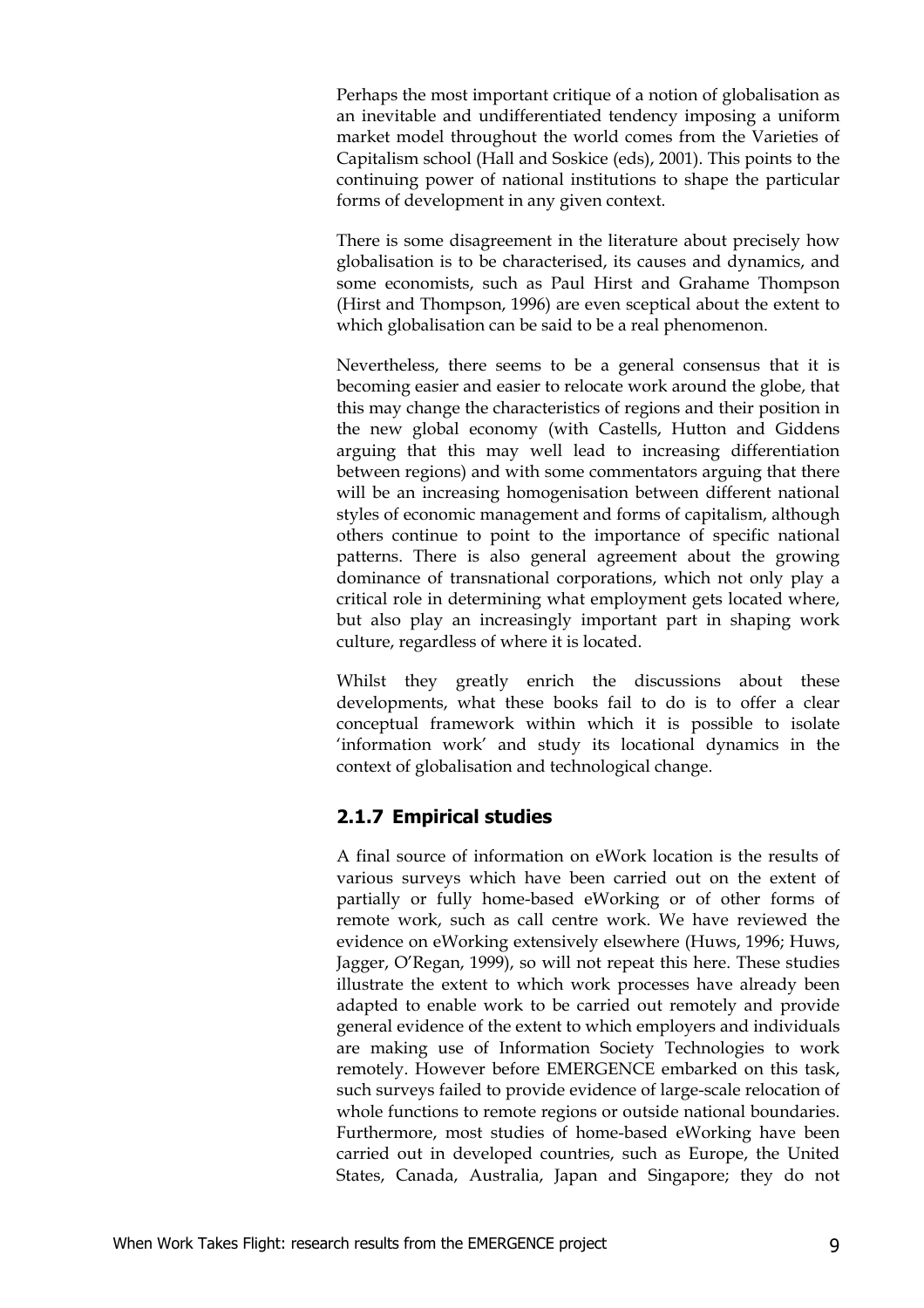Perhaps the most important critique of a notion of globalisation as an inevitable and undifferentiated tendency imposing a uniform market model throughout the world comes from the Varieties of Capitalism school (Hall and Soskice (eds), 2001). This points to the continuing power of national institutions to shape the particular forms of development in any given context.

There is some disagreement in the literature about precisely how globalisation is to be characterised, its causes and dynamics, and some economists, such as Paul Hirst and Grahame Thompson (Hirst and Thompson, 1996) are even sceptical about the extent to which globalisation can be said to be a real phenomenon.

Nevertheless, there seems to be a general consensus that it is becoming easier and easier to relocate work around the globe, that this may change the characteristics of regions and their position in the new global economy (with Castells, Hutton and Giddens arguing that this may well lead to increasing differentiation between regions) and with some commentators arguing that there will be an increasing homogenisation between different national styles of economic management and forms of capitalism, although others continue to point to the importance of specific national patterns. There is also general agreement about the growing dominance of transnational corporations, which not only play a critical role in determining what employment gets located where, but also play an increasingly important part in shaping work culture, regardless of where it is located.

Whilst they greatly enrich the discussions about these developments, what these books fail to do is to offer a clear conceptual framework within which it is possible to isolate 'information work' and study its locational dynamics in the context of globalisation and technological change.

### 2.1.7 Empirical studies

A final source of information on eWork location is the results of various surveys which have been carried out on the extent of partially or fully home-based eWorking or of other forms of remote work, such as call centre work. We have reviewed the evidence on eWorking extensively elsewhere (Huws, 1996; Huws, Jagger, O'Regan, 1999), so will not repeat this here. These studies illustrate the extent to which work processes have already been adapted to enable work to be carried out remotely and provide general evidence of the extent to which employers and individuals are making use of Information Society Technologies to work remotely. However before EMERGENCE embarked on this task, such surveys failed to provide evidence of large-scale relocation of whole functions to remote regions or outside national boundaries. Furthermore, most studies of home-based eWorking have been carried out in developed countries, such as Europe, the United States, Canada, Australia, Japan and Singapore; they do not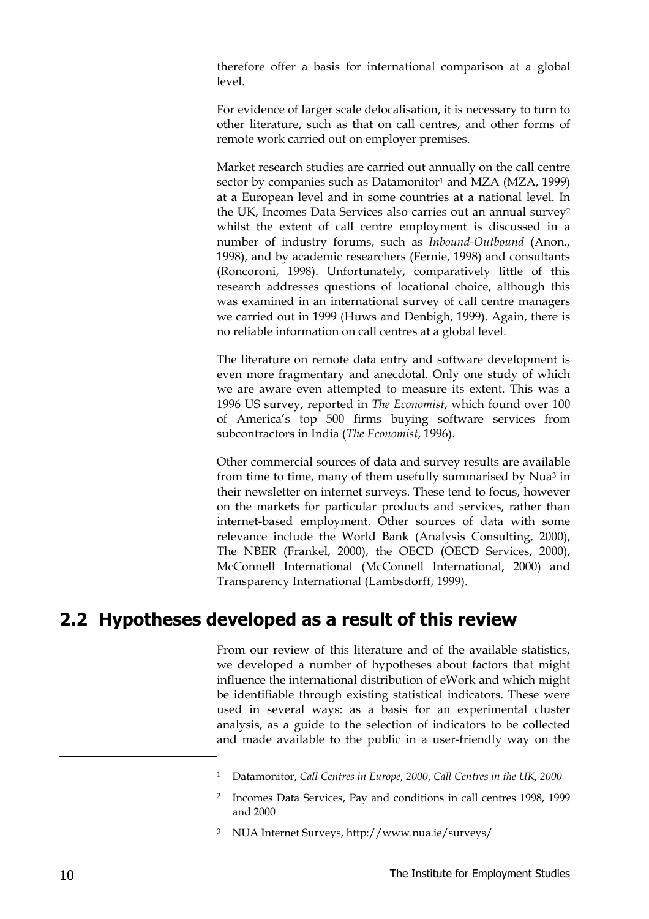therefore offer a basis for international comparison at a global level.

For evidence of larger scale delocalisation, it is necessary to turn to other literature, such as that on call centres, and other forms of remote work carried out on employer premises.

Market research studies are carried out annually on the call centre sector by companies such as Datamonitor[1] and MZA (MZA, 1999) at a European level and in some countries at a national level. In the UK, Incomes Data Services also carries out an annual survey[2] whilst the extent of call centre employment is discussed in a number of industry forums, such as *Inbound-Outbound* (Anon., 1998), and by academic researchers (Fernie, 1998) and consultants (Roncoroni, 1998). Unfortunately, comparatively little of this research addresses questions of locational choice, although this was examined in an international survey of call centre managers we carried out in 1999 (Huws and Denbigh, 1999). Again, there is no reliable information on call centres at a global level.

The literature on remote data entry and software development is even more fragmentary and anecdotal. Only one study of which we are aware even attempted to measure its extent. This was a 1996 US survey, reported in *The Economist*, which found over 100 of America's top 500 firms buying software services from subcontractors in India (*The Economist*, 1996).

Other commercial sources of data and survey results are available from time to time, many of them usefully summarised by Nua[3] in their newsletter on internet surveys. These tend to focus, however on the markets for particular products and services, rather than internet-based employment. Other sources of data with some relevance include the World Bank (Analysis Consulting, 2000), The NBER (Frankel, 2000), the OECD (OECD Services, 2000), McConnell International (McConnell International, 2000) and Transparency International (Lambsdorff, 1999).

## 2.2 Hypotheses developed as a result of this review

From our review of this literature and of the available statistics, we developed a number of hypotheses about factors that might influence the international distribution of eWork and which might be identifiable through existing statistical indicators. These were used in several ways: as a basis for an experimental cluster analysis, as a guide to the selection of indicators to be collected and made available to the public in a user-friendly way on the

---

[1] Datamonitor, *Call Centres in Europe, 2000*, *Call Centres in the UK, 2000*

[2] Incomes Data Services, Pay and conditions in call centres 1998, 1999 and 2000

[3] NUA Internet Surveys, http://www.nua.ie/surveys/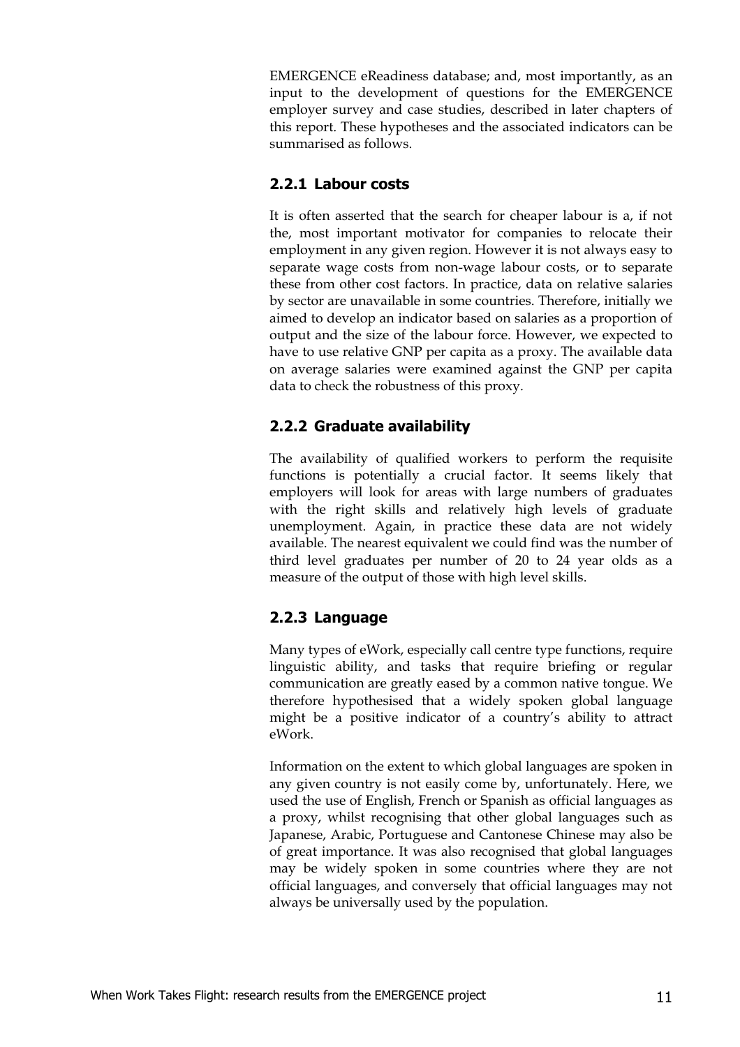EMERGENCE eReadiness database; and, most importantly, as an input to the development of questions for the EMERGENCE employer survey and case studies, described in later chapters of this report. These hypotheses and the associated indicators can be summarised as follows.

### 2.2.1 Labour costs

It is often asserted that the search for cheaper labour is a, if not the, most important motivator for companies to relocate their employment in any given region. However it is not always easy to separate wage costs from non-wage labour costs, or to separate these from other cost factors. In practice, data on relative salaries by sector are unavailable in some countries. Therefore, initially we aimed to develop an indicator based on salaries as a proportion of output and the size of the labour force. However, we expected to have to use relative GNP per capita as a proxy. The available data on average salaries were examined against the GNP per capita data to check the robustness of this proxy.

### 2.2.2 Graduate availability

The availability of qualified workers to perform the requisite functions is potentially a crucial factor. It seems likely that employers will look for areas with large numbers of graduates with the right skills and relatively high levels of graduate unemployment. Again, in practice these data are not widely available. The nearest equivalent we could find was the number of third level graduates per number of 20 to 24 year olds as a measure of the output of those with high level skills.

### 2.2.3 Language

Many types of eWork, especially call centre type functions, require linguistic ability, and tasks that require briefing or regular communication are greatly eased by a common native tongue. We therefore hypothesised that a widely spoken global language might be a positive indicator of a country's ability to attract eWork.

Information on the extent to which global languages are spoken in any given country is not easily come by, unfortunately. Here, we used the use of English, French or Spanish as official languages as a proxy, whilst recognising that other global languages such as Japanese, Arabic, Portuguese and Cantonese Chinese may also be of great importance. It was also recognised that global languages may be widely spoken in some countries where they are not official languages, and conversely that official languages may not always be universally used by the population.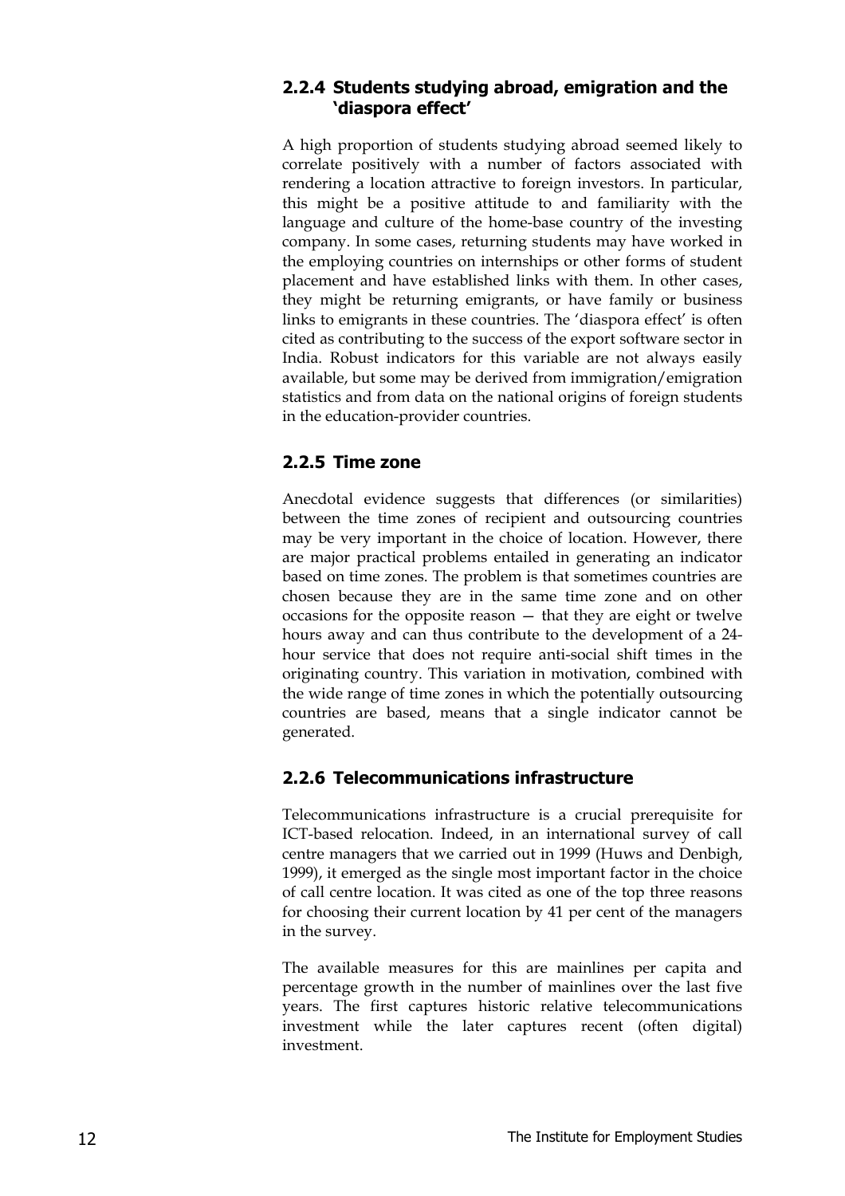### 2.2.4 Students studying abroad, emigration and the 'diaspora effect'

A high proportion of students studying abroad seemed likely to correlate positively with a number of factors associated with rendering a location attractive to foreign investors. In particular, this might be a positive attitude to and familiarity with the language and culture of the home-base country of the investing company. In some cases, returning students may have worked in the employing countries on internships or other forms of student placement and have established links with them. In other cases, they might be returning emigrants, or have family or business links to emigrants in these countries. The 'diaspora effect' is often cited as contributing to the success of the export software sector in India. Robust indicators for this variable are not always easily available, but some may be derived from immigration/emigration statistics and from data on the national origins of foreign students in the education-provider countries.

### 2.2.5 Time zone

Anecdotal evidence suggests that differences (or similarities) between the time zones of recipient and outsourcing countries may be very important in the choice of location. However, there are major practical problems entailed in generating an indicator based on time zones. The problem is that sometimes countries are chosen because they are in the same time zone and on other occasions for the opposite reason — that they are eight or twelve hours away and can thus contribute to the development of a 24-hour service that does not require anti-social shift times in the originating country. This variation in motivation, combined with the wide range of time zones in which the potentially outsourcing countries are based, means that a single indicator cannot be generated.

### 2.2.6 Telecommunications infrastructure

Telecommunications infrastructure is a crucial prerequisite for ICT-based relocation. Indeed, in an international survey of call centre managers that we carried out in 1999 (Huws and Denbigh, 1999), it emerged as the single most important factor in the choice of call centre location. It was cited as one of the top three reasons for choosing their current location by 41 per cent of the managers in the survey.

The available measures for this are mainlines per capita and percentage growth in the number of mainlines over the last five years. The first captures historic relative telecommunications investment while the later captures recent (often digital) investment.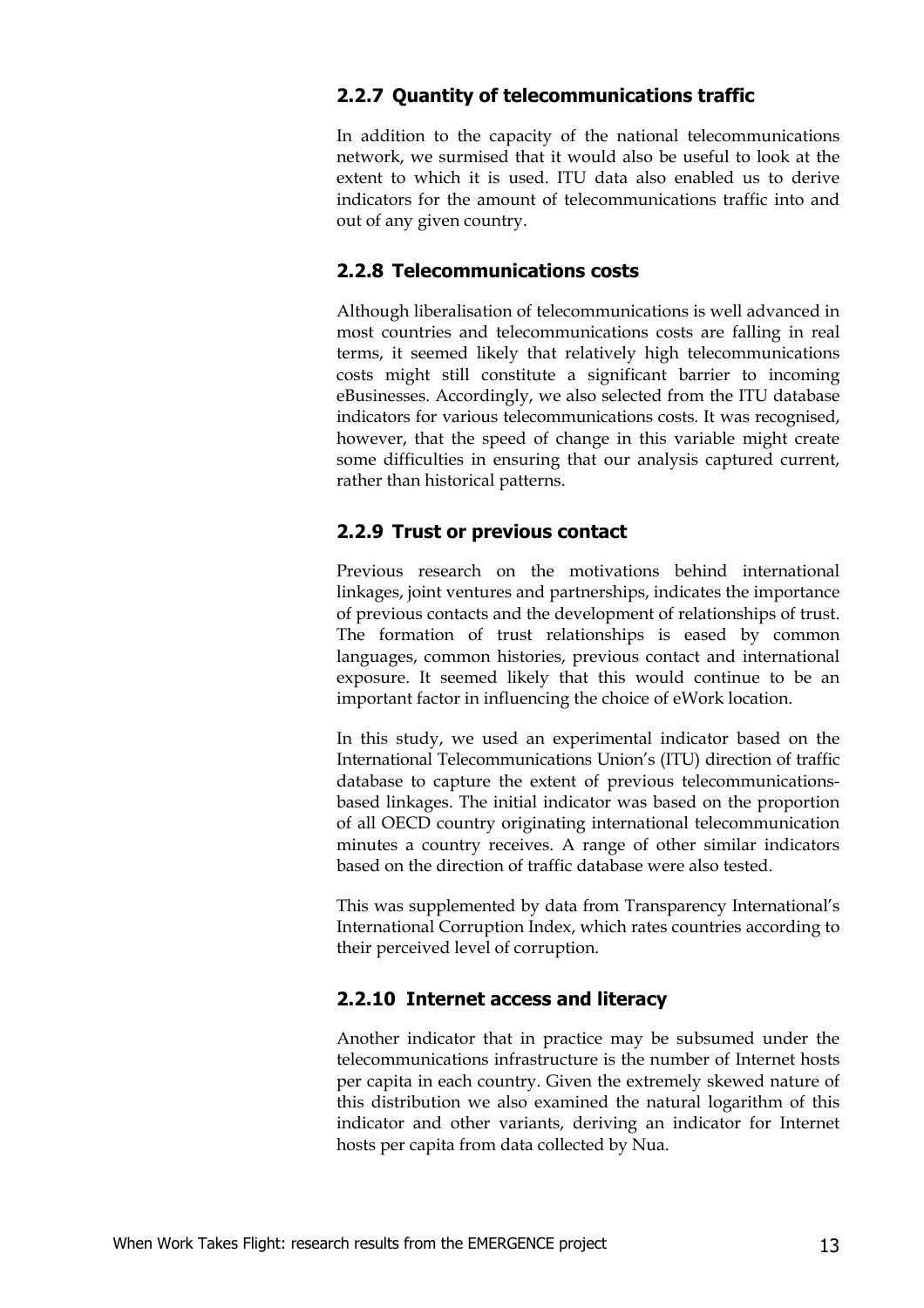### 2.2.7 Quantity of telecommunications traffic

In addition to the capacity of the national telecommunications network, we surmised that it would also be useful to look at the extent to which it is used. ITU data also enabled us to derive indicators for the amount of telecommunications traffic into and out of any given country.

### 2.2.8 Telecommunications costs

Although liberalisation of telecommunications is well advanced in most countries and telecommunications costs are falling in real terms, it seemed likely that relatively high telecommunications costs might still constitute a significant barrier to incoming eBusinesses. Accordingly, we also selected from the ITU database indicators for various telecommunications costs. It was recognised, however, that the speed of change in this variable might create some difficulties in ensuring that our analysis captured current, rather than historical patterns.

### 2.2.9 Trust or previous contact

Previous research on the motivations behind international linkages, joint ventures and partnerships, indicates the importance of previous contacts and the development of relationships of trust. The formation of trust relationships is eased by common languages, common histories, previous contact and international exposure. It seemed likely that this would continue to be an important factor in influencing the choice of eWork location.

In this study, we used an experimental indicator based on the International Telecommunications Union's (ITU) direction of traffic database to capture the extent of previous telecommunications-based linkages. The initial indicator was based on the proportion of all OECD country originating international telecommunication minutes a country receives. A range of other similar indicators based on the direction of traffic database were also tested.

This was supplemented by data from Transparency International's International Corruption Index, which rates countries according to their perceived level of corruption.

### 2.2.10 Internet access and literacy

Another indicator that in practice may be subsumed under the telecommunications infrastructure is the number of Internet hosts per capita in each country. Given the extremely skewed nature of this distribution we also examined the natural logarithm of this indicator and other variants, deriving an indicator for Internet hosts per capita from data collected by Nua.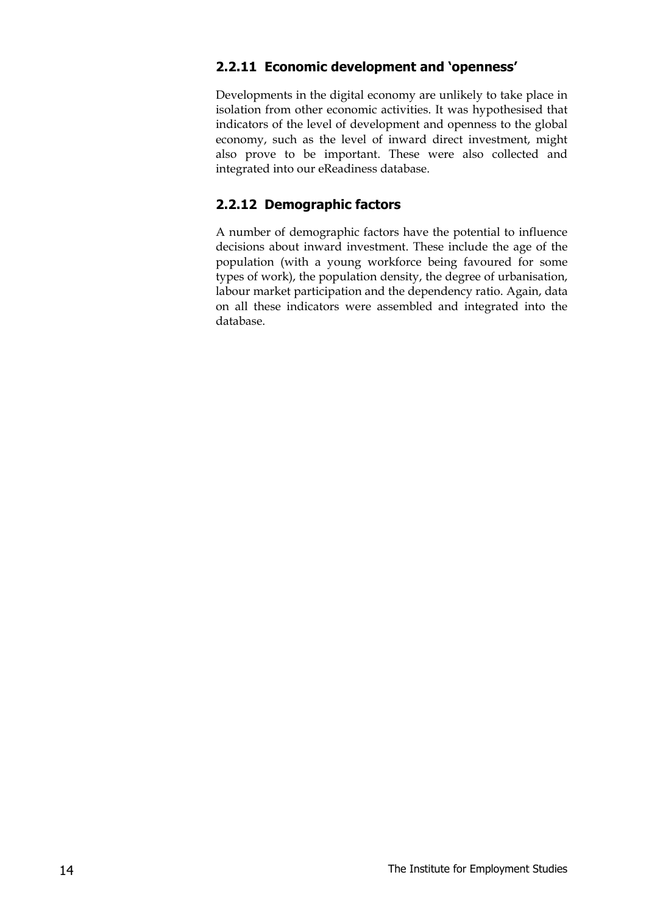### 2.2.11 Economic development and 'openness'

Developments in the digital economy are unlikely to take place in isolation from other economic activities. It was hypothesised that indicators of the level of development and openness to the global economy, such as the level of inward direct investment, might also prove to be important. These were also collected and integrated into our eReadiness database.

### 2.2.12 Demographic factors

A number of demographic factors have the potential to influence decisions about inward investment. These include the age of the population (with a young workforce being favoured for some types of work), the population density, the degree of urbanisation, labour market participation and the dependency ratio. Again, data on all these indicators were assembled and integrated into the database.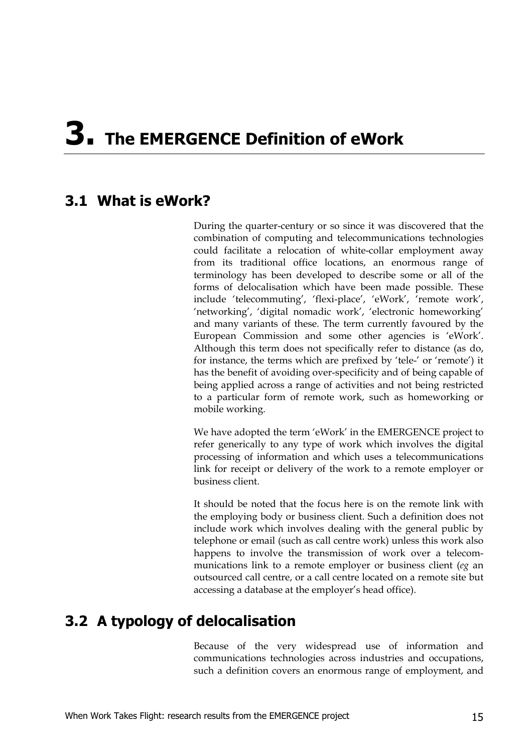# 3. The EMERGENCE Definition of eWork

## 3.1 What is eWork?

During the quarter-century or so since it was discovered that the combination of computing and telecommunications technologies could facilitate a relocation of white-collar employment away from its traditional office locations, an enormous range of terminology has been developed to describe some or all of the forms of delocalisation which have been made possible. These include 'telecommuting', 'flexi-place', 'eWork', 'remote work', 'networking', 'digital nomadic work', 'electronic homeworking' and many variants of these. The term currently favoured by the European Commission and some other agencies is 'eWork'. Although this term does not specifically refer to distance (as do, for instance, the terms which are prefixed by 'tele-' or 'remote') it has the benefit of avoiding over-specificity and of being capable of being applied across a range of activities and not being restricted to a particular form of remote work, such as homeworking or mobile working.

We have adopted the term 'eWork' in the EMERGENCE project to refer generically to any type of work which involves the digital processing of information and which uses a telecommunications link for receipt or delivery of the work to a remote employer or business client.

It should be noted that the focus here is on the remote link with the employing body or business client. Such a definition does not include work which involves dealing with the general public by telephone or email (such as call centre work) unless this work also happens to involve the transmission of work over a telecommunications link to a remote employer or business client (*eg* an outsourced call centre, or a call centre located on a remote site but accessing a database at the employer's head office).

## 3.2 A typology of delocalisation

Because of the very widespread use of information and communications technologies across industries and occupations, such a definition covers an enormous range of employment, and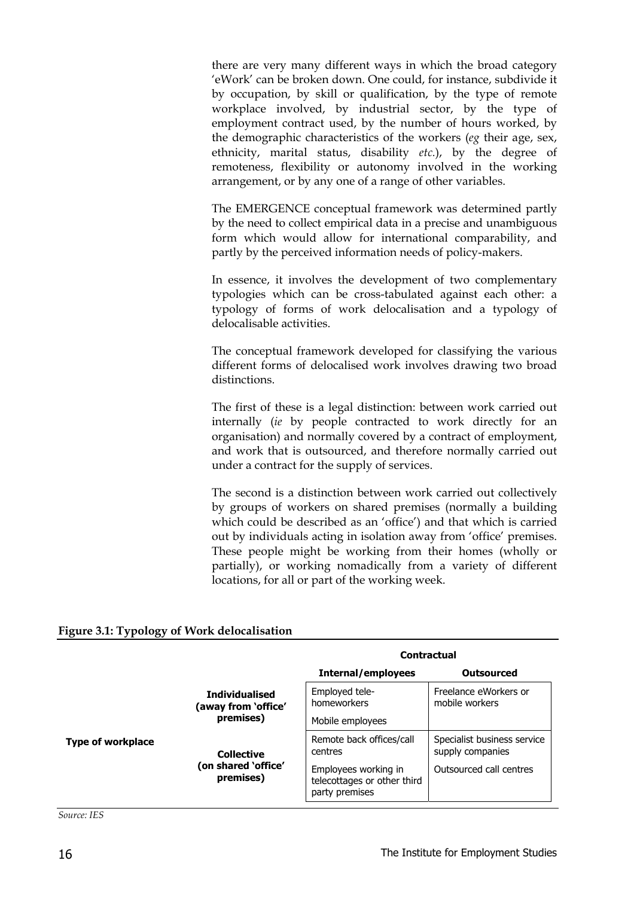there are very many different ways in which the broad category 'eWork' can be broken down. One could, for instance, subdivide it by occupation, by skill or qualification, by the type of remote workplace involved, by industrial sector, by the type of employment contract used, by the number of hours worked, by the demographic characteristics of the workers (*eg* their age, sex, ethnicity, marital status, disability *etc.*), by the degree of remoteness, flexibility or autonomy involved in the working arrangement, or by any one of a range of other variables.

The EMERGENCE conceptual framework was determined partly by the need to collect empirical data in a precise and unambiguous form which would allow for international comparability, and partly by the perceived information needs of policy-makers.

In essence, it involves the development of two complementary typologies which can be cross-tabulated against each other: a typology of forms of work delocalisation and a typology of delocalisable activities.

The conceptual framework developed for classifying the various different forms of delocalised work involves drawing two broad distinctions.

The first of these is a legal distinction: between work carried out internally (*ie* by people contracted to work directly for an organisation) and normally covered by a contract of employment, and work that is outsourced, and therefore normally carried out under a contract for the supply of services.

The second is a distinction between work carried out collectively by groups of workers on shared premises (normally a building which could be described as an 'office') and that which is carried out by individuals acting in isolation away from 'office' premises. These people might be working from their homes (wholly or partially), or working nomadically from a variety of different locations, for all or part of the working week.

**Figure 3.1: Typology of Work delocalisation**

| | | **Contractual** | |
|---|---|---|---|
| | | **Internal/employees** | **Outsourced** |
| **Type of workplace** | **Individualised (away from 'office' premises)** | Employed tele-homeworkers<br>Mobile employees | Freelance eWorkers or mobile workers |
| | **Collective (on shared 'office' premises)** | Remote back offices/call centres<br>Employees working in telecottages or other third party premises | Specialist business service supply companies<br>Outsourced call centres |

*Source: IES*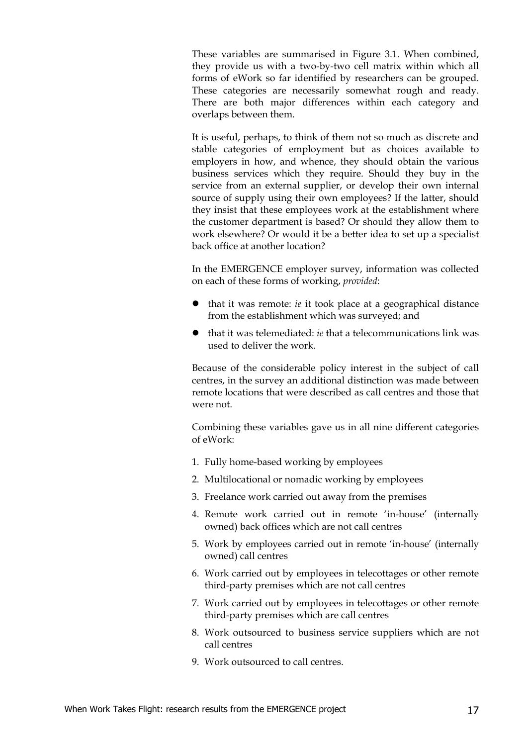These variables are summarised in Figure 3.1. When combined, they provide us with a two-by-two cell matrix within which all forms of eWork so far identified by researchers can be grouped. These categories are necessarily somewhat rough and ready. There are both major differences within each category and overlaps between them.

It is useful, perhaps, to think of them not so much as discrete and stable categories of employment but as choices available to employers in how, and whence, they should obtain the various business services which they require. Should they buy in the service from an external supplier, or develop their own internal source of supply using their own employees? If the latter, should they insist that these employees work at the establishment where the customer department is based? Or should they allow them to work elsewhere? Or would it be a better idea to set up a specialist back office at another location?

In the EMERGENCE employer survey, information was collected on each of these forms of working, *provided*:

- that it was remote: *ie* it took place at a geographical distance from the establishment which was surveyed; and
- that it was telemediated: *ie* that a telecommunications link was used to deliver the work.

Because of the considerable policy interest in the subject of call centres, in the survey an additional distinction was made between remote locations that were described as call centres and those that were not.

Combining these variables gave us in all nine different categories of eWork:

1. Fully home-based working by employees
2. Multilocational or nomadic working by employees
3. Freelance work carried out away from the premises
4. Remote work carried out in remote 'in-house' (internally owned) back offices which are not call centres
5. Work by employees carried out in remote 'in-house' (internally owned) call centres
6. Work carried out by employees in telecottages or other remote third-party premises which are not call centres
7. Work carried out by employees in telecottages or other remote third-party premises which are call centres
8. Work outsourced to business service suppliers which are not call centres
9. Work outsourced to call centres.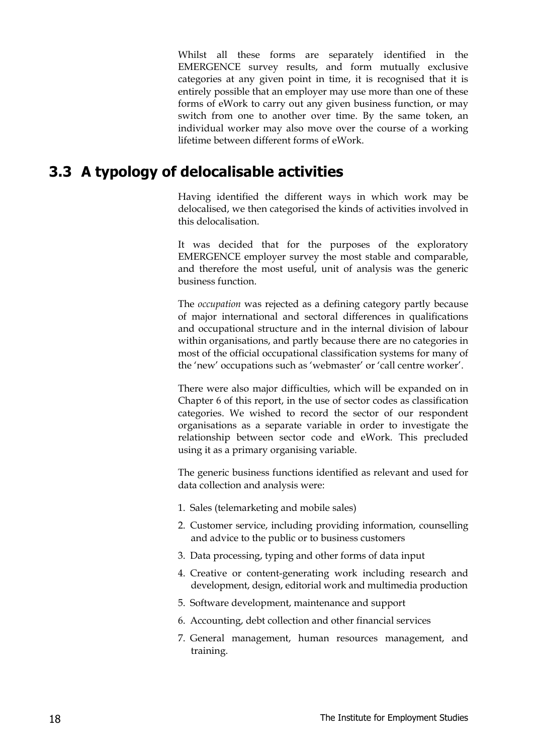Whilst all these forms are separately identified in the EMERGENCE survey results, and form mutually exclusive categories at any given point in time, it is recognised that it is entirely possible that an employer may use more than one of these forms of eWork to carry out any given business function, or may switch from one to another over time. By the same token, an individual worker may also move over the course of a working lifetime between different forms of eWork.

## 3.3 A typology of delocalisable activities

Having identified the different ways in which work may be delocalised, we then categorised the kinds of activities involved in this delocalisation.

It was decided that for the purposes of the exploratory EMERGENCE employer survey the most stable and comparable, and therefore the most useful, unit of analysis was the generic business function.

The *occupation* was rejected as a defining category partly because of major international and sectoral differences in qualifications and occupational structure and in the internal division of labour within organisations, and partly because there are no categories in most of the official occupational classification systems for many of the 'new' occupations such as 'webmaster' or 'call centre worker'.

There were also major difficulties, which will be expanded on in Chapter 6 of this report, in the use of sector codes as classification categories. We wished to record the sector of our respondent organisations as a separate variable in order to investigate the relationship between sector code and eWork. This precluded using it as a primary organising variable.

The generic business functions identified as relevant and used for data collection and analysis were:

1. Sales (telemarketing and mobile sales)
2. Customer service, including providing information, counselling and advice to the public or to business customers
3. Data processing, typing and other forms of data input
4. Creative or content-generating work including research and development, design, editorial work and multimedia production
5. Software development, maintenance and support
6. Accounting, debt collection and other financial services
7. General management, human resources management, and training.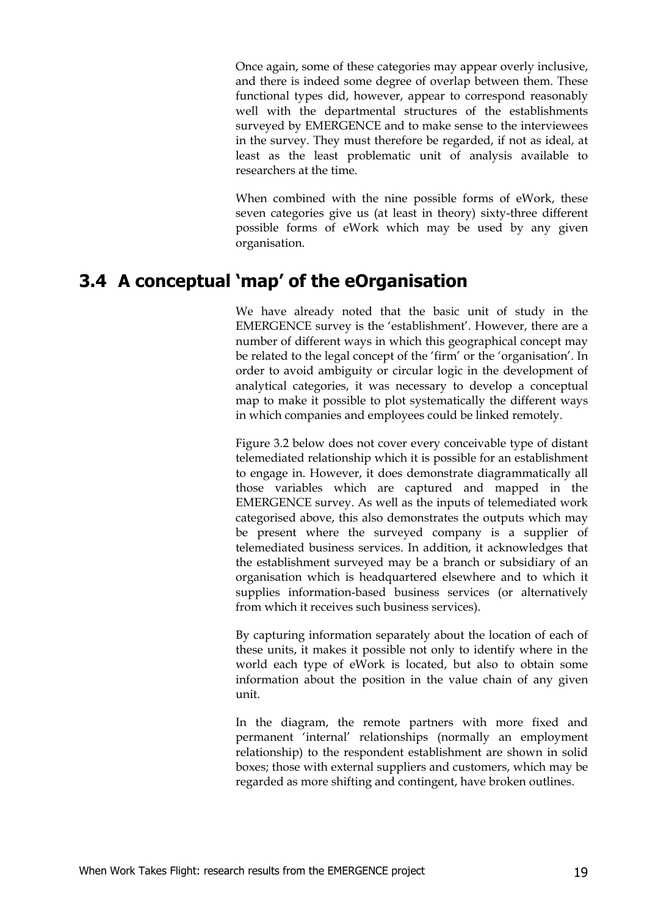Once again, some of these categories may appear overly inclusive, and there is indeed some degree of overlap between them. These functional types did, however, appear to correspond reasonably well with the departmental structures of the establishments surveyed by EMERGENCE and to make sense to the interviewees in the survey. They must therefore be regarded, if not as ideal, at least as the least problematic unit of analysis available to researchers at the time.

When combined with the nine possible forms of eWork, these seven categories give us (at least in theory) sixty-three different possible forms of eWork which may be used by any given organisation.

## 3.4 A conceptual 'map' of the eOrganisation

We have already noted that the basic unit of study in the EMERGENCE survey is the 'establishment'. However, there are a number of different ways in which this geographical concept may be related to the legal concept of the 'firm' or the 'organisation'. In order to avoid ambiguity or circular logic in the development of analytical categories, it was necessary to develop a conceptual map to make it possible to plot systematically the different ways in which companies and employees could be linked remotely.

Figure 3.2 below does not cover every conceivable type of distant telemediated relationship which it is possible for an establishment to engage in. However, it does demonstrate diagrammatically all those variables which are captured and mapped in the EMERGENCE survey. As well as the inputs of telemediated work categorised above, this also demonstrates the outputs which may be present where the surveyed company is a supplier of telemediated business services. In addition, it acknowledges that the establishment surveyed may be a branch or subsidiary of an organisation which is headquartered elsewhere and to which it supplies information-based business services (or alternatively from which it receives such business services).

By capturing information separately about the location of each of these units, it makes it possible not only to identify where in the world each type of eWork is located, but also to obtain some information about the position in the value chain of any given unit.

In the diagram, the remote partners with more fixed and permanent 'internal' relationships (normally an employment relationship) to the respondent establishment are shown in solid boxes; those with external suppliers and customers, which may be regarded as more shifting and contingent, have broken outlines.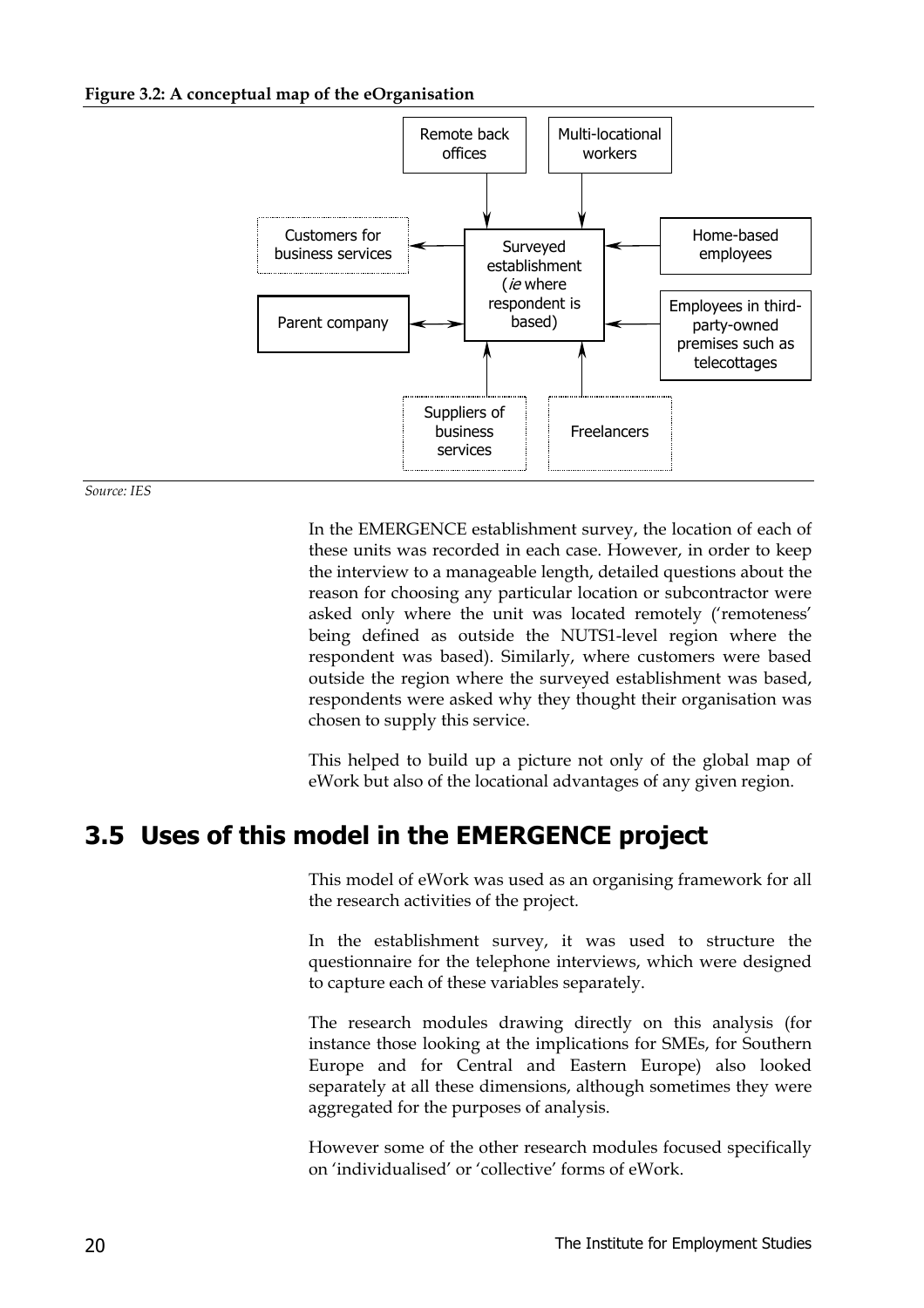**Figure 3.2: A conceptual map of the eOrganisation**

Remote back offices

Multi-locational workers

Customers for business services

Surveyed establishment (*ie* where respondent is based)

Home-based employees

Parent company

Employees in third-party-owned premises such as telecottages

Suppliers of business services

Freelancers

*Source: IES*

In the EMERGENCE establishment survey, the location of each of these units was recorded in each case. However, in order to keep the interview to a manageable length, detailed questions about the reason for choosing any particular location or subcontractor were asked only where the unit was located remotely ('remoteness' being defined as outside the NUTS1-level region where the respondent was based). Similarly, where customers were based outside the region where the surveyed establishment was based, respondents were asked why they thought their organisation was chosen to supply this service.

This helped to build up a picture not only of the global map of eWork but also of the locational advantages of any given region.

## 3.5 Uses of this model in the EMERGENCE project

This model of eWork was used as an organising framework for all the research activities of the project.

In the establishment survey, it was used to structure the questionnaire for the telephone interviews, which were designed to capture each of these variables separately.

The research modules drawing directly on this analysis (for instance those looking at the implications for SMEs, for Southern Europe and for Central and Eastern Europe) also looked separately at all these dimensions, although sometimes they were aggregated for the purposes of analysis.

However some of the other research modules focused specifically on 'individualised' or 'collective' forms of eWork.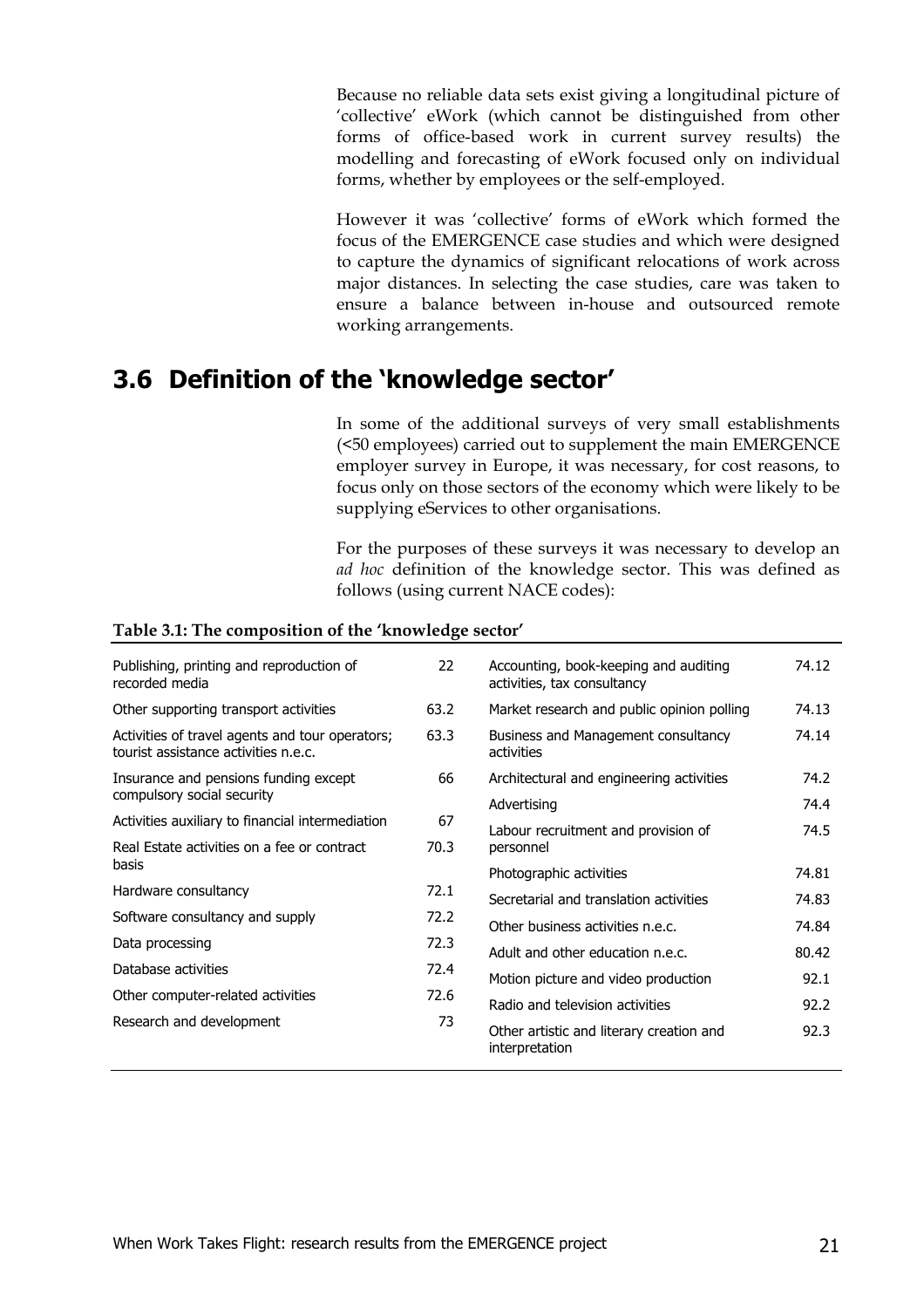Because no reliable data sets exist giving a longitudinal picture of 'collective' eWork (which cannot be distinguished from other forms of office-based work in current survey results) the modelling and forecasting of eWork focused only on individual forms, whether by employees or the self-employed.

However it was 'collective' forms of eWork which formed the focus of the EMERGENCE case studies and which were designed to capture the dynamics of significant relocations of work across major distances. In selecting the case studies, care was taken to ensure a balance between in-house and outsourced remote working arrangements.

## 3.6 Definition of the 'knowledge sector'

In some of the additional surveys of very small establishments (<50 employees) carried out to supplement the main EMERGENCE employer survey in Europe, it was necessary, for cost reasons, to focus only on those sectors of the economy which were likely to be supplying eServices to other organisations.

For the purposes of these surveys it was necessary to develop an *ad hoc* definition of the knowledge sector. This was defined as follows (using current NACE codes):

**Table 3.1: The composition of the 'knowledge sector'**

| Sector | NACE code | Sector | NACE code |
|---|---|---|---|
| Publishing, printing and reproduction of recorded media | 22 | Accounting, book-keeping and auditing activities, tax consultancy | 74.12 |
| Other supporting transport activities | 63.2 | Market research and public opinion polling | 74.13 |
| Activities of travel agents and tour operators; tourist assistance activities n.e.c. | 63.3 | Business and Management consultancy activities | 74.14 |
| Insurance and pensions funding except compulsory social security | 66 | Architectural and engineering activities | 74.2 |
| Activities auxiliary to financial intermediation | 67 | Advertising | 74.4 |
| Real Estate activities on a fee or contract basis | 70.3 | Labour recruitment and provision of personnel | 74.5 |
| Hardware consultancy | 72.1 | Photographic activities | 74.81 |
| Software consultancy and supply | 72.2 | Secretarial and translation activities | 74.83 |
| Data processing | 72.3 | Other business activities n.e.c. | 74.84 |
| Database activities | 72.4 | Adult and other education n.e.c. | 80.42 |
| Other computer-related activities | 72.6 | Motion picture and video production | 92.1 |
| Research and development | 73 | Radio and television activities | 92.2 |
| | | Other artistic and literary creation and interpretation | 92.3 |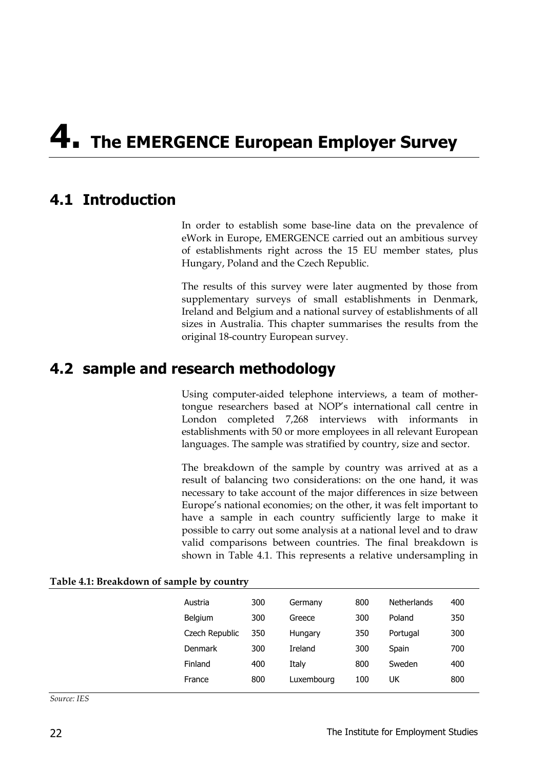# 4. The EMERGENCE European Employer Survey

## 4.1 Introduction

In order to establish some base-line data on the prevalence of eWork in Europe, EMERGENCE carried out an ambitious survey of establishments right across the 15 EU member states, plus Hungary, Poland and the Czech Republic.

The results of this survey were later augmented by those from supplementary surveys of small establishments in Denmark, Ireland and Belgium and a national survey of establishments of all sizes in Australia. This chapter summarises the results from the original 18-country European survey.

## 4.2 sample and research methodology

Using computer-aided telephone interviews, a team of mother-tongue researchers based at NOP's international call centre in London completed 7,268 interviews with informants in establishments with 50 or more employees in all relevant European languages. The sample was stratified by country, size and sector.

The breakdown of the sample by country was arrived at as a result of balancing two considerations: on the one hand, it was necessary to take account of the major differences in size between Europe's national economies; on the other, it was felt important to have a sample in each country sufficiently large to make it possible to carry out some analysis at a national level and to draw valid comparisons between countries. The final breakdown is shown in Table 4.1. This represents a relative undersampling in

**Table 4.1: Breakdown of sample by country**

| | | | | | |
|---|---|---|---|---|---|
| Austria | 300 | Germany | 800 | Netherlands | 400 |
| Belgium | 300 | Greece | 300 | Poland | 350 |
| Czech Republic | 350 | Hungary | 350 | Portugal | 300 |
| Denmark | 300 | Ireland | 300 | Spain | 700 |
| Finland | 400 | Italy | 800 | Sweden | 400 |
| France | 800 | Luxembourg | 100 | UK | 800 |

*Source: IES*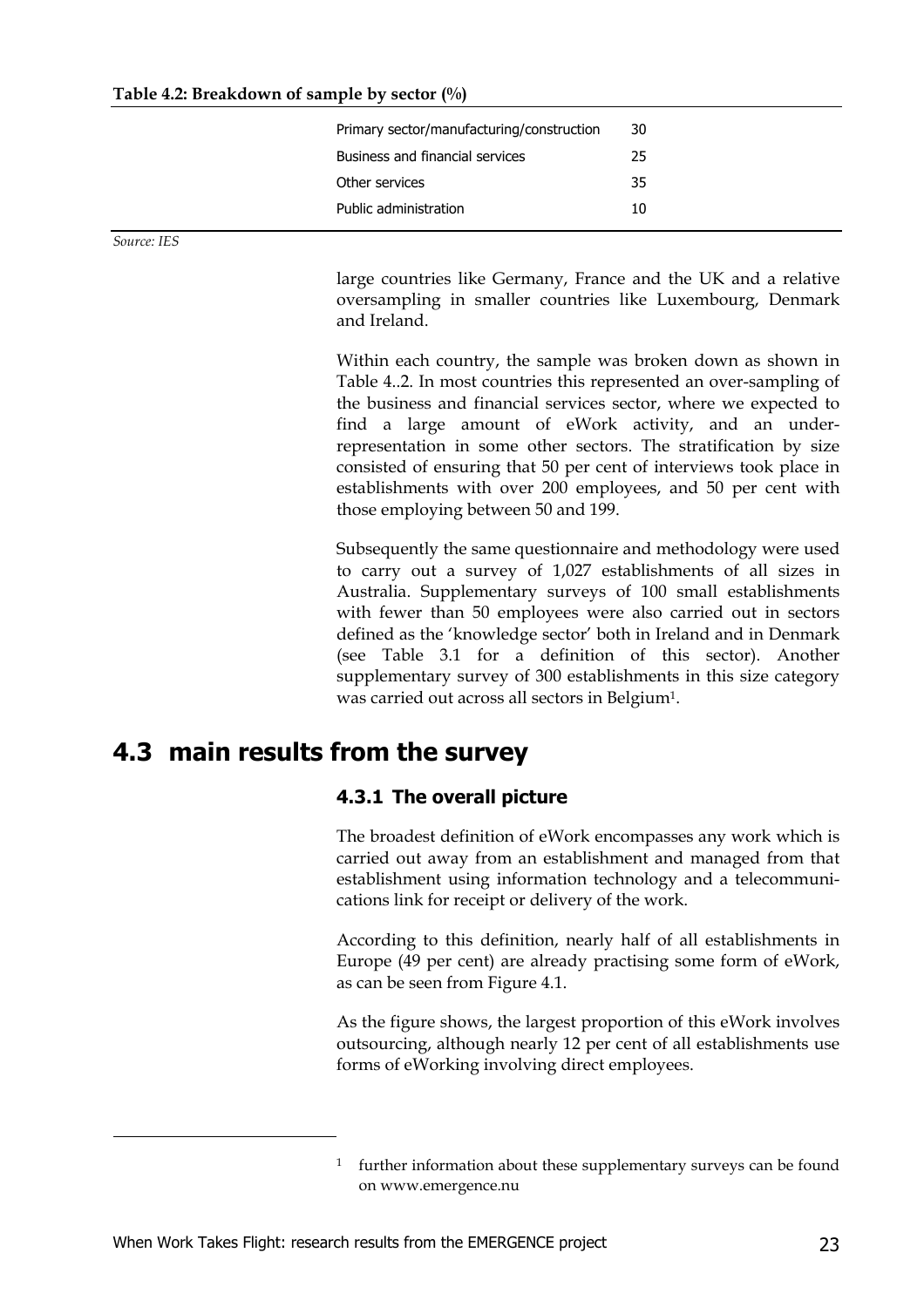**Table 4.2: Breakdown of sample by sector (%)**

| Sector | % |
|---|---|
| Primary sector/manufacturing/construction | 30 |
| Business and financial services | 25 |
| Other services | 35 |
| Public administration | 10 |

*Source: IES*

large countries like Germany, France and the UK and a relative oversampling in smaller countries like Luxembourg, Denmark and Ireland.

Within each country, the sample was broken down as shown in Table 4..2. In most countries this represented an over-sampling of the business and financial services sector, where we expected to find a large amount of eWork activity, and an under-representation in some other sectors. The stratification by size consisted of ensuring that 50 per cent of interviews took place in establishments with over 200 employees, and 50 per cent with those employing between 50 and 199.

Subsequently the same questionnaire and methodology were used to carry out a survey of 1,027 establishments of all sizes in Australia. Supplementary surveys of 100 small establishments with fewer than 50 employees were also carried out in sectors defined as the 'knowledge sector' both in Ireland and in Denmark (see Table 3.1 for a definition of this sector). Another supplementary survey of 300 establishments in this size category was carried out across all sectors in Belgium[1].

## 4.3 main results from the survey

### 4.3.1 The overall picture

The broadest definition of eWork encompasses any work which is carried out away from an establishment and managed from that establishment using information technology and a telecommunications link for receipt or delivery of the work.

According to this definition, nearly half of all establishments in Europe (49 per cent) are already practising some form of eWork, as can be seen from Figure 4.1.

As the figure shows, the largest proportion of this eWork involves outsourcing, although nearly 12 per cent of all establishments use forms of eWorking involving direct employees.

---

[1] further information about these supplementary surveys can be found on www.emergence.nu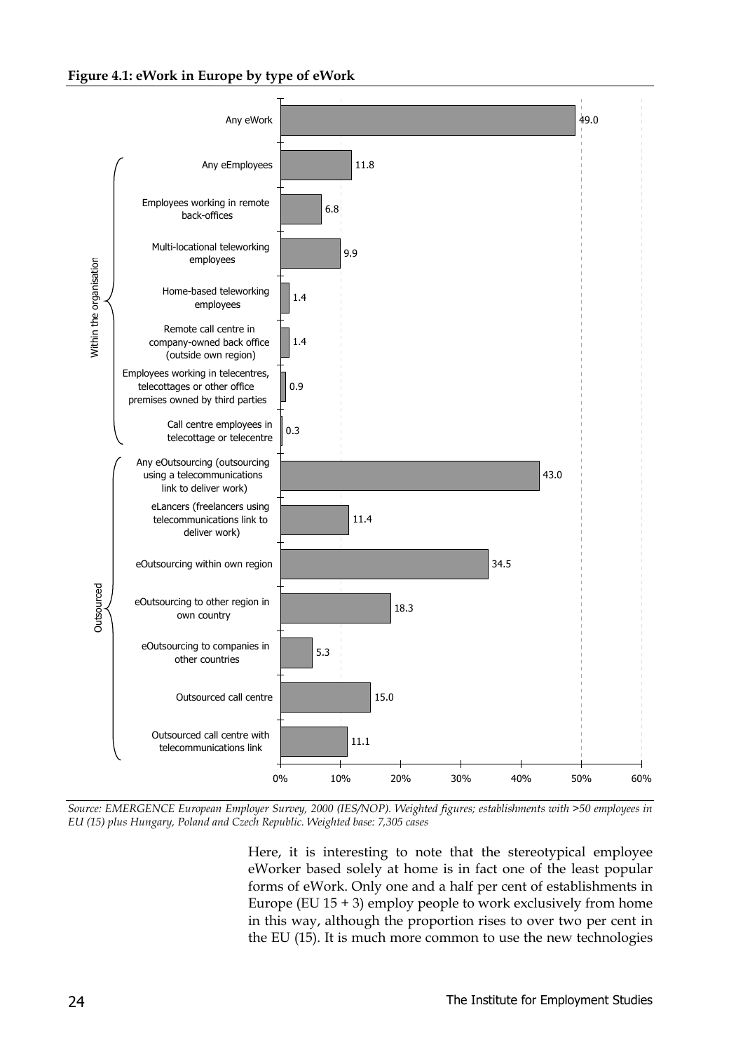**Figure 4.1: eWork in Europe by type of eWork**

| Category | Type of eWork | % |
|---|---|---|
| | Any eWork | 49.0 |
| Within the organisation | Any eEmployees | 11.8 |
| | Employees working in remote back-offices | 6.8 |
| | Multi-locational teleworking employees | 9.9 |
| | Home-based teleworking employees | 1.4 |
| | Remote call centre in company-owned back office (outside own region) | 1.4 |
| | Employees working in telecentres, telecottages or other office premises owned by third parties | 0.9 |
| | Call centre employees in telecottage or telecentre | 0.3 |
| Outsourced | Any eOutsourcing (outsourcing using a telecommunications link to deliver work) | 43.0 |
| | eLancers (freelancers using telecommunications link to deliver work) | 11.4 |
| | eOutsourcing within own region | 34.5 |
| | eOutsourcing to other region in own country | 18.3 |
| | eOutsourcing to companies in other countries | 5.3 |
| | Outsourced call centre | 15.0 |
| | Outsourced call centre with telecommunications link | 11.1 |

*Source: EMERGENCE European Employer Survey, 2000 (IES/NOP). Weighted figures; establishments with >50 employees in EU (15) plus Hungary, Poland and Czech Republic. Weighted base: 7,305 cases*

Here, it is interesting to note that the stereotypical employee eWorker based solely at home is in fact one of the least popular forms of eWork. Only one and a half per cent of establishments in Europe (EU 15 + 3) employ people to work exclusively from home in this way, although the proportion rises to over two per cent in the EU (15). It is much more common to use the new technologies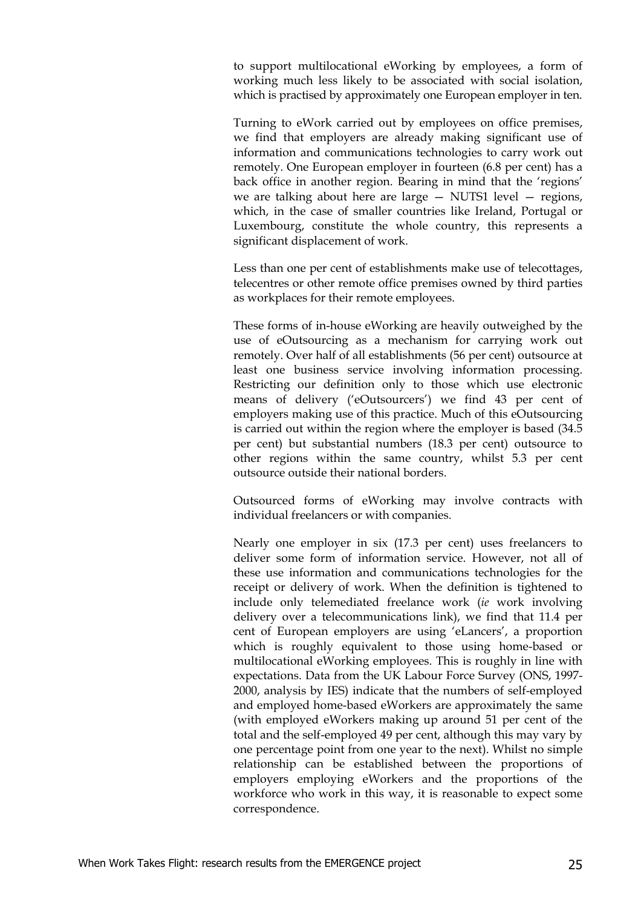to support multilocational eWorking by employees, a form of working much less likely to be associated with social isolation, which is practised by approximately one European employer in ten.

Turning to eWork carried out by employees on office premises, we find that employers are already making significant use of information and communications technologies to carry work out remotely. One European employer in fourteen (6.8 per cent) has a back office in another region. Bearing in mind that the 'regions' we are talking about here are large — NUTS1 level — regions, which, in the case of smaller countries like Ireland, Portugal or Luxembourg, constitute the whole country, this represents a significant displacement of work.

Less than one per cent of establishments make use of telecottages, telecentres or other remote office premises owned by third parties as workplaces for their remote employees.

These forms of in-house eWorking are heavily outweighed by the use of eOutsourcing as a mechanism for carrying work out remotely. Over half of all establishments (56 per cent) outsource at least one business service involving information processing. Restricting our definition only to those which use electronic means of delivery ('eOutsourcers') we find 43 per cent of employers making use of this practice. Much of this eOutsourcing is carried out within the region where the employer is based (34.5 per cent) but substantial numbers (18.3 per cent) outsource to other regions within the same country, whilst 5.3 per cent outsource outside their national borders.

Outsourced forms of eWorking may involve contracts with individual freelancers or with companies.

Nearly one employer in six (17.3 per cent) uses freelancers to deliver some form of information service. However, not all of these use information and communications technologies for the receipt or delivery of work. When the definition is tightened to include only telemediated freelance work (*ie* work involving delivery over a telecommunications link), we find that 11.4 per cent of European employers are using 'eLancers', a proportion which is roughly equivalent to those using home-based or multilocational eWorking employees. This is roughly in line with expectations. Data from the UK Labour Force Survey (ONS, 1997-2000, analysis by IES) indicate that the numbers of self-employed and employed home-based eWorkers are approximately the same (with employed eWorkers making up around 51 per cent of the total and the self-employed 49 per cent, although this may vary by one percentage point from one year to the next). Whilst no simple relationship can be established between the proportions of employers employing eWorkers and the proportions of the workforce who work in this way, it is reasonable to expect some correspondence.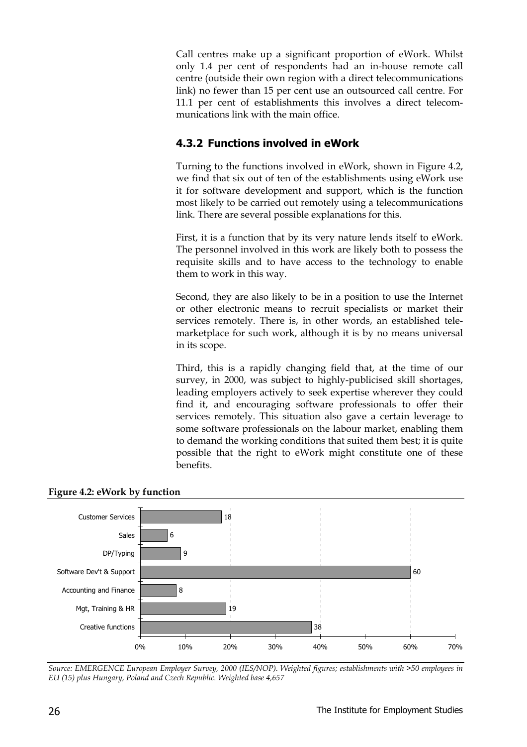Call centres make up a significant proportion of eWork. Whilst only 1.4 per cent of respondents had an in-house remote call centre (outside their own region with a direct telecommunications link) no fewer than 15 per cent use an outsourced call centre. For 11.1 per cent of establishments this involves a direct telecommunications link with the main office.

### 4.3.2 Functions involved in eWork

Turning to the functions involved in eWork, shown in Figure 4.2, we find that six out of ten of the establishments using eWork use it for software development and support, which is the function most likely to be carried out remotely using a telecommunications link. There are several possible explanations for this.

First, it is a function that by its very nature lends itself to eWork. The personnel involved in this work are likely both to possess the requisite skills and to have access to the technology to enable them to work in this way.

Second, they are also likely to be in a position to use the Internet or other electronic means to recruit specialists or market their services remotely. There is, in other words, an established telemarketplace for such work, although it is by no means universal in its scope.

Third, this is a rapidly changing field that, at the time of our survey, in 2000, was subject to highly-publicised skill shortages, leading employers actively to seek expertise wherever they could find it, and encouraging software professionals to offer their services remotely. This situation also gave a certain leverage to some software professionals on the labour market, enabling them to demand the working conditions that suited them best; it is quite possible that the right to eWork might constitute one of these benefits.

**Figure 4.2: eWork by function**

| Function | % |
|---|---|
| Customer Services | 18 |
| Sales | 6 |
| DP/Typing | 9 |
| Software Dev't & Support | 60 |
| Accounting and Finance | 8 |
| Mgt, Training & HR | 19 |
| Creative functions | 38 |

*Source: EMERGENCE European Employer Survey, 2000 (IES/NOP). Weighted figures; establishments with >50 employees in EU (15) plus Hungary, Poland and Czech Republic. Weighted base 4,657*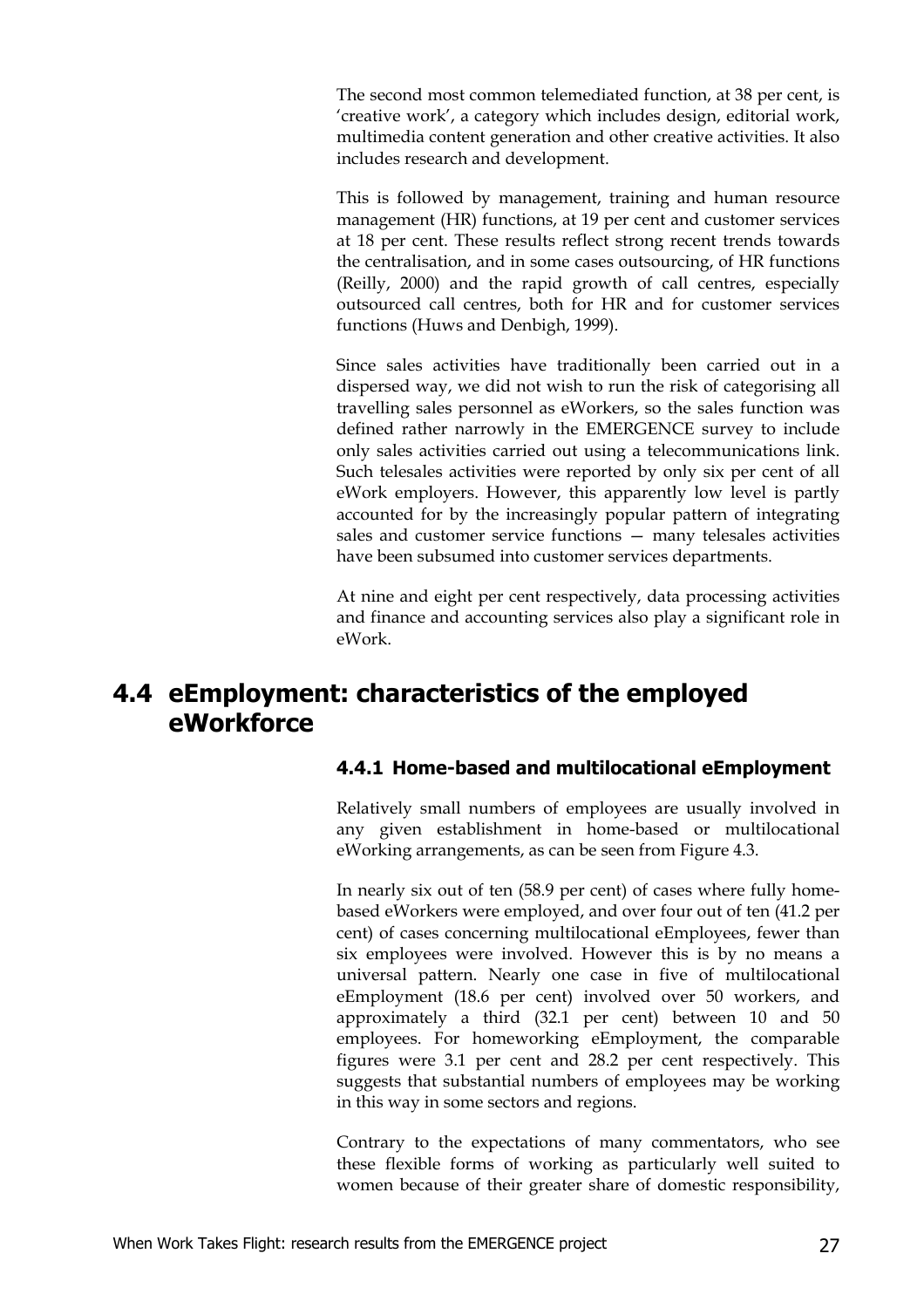The second most common telemediated function, at 38 per cent, is 'creative work', a category which includes design, editorial work, multimedia content generation and other creative activities. It also includes research and development.

This is followed by management, training and human resource management (HR) functions, at 19 per cent and customer services at 18 per cent. These results reflect strong recent trends towards the centralisation, and in some cases outsourcing, of HR functions (Reilly, 2000) and the rapid growth of call centres, especially outsourced call centres, both for HR and for customer services functions (Huws and Denbigh, 1999).

Since sales activities have traditionally been carried out in a dispersed way, we did not wish to run the risk of categorising all travelling sales personnel as eWorkers, so the sales function was defined rather narrowly in the EMERGENCE survey to include only sales activities carried out using a telecommunications link. Such telesales activities were reported by only six per cent of all eWork employers. However, this apparently low level is partly accounted for by the increasingly popular pattern of integrating sales and customer service functions — many telesales activities have been subsumed into customer services departments.

At nine and eight per cent respectively, data processing activities and finance and accounting services also play a significant role in eWork.

## 4.4 eEmployment: characteristics of the employed eWorkforce

### 4.4.1 Home-based and multilocational eEmployment

Relatively small numbers of employees are usually involved in any given establishment in home-based or multilocational eWorking arrangements, as can be seen from Figure 4.3.

In nearly six out of ten (58.9 per cent) of cases where fully home-based eWorkers were employed, and over four out of ten (41.2 per cent) of cases concerning multilocational eEmployees, fewer than six employees were involved. However this is by no means a universal pattern. Nearly one case in five of multilocational eEmployment (18.6 per cent) involved over 50 workers, and approximately a third (32.1 per cent) between 10 and 50 employees. For homeworking eEmployment, the comparable figures were 3.1 per cent and 28.2 per cent respectively. This suggests that substantial numbers of employees may be working in this way in some sectors and regions.

Contrary to the expectations of many commentators, who see these flexible forms of working as particularly well suited to women because of their greater share of domestic responsibility,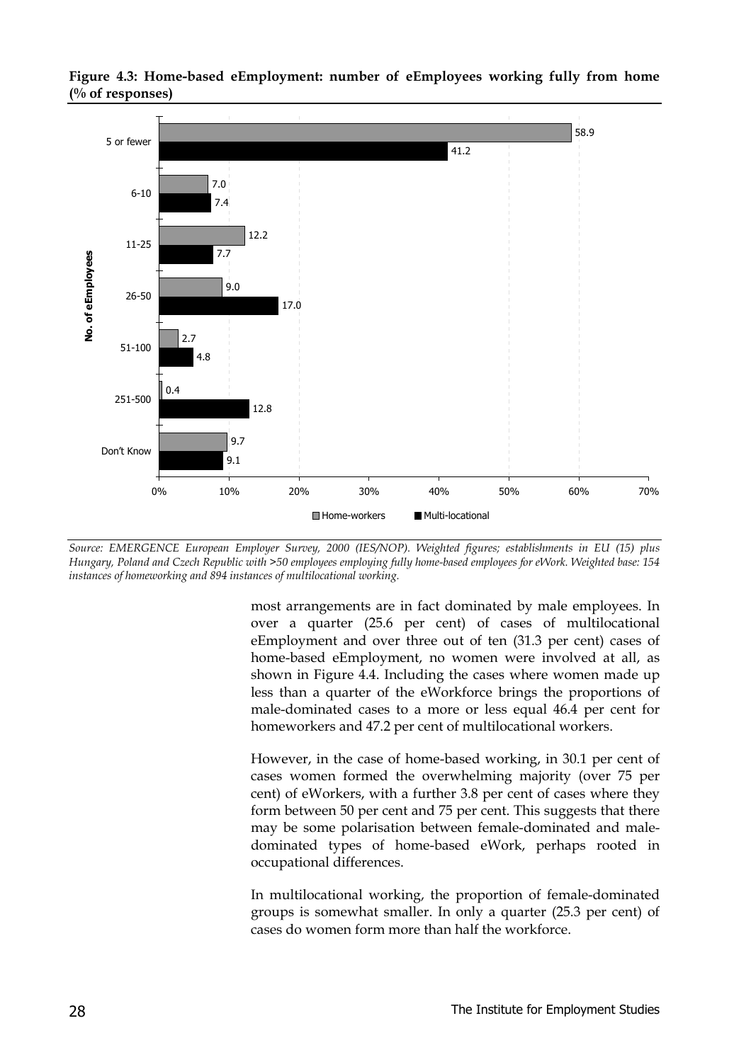**Figure 4.3: Home-based eEmployment: number of eEmployees working fully from home (% of responses)**

| No. of eEmployees | Home-workers | Multi-locational |
|---|---|---|
| 5 or fewer | 58.9 | 41.2 |
| 6-10 | 7.0 | 7.4 |
| 11-25 | 12.2 | 7.7 |
| 26-50 | 9.0 | 17.0 |
| 51-100 | 2.7 | 4.8 |
| 251-500 | 0.4 | 12.8 |
| Don't Know | 9.7 | 9.1 |

*Source: EMERGENCE European Employer Survey, 2000 (IES/NOP). Weighted figures; establishments in EU (15) plus Hungary, Poland and Czech Republic with >50 employees employing fully home-based employees for eWork. Weighted base: 154 instances of homeworking and 894 instances of multilocational working.*

most arrangements are in fact dominated by male employees. In over a quarter (25.6 per cent) of cases of multilocational eEmployment and over three out of ten (31.3 per cent) cases of home-based eEmployment, no women were involved at all, as shown in Figure 4.4. Including the cases where women made up less than a quarter of the eWorkforce brings the proportions of male-dominated cases to a more or less equal 46.4 per cent for homeworkers and 47.2 per cent of multilocational workers.

However, in the case of home-based working, in 30.1 per cent of cases women formed the overwhelming majority (over 75 per cent) of eWorkers, with a further 3.8 per cent of cases where they form between 50 per cent and 75 per cent. This suggests that there may be some polarisation between female-dominated and male-dominated types of home-based eWork, perhaps rooted in occupational differences.

In multilocational working, the proportion of female-dominated groups is somewhat smaller. In only a quarter (25.3 per cent) of cases do women form more than half the workforce.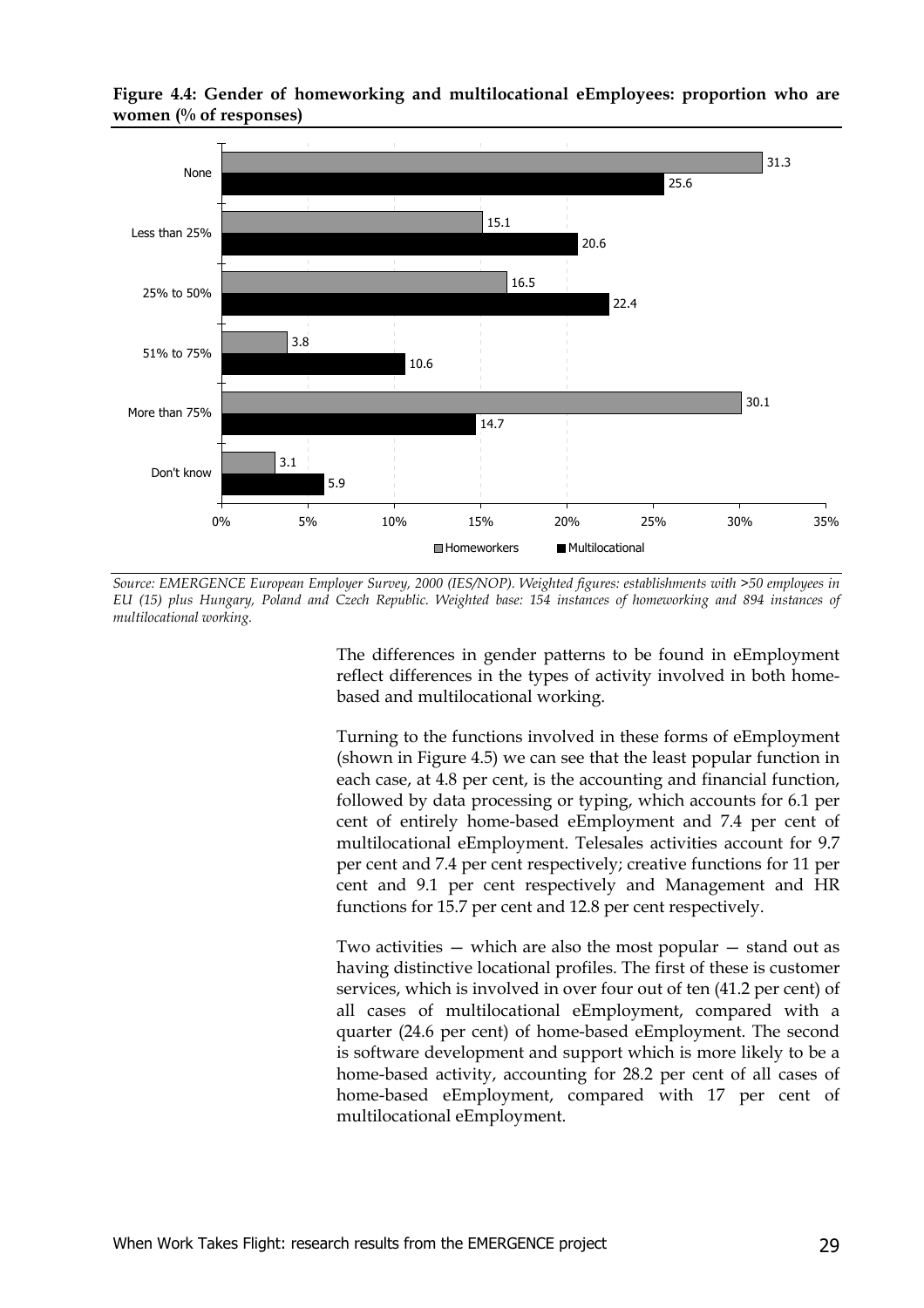**Figure 4.4: Gender of homeworking and multilocational eEmployees: proportion who are women (% of responses)**

| | Homeworkers | Multilocational |
|---|---|---|
| None | 31.3 | 25.6 |
| Less than 25% | 15.1 | 20.6 |
| 25% to 50% | 16.5 | 22.4 |
| 51% to 75% | 3.8 | 10.6 |
| More than 75% | 30.1 | 14.7 |
| Don't know | 3.1 | 5.9 |

*Source: EMERGENCE European Employer Survey, 2000 (IES/NOP). Weighted figures: establishments with >50 employees in EU (15) plus Hungary, Poland and Czech Republic. Weighted base: 154 instances of homeworking and 894 instances of multilocational working.*

The differences in gender patterns to be found in eEmployment reflect differences in the types of activity involved in both home-based and multilocational working.

Turning to the functions involved in these forms of eEmployment (shown in Figure 4.5) we can see that the least popular function in each case, at 4.8 per cent, is the accounting and financial function, followed by data processing or typing, which accounts for 6.1 per cent of entirely home-based eEmployment and 7.4 per cent of multilocational eEmployment. Telesales activities account for 9.7 per cent and 7.4 per cent respectively; creative functions for 11 per cent and 9.1 per cent respectively and Management and HR functions for 15.7 per cent and 12.8 per cent respectively.

Two activities — which are also the most popular — stand out as having distinctive locational profiles. The first of these is customer services, which is involved in over four out of ten (41.2 per cent) of all cases of multilocational eEmployment, compared with a quarter (24.6 per cent) of home-based eEmployment. The second is software development and support which is more likely to be a home-based activity, accounting for 28.2 per cent of all cases of home-based eEmployment, compared with 17 per cent of multilocational eEmployment.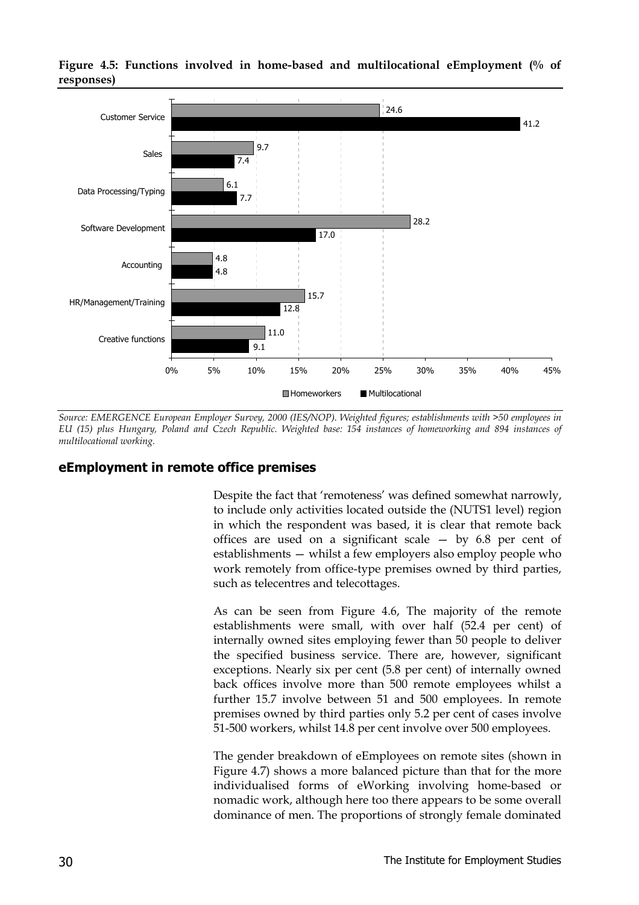**Figure 4.5: Functions involved in home-based and multilocational eEmployment (% of responses)**

| | Homeworkers | Multilocational |
|---|---|---|
| Customer Service | 24.6 | 41.2 |
| Sales | 9.7 | 7.4 |
| Data Processing/Typing | 6.1 | 7.7 |
| Software Development | 28.2 | 17.0 |
| Accounting | 4.8 | 4.8 |
| HR/Management/Training | 15.7 | 12.8 |
| Creative functions | 11.0 | 9.1 |

*Source: EMERGENCE European Employer Survey, 2000 (IES/NOP). Weighted figures; establishments with >50 employees in EU (15) plus Hungary, Poland and Czech Republic. Weighted base: 154 instances of homeworking and 894 instances of multilocational working.*

## eEmployment in remote office premises

Despite the fact that 'remoteness' was defined somewhat narrowly, to include only activities located outside the (NUTS1 level) region in which the respondent was based, it is clear that remote back offices are used on a significant scale — by 6.8 per cent of establishments — whilst a few employers also employ people who work remotely from office-type premises owned by third parties, such as telecentres and telecottages.

As can be seen from Figure 4.6, The majority of the remote establishments were small, with over half (52.4 per cent) of internally owned sites employing fewer than 50 people to deliver the specified business service. There are, however, significant exceptions. Nearly six per cent (5.8 per cent) of internally owned back offices involve more than 500 remote employees whilst a further 15.7 involve between 51 and 500 employees. In remote premises owned by third parties only 5.2 per cent of cases involve 51-500 workers, whilst 14.8 per cent involve over 500 employees.

The gender breakdown of eEmployees on remote sites (shown in Figure 4.7) shows a more balanced picture than that for the more individualised forms of eWorking involving home-based or nomadic work, although here too there appears to be some overall dominance of men. The proportions of strongly female dominated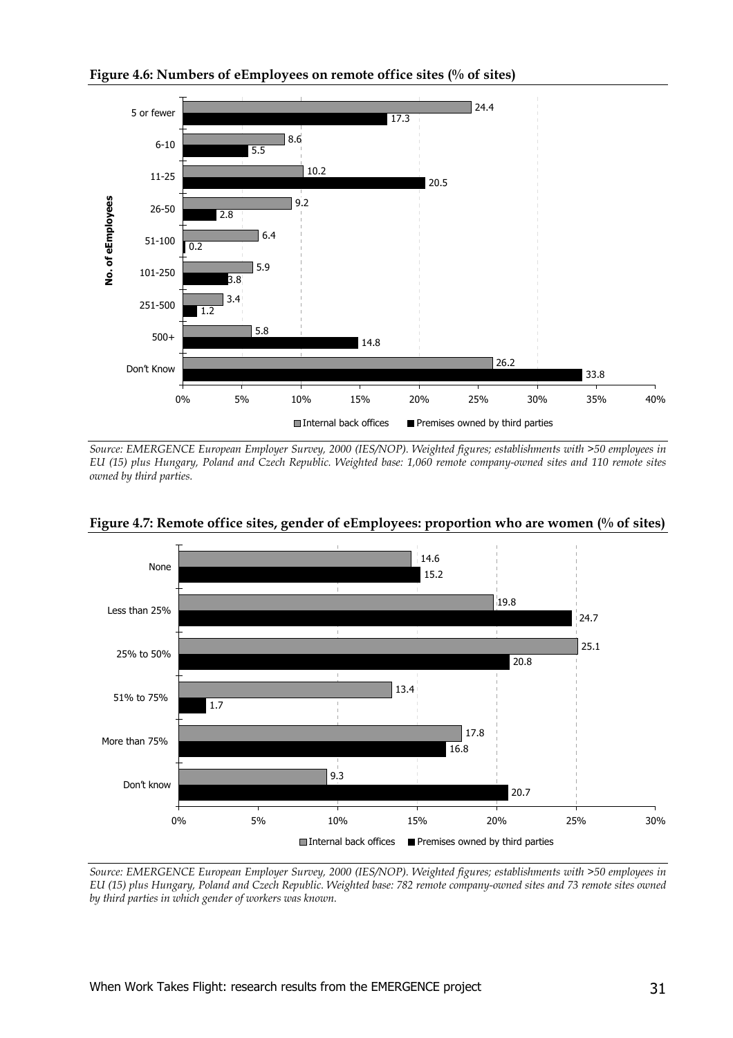**Figure 4.6: Numbers of eEmployees on remote office sites (% of sites)**

| No. of eEmployees | Internal back offices | Premises owned by third parties |
|---|---|---|
| 5 or fewer | 24.4 | 17.3 |
| 6-10 | 8.6 | 5.5 |
| 11-25 | 10.2 | 20.5 |
| 26-50 | 9.2 | 2.8 |
| 51-100 | 6.4 | 0.2 |
| 101-250 | 5.9 | 3.8 |
| 251-500 | 3.4 | 1.2 |
| 500+ | 5.8 | 14.8 |
| Don't Know | 26.2 | 33.8 |

*Source: EMERGENCE European Employer Survey, 2000 (IES/NOP). Weighted figures; establishments with >50 employees in EU (15) plus Hungary, Poland and Czech Republic. Weighted base: 1,060 remote company-owned sites and 110 remote sites owned by third parties.*

**Figure 4.7: Remote office sites, gender of eEmployees: proportion who are women (% of sites)**

| | Internal back offices | Premises owned by third parties |
|---|---|---|
| None | 14.6 | 15.2 |
| Less than 25% | 19.8 | 24.7 |
| 25% to 50% | 25.1 | 20.8 |
| 51% to 75% | 13.4 | 1.7 |
| More than 75% | 17.8 | 16.8 |
| Don't know | 9.3 | 20.7 |

*Source: EMERGENCE European Employer Survey, 2000 (IES/NOP). Weighted figures; establishments with >50 employees in EU (15) plus Hungary, Poland and Czech Republic. Weighted base: 782 remote company-owned sites and 73 remote sites owned by third parties in which gender of workers was known.*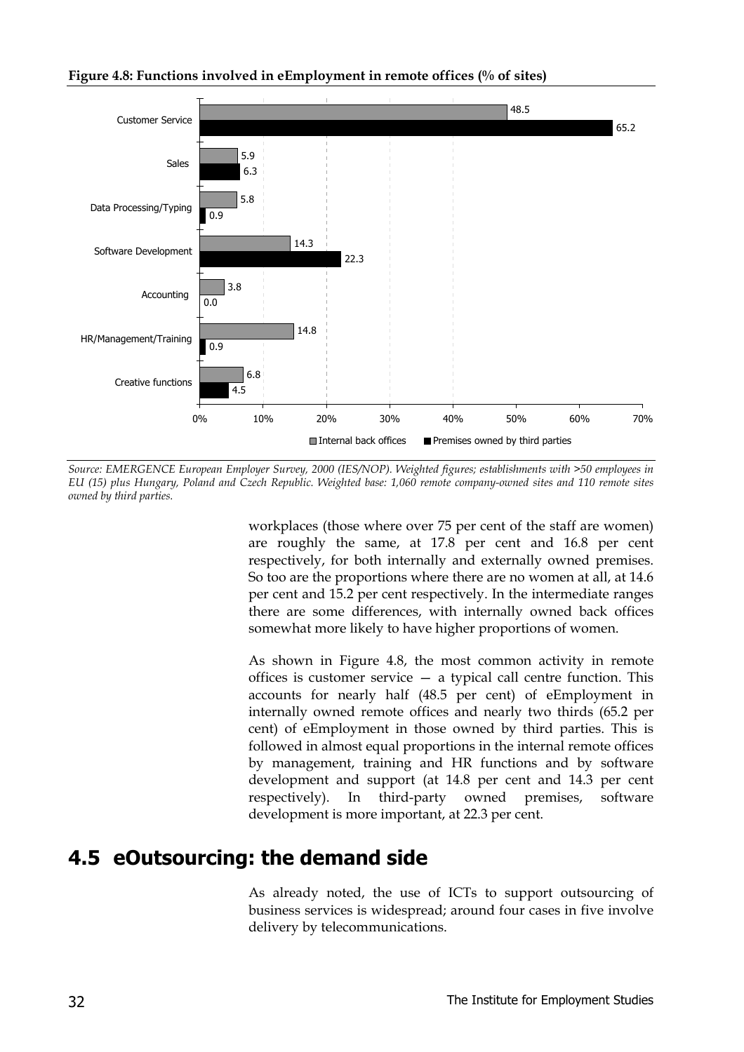**Figure 4.8: Functions involved in eEmployment in remote offices (% of sites)**

| Function | Internal back offices | Premises owned by third parties |
|---|---|---|
| Customer Service | 48.5 | 65.2 |
| Sales | 5.9 | 6.3 |
| Data Processing/Typing | 5.8 | 0.9 |
| Software Development | 14.3 | 22.3 |
| Accounting | 3.8 | 0.0 |
| HR/Management/Training | 14.8 | 0.9 |
| Creative functions | 6.8 | 4.5 |

*Source: EMERGENCE European Employer Survey, 2000 (IES/NOP). Weighted figures; establishments with >50 employees in EU (15) plus Hungary, Poland and Czech Republic. Weighted base: 1,060 remote company-owned sites and 110 remote sites owned by third parties.*

workplaces (those where over 75 per cent of the staff are women) are roughly the same, at 17.8 per cent and 16.8 per cent respectively, for both internally and externally owned premises. So too are the proportions where there are no women at all, at 14.6 per cent and 15.2 per cent respectively. In the intermediate ranges there are some differences, with internally owned back offices somewhat more likely to have higher proportions of women.

As shown in Figure 4.8, the most common activity in remote offices is customer service — a typical call centre function. This accounts for nearly half (48.5 per cent) of eEmployment in internally owned remote offices and nearly two thirds (65.2 per cent) of eEmployment in those owned by third parties. This is followed in almost equal proportions in the internal remote offices by management, training and HR functions and by software development and support (at 14.8 per cent and 14.3 per cent respectively). In third-party owned premises, software development is more important, at 22.3 per cent.

## 4.5 eOutsourcing: the demand side

As already noted, the use of ICTs to support outsourcing of business services is widespread; around four cases in five involve delivery by telecommunications.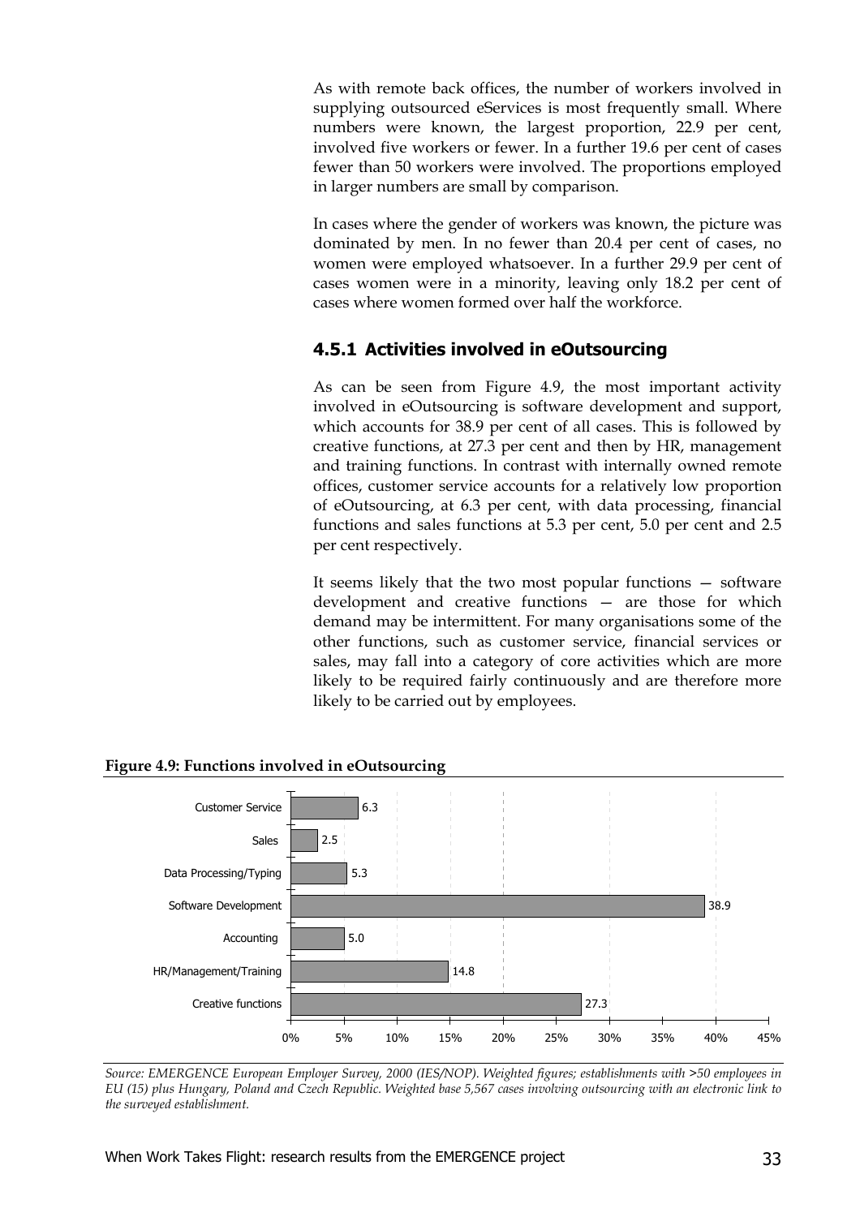As with remote back offices, the number of workers involved in supplying outsourced eServices is most frequently small. Where numbers were known, the largest proportion, 22.9 per cent, involved five workers or fewer. In a further 19.6 per cent of cases fewer than 50 workers were involved. The proportions employed in larger numbers are small by comparison.

In cases where the gender of workers was known, the picture was dominated by men. In no fewer than 20.4 per cent of cases, no women were employed whatsoever. In a further 29.9 per cent of cases women were in a minority, leaving only 18.2 per cent of cases where women formed over half the workforce.

### 4.5.1 Activities involved in eOutsourcing

As can be seen from Figure 4.9, the most important activity involved in eOutsourcing is software development and support, which accounts for 38.9 per cent of all cases. This is followed by creative functions, at 27.3 per cent and then by HR, management and training functions. In contrast with internally owned remote offices, customer service accounts for a relatively low proportion of eOutsourcing, at 6.3 per cent, with data processing, financial functions and sales functions at 5.3 per cent, 5.0 per cent and 2.5 per cent respectively.

It seems likely that the two most popular functions — software development and creative functions — are those for which demand may be intermittent. For many organisations some of the other functions, such as customer service, financial services or sales, may fall into a category of core activities which are more likely to be required fairly continuously and are therefore more likely to be carried out by employees.

**Figure 4.9: Functions involved in eOutsourcing**

| Function | Per cent |
|---|---|
| Customer Service | 6.3 |
| Sales | 2.5 |
| Data Processing/Typing | 5.3 |
| Software Development | 38.9 |
| Accounting | 5.0 |
| HR/Management/Training | 14.8 |
| Creative functions | 27.3 |

*Source: EMERGENCE European Employer Survey, 2000 (IES/NOP). Weighted figures; establishments with >50 employees in EU (15) plus Hungary, Poland and Czech Republic. Weighted base 5,567 cases involving outsourcing with an electronic link to the surveyed establishment.*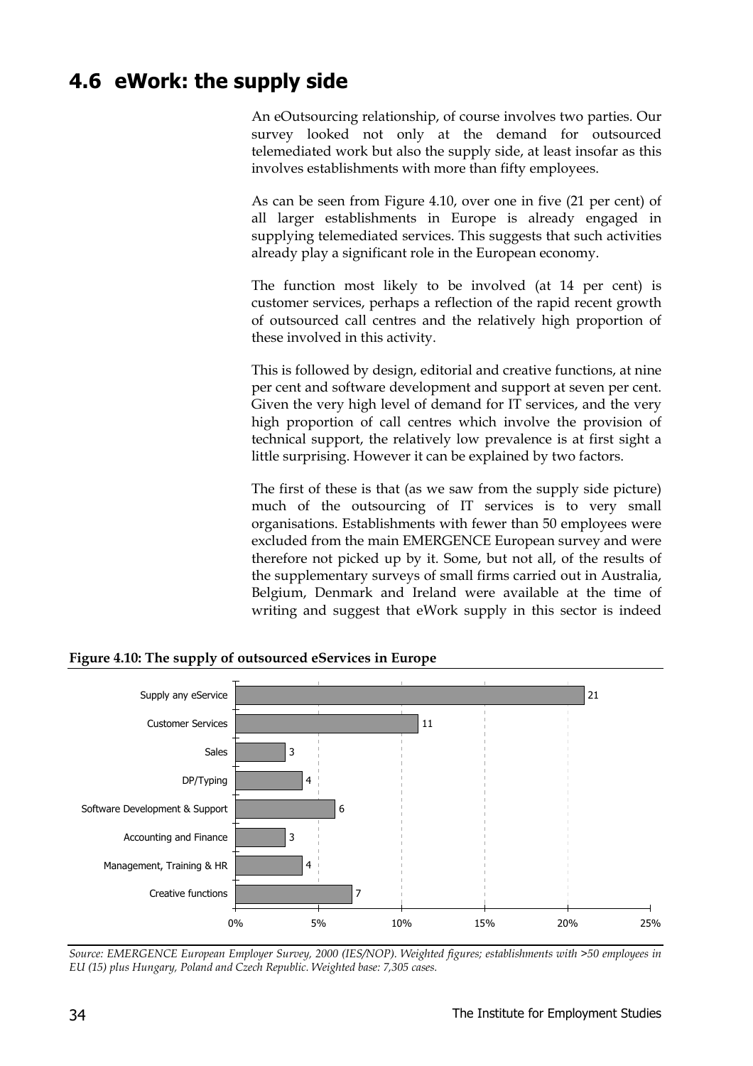## 4.6 eWork: the supply side

An eOutsourcing relationship, of course involves two parties. Our survey looked not only at the demand for outsourced telemediated work but also the supply side, at least insofar as this involves establishments with more than fifty employees.

As can be seen from Figure 4.10, over one in five (21 per cent) of all larger establishments in Europe is already engaged in supplying telemediated services. This suggests that such activities already play a significant role in the European economy.

The function most likely to be involved (at 14 per cent) is customer services, perhaps a reflection of the rapid recent growth of outsourced call centres and the relatively high proportion of these involved in this activity.

This is followed by design, editorial and creative functions, at nine per cent and software development and support at seven per cent. Given the very high level of demand for IT services, and the very high proportion of call centres which involve the provision of technical support, the relatively low prevalence is at first sight a little surprising. However it can be explained by two factors.

The first of these is that (as we saw from the supply side picture) much of the outsourcing of IT services is to very small organisations. Establishments with fewer than 50 employees were excluded from the main EMERGENCE European survey and were therefore not picked up by it. Some, but not all, of the results of the supplementary surveys of small firms carried out in Australia, Belgium, Denmark and Ireland were available at the time of writing and suggest that eWork supply in this sector is indeed

**Figure 4.10: The supply of outsourced eServices in Europe**

| Function | % |
| --- | --- |
| Supply any eService | 21 |
| Customer Services | 11 |
| Sales | 3 |
| DP/Typing | 4 |
| Software Development & Support | 6 |
| Accounting and Finance | 3 |
| Management, Training & HR | 4 |
| Creative functions | 7 |

*Source: EMERGENCE European Employer Survey, 2000 (IES/NOP). Weighted figures; establishments with >50 employees in EU (15) plus Hungary, Poland and Czech Republic. Weighted base: 7,305 cases.*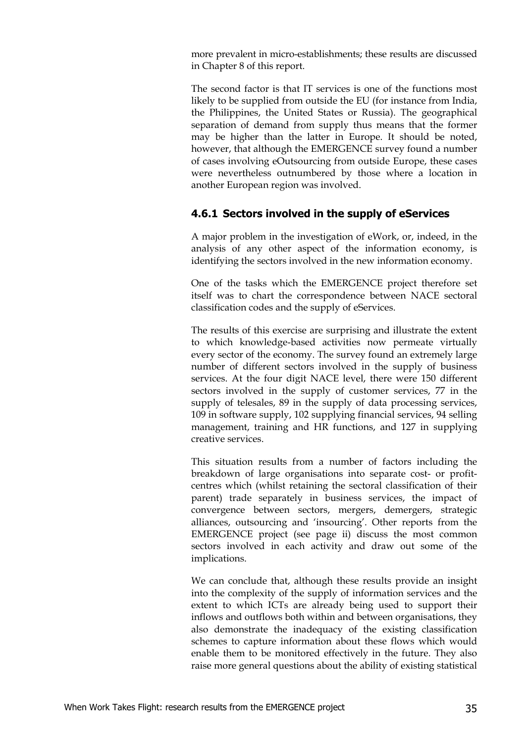more prevalent in micro-establishments; these results are discussed in Chapter 8 of this report.

The second factor is that IT services is one of the functions most likely to be supplied from outside the EU (for instance from India, the Philippines, the United States or Russia). The geographical separation of demand from supply thus means that the former may be higher than the latter in Europe. It should be noted, however, that although the EMERGENCE survey found a number of cases involving eOutsourcing from outside Europe, these cases were nevertheless outnumbered by those where a location in another European region was involved.

### 4.6.1 Sectors involved in the supply of eServices

A major problem in the investigation of eWork, or, indeed, in the analysis of any other aspect of the information economy, is identifying the sectors involved in the new information economy.

One of the tasks which the EMERGENCE project therefore set itself was to chart the correspondence between NACE sectoral classification codes and the supply of eServices.

The results of this exercise are surprising and illustrate the extent to which knowledge-based activities now permeate virtually every sector of the economy. The survey found an extremely large number of different sectors involved in the supply of business services. At the four digit NACE level, there were 150 different sectors involved in the supply of customer services, 77 in the supply of telesales, 89 in the supply of data processing services, 109 in software supply, 102 supplying financial services, 94 selling management, training and HR functions, and 127 in supplying creative services.

This situation results from a number of factors including the breakdown of large organisations into separate cost- or profit-centres which (whilst retaining the sectoral classification of their parent) trade separately in business services, the impact of convergence between sectors, mergers, demergers, strategic alliances, outsourcing and 'insourcing'. Other reports from the EMERGENCE project (see page ii) discuss the most common sectors involved in each activity and draw out some of the implications.

We can conclude that, although these results provide an insight into the complexity of the supply of information services and the extent to which ICTs are already being used to support their inflows and outflows both within and between organisations, they also demonstrate the inadequacy of the existing classification schemes to capture information about these flows which would enable them to be monitored effectively in the future. They also raise more general questions about the ability of existing statistical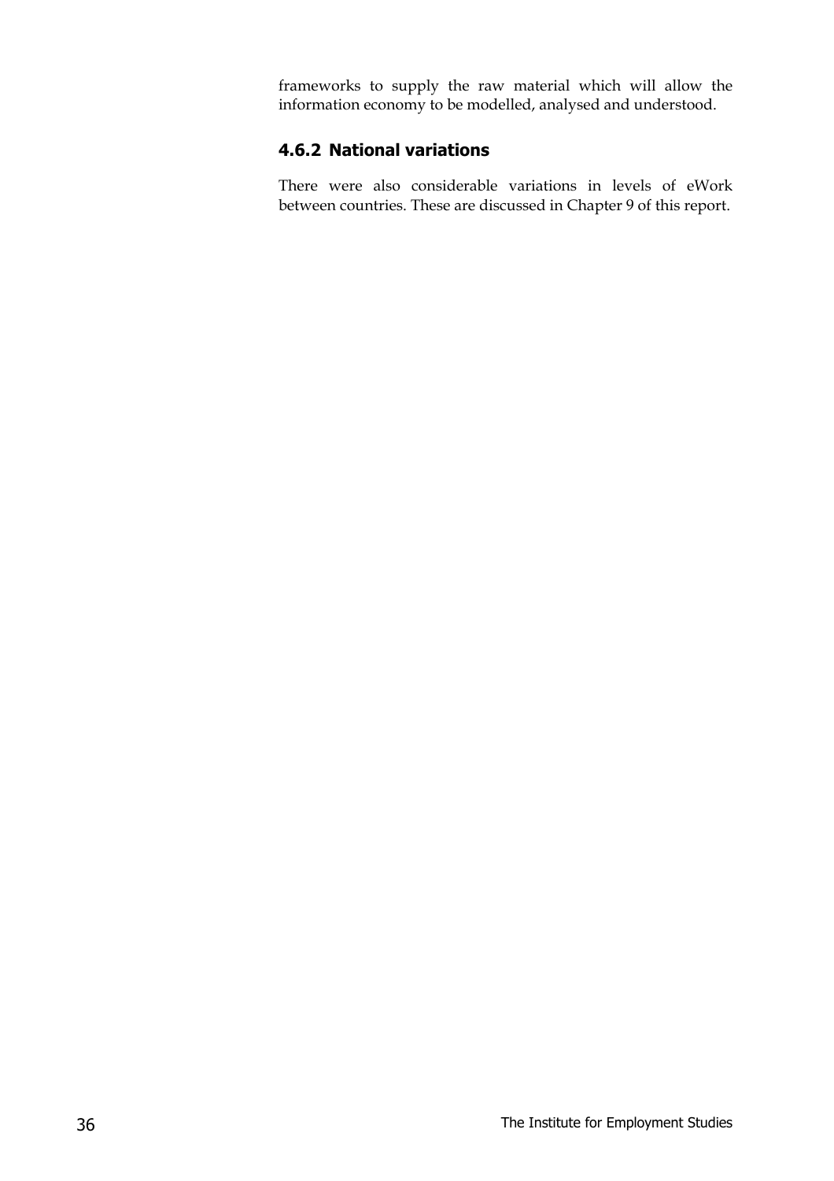frameworks to supply the raw material which will allow the information economy to be modelled, analysed and understood.

### 4.6.2 National variations

There were also considerable variations in levels of eWork between countries. These are discussed in Chapter 9 of this report.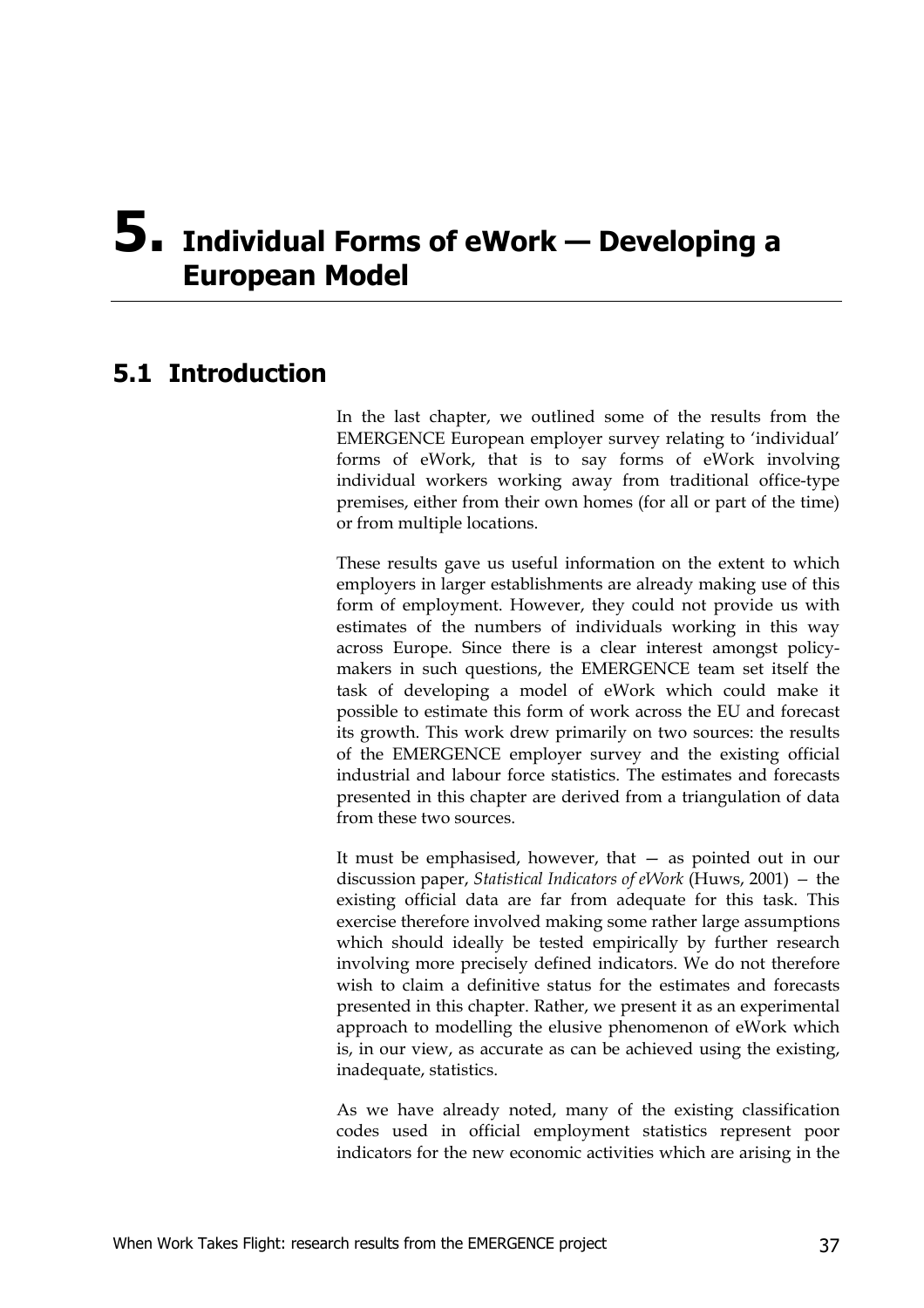# 5. Individual Forms of eWork — Developing a European Model

## 5.1 Introduction

In the last chapter, we outlined some of the results from the EMERGENCE European employer survey relating to 'individual' forms of eWork, that is to say forms of eWork involving individual workers working away from traditional office-type premises, either from their own homes (for all or part of the time) or from multiple locations.

These results gave us useful information on the extent to which employers in larger establishments are already making use of this form of employment. However, they could not provide us with estimates of the numbers of individuals working in this way across Europe. Since there is a clear interest amongst policy-makers in such questions, the EMERGENCE team set itself the task of developing a model of eWork which could make it possible to estimate this form of work across the EU and forecast its growth. This work drew primarily on two sources: the results of the EMERGENCE employer survey and the existing official industrial and labour force statistics. The estimates and forecasts presented in this chapter are derived from a triangulation of data from these two sources.

It must be emphasised, however, that — as pointed out in our discussion paper, *Statistical Indicators of eWork* (Huws, 2001) — the existing official data are far from adequate for this task. This exercise therefore involved making some rather large assumptions which should ideally be tested empirically by further research involving more precisely defined indicators. We do not therefore wish to claim a definitive status for the estimates and forecasts presented in this chapter. Rather, we present it as an experimental approach to modelling the elusive phenomenon of eWork which is, in our view, as accurate as can be achieved using the existing, inadequate, statistics.

As we have already noted, many of the existing classification codes used in official employment statistics represent poor indicators for the new economic activities which are arising in the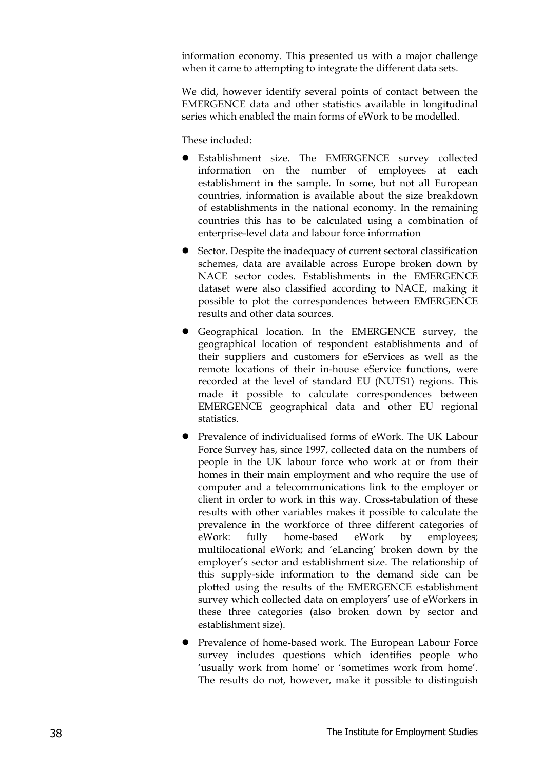information economy. This presented us with a major challenge when it came to attempting to integrate the different data sets.

We did, however identify several points of contact between the EMERGENCE data and other statistics available in longitudinal series which enabled the main forms of eWork to be modelled.

These included:

- Establishment size. The EMERGENCE survey collected information on the number of employees at each establishment in the sample. In some, but not all European countries, information is available about the size breakdown of establishments in the national economy. In the remaining countries this has to be calculated using a combination of enterprise-level data and labour force information
- Sector. Despite the inadequacy of current sectoral classification schemes, data are available across Europe broken down by NACE sector codes. Establishments in the EMERGENCE dataset were also classified according to NACE, making it possible to plot the correspondences between EMERGENCE results and other data sources.
- Geographical location. In the EMERGENCE survey, the geographical location of respondent establishments and of their suppliers and customers for eServices as well as the remote locations of their in-house eService functions, were recorded at the level of standard EU (NUTS1) regions. This made it possible to calculate correspondences between EMERGENCE geographical data and other EU regional statistics.
- Prevalence of individualised forms of eWork. The UK Labour Force Survey has, since 1997, collected data on the numbers of people in the UK labour force who work at or from their homes in their main employment and who require the use of computer and a telecommunications link to the employer or client in order to work in this way. Cross-tabulation of these results with other variables makes it possible to calculate the prevalence in the workforce of three different categories of eWork: fully home-based eWork by employees; multilocational eWork; and 'eLancing' broken down by the employer's sector and establishment size. The relationship of this supply-side information to the demand side can be plotted using the results of the EMERGENCE establishment survey which collected data on employers' use of eWorkers in these three categories (also broken down by sector and establishment size).
- Prevalence of home-based work. The European Labour Force survey includes questions which identifies people who 'usually work from home' or 'sometimes work from home'. The results do not, however, make it possible to distinguish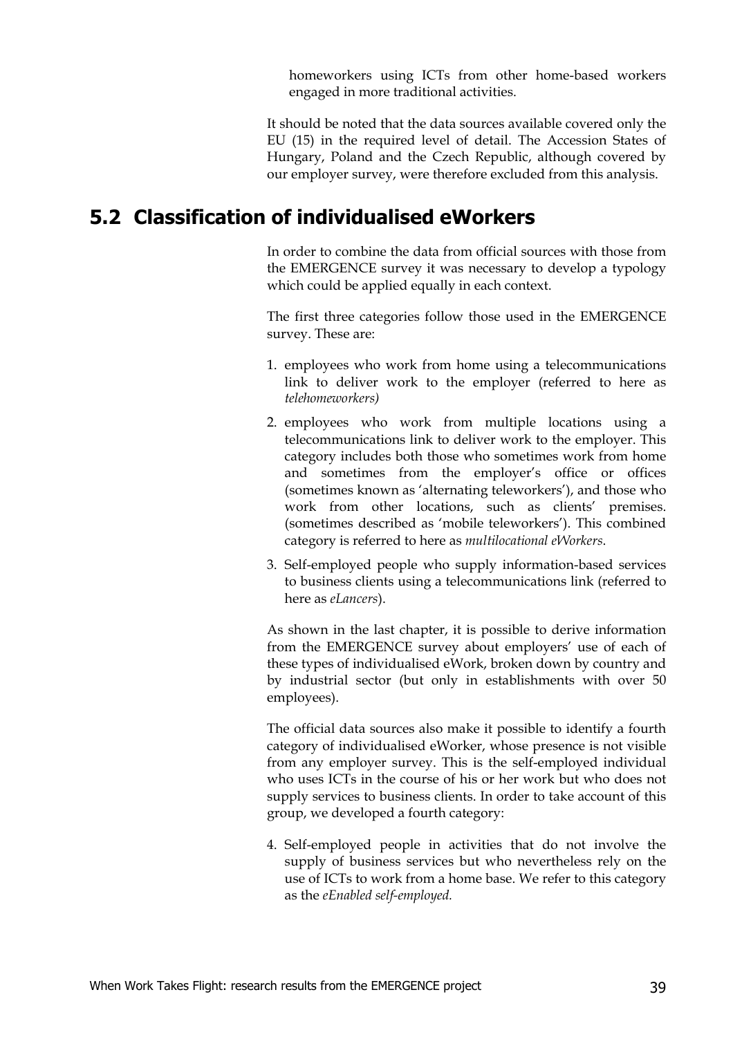homeworkers using ICTs from other home-based workers engaged in more traditional activities.

It should be noted that the data sources available covered only the EU (15) in the required level of detail. The Accession States of Hungary, Poland and the Czech Republic, although covered by our employer survey, were therefore excluded from this analysis.

## 5.2 Classification of individualised eWorkers

In order to combine the data from official sources with those from the EMERGENCE survey it was necessary to develop a typology which could be applied equally in each context.

The first three categories follow those used in the EMERGENCE survey. These are:

1. employees who work from home using a telecommunications link to deliver work to the employer (referred to here as *telehomeworkers)*
2. employees who work from multiple locations using a telecommunications link to deliver work to the employer. This category includes both those who sometimes work from home and sometimes from the employer's office or offices (sometimes known as 'alternating teleworkers'), and those who work from other locations, such as clients' premises. (sometimes described as 'mobile teleworkers'). This combined category is referred to here as *multilocational eWorkers*.
3. Self-employed people who supply information-based services to business clients using a telecommunications link (referred to here as *eLancers*).

As shown in the last chapter, it is possible to derive information from the EMERGENCE survey about employers' use of each of these types of individualised eWork, broken down by country and by industrial sector (but only in establishments with over 50 employees).

The official data sources also make it possible to identify a fourth category of individualised eWorker, whose presence is not visible from any employer survey. This is the self-employed individual who uses ICTs in the course of his or her work but who does not supply services to business clients. In order to take account of this group, we developed a fourth category:

4. Self-employed people in activities that do not involve the supply of business services but who nevertheless rely on the use of ICTs to work from a home base. We refer to this category as the *eEnabled self-employed.*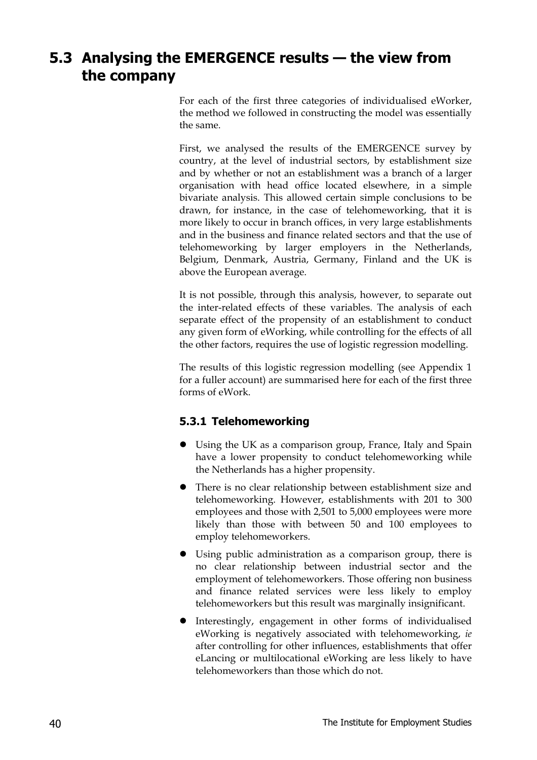## 5.3 Analysing the EMERGENCE results — the view from the company

For each of the first three categories of individualised eWorker, the method we followed in constructing the model was essentially the same.

First, we analysed the results of the EMERGENCE survey by country, at the level of industrial sectors, by establishment size and by whether or not an establishment was a branch of a larger organisation with head office located elsewhere, in a simple bivariate analysis. This allowed certain simple conclusions to be drawn, for instance, in the case of telehomeworking, that it is more likely to occur in branch offices, in very large establishments and in the business and finance related sectors and that the use of telehomeworking by larger employers in the Netherlands, Belgium, Denmark, Austria, Germany, Finland and the UK is above the European average.

It is not possible, through this analysis, however, to separate out the inter-related effects of these variables. The analysis of each separate effect of the propensity of an establishment to conduct any given form of eWorking, while controlling for the effects of all the other factors, requires the use of logistic regression modelling.

The results of this logistic regression modelling (see Appendix 1 for a fuller account) are summarised here for each of the first three forms of eWork.

### 5.3.1 Telehomeworking

- Using the UK as a comparison group, France, Italy and Spain have a lower propensity to conduct telehomeworking while the Netherlands has a higher propensity.
- There is no clear relationship between establishment size and telehomeworking. However, establishments with 201 to 300 employees and those with 2,501 to 5,000 employees were more likely than those with between 50 and 100 employees to employ telehomeworkers.
- Using public administration as a comparison group, there is no clear relationship between industrial sector and the employment of telehomeworkers. Those offering non business and finance related services were less likely to employ telehomeworkers but this result was marginally insignificant.
- Interestingly, engagement in other forms of individualised eWorking is negatively associated with telehomeworking, *ie* after controlling for other influences, establishments that offer eLancing or multilocational eWorking are less likely to have telehomeworkers than those which do not.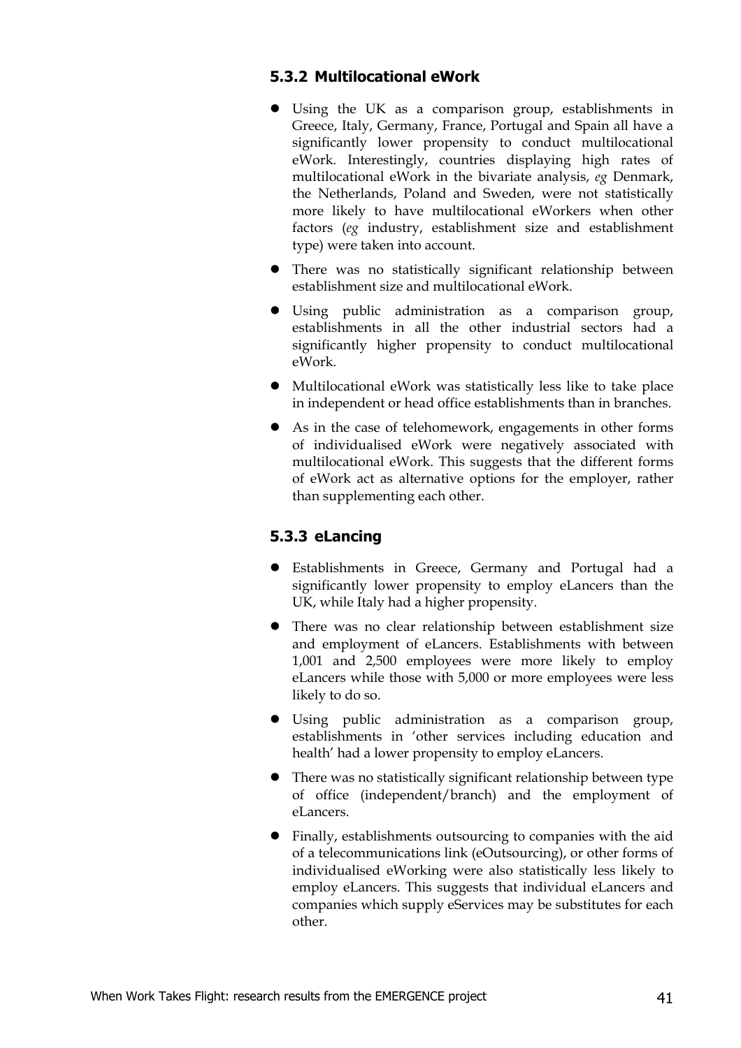### 5.3.2 Multilocational eWork

- Using the UK as a comparison group, establishments in Greece, Italy, Germany, France, Portugal and Spain all have a significantly lower propensity to conduct multilocational eWork. Interestingly, countries displaying high rates of multilocational eWork in the bivariate analysis, *eg* Denmark, the Netherlands, Poland and Sweden, were not statistically more likely to have multilocational eWorkers when other factors (*eg* industry, establishment size and establishment type) were taken into account.
- There was no statistically significant relationship between establishment size and multilocational eWork.
- Using public administration as a comparison group, establishments in all the other industrial sectors had a significantly higher propensity to conduct multilocational eWork.
- Multilocational eWork was statistically less like to take place in independent or head office establishments than in branches.
- As in the case of telehomework, engagements in other forms of individualised eWork were negatively associated with multilocational eWork. This suggests that the different forms of eWork act as alternative options for the employer, rather than supplementing each other.

### 5.3.3 eLancing

- Establishments in Greece, Germany and Portugal had a significantly lower propensity to employ eLancers than the UK, while Italy had a higher propensity.
- There was no clear relationship between establishment size and employment of eLancers. Establishments with between 1,001 and 2,500 employees were more likely to employ eLancers while those with 5,000 or more employees were less likely to do so.
- Using public administration as a comparison group, establishments in 'other services including education and health' had a lower propensity to employ eLancers.
- There was no statistically significant relationship between type of office (independent/branch) and the employment of eLancers.
- Finally, establishments outsourcing to companies with the aid of a telecommunications link (eOutsourcing), or other forms of individualised eWorking were also statistically less likely to employ eLancers. This suggests that individual eLancers and companies which supply eServices may be substitutes for each other.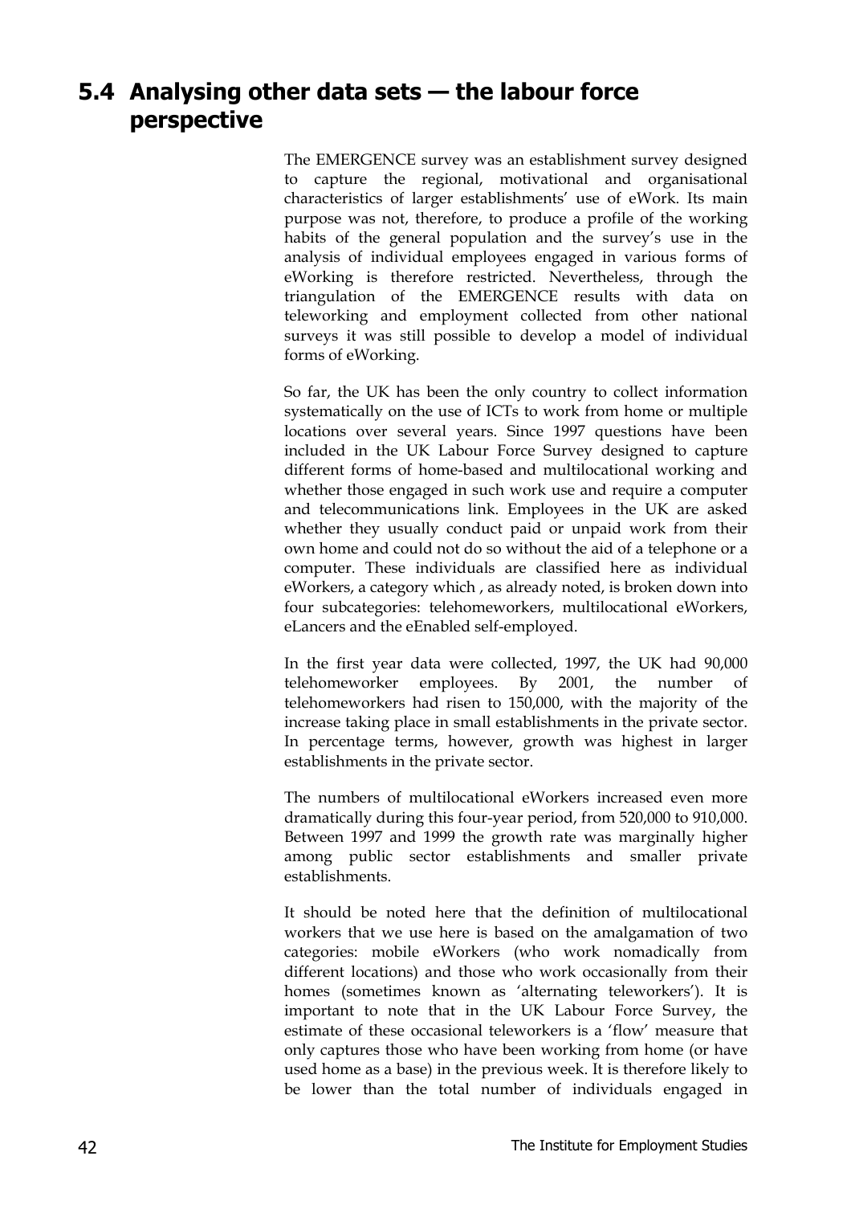## 5.4 Analysing other data sets — the labour force perspective

The EMERGENCE survey was an establishment survey designed to capture the regional, motivational and organisational characteristics of larger establishments' use of eWork. Its main purpose was not, therefore, to produce a profile of the working habits of the general population and the survey's use in the analysis of individual employees engaged in various forms of eWorking is therefore restricted. Nevertheless, through the triangulation of the EMERGENCE results with data on teleworking and employment collected from other national surveys it was still possible to develop a model of individual forms of eWorking.

So far, the UK has been the only country to collect information systematically on the use of ICTs to work from home or multiple locations over several years. Since 1997 questions have been included in the UK Labour Force Survey designed to capture different forms of home-based and multilocational working and whether those engaged in such work use and require a computer and telecommunications link. Employees in the UK are asked whether they usually conduct paid or unpaid work from their own home and could not do so without the aid of a telephone or a computer. These individuals are classified here as individual eWorkers, a category which , as already noted, is broken down into four subcategories: telehomeworkers, multilocational eWorkers, eLancers and the eEnabled self-employed.

In the first year data were collected, 1997, the UK had 90,000 telehomeworker employees. By 2001, the number of telehomeworkers had risen to 150,000, with the majority of the increase taking place in small establishments in the private sector. In percentage terms, however, growth was highest in larger establishments in the private sector.

The numbers of multilocational eWorkers increased even more dramatically during this four-year period, from 520,000 to 910,000. Between 1997 and 1999 the growth rate was marginally higher among public sector establishments and smaller private establishments.

It should be noted here that the definition of multilocational workers that we use here is based on the amalgamation of two categories: mobile eWorkers (who work nomadically from different locations) and those who work occasionally from their homes (sometimes known as 'alternating teleworkers'). It is important to note that in the UK Labour Force Survey, the estimate of these occasional teleworkers is a 'flow' measure that only captures those who have been working from home (or have used home as a base) in the previous week. It is therefore likely to be lower than the total number of individuals engaged in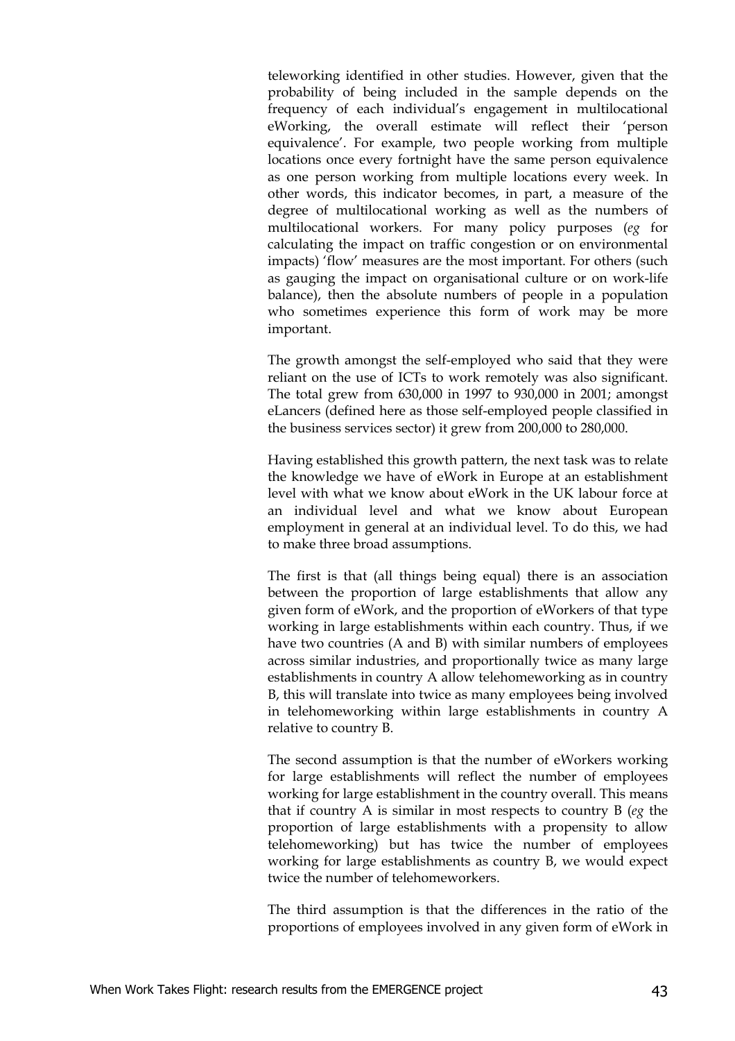teleworking identified in other studies. However, given that the probability of being included in the sample depends on the frequency of each individual's engagement in multilocational eWorking, the overall estimate will reflect their 'person equivalence'. For example, two people working from multiple locations once every fortnight have the same person equivalence as one person working from multiple locations every week. In other words, this indicator becomes, in part, a measure of the degree of multilocational working as well as the numbers of multilocational workers. For many policy purposes (*eg* for calculating the impact on traffic congestion or on environmental impacts) 'flow' measures are the most important. For others (such as gauging the impact on organisational culture or on work-life balance), then the absolute numbers of people in a population who sometimes experience this form of work may be more important.

The growth amongst the self-employed who said that they were reliant on the use of ICTs to work remotely was also significant. The total grew from 630,000 in 1997 to 930,000 in 2001; amongst eLancers (defined here as those self-employed people classified in the business services sector) it grew from 200,000 to 280,000.

Having established this growth pattern, the next task was to relate the knowledge we have of eWork in Europe at an establishment level with what we know about eWork in the UK labour force at an individual level and what we know about European employment in general at an individual level. To do this, we had to make three broad assumptions.

The first is that (all things being equal) there is an association between the proportion of large establishments that allow any given form of eWork, and the proportion of eWorkers of that type working in large establishments within each country. Thus, if we have two countries (A and B) with similar numbers of employees across similar industries, and proportionally twice as many large establishments in country A allow telehomeworking as in country B, this will translate into twice as many employees being involved in telehomeworking within large establishments in country A relative to country B.

The second assumption is that the number of eWorkers working for large establishments will reflect the number of employees working for large establishment in the country overall. This means that if country A is similar in most respects to country B (*eg* the proportion of large establishments with a propensity to allow telehomeworking) but has twice the number of employees working for large establishments as country B, we would expect twice the number of telehomeworkers.

The third assumption is that the differences in the ratio of the proportions of employees involved in any given form of eWork in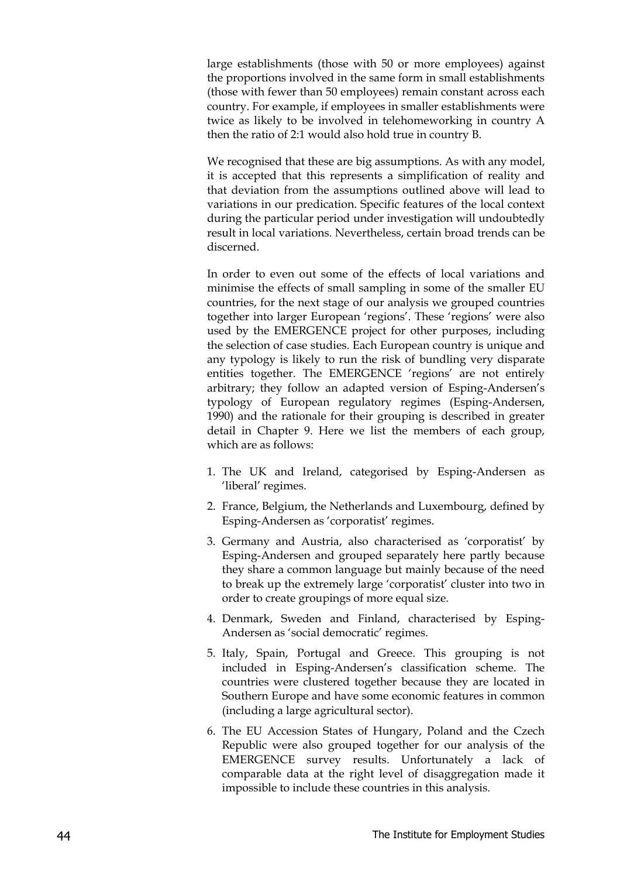large establishments (those with 50 or more employees) against the proportions involved in the same form in small establishments (those with fewer than 50 employees) remain constant across each country. For example, if employees in smaller establishments were twice as likely to be involved in telehomeworking in country A then the ratio of 2:1 would also hold true in country B.

We recognised that these are big assumptions. As with any model, it is accepted that this represents a simplification of reality and that deviation from the assumptions outlined above will lead to variations in our predication. Specific features of the local context during the particular period under investigation will undoubtedly result in local variations. Nevertheless, certain broad trends can be discerned.

In order to even out some of the effects of local variations and minimise the effects of small sampling in some of the smaller EU countries, for the next stage of our analysis we grouped countries together into larger European 'regions'. These 'regions' were also used by the EMERGENCE project for other purposes, including the selection of case studies. Each European country is unique and any typology is likely to run the risk of bundling very disparate entities together. The EMERGENCE 'regions' are not entirely arbitrary; they follow an adapted version of Esping-Andersen's typology of European regulatory regimes (Esping-Andersen, 1990) and the rationale for their grouping is described in greater detail in Chapter 9. Here we list the members of each group, which are as follows:

1. The UK and Ireland, categorised by Esping-Andersen as 'liberal' regimes.
2. France, Belgium, the Netherlands and Luxembourg, defined by Esping-Andersen as 'corporatist' regimes.
3. Germany and Austria, also characterised as 'corporatist' by Esping-Andersen and grouped separately here partly because they share a common language but mainly because of the need to break up the extremely large 'corporatist' cluster into two in order to create groupings of more equal size.
4. Denmark, Sweden and Finland, characterised by Esping-Andersen as 'social democratic' regimes.
5. Italy, Spain, Portugal and Greece. This grouping is not included in Esping-Andersen's classification scheme. The countries were clustered together because they are located in Southern Europe and have some economic features in common (including a large agricultural sector).
6. The EU Accession States of Hungary, Poland and the Czech Republic were also grouped together for our analysis of the EMERGENCE survey results. Unfortunately a lack of comparable data at the right level of disaggregation made it impossible to include these countries in this analysis.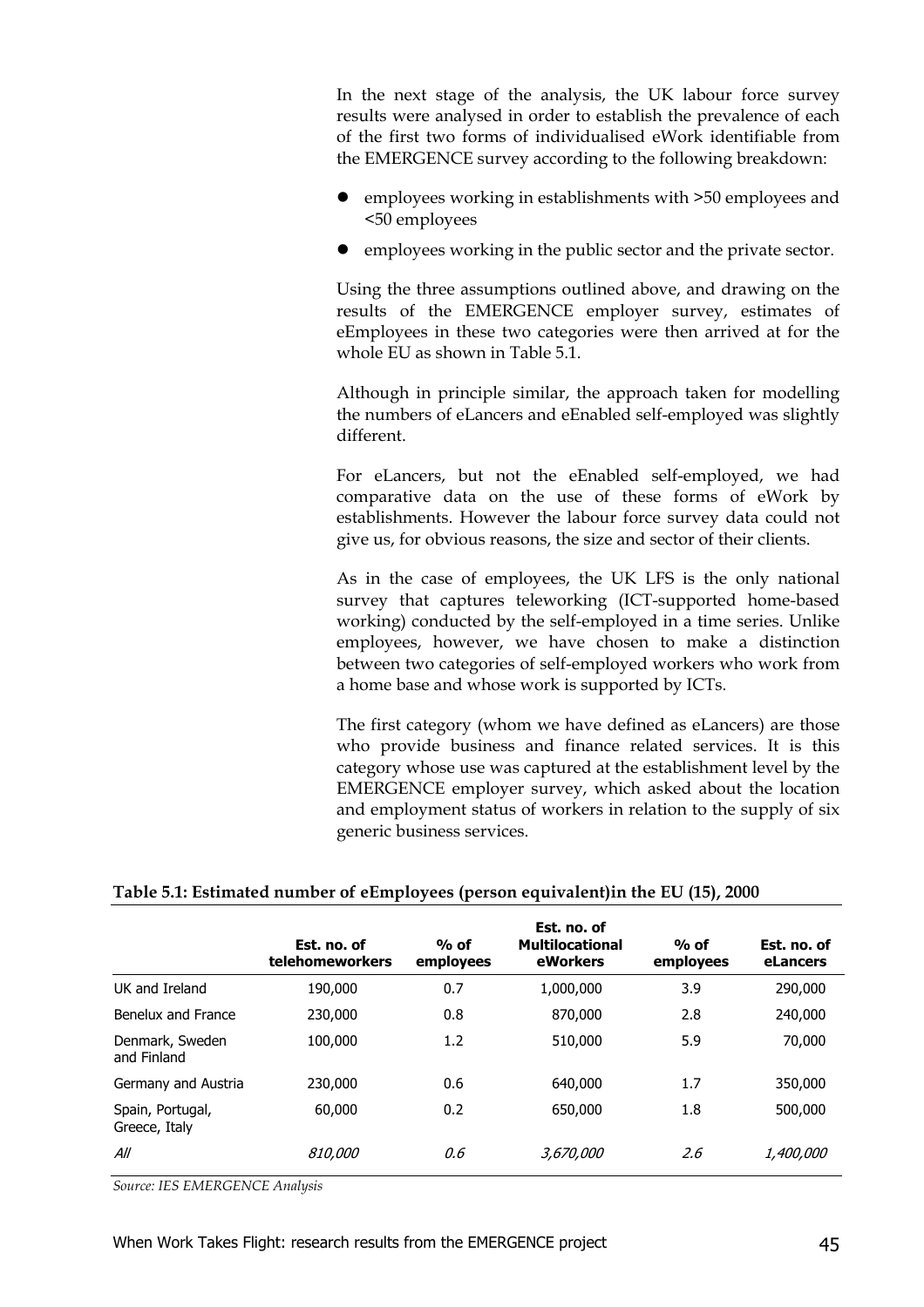In the next stage of the analysis, the UK labour force survey results were analysed in order to establish the prevalence of each of the first two forms of individualised eWork identifiable from the EMERGENCE survey according to the following breakdown:

- employees working in establishments with >50 employees and <50 employees
- employees working in the public sector and the private sector.

Using the three assumptions outlined above, and drawing on the results of the EMERGENCE employer survey, estimates of eEmployees in these two categories were then arrived at for the whole EU as shown in Table 5.1.

Although in principle similar, the approach taken for modelling the numbers of eLancers and eEnabled self-employed was slightly different.

For eLancers, but not the eEnabled self-employed, we had comparative data on the use of these forms of eWork by establishments. However the labour force survey data could not give us, for obvious reasons, the size and sector of their clients.

As in the case of employees, the UK LFS is the only national survey that captures teleworking (ICT-supported home-based working) conducted by the self-employed in a time series. Unlike employees, however, we have chosen to make a distinction between two categories of self-employed workers who work from a home base and whose work is supported by ICTs.

The first category (whom we have defined as eLancers) are those who provide business and finance related services. It is this category whose use was captured at the establishment level by the EMERGENCE employer survey, which asked about the location and employment status of workers in relation to the supply of six generic business services.

**Table 5.1: Estimated number of eEmployees (person equivalent)in the EU (15), 2000**

| | Est. no. of telehomeworkers | % of employees | Est. no. of Multilocational eWorkers | % of employees | Est. no. of eLancers |
|---|---|---|---|---|---|
| UK and Ireland | 190,000 | 0.7 | 1,000,000 | 3.9 | 290,000 |
| Benelux and France | 230,000 | 0.8 | 870,000 | 2.8 | 240,000 |
| Denmark, Sweden and Finland | 100,000 | 1.2 | 510,000 | 5.9 | 70,000 |
| Germany and Austria | 230,000 | 0.6 | 640,000 | 1.7 | 350,000 |
| Spain, Portugal, Greece, Italy | 60,000 | 0.2 | 650,000 | 1.8 | 500,000 |
| *All* | *810,000* | *0.6* | *3,670,000* | *2.6* | *1,400,000* |

*Source: IES EMERGENCE Analysis*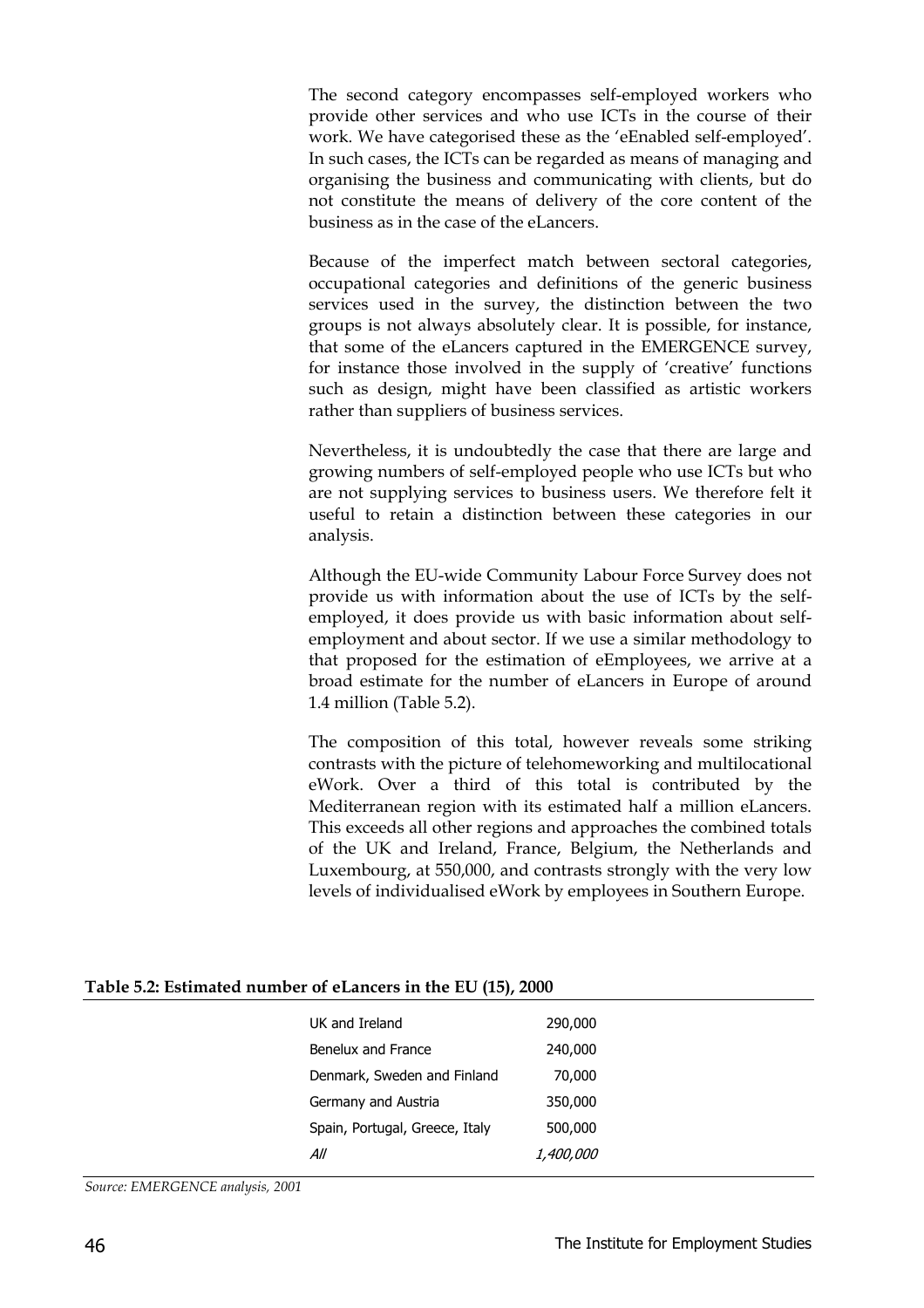The second category encompasses self-employed workers who provide other services and who use ICTs in the course of their work. We have categorised these as the 'eEnabled self-employed'. In such cases, the ICTs can be regarded as means of managing and organising the business and communicating with clients, but do not constitute the means of delivery of the core content of the business as in the case of the eLancers.

Because of the imperfect match between sectoral categories, occupational categories and definitions of the generic business services used in the survey, the distinction between the two groups is not always absolutely clear. It is possible, for instance, that some of the eLancers captured in the EMERGENCE survey, for instance those involved in the supply of 'creative' functions such as design, might have been classified as artistic workers rather than suppliers of business services.

Nevertheless, it is undoubtedly the case that there are large and growing numbers of self-employed people who use ICTs but who are not supplying services to business users. We therefore felt it useful to retain a distinction between these categories in our analysis.

Although the EU-wide Community Labour Force Survey does not provide us with information about the use of ICTs by the self-employed, it does provide us with basic information about self-employment and about sector. If we use a similar methodology to that proposed for the estimation of eEmployees, we arrive at a broad estimate for the number of eLancers in Europe of around 1.4 million (Table 5.2).

The composition of this total, however reveals some striking contrasts with the picture of telehomeworking and multilocational eWork. Over a third of this total is contributed by the Mediterranean region with its estimated half a million eLancers. This exceeds all other regions and approaches the combined totals of the UK and Ireland, France, Belgium, the Netherlands and Luxembourg, at 550,000, and contrasts strongly with the very low levels of individualised eWork by employees in Southern Europe.

**Table 5.2: Estimated number of eLancers in the EU (15), 2000**

| | |
|---|---|
| UK and Ireland | 290,000 |
| Benelux and France | 240,000 |
| Denmark, Sweden and Finland | 70,000 |
| Germany and Austria | 350,000 |
| Spain, Portugal, Greece, Italy | 500,000 |
| *All* | *1,400,000* |

*Source: EMERGENCE analysis, 2001*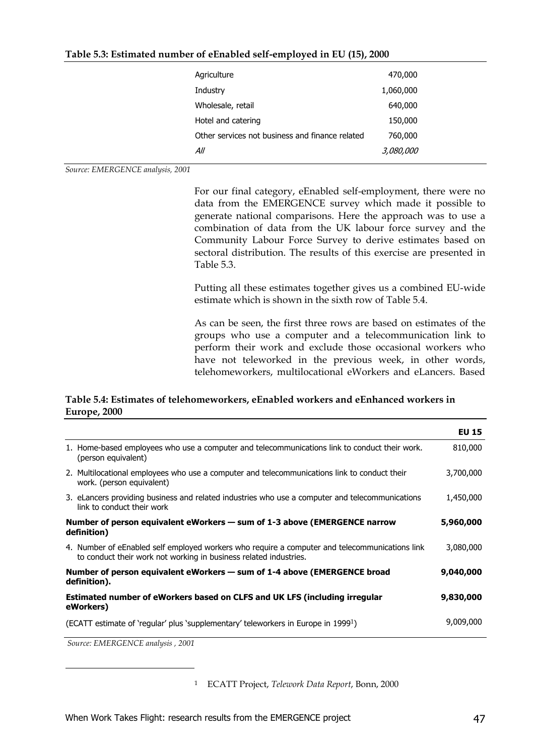**Table 5.3: Estimated number of eEnabled self-employed in EU (15), 2000**

| | |
|---|---|
| Agriculture | 470,000 |
| Industry | 1,060,000 |
| Wholesale, retail | 640,000 |
| Hotel and catering | 150,000 |
| Other services not business and finance related | 760,000 |
| *All* | *3,080,000* |

*Source: EMERGENCE analysis, 2001*

For our final category, eEnabled self-employment, there were no data from the EMERGENCE survey which made it possible to generate national comparisons. Here the approach was to use a combination of data from the UK labour force survey and the Community Labour Force Survey to derive estimates based on sectoral distribution. The results of this exercise are presented in Table 5.3.

Putting all these estimates together gives us a combined EU-wide estimate which is shown in the sixth row of Table 5.4.

As can be seen, the first three rows are based on estimates of the groups who use a computer and a telecommunication link to perform their work and exclude those occasional workers who have not teleworked in the previous week, in other words, telehomeworkers, multilocational eWorkers and eLancers. Based

**Table 5.4: Estimates of telehomeworkers, eEnabled workers and eEnhanced workers in Europe, 2000**

| | **EU 15** |
|---|---|
| 1. Home-based employees who use a computer and telecommunications link to conduct their work. (person equivalent) | 810,000 |
| 2. Multilocational employees who use a computer and telecommunications link to conduct their work. (person equivalent) | 3,700,000 |
| 3. eLancers providing business and related industries who use a computer and telecommunications link to conduct their work | 1,450,000 |
| **Number of person equivalent eWorkers — sum of 1-3 above (EMERGENCE narrow definition)** | **5,960,000** |
| 4. Number of eEnabled self employed workers who require a computer and telecommunications link to conduct their work not working in business related industries. | 3,080,000 |
| **Number of person equivalent eWorkers — sum of 1-4 above (EMERGENCE broad definition).** | **9,040,000** |
| **Estimated number of eWorkers based on CLFS and UK LFS (including irregular eWorkers)** | **9,830,000** |
| (ECATT estimate of 'regular' plus 'supplementary' teleworkers in Europe in 1999[1]) | 9,009,000 |

*Source: EMERGENCE analysis , 2001*

[1] ECATT Project, *Telework Data Report*, Bonn, 2000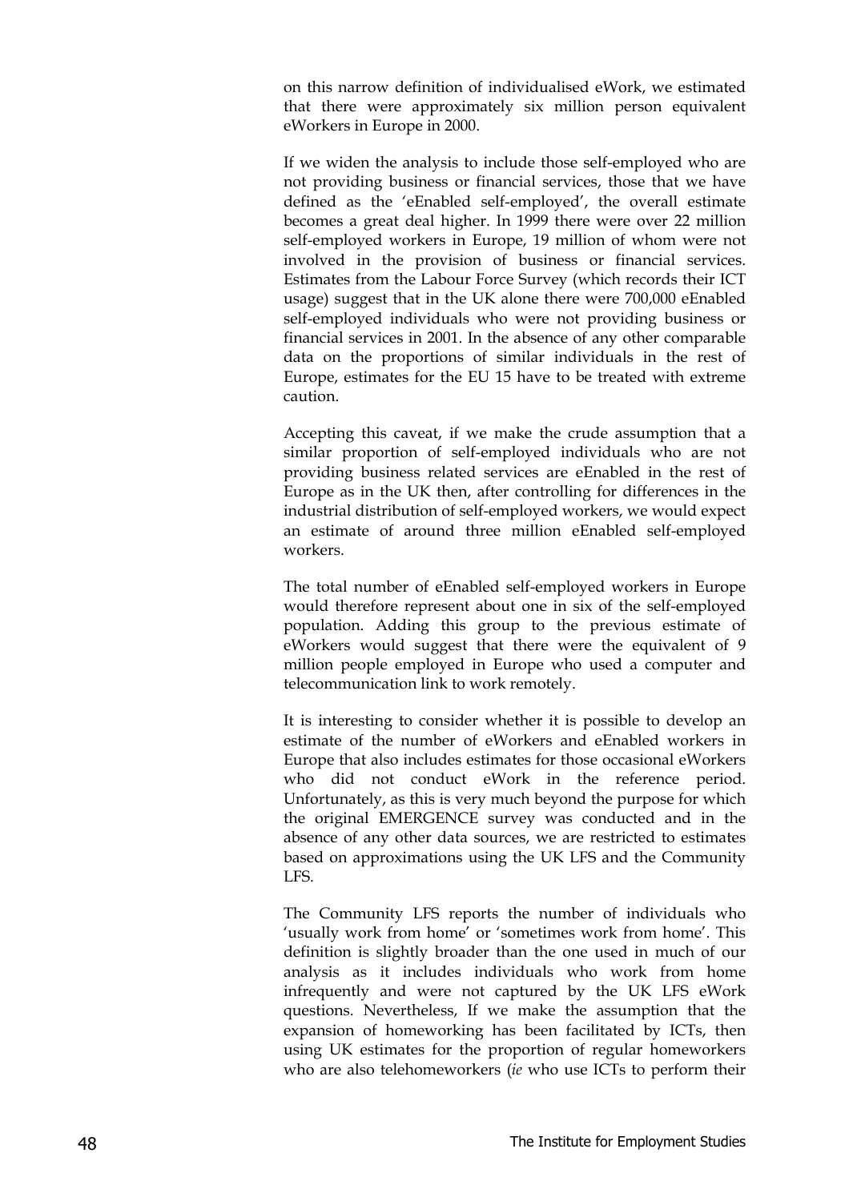on this narrow definition of individualised eWork, we estimated that there were approximately six million person equivalent eWorkers in Europe in 2000.

If we widen the analysis to include those self-employed who are not providing business or financial services, those that we have defined as the 'eEnabled self-employed', the overall estimate becomes a great deal higher. In 1999 there were over 22 million self-employed workers in Europe, 19 million of whom were not involved in the provision of business or financial services. Estimates from the Labour Force Survey (which records their ICT usage) suggest that in the UK alone there were 700,000 eEnabled self-employed individuals who were not providing business or financial services in 2001. In the absence of any other comparable data on the proportions of similar individuals in the rest of Europe, estimates for the EU 15 have to be treated with extreme caution.

Accepting this caveat, if we make the crude assumption that a similar proportion of self-employed individuals who are not providing business related services are eEnabled in the rest of Europe as in the UK then, after controlling for differences in the industrial distribution of self-employed workers, we would expect an estimate of around three million eEnabled self-employed workers.

The total number of eEnabled self-employed workers in Europe would therefore represent about one in six of the self-employed population. Adding this group to the previous estimate of eWorkers would suggest that there were the equivalent of 9 million people employed in Europe who used a computer and telecommunication link to work remotely.

It is interesting to consider whether it is possible to develop an estimate of the number of eWorkers and eEnabled workers in Europe that also includes estimates for those occasional eWorkers who did not conduct eWork in the reference period. Unfortunately, as this is very much beyond the purpose for which the original EMERGENCE survey was conducted and in the absence of any other data sources, we are restricted to estimates based on approximations using the UK LFS and the Community LFS.

The Community LFS reports the number of individuals who 'usually work from home' or 'sometimes work from home'. This definition is slightly broader than the one used in much of our analysis as it includes individuals who work from home infrequently and were not captured by the UK LFS eWork questions. Nevertheless, If we make the assumption that the expansion of homeworking has been facilitated by ICTs, then using UK estimates for the proportion of regular homeworkers who are also telehomeworkers (*ie* who use ICTs to perform their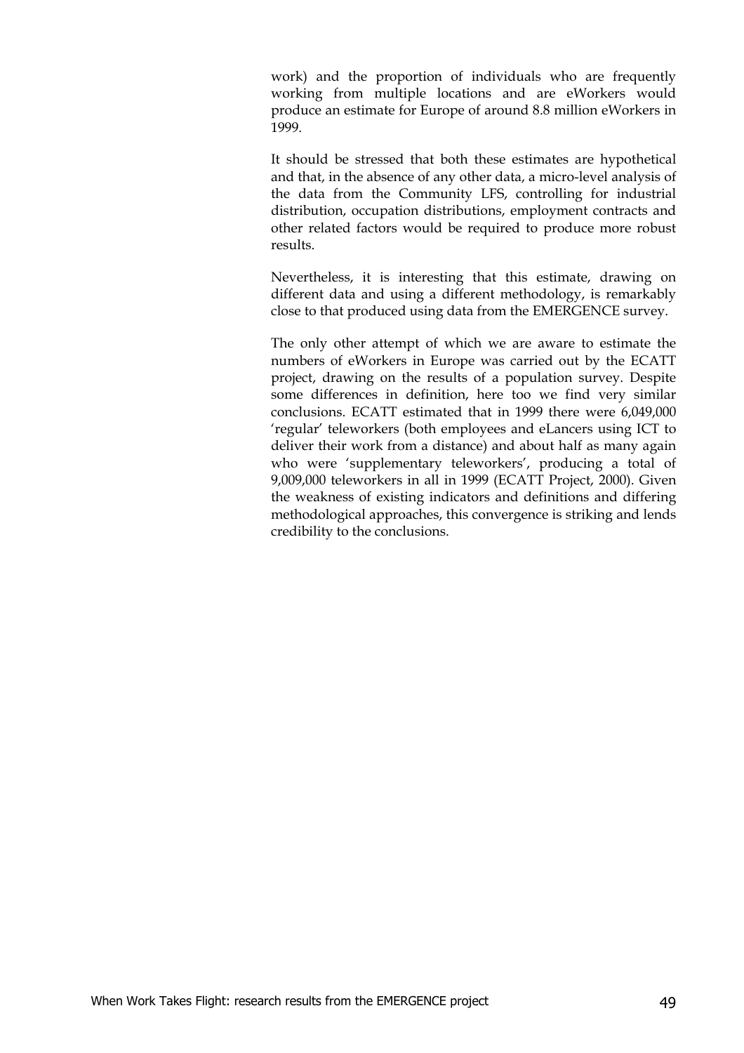work) and the proportion of individuals who are frequently working from multiple locations and are eWorkers would produce an estimate for Europe of around 8.8 million eWorkers in 1999.

It should be stressed that both these estimates are hypothetical and that, in the absence of any other data, a micro-level analysis of the data from the Community LFS, controlling for industrial distribution, occupation distributions, employment contracts and other related factors would be required to produce more robust results.

Nevertheless, it is interesting that this estimate, drawing on different data and using a different methodology, is remarkably close to that produced using data from the EMERGENCE survey.

The only other attempt of which we are aware to estimate the numbers of eWorkers in Europe was carried out by the ECATT project, drawing on the results of a population survey. Despite some differences in definition, here too we find very similar conclusions. ECATT estimated that in 1999 there were 6,049,000 'regular' teleworkers (both employees and eLancers using ICT to deliver their work from a distance) and about half as many again who were 'supplementary teleworkers', producing a total of 9,009,000 teleworkers in all in 1999 (ECATT Project, 2000). Given the weakness of existing indicators and definitions and differing methodological approaches, this convergence is striking and lends credibility to the conclusions.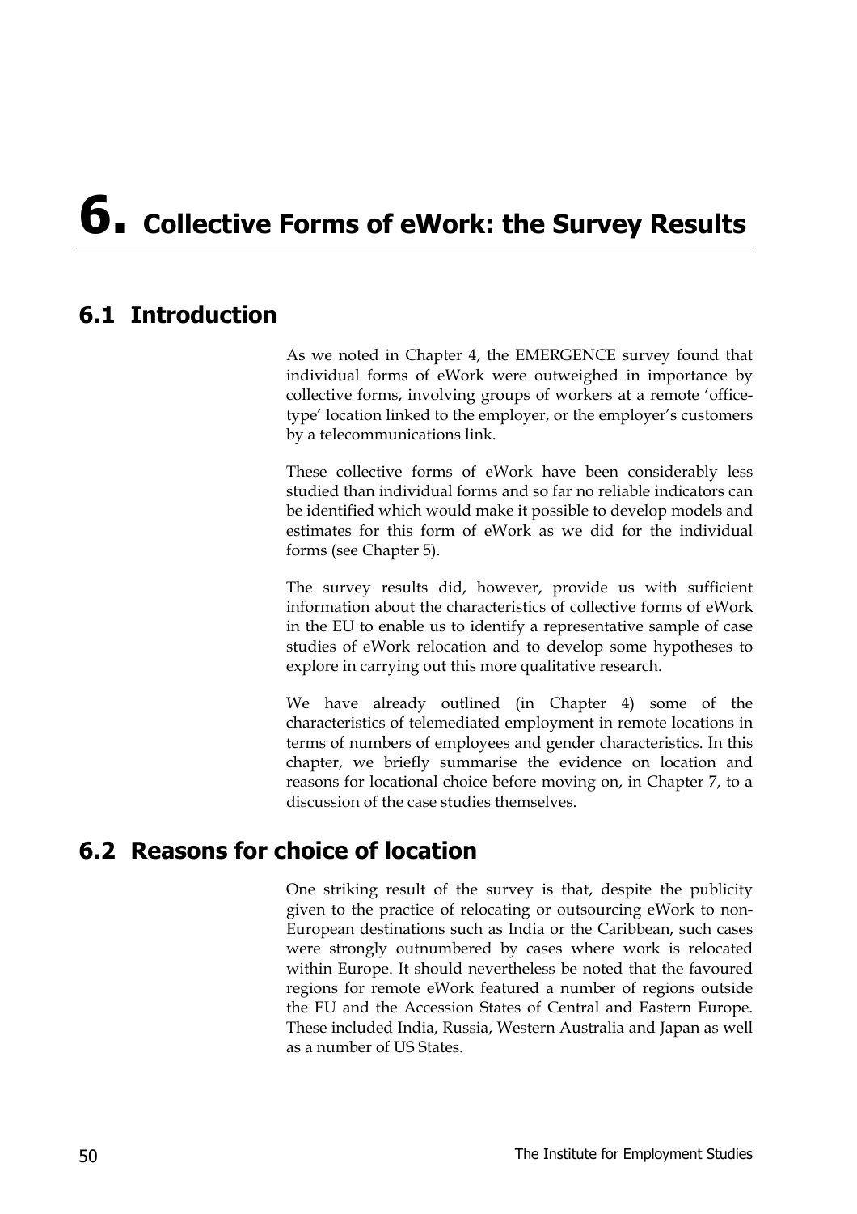# 6. Collective Forms of eWork: the Survey Results

## 6.1 Introduction

As we noted in Chapter 4, the EMERGENCE survey found that individual forms of eWork were outweighed in importance by collective forms, involving groups of workers at a remote 'office-type' location linked to the employer, or the employer's customers by a telecommunications link.

These collective forms of eWork have been considerably less studied than individual forms and so far no reliable indicators can be identified which would make it possible to develop models and estimates for this form of eWork as we did for the individual forms (see Chapter 5).

The survey results did, however, provide us with sufficient information about the characteristics of collective forms of eWork in the EU to enable us to identify a representative sample of case studies of eWork relocation and to develop some hypotheses to explore in carrying out this more qualitative research.

We have already outlined (in Chapter 4) some of the characteristics of telemediated employment in remote locations in terms of numbers of employees and gender characteristics. In this chapter, we briefly summarise the evidence on location and reasons for locational choice before moving on, in Chapter 7, to a discussion of the case studies themselves.

## 6.2 Reasons for choice of location

One striking result of the survey is that, despite the publicity given to the practice of relocating or outsourcing eWork to non-European destinations such as India or the Caribbean, such cases were strongly outnumbered by cases where work is relocated within Europe. It should nevertheless be noted that the favoured regions for remote eWork featured a number of regions outside the EU and the Accession States of Central and Eastern Europe. These included India, Russia, Western Australia and Japan as well as a number of US States.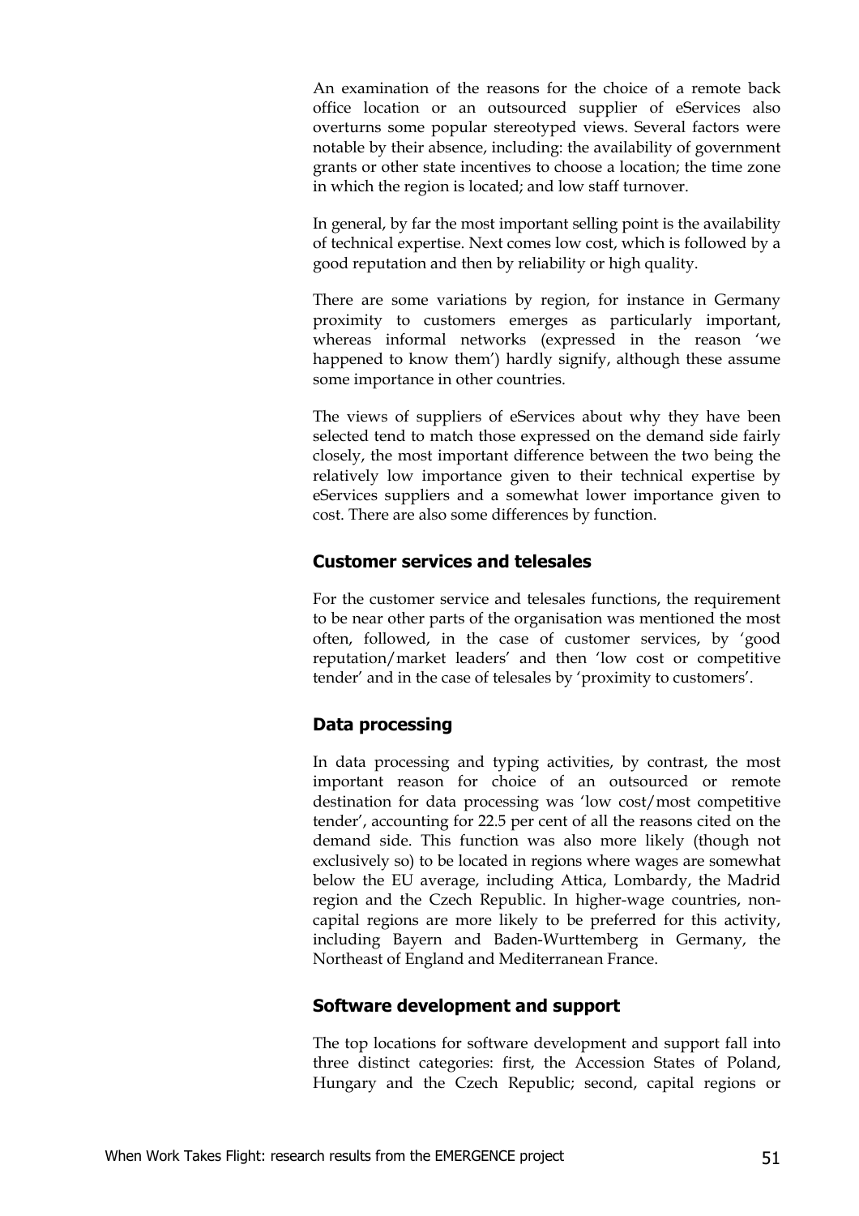An examination of the reasons for the choice of a remote back office location or an outsourced supplier of eServices also overturns some popular stereotyped views. Several factors were notable by their absence, including: the availability of government grants or other state incentives to choose a location; the time zone in which the region is located; and low staff turnover.

In general, by far the most important selling point is the availability of technical expertise. Next comes low cost, which is followed by a good reputation and then by reliability or high quality.

There are some variations by region, for instance in Germany proximity to customers emerges as particularly important, whereas informal networks (expressed in the reason 'we happened to know them') hardly signify, although these assume some importance in other countries.

The views of suppliers of eServices about why they have been selected tend to match those expressed on the demand side fairly closely, the most important difference between the two being the relatively low importance given to their technical expertise by eServices suppliers and a somewhat lower importance given to cost. There are also some differences by function.

### Customer services and telesales

For the customer service and telesales functions, the requirement to be near other parts of the organisation was mentioned the most often, followed, in the case of customer services, by 'good reputation/market leaders' and then 'low cost or competitive tender' and in the case of telesales by 'proximity to customers'.

### Data processing

In data processing and typing activities, by contrast, the most important reason for choice of an outsourced or remote destination for data processing was 'low cost/most competitive tender', accounting for 22.5 per cent of all the reasons cited on the demand side. This function was also more likely (though not exclusively so) to be located in regions where wages are somewhat below the EU average, including Attica, Lombardy, the Madrid region and the Czech Republic. In higher-wage countries, non-capital regions are more likely to be preferred for this activity, including Bayern and Baden-Wurttemberg in Germany, the Northeast of England and Mediterranean France.

### Software development and support

The top locations for software development and support fall into three distinct categories: first, the Accession States of Poland, Hungary and the Czech Republic; second, capital regions or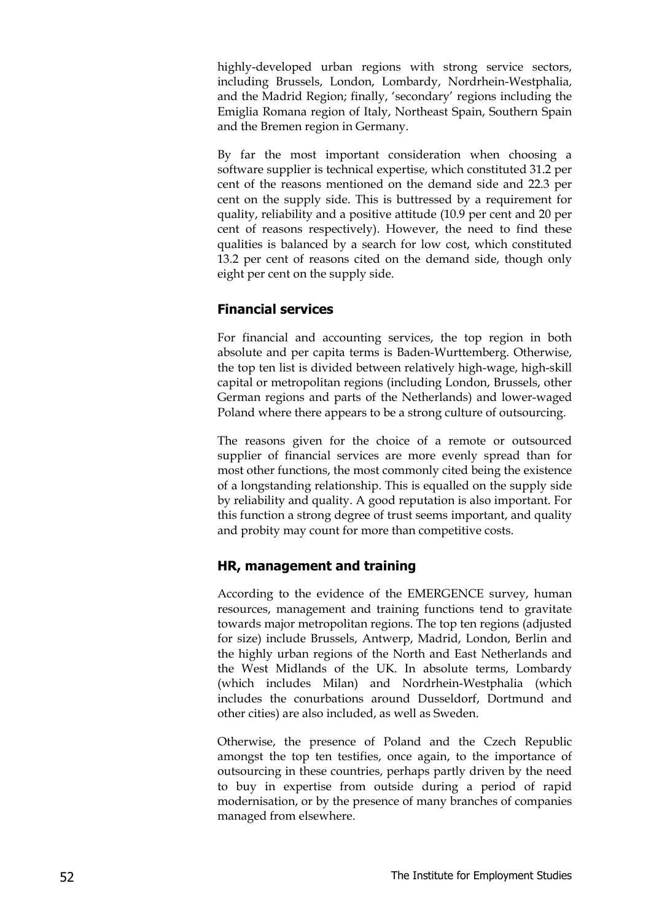highly-developed urban regions with strong service sectors, including Brussels, London, Lombardy, Nordrhein-Westphalia, and the Madrid Region; finally, 'secondary' regions including the Emiglia Romana region of Italy, Northeast Spain, Southern Spain and the Bremen region in Germany.

By far the most important consideration when choosing a software supplier is technical expertise, which constituted 31.2 per cent of the reasons mentioned on the demand side and 22.3 per cent on the supply side. This is buttressed by a requirement for quality, reliability and a positive attitude (10.9 per cent and 20 per cent of reasons respectively). However, the need to find these qualities is balanced by a search for low cost, which constituted 13.2 per cent of reasons cited on the demand side, though only eight per cent on the supply side.

### Financial services

For financial and accounting services, the top region in both absolute and per capita terms is Baden-Wurttemberg. Otherwise, the top ten list is divided between relatively high-wage, high-skill capital or metropolitan regions (including London, Brussels, other German regions and parts of the Netherlands) and lower-waged Poland where there appears to be a strong culture of outsourcing.

The reasons given for the choice of a remote or outsourced supplier of financial services are more evenly spread than for most other functions, the most commonly cited being the existence of a longstanding relationship. This is equalled on the supply side by reliability and quality. A good reputation is also important. For this function a strong degree of trust seems important, and quality and probity may count for more than competitive costs.

### HR, management and training

According to the evidence of the EMERGENCE survey, human resources, management and training functions tend to gravitate towards major metropolitan regions. The top ten regions (adjusted for size) include Brussels, Antwerp, Madrid, London, Berlin and the highly urban regions of the North and East Netherlands and the West Midlands of the UK. In absolute terms, Lombardy (which includes Milan) and Nordrhein-Westphalia (which includes the conurbations around Dusseldorf, Dortmund and other cities) are also included, as well as Sweden.

Otherwise, the presence of Poland and the Czech Republic amongst the top ten testifies, once again, to the importance of outsourcing in these countries, perhaps partly driven by the need to buy in expertise from outside during a period of rapid modernisation, or by the presence of many branches of companies managed from elsewhere.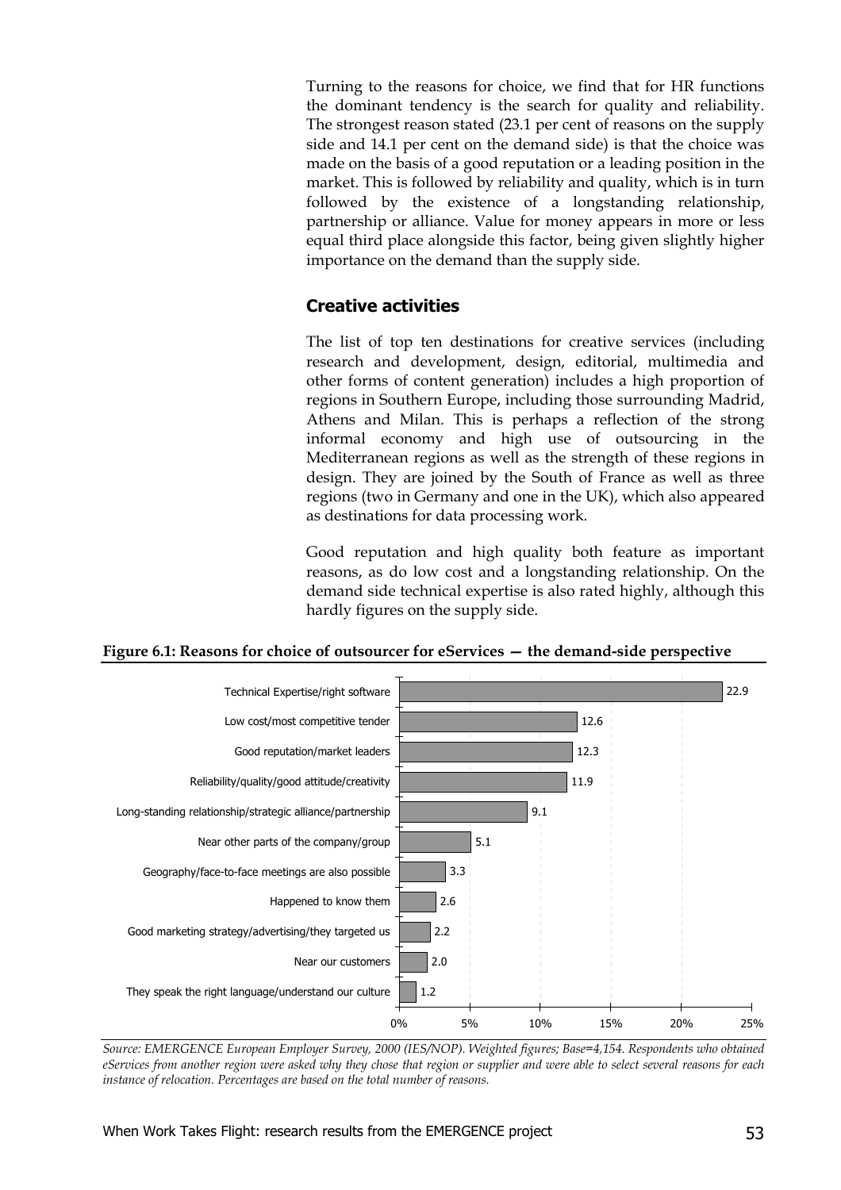Turning to the reasons for choice, we find that for HR functions the dominant tendency is the search for quality and reliability. The strongest reason stated (23.1 per cent of reasons on the supply side and 14.1 per cent on the demand side) is that the choice was made on the basis of a good reputation or a leading position in the market. This is followed by reliability and quality, which is in turn followed by the existence of a longstanding relationship, partnership or alliance. Value for money appears in more or less equal third place alongside this factor, being given slightly higher importance on the demand than the supply side.

## Creative activities

The list of top ten destinations for creative services (including research and development, design, editorial, multimedia and other forms of content generation) includes a high proportion of regions in Southern Europe, including those surrounding Madrid, Athens and Milan. This is perhaps a reflection of the strong informal economy and high use of outsourcing in the Mediterranean regions as well as the strength of these regions in design. They are joined by the South of France as well as three regions (two in Germany and one in the UK), which also appeared as destinations for data processing work.

Good reputation and high quality both feature as important reasons, as do low cost and a longstanding relationship. On the demand side technical expertise is also rated highly, although this hardly figures on the supply side.

**Figure 6.1: Reasons for choice of outsourcer for eServices — the demand-side perspective**

| Reason | % |
|---|---|
| Technical Expertise/right software | 22.9 |
| Low cost/most competitive tender | 12.6 |
| Good reputation/market leaders | 12.3 |
| Reliability/quality/good attitude/creativity | 11.9 |
| Long-standing relationship/strategic alliance/partnership | 9.1 |
| Near other parts of the company/group | 5.1 |
| Geography/face-to-face meetings are also possible | 3.3 |
| Happened to know them | 2.6 |
| Good marketing strategy/advertising/they targeted us | 2.2 |
| Near our customers | 2.0 |
| They speak the right language/understand our culture | 1.2 |

*Source: EMERGENCE European Employer Survey, 2000 (IES/NOP). Weighted figures; Base=4,154. Respondents who obtained eServices from another region were asked why they chose that region or supplier and were able to select several reasons for each instance of relocation. Percentages are based on the total number of reasons.*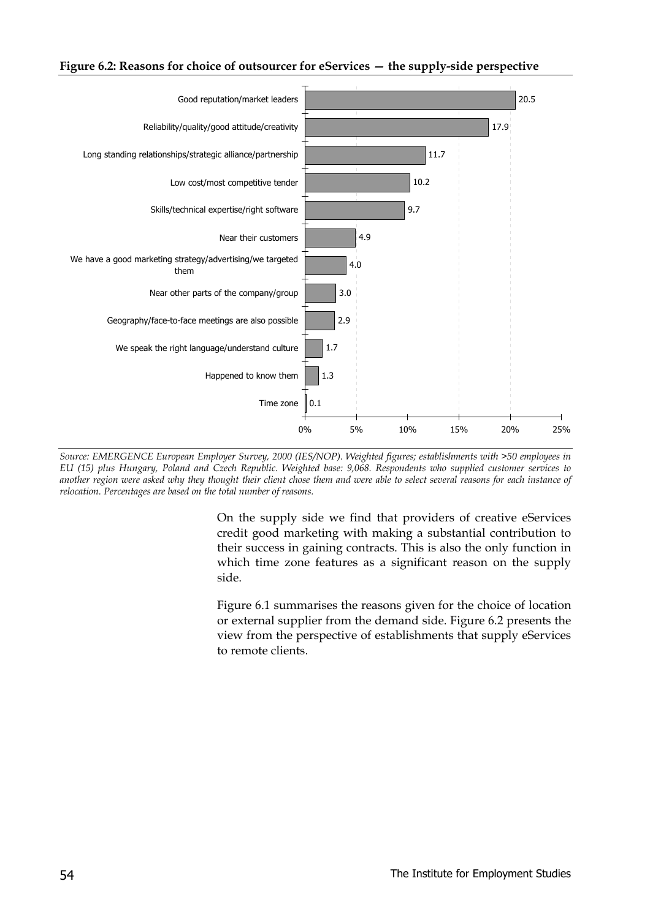**Figure 6.2: Reasons for choice of outsourcer for eServices — the supply-side perspective**

| Reason | % |
|---|---|
| Good reputation/market leaders | 20.5 |
| Reliability/quality/good attitude/creativity | 17.9 |
| Long standing relationships/strategic alliance/partnership | 11.7 |
| Low cost/most competitive tender | 10.2 |
| Skills/technical expertise/right software | 9.7 |
| Near their customers | 4.9 |
| We have a good marketing strategy/advertising/we targeted them | 4.0 |
| Near other parts of the company/group | 3.0 |
| Geography/face-to-face meetings are also possible | 2.9 |
| We speak the right language/understand culture | 1.7 |
| Happened to know them | 1.3 |
| Time zone | 0.1 |

*Source: EMERGENCE European Employer Survey, 2000 (IES/NOP). Weighted figures; establishments with >50 employees in EU (15) plus Hungary, Poland and Czech Republic. Weighted base: 9,068. Respondents who supplied customer services to another region were asked why they thought their client chose them and were able to select several reasons for each instance of relocation. Percentages are based on the total number of reasons.*

On the supply side we find that providers of creative eServices credit good marketing with making a substantial contribution to their success in gaining contracts. This is also the only function in which time zone features as a significant reason on the supply side.

Figure 6.1 summarises the reasons given for the choice of location or external supplier from the demand side. Figure 6.2 presents the view from the perspective of establishments that supply eServices to remote clients.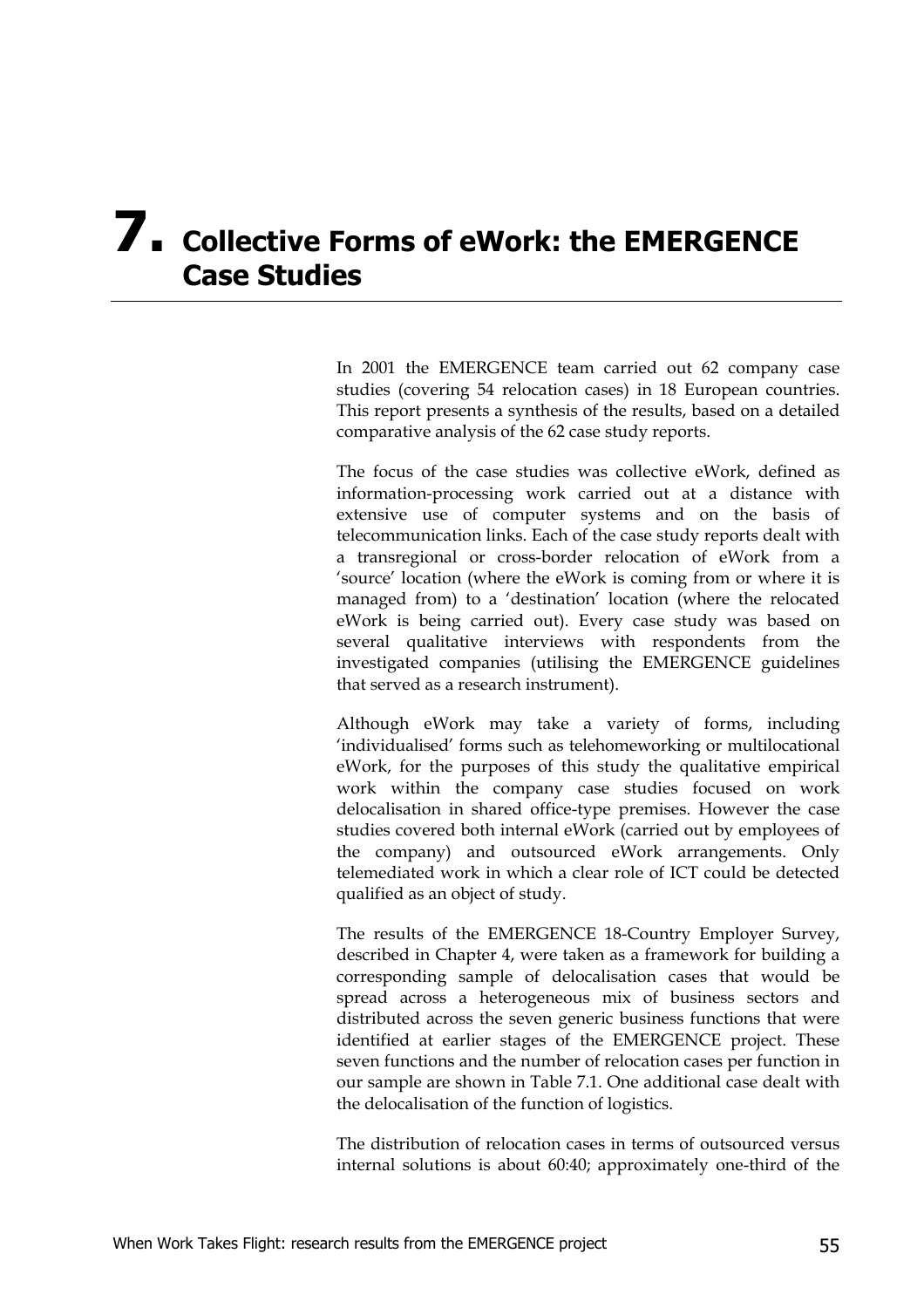# 7. Collective Forms of eWork: the EMERGENCE Case Studies

In 2001 the EMERGENCE team carried out 62 company case studies (covering 54 relocation cases) in 18 European countries. This report presents a synthesis of the results, based on a detailed comparative analysis of the 62 case study reports.

The focus of the case studies was collective eWork, defined as information-processing work carried out at a distance with extensive use of computer systems and on the basis of telecommunication links. Each of the case study reports dealt with a transregional or cross-border relocation of eWork from a 'source' location (where the eWork is coming from or where it is managed from) to a 'destination' location (where the relocated eWork is being carried out). Every case study was based on several qualitative interviews with respondents from the investigated companies (utilising the EMERGENCE guidelines that served as a research instrument).

Although eWork may take a variety of forms, including 'individualised' forms such as telehomeworking or multilocational eWork, for the purposes of this study the qualitative empirical work within the company case studies focused on work delocalisation in shared office-type premises. However the case studies covered both internal eWork (carried out by employees of the company) and outsourced eWork arrangements. Only telemediated work in which a clear role of ICT could be detected qualified as an object of study.

The results of the EMERGENCE 18-Country Employer Survey, described in Chapter 4, were taken as a framework for building a corresponding sample of delocalisation cases that would be spread across a heterogeneous mix of business sectors and distributed across the seven generic business functions that were identified at earlier stages of the EMERGENCE project. These seven functions and the number of relocation cases per function in our sample are shown in Table 7.1. One additional case dealt with the delocalisation of the function of logistics.

The distribution of relocation cases in terms of outsourced versus internal solutions is about 60:40; approximately one-third of the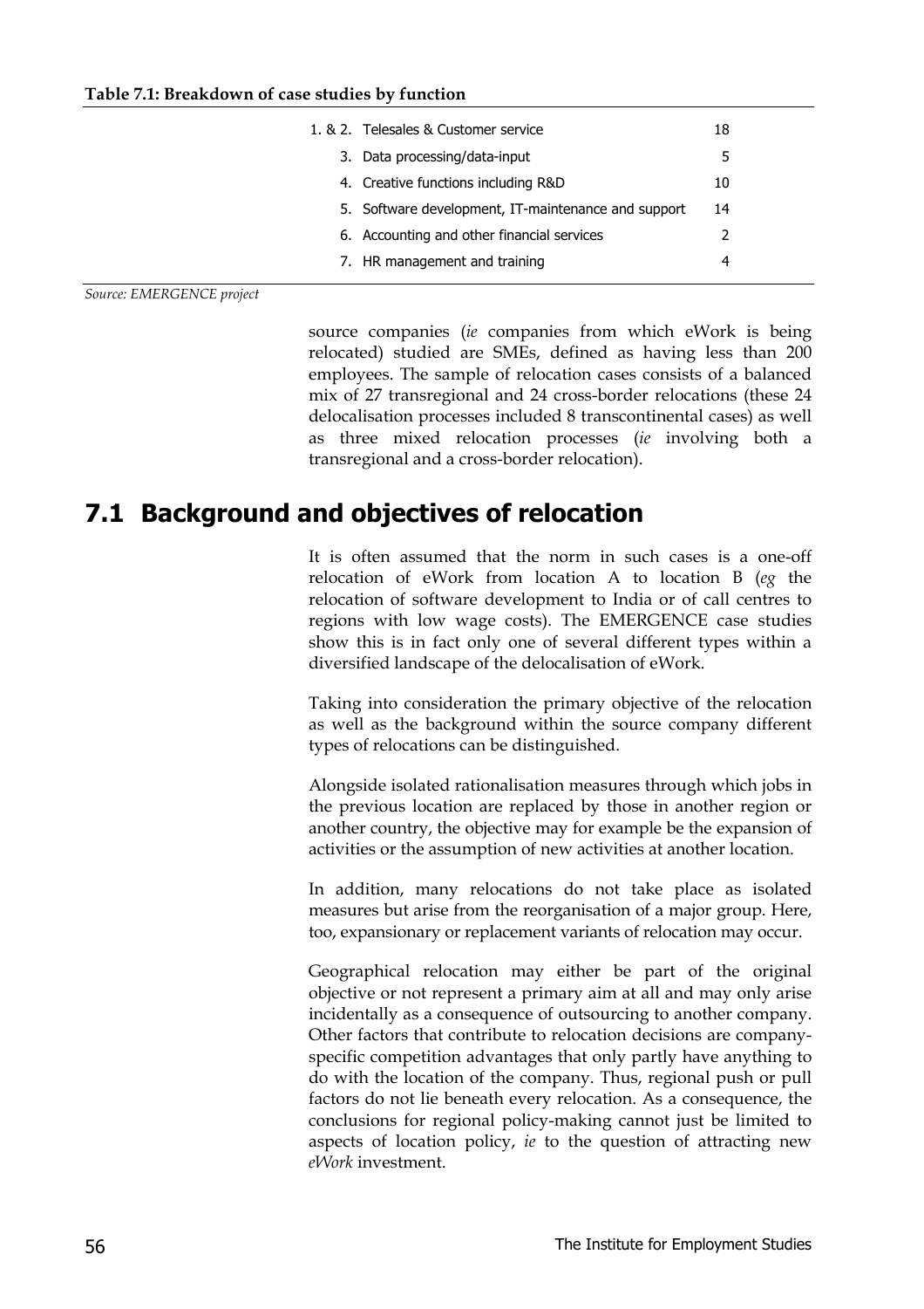**Table 7.1: Breakdown of case studies by function**

| Function | Number |
|---|---|
| 1. & 2. Telesales & Customer service | 18 |
| 3. Data processing/data-input | 5 |
| 4. Creative functions including R&D | 10 |
| 5. Software development, IT-maintenance and support | 14 |
| 6. Accounting and other financial services | 2 |
| 7. HR management and training | 4 |

*Source: EMERGENCE project*

source companies (*ie* companies from which eWork is being relocated) studied are SMEs, defined as having less than 200 employees. The sample of relocation cases consists of a balanced mix of 27 transregional and 24 cross-border relocations (these 24 delocalisation processes included 8 transcontinental cases) as well as three mixed relocation processes (*ie* involving both a transregional and a cross-border relocation).

## 7.1 Background and objectives of relocation

It is often assumed that the norm in such cases is a one-off relocation of eWork from location A to location B (*eg* the relocation of software development to India or of call centres to regions with low wage costs). The EMERGENCE case studies show this is in fact only one of several different types within a diversified landscape of the delocalisation of eWork.

Taking into consideration the primary objective of the relocation as well as the background within the source company different types of relocations can be distinguished.

Alongside isolated rationalisation measures through which jobs in the previous location are replaced by those in another region or another country, the objective may for example be the expansion of activities or the assumption of new activities at another location.

In addition, many relocations do not take place as isolated measures but arise from the reorganisation of a major group. Here, too, expansionary or replacement variants of relocation may occur.

Geographical relocation may either be part of the original objective or not represent a primary aim at all and may only arise incidentally as a consequence of outsourcing to another company. Other factors that contribute to relocation decisions are company-specific competition advantages that only partly have anything to do with the location of the company. Thus, regional push or pull factors do not lie beneath every relocation. As a consequence, the conclusions for regional policy-making cannot just be limited to aspects of location policy, *ie* to the question of attracting new *eWork* investment.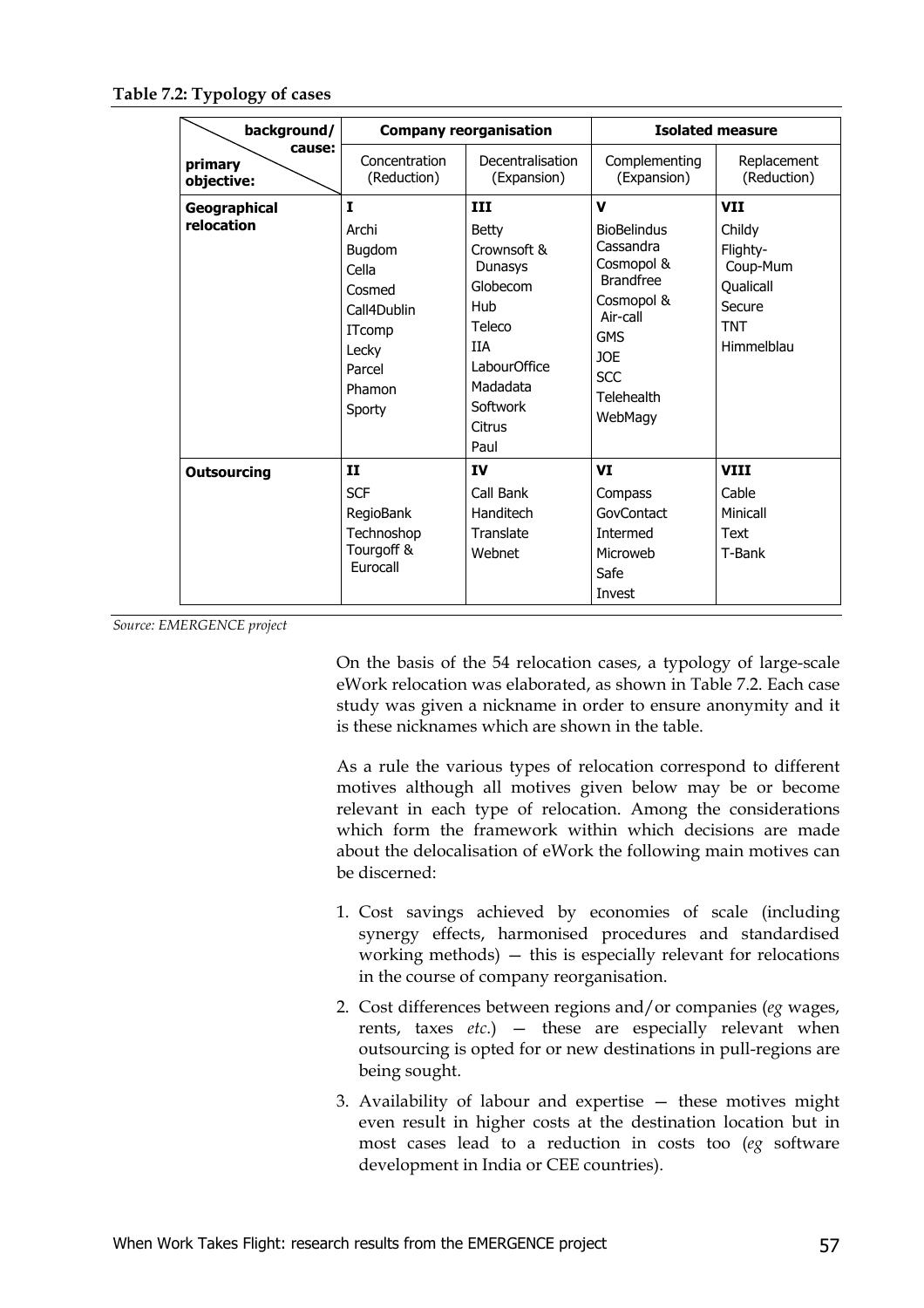**Table 7.2: Typology of cases**

| background/ cause: / primary objective: | Company reorganisation | | Isolated measure | |
|---|---|---|---|---|
| | Concentration (Reduction) | Decentralisation (Expansion) | Complementing (Expansion) | Replacement (Reduction) |
| **Geographical relocation** | **I**<br>Archi<br>Bugdom<br>Cella<br>Cosmed<br>Call4Dublin<br>ITcomp<br>Lecky<br>Parcel<br>Phamon<br>Sporty | **III**<br>Betty<br>Crownsoft & Dunasys<br>Globecom<br>Hub<br>Teleco<br>IIA<br>LabourOffice<br>Madadata<br>Softwork<br>Citrus<br>Paul | **V**<br>BioBelindus<br>Cassandra<br>Cosmopol & Brandfree<br>Cosmopol & Air-call<br>GMS<br>JOE<br>SCC<br>Telehealth<br>WebMagy | **VII**<br>Childy<br>Flighty-Coup-Mum<br>Qualicall<br>Secure<br>TNT<br>Himmelblau |
| **Outsourcing** | **II**<br>SCF<br>RegioBank<br>Technoshop<br>Tourgoff & Eurocall | **IV**<br>Call Bank<br>Handitech<br>Translate<br>Webnet | **VI**<br>Compass<br>GovContact<br>Intermed<br>Microweb<br>Safe<br>Invest | **VIII**<br>Cable<br>Minicall<br>Text<br>T-Bank |

*Source: EMERGENCE project*

On the basis of the 54 relocation cases, a typology of large-scale eWork relocation was elaborated, as shown in Table 7.2. Each case study was given a nickname in order to ensure anonymity and it is these nicknames which are shown in the table.

As a rule the various types of relocation correspond to different motives although all motives given below may be or become relevant in each type of relocation. Among the considerations which form the framework within which decisions are made about the delocalisation of eWork the following main motives can be discerned:

1. Cost savings achieved by economies of scale (including synergy effects, harmonised procedures and standardised working methods) — this is especially relevant for relocations in the course of company reorganisation.
2. Cost differences between regions and/or companies (*eg* wages, rents, taxes *etc*.) — these are especially relevant when outsourcing is opted for or new destinations in pull-regions are being sought.
3. Availability of labour and expertise — these motives might even result in higher costs at the destination location but in most cases lead to a reduction in costs too (*eg* software development in India or CEE countries).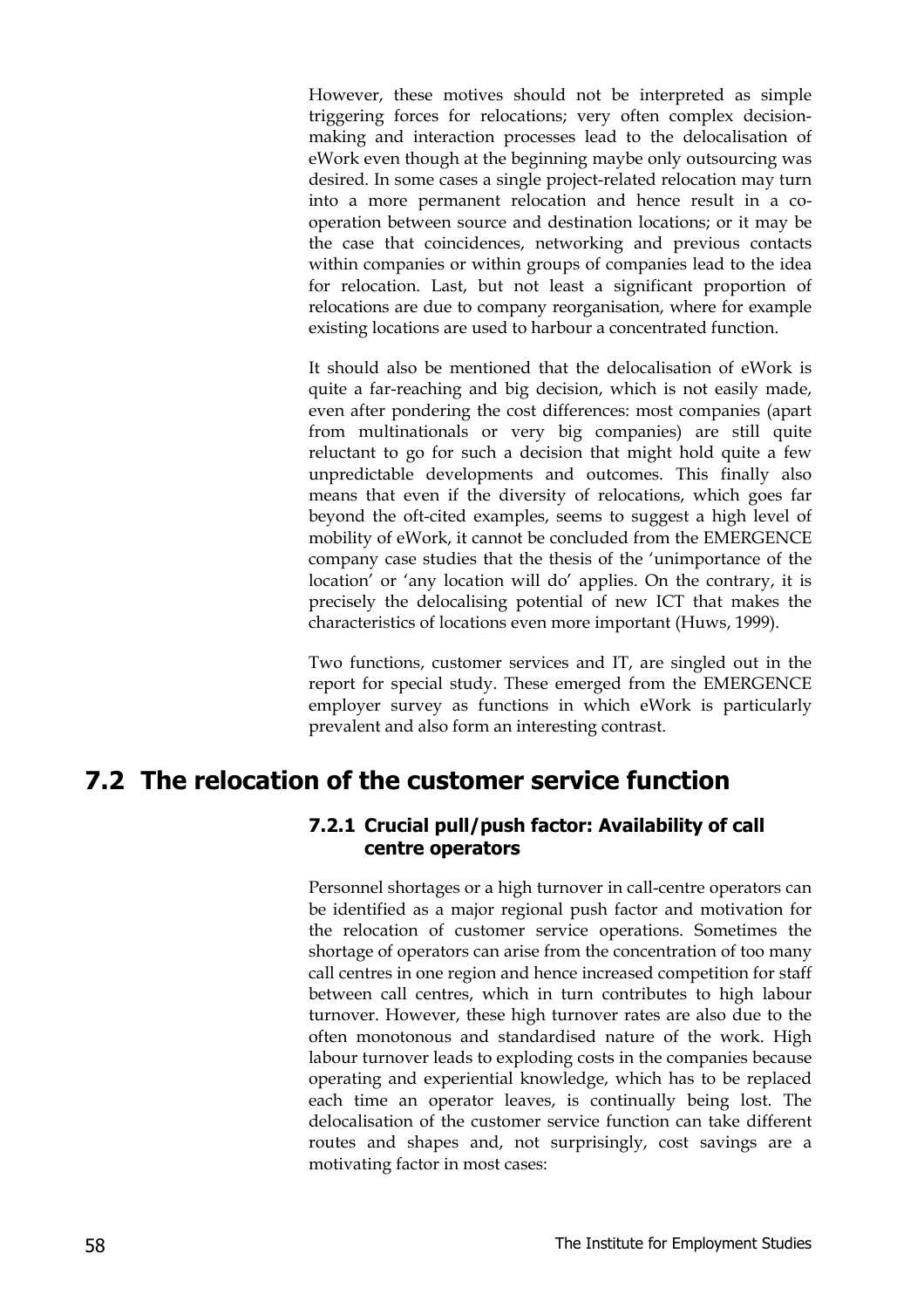However, these motives should not be interpreted as simple triggering forces for relocations; very often complex decision-making and interaction processes lead to the delocalisation of eWork even though at the beginning maybe only outsourcing was desired. In some cases a single project-related relocation may turn into a more permanent relocation and hence result in a co-operation between source and destination locations; or it may be the case that coincidences, networking and previous contacts within companies or within groups of companies lead to the idea for relocation. Last, but not least a significant proportion of relocations are due to company reorganisation, where for example existing locations are used to harbour a concentrated function.

It should also be mentioned that the delocalisation of eWork is quite a far-reaching and big decision, which is not easily made, even after pondering the cost differences: most companies (apart from multinationals or very big companies) are still quite reluctant to go for such a decision that might hold quite a few unpredictable developments and outcomes. This finally also means that even if the diversity of relocations, which goes far beyond the oft-cited examples, seems to suggest a high level of mobility of eWork, it cannot be concluded from the EMERGENCE company case studies that the thesis of the 'unimportance of the location' or 'any location will do' applies. On the contrary, it is precisely the delocalising potential of new ICT that makes the characteristics of locations even more important (Huws, 1999).

Two functions, customer services and IT, are singled out in the report for special study. These emerged from the EMERGENCE employer survey as functions in which eWork is particularly prevalent and also form an interesting contrast.

## 7.2 The relocation of the customer service function

### 7.2.1 Crucial pull/push factor: Availability of call centre operators

Personnel shortages or a high turnover in call-centre operators can be identified as a major regional push factor and motivation for the relocation of customer service operations. Sometimes the shortage of operators can arise from the concentration of too many call centres in one region and hence increased competition for staff between call centres, which in turn contributes to high labour turnover. However, these high turnover rates are also due to the often monotonous and standardised nature of the work. High labour turnover leads to exploding costs in the companies because operating and experiential knowledge, which has to be replaced each time an operator leaves, is continually being lost. The delocalisation of the customer service function can take different routes and shapes and, not surprisingly, cost savings are a motivating factor in most cases: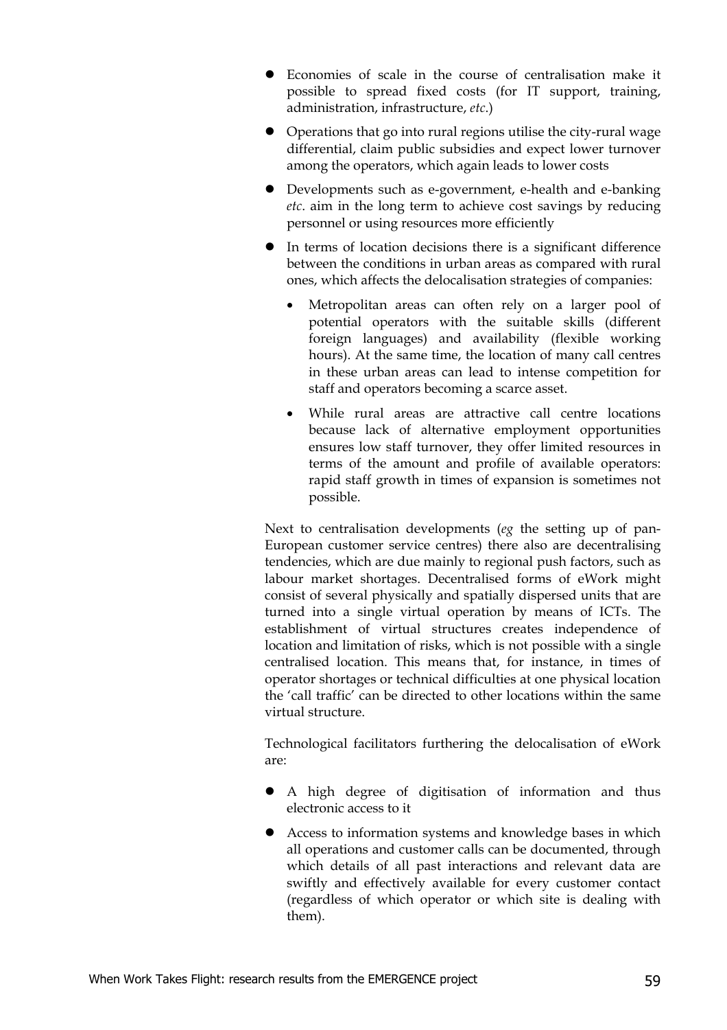- Economies of scale in the course of centralisation make it possible to spread fixed costs (for IT support, training, administration, infrastructure, *etc*.)
- Operations that go into rural regions utilise the city-rural wage differential, claim public subsidies and expect lower turnover among the operators, which again leads to lower costs
- Developments such as e-government, e-health and e-banking *etc*. aim in the long term to achieve cost savings by reducing personnel or using resources more efficiently
- In terms of location decisions there is a significant difference between the conditions in urban areas as compared with rural ones, which affects the delocalisation strategies of companies:
    - Metropolitan areas can often rely on a larger pool of potential operators with the suitable skills (different foreign languages) and availability (flexible working hours). At the same time, the location of many call centres in these urban areas can lead to intense competition for staff and operators becoming a scarce asset.
    - While rural areas are attractive call centre locations because lack of alternative employment opportunities ensures low staff turnover, they offer limited resources in terms of the amount and profile of available operators: rapid staff growth in times of expansion is sometimes not possible.

Next to centralisation developments (*eg* the setting up of pan-European customer service centres) there also are decentralising tendencies, which are due mainly to regional push factors, such as labour market shortages. Decentralised forms of eWork might consist of several physically and spatially dispersed units that are turned into a single virtual operation by means of ICTs. The establishment of virtual structures creates independence of location and limitation of risks, which is not possible with a single centralised location. This means that, for instance, in times of operator shortages or technical difficulties at one physical location the 'call traffic' can be directed to other locations within the same virtual structure.

Technological facilitators furthering the delocalisation of eWork are:

- A high degree of digitisation of information and thus electronic access to it
- Access to information systems and knowledge bases in which all operations and customer calls can be documented, through which details of all past interactions and relevant data are swiftly and effectively available for every customer contact (regardless of which operator or which site is dealing with them).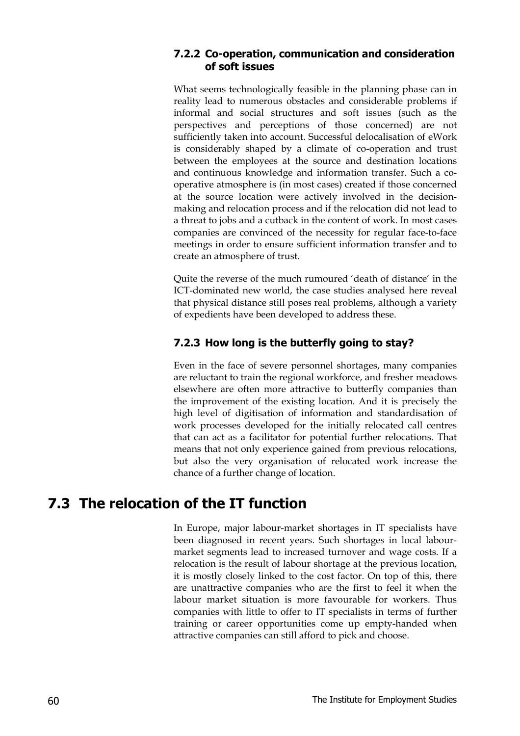### 7.2.2 Co-operation, communication and consideration of soft issues

What seems technologically feasible in the planning phase can in reality lead to numerous obstacles and considerable problems if informal and social structures and soft issues (such as the perspectives and perceptions of those concerned) are not sufficiently taken into account. Successful delocalisation of eWork is considerably shaped by a climate of co-operation and trust between the employees at the source and destination locations and continuous knowledge and information transfer. Such a co-operative atmosphere is (in most cases) created if those concerned at the source location were actively involved in the decision-making and relocation process and if the relocation did not lead to a threat to jobs and a cutback in the content of work. In most cases companies are convinced of the necessity for regular face-to-face meetings in order to ensure sufficient information transfer and to create an atmosphere of trust.

Quite the reverse of the much rumoured 'death of distance' in the ICT-dominated new world, the case studies analysed here reveal that physical distance still poses real problems, although a variety of expedients have been developed to address these.

### 7.2.3 How long is the butterfly going to stay?

Even in the face of severe personnel shortages, many companies are reluctant to train the regional workforce, and fresher meadows elsewhere are often more attractive to butterfly companies than the improvement of the existing location. And it is precisely the high level of digitisation of information and standardisation of work processes developed for the initially relocated call centres that can act as a facilitator for potential further relocations. That means that not only experience gained from previous relocations, but also the very organisation of relocated work increase the chance of a further change of location.

## 7.3 The relocation of the IT function

In Europe, major labour-market shortages in IT specialists have been diagnosed in recent years. Such shortages in local labour-market segments lead to increased turnover and wage costs. If a relocation is the result of labour shortage at the previous location, it is mostly closely linked to the cost factor. On top of this, there are unattractive companies who are the first to feel it when the labour market situation is more favourable for workers. Thus companies with little to offer to IT specialists in terms of further training or career opportunities come up empty-handed when attractive companies can still afford to pick and choose.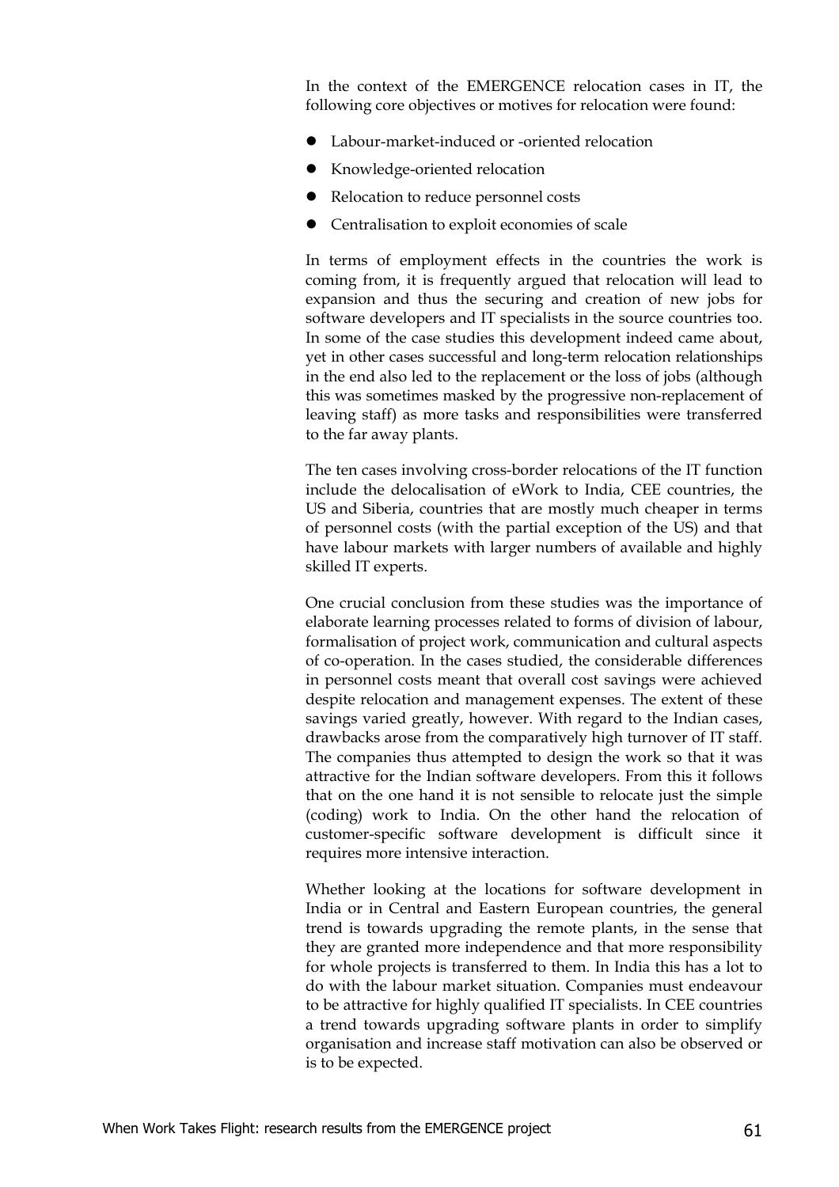In the context of the EMERGENCE relocation cases in IT, the following core objectives or motives for relocation were found:

- Labour-market-induced or -oriented relocation
- Knowledge-oriented relocation
- Relocation to reduce personnel costs
- Centralisation to exploit economies of scale

In terms of employment effects in the countries the work is coming from, it is frequently argued that relocation will lead to expansion and thus the securing and creation of new jobs for software developers and IT specialists in the source countries too. In some of the case studies this development indeed came about, yet in other cases successful and long-term relocation relationships in the end also led to the replacement or the loss of jobs (although this was sometimes masked by the progressive non-replacement of leaving staff) as more tasks and responsibilities were transferred to the far away plants.

The ten cases involving cross-border relocations of the IT function include the delocalisation of eWork to India, CEE countries, the US and Siberia, countries that are mostly much cheaper in terms of personnel costs (with the partial exception of the US) and that have labour markets with larger numbers of available and highly skilled IT experts.

One crucial conclusion from these studies was the importance of elaborate learning processes related to forms of division of labour, formalisation of project work, communication and cultural aspects of co-operation. In the cases studied, the considerable differences in personnel costs meant that overall cost savings were achieved despite relocation and management expenses. The extent of these savings varied greatly, however. With regard to the Indian cases, drawbacks arose from the comparatively high turnover of IT staff. The companies thus attempted to design the work so that it was attractive for the Indian software developers. From this it follows that on the one hand it is not sensible to relocate just the simple (coding) work to India. On the other hand the relocation of customer-specific software development is difficult since it requires more intensive interaction.

Whether looking at the locations for software development in India or in Central and Eastern European countries, the general trend is towards upgrading the remote plants, in the sense that they are granted more independence and that more responsibility for whole projects is transferred to them. In India this has a lot to do with the labour market situation. Companies must endeavour to be attractive for highly qualified IT specialists. In CEE countries a trend towards upgrading software plants in order to simplify organisation and increase staff motivation can also be observed or is to be expected.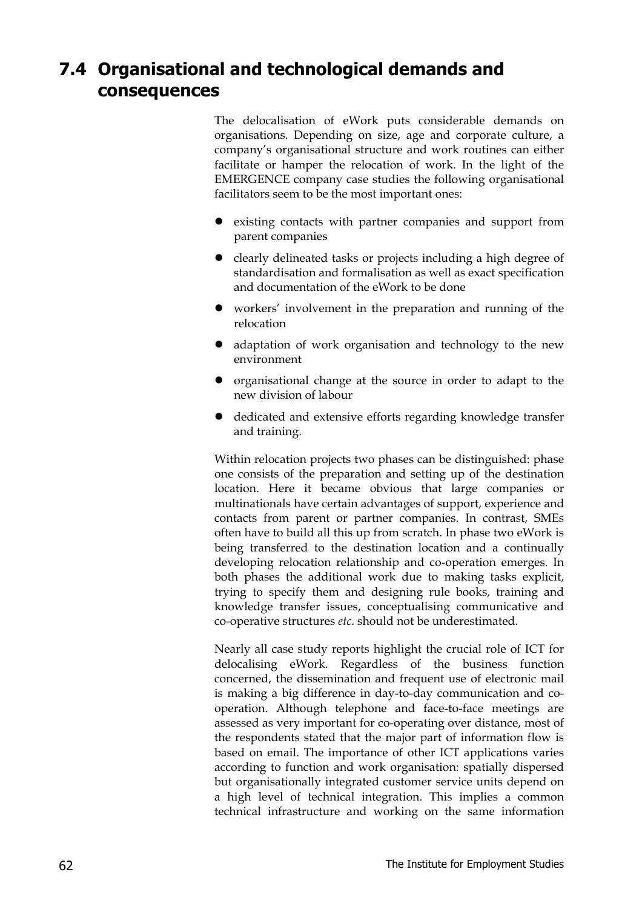## 7.4 Organisational and technological demands and consequences

The delocalisation of eWork puts considerable demands on organisations. Depending on size, age and corporate culture, a company's organisational structure and work routines can either facilitate or hamper the relocation of work. In the light of the EMERGENCE company case studies the following organisational facilitators seem to be the most important ones:

- existing contacts with partner companies and support from parent companies
- clearly delineated tasks or projects including a high degree of standardisation and formalisation as well as exact specification and documentation of the eWork to be done
- workers' involvement in the preparation and running of the relocation
- adaptation of work organisation and technology to the new environment
- organisational change at the source in order to adapt to the new division of labour
- dedicated and extensive efforts regarding knowledge transfer and training.

Within relocation projects two phases can be distinguished: phase one consists of the preparation and setting up of the destination location. Here it became obvious that large companies or multinationals have certain advantages of support, experience and contacts from parent or partner companies. In contrast, SMEs often have to build all this up from scratch. In phase two eWork is being transferred to the destination location and a continually developing relocation relationship and co-operation emerges. In both phases the additional work due to making tasks explicit, trying to specify them and designing rule books, training and knowledge transfer issues, conceptualising communicative and co-operative structures *etc*. should not be underestimated.

Nearly all case study reports highlight the crucial role of ICT for delocalising eWork. Regardless of the business function concerned, the dissemination and frequent use of electronic mail is making a big difference in day-to-day communication and co-operation. Although telephone and face-to-face meetings are assessed as very important for co-operating over distance, most of the respondents stated that the major part of information flow is based on email. The importance of other ICT applications varies according to function and work organisation: spatially dispersed but organisationally integrated customer service units depend on a high level of technical integration. This implies a common technical infrastructure and working on the same information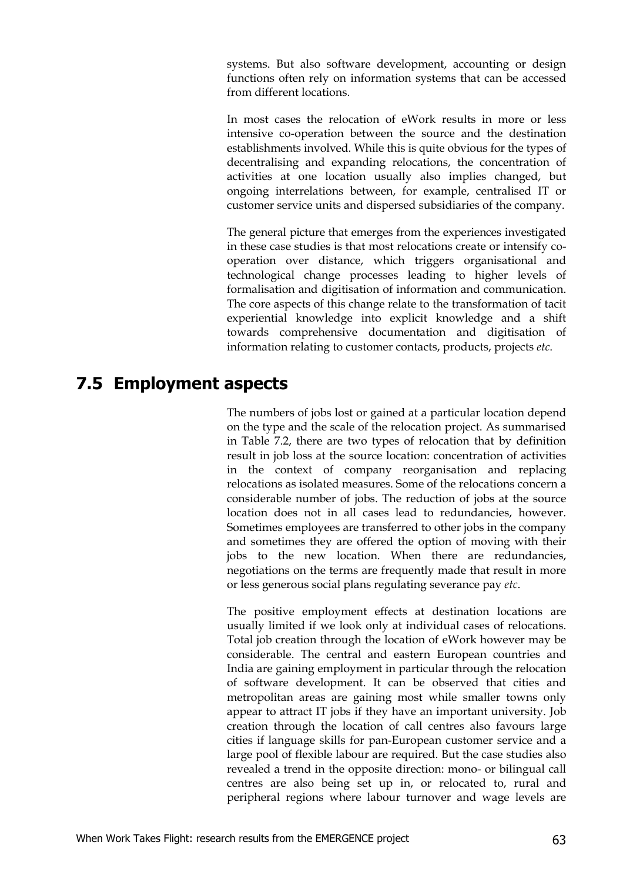systems. But also software development, accounting or design functions often rely on information systems that can be accessed from different locations.

In most cases the relocation of eWork results in more or less intensive co-operation between the source and the destination establishments involved. While this is quite obvious for the types of decentralising and expanding relocations, the concentration of activities at one location usually also implies changed, but ongoing interrelations between, for example, centralised IT or customer service units and dispersed subsidiaries of the company.

The general picture that emerges from the experiences investigated in these case studies is that most relocations create or intensify co-operation over distance, which triggers organisational and technological change processes leading to higher levels of formalisation and digitisation of information and communication. The core aspects of this change relate to the transformation of tacit experiential knowledge into explicit knowledge and a shift towards comprehensive documentation and digitisation of information relating to customer contacts, products, projects *etc*.

## 7.5 Employment aspects

The numbers of jobs lost or gained at a particular location depend on the type and the scale of the relocation project. As summarised in Table 7.2, there are two types of relocation that by definition result in job loss at the source location: concentration of activities in the context of company reorganisation and replacing relocations as isolated measures. Some of the relocations concern a considerable number of jobs. The reduction of jobs at the source location does not in all cases lead to redundancies, however. Sometimes employees are transferred to other jobs in the company and sometimes they are offered the option of moving with their jobs to the new location. When there are redundancies, negotiations on the terms are frequently made that result in more or less generous social plans regulating severance pay *etc*.

The positive employment effects at destination locations are usually limited if we look only at individual cases of relocations. Total job creation through the location of eWork however may be considerable. The central and eastern European countries and India are gaining employment in particular through the relocation of software development. It can be observed that cities and metropolitan areas are gaining most while smaller towns only appear to attract IT jobs if they have an important university. Job creation through the location of call centres also favours large cities if language skills for pan-European customer service and a large pool of flexible labour are required. But the case studies also revealed a trend in the opposite direction: mono- or bilingual call centres are also being set up in, or relocated to, rural and peripheral regions where labour turnover and wage levels are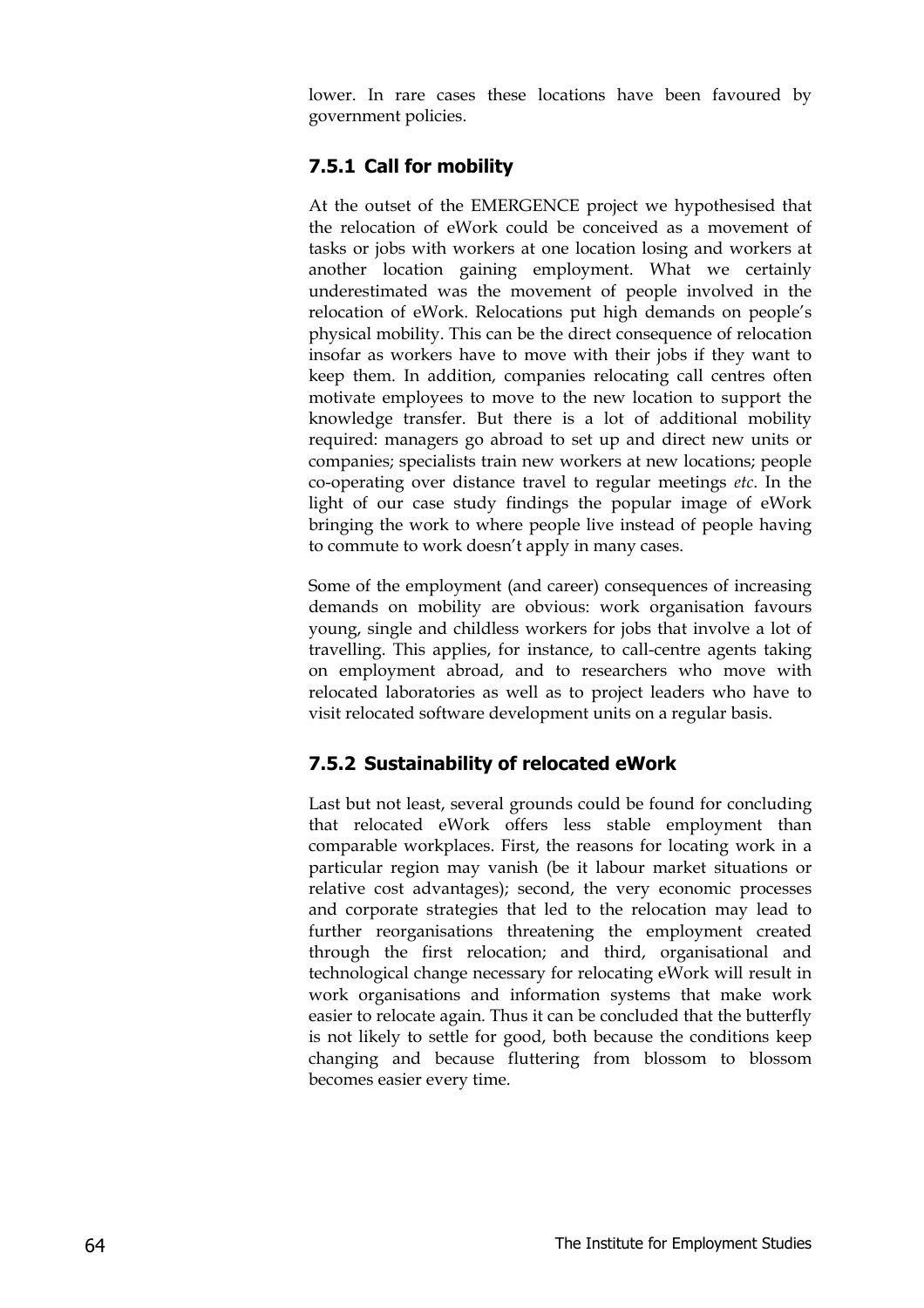lower. In rare cases these locations have been favoured by government policies.

### 7.5.1 Call for mobility

At the outset of the EMERGENCE project we hypothesised that the relocation of eWork could be conceived as a movement of tasks or jobs with workers at one location losing and workers at another location gaining employment. What we certainly underestimated was the movement of people involved in the relocation of eWork. Relocations put high demands on people's physical mobility. This can be the direct consequence of relocation insofar as workers have to move with their jobs if they want to keep them. In addition, companies relocating call centres often motivate employees to move to the new location to support the knowledge transfer. But there is a lot of additional mobility required: managers go abroad to set up and direct new units or companies; specialists train new workers at new locations; people co-operating over distance travel to regular meetings *etc*. In the light of our case study findings the popular image of eWork bringing the work to where people live instead of people having to commute to work doesn't apply in many cases.

Some of the employment (and career) consequences of increasing demands on mobility are obvious: work organisation favours young, single and childless workers for jobs that involve a lot of travelling. This applies, for instance, to call-centre agents taking on employment abroad, and to researchers who move with relocated laboratories as well as to project leaders who have to visit relocated software development units on a regular basis.

### 7.5.2 Sustainability of relocated eWork

Last but not least, several grounds could be found for concluding that relocated eWork offers less stable employment than comparable workplaces. First, the reasons for locating work in a particular region may vanish (be it labour market situations or relative cost advantages); second, the very economic processes and corporate strategies that led to the relocation may lead to further reorganisations threatening the employment created through the first relocation; and third, organisational and technological change necessary for relocating eWork will result in work organisations and information systems that make work easier to relocate again. Thus it can be concluded that the butterfly is not likely to settle for good, both because the conditions keep changing and because fluttering from blossom to blossom becomes easier every time.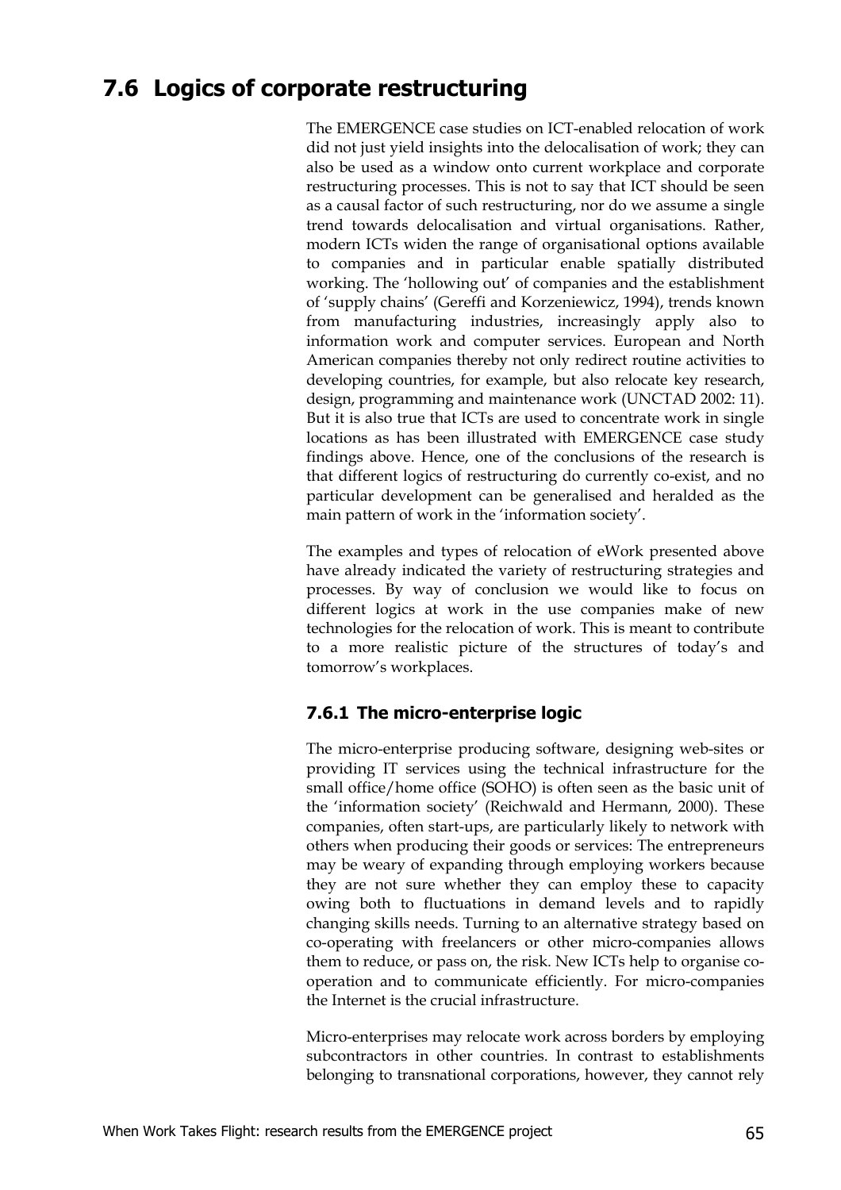## 7.6 Logics of corporate restructuring

The EMERGENCE case studies on ICT-enabled relocation of work did not just yield insights into the delocalisation of work; they can also be used as a window onto current workplace and corporate restructuring processes. This is not to say that ICT should be seen as a causal factor of such restructuring, nor do we assume a single trend towards delocalisation and virtual organisations. Rather, modern ICTs widen the range of organisational options available to companies and in particular enable spatially distributed working. The 'hollowing out' of companies and the establishment of 'supply chains' (Gereffi and Korzeniewicz, 1994), trends known from manufacturing industries, increasingly apply also to information work and computer services. European and North American companies thereby not only redirect routine activities to developing countries, for example, but also relocate key research, design, programming and maintenance work (UNCTAD 2002: 11). But it is also true that ICTs are used to concentrate work in single locations as has been illustrated with EMERGENCE case study findings above. Hence, one of the conclusions of the research is that different logics of restructuring do currently co-exist, and no particular development can be generalised and heralded as the main pattern of work in the 'information society'.

The examples and types of relocation of eWork presented above have already indicated the variety of restructuring strategies and processes. By way of conclusion we would like to focus on different logics at work in the use companies make of new technologies for the relocation of work. This is meant to contribute to a more realistic picture of the structures of today's and tomorrow's workplaces.

### 7.6.1 The micro-enterprise logic

The micro-enterprise producing software, designing web-sites or providing IT services using the technical infrastructure for the small office/home office (SOHO) is often seen as the basic unit of the 'information society' (Reichwald and Hermann, 2000). These companies, often start-ups, are particularly likely to network with others when producing their goods or services: The entrepreneurs may be weary of expanding through employing workers because they are not sure whether they can employ these to capacity owing both to fluctuations in demand levels and to rapidly changing skills needs. Turning to an alternative strategy based on co-operating with freelancers or other micro-companies allows them to reduce, or pass on, the risk. New ICTs help to organise co-operation and to communicate efficiently. For micro-companies the Internet is the crucial infrastructure.

Micro-enterprises may relocate work across borders by employing subcontractors in other countries. In contrast to establishments belonging to transnational corporations, however, they cannot rely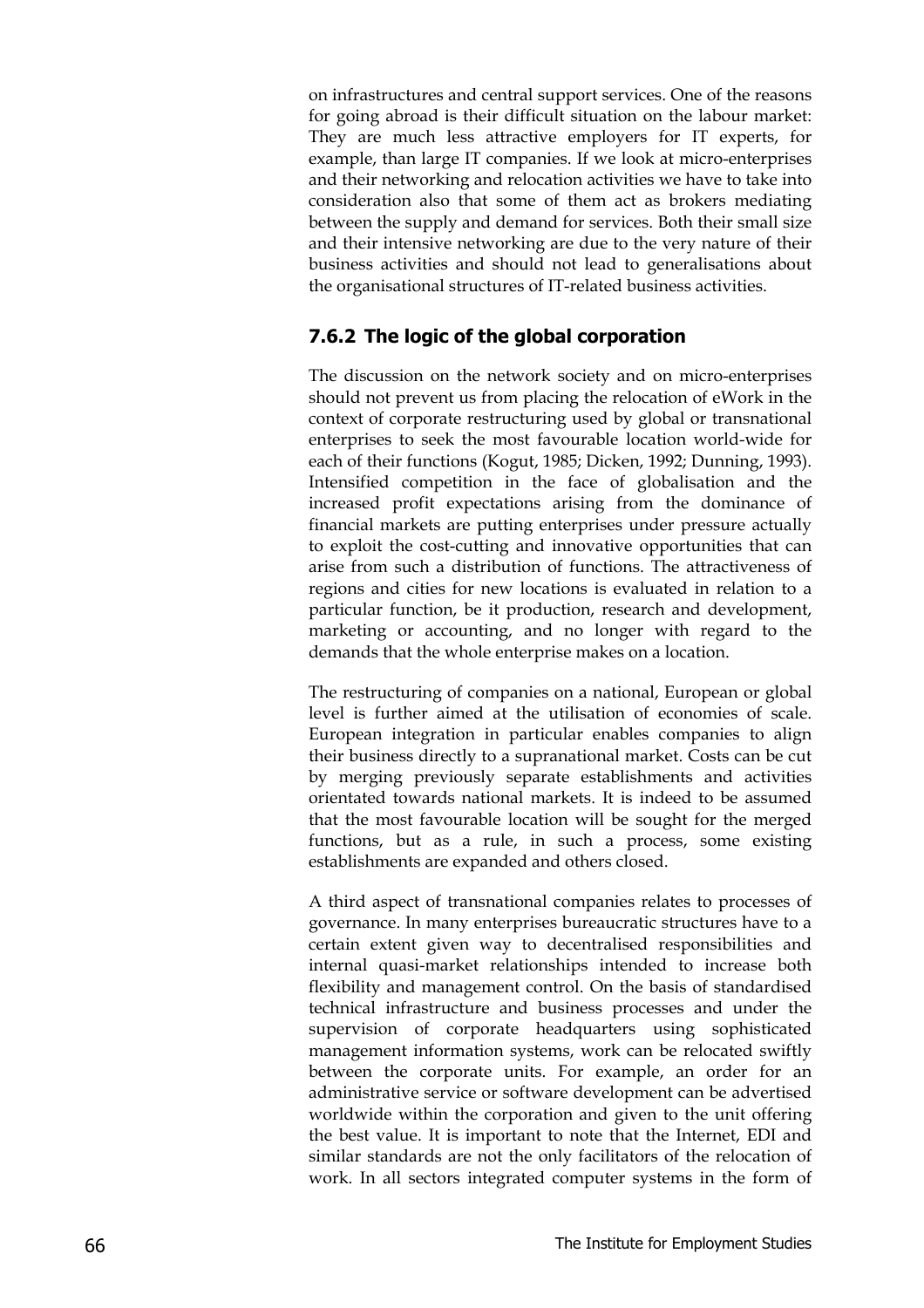on infrastructures and central support services. One of the reasons for going abroad is their difficult situation on the labour market: They are much less attractive employers for IT experts, for example, than large IT companies. If we look at micro-enterprises and their networking and relocation activities we have to take into consideration also that some of them act as brokers mediating between the supply and demand for services. Both their small size and their intensive networking are due to the very nature of their business activities and should not lead to generalisations about the organisational structures of IT-related business activities.

### 7.6.2 The logic of the global corporation

The discussion on the network society and on micro-enterprises should not prevent us from placing the relocation of eWork in the context of corporate restructuring used by global or transnational enterprises to seek the most favourable location world-wide for each of their functions (Kogut, 1985; Dicken, 1992; Dunning, 1993). Intensified competition in the face of globalisation and the increased profit expectations arising from the dominance of financial markets are putting enterprises under pressure actually to exploit the cost-cutting and innovative opportunities that can arise from such a distribution of functions. The attractiveness of regions and cities for new locations is evaluated in relation to a particular function, be it production, research and development, marketing or accounting, and no longer with regard to the demands that the whole enterprise makes on a location.

The restructuring of companies on a national, European or global level is further aimed at the utilisation of economies of scale. European integration in particular enables companies to align their business directly to a supranational market. Costs can be cut by merging previously separate establishments and activities orientated towards national markets. It is indeed to be assumed that the most favourable location will be sought for the merged functions, but as a rule, in such a process, some existing establishments are expanded and others closed.

A third aspect of transnational companies relates to processes of governance. In many enterprises bureaucratic structures have to a certain extent given way to decentralised responsibilities and internal quasi-market relationships intended to increase both flexibility and management control. On the basis of standardised technical infrastructure and business processes and under the supervision of corporate headquarters using sophisticated management information systems, work can be relocated swiftly between the corporate units. For example, an order for an administrative service or software development can be advertised worldwide within the corporation and given to the unit offering the best value. It is important to note that the Internet, EDI and similar standards are not the only facilitators of the relocation of work. In all sectors integrated computer systems in the form of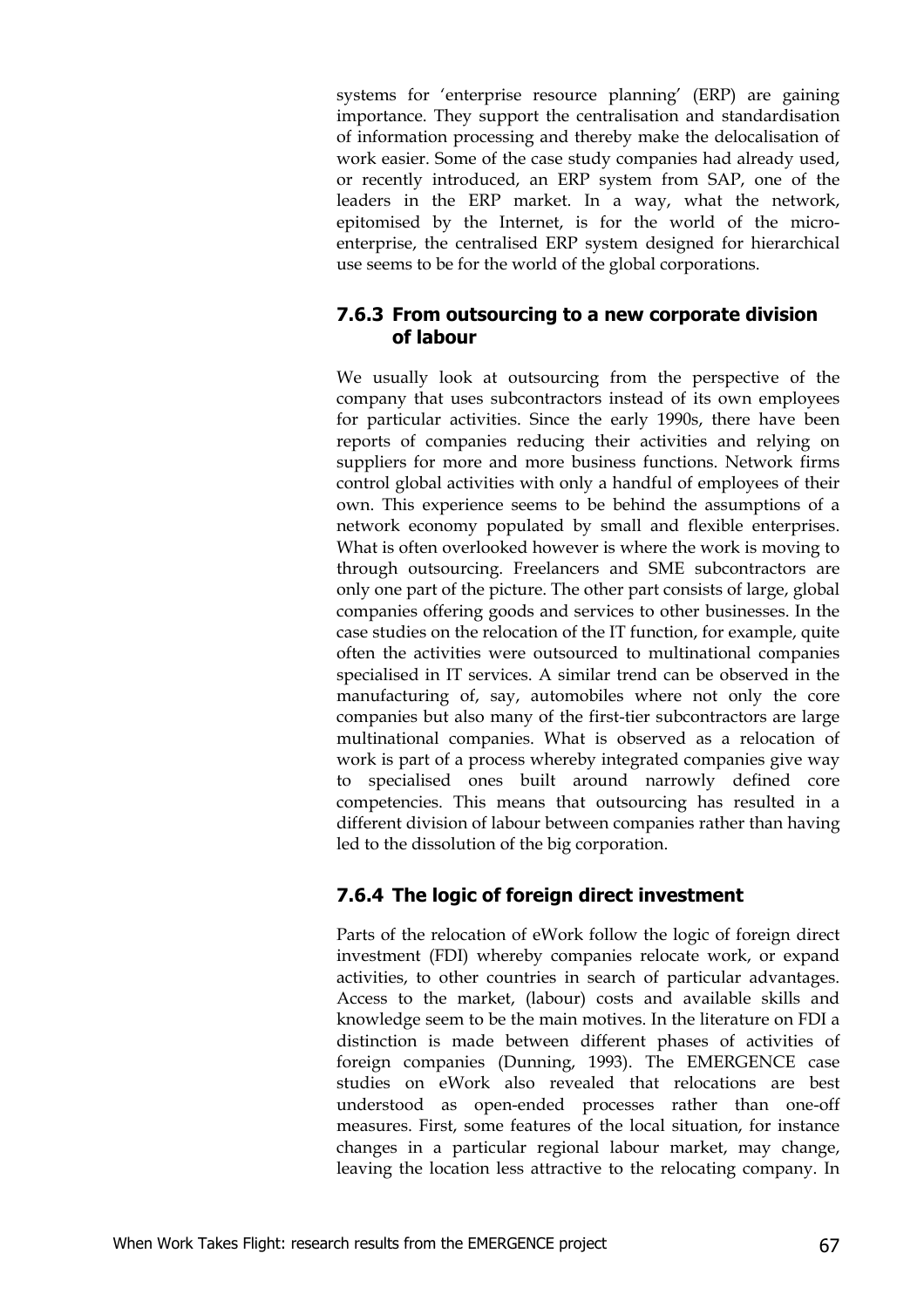systems for 'enterprise resource planning' (ERP) are gaining importance. They support the centralisation and standardisation of information processing and thereby make the delocalisation of work easier. Some of the case study companies had already used, or recently introduced, an ERP system from SAP, one of the leaders in the ERP market. In a way, what the network, epitomised by the Internet, is for the world of the micro-enterprise, the centralised ERP system designed for hierarchical use seems to be for the world of the global corporations.

### 7.6.3 From outsourcing to a new corporate division of labour

We usually look at outsourcing from the perspective of the company that uses subcontractors instead of its own employees for particular activities. Since the early 1990s, there have been reports of companies reducing their activities and relying on suppliers for more and more business functions. Network firms control global activities with only a handful of employees of their own. This experience seems to be behind the assumptions of a network economy populated by small and flexible enterprises. What is often overlooked however is where the work is moving to through outsourcing. Freelancers and SME subcontractors are only one part of the picture. The other part consists of large, global companies offering goods and services to other businesses. In the case studies on the relocation of the IT function, for example, quite often the activities were outsourced to multinational companies specialised in IT services. A similar trend can be observed in the manufacturing of, say, automobiles where not only the core companies but also many of the first-tier subcontractors are large multinational companies. What is observed as a relocation of work is part of a process whereby integrated companies give way to specialised ones built around narrowly defined core competencies. This means that outsourcing has resulted in a different division of labour between companies rather than having led to the dissolution of the big corporation.

### 7.6.4 The logic of foreign direct investment

Parts of the relocation of eWork follow the logic of foreign direct investment (FDI) whereby companies relocate work, or expand activities, to other countries in search of particular advantages. Access to the market, (labour) costs and available skills and knowledge seem to be the main motives. In the literature on FDI a distinction is made between different phases of activities of foreign companies (Dunning, 1993). The EMERGENCE case studies on eWork also revealed that relocations are best understood as open-ended processes rather than one-off measures. First, some features of the local situation, for instance changes in a particular regional labour market, may change, leaving the location less attractive to the relocating company. In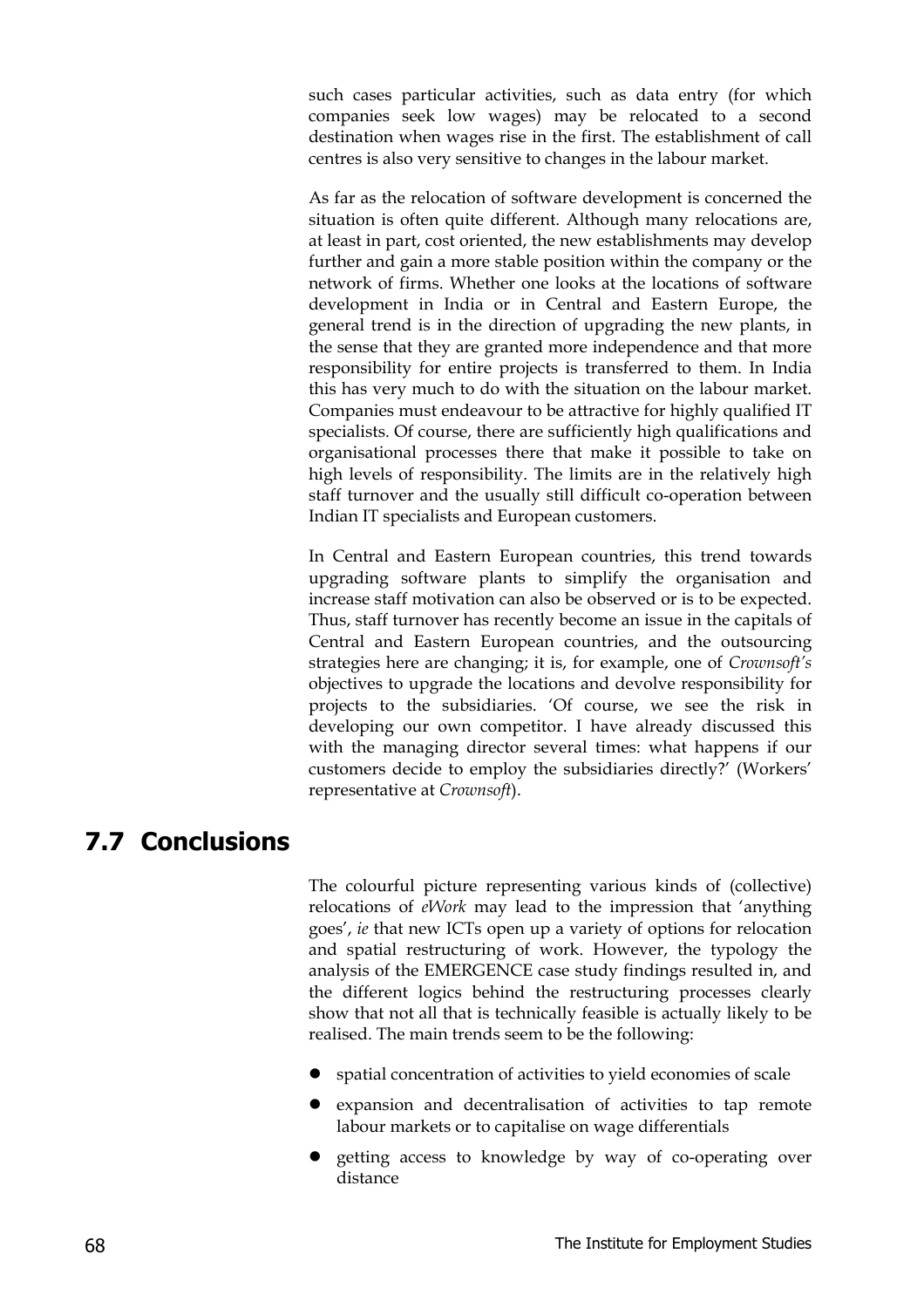such cases particular activities, such as data entry (for which companies seek low wages) may be relocated to a second destination when wages rise in the first. The establishment of call centres is also very sensitive to changes in the labour market.

As far as the relocation of software development is concerned the situation is often quite different. Although many relocations are, at least in part, cost oriented, the new establishments may develop further and gain a more stable position within the company or the network of firms. Whether one looks at the locations of software development in India or in Central and Eastern Europe, the general trend is in the direction of upgrading the new plants, in the sense that they are granted more independence and that more responsibility for entire projects is transferred to them. In India this has very much to do with the situation on the labour market. Companies must endeavour to be attractive for highly qualified IT specialists. Of course, there are sufficiently high qualifications and organisational processes there that make it possible to take on high levels of responsibility. The limits are in the relatively high staff turnover and the usually still difficult co-operation between Indian IT specialists and European customers.

In Central and Eastern European countries, this trend towards upgrading software plants to simplify the organisation and increase staff motivation can also be observed or is to be expected. Thus, staff turnover has recently become an issue in the capitals of Central and Eastern European countries, and the outsourcing strategies here are changing; it is, for example, one of *Crownsoft's* objectives to upgrade the locations and devolve responsibility for projects to the subsidiaries. 'Of course, we see the risk in developing our own competitor. I have already discussed this with the managing director several times: what happens if our customers decide to employ the subsidiaries directly?' (Workers' representative at *Crownsoft*).

## 7.7 Conclusions

The colourful picture representing various kinds of (collective) relocations of *eWork* may lead to the impression that 'anything goes', *ie* that new ICTs open up a variety of options for relocation and spatial restructuring of work. However, the typology the analysis of the EMERGENCE case study findings resulted in, and the different logics behind the restructuring processes clearly show that not all that is technically feasible is actually likely to be realised. The main trends seem to be the following:

- spatial concentration of activities to yield economies of scale
- expansion and decentralisation of activities to tap remote labour markets or to capitalise on wage differentials
- getting access to knowledge by way of co-operating over distance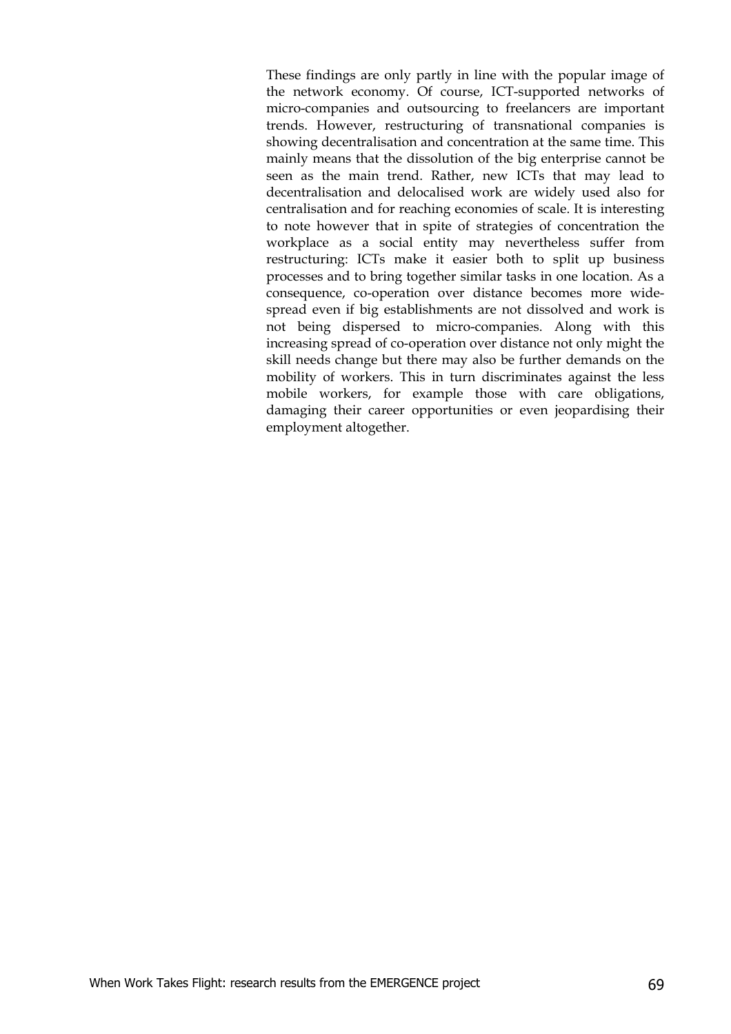These findings are only partly in line with the popular image of the network economy. Of course, ICT-supported networks of micro-companies and outsourcing to freelancers are important trends. However, restructuring of transnational companies is showing decentralisation and concentration at the same time. This mainly means that the dissolution of the big enterprise cannot be seen as the main trend. Rather, new ICTs that may lead to decentralisation and delocalised work are widely used also for centralisation and for reaching economies of scale. It is interesting to note however that in spite of strategies of concentration the workplace as a social entity may nevertheless suffer from restructuring: ICTs make it easier both to split up business processes and to bring together similar tasks in one location. As a consequence, co-operation over distance becomes more widespread even if big establishments are not dissolved and work is not being dispersed to micro-companies. Along with this increasing spread of co-operation over distance not only might the skill needs change but there may also be further demands on the mobility of workers. This in turn discriminates against the less mobile workers, for example those with care obligations, damaging their career opportunities or even jeopardising their employment altogether.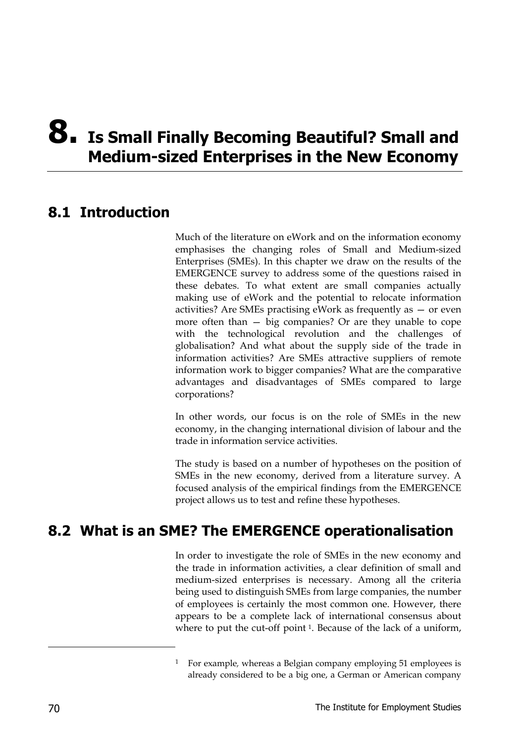# 8. Is Small Finally Becoming Beautiful? Small and Medium-sized Enterprises in the New Economy

## 8.1 Introduction

Much of the literature on eWork and on the information economy emphasises the changing roles of Small and Medium-sized Enterprises (SMEs). In this chapter we draw on the results of the EMERGENCE survey to address some of the questions raised in these debates. To what extent are small companies actually making use of eWork and the potential to relocate information activities? Are SMEs practising eWork as frequently as — or even more often than — big companies? Or are they unable to cope with the technological revolution and the challenges of globalisation? And what about the supply side of the trade in information activities? Are SMEs attractive suppliers of remote information work to bigger companies? What are the comparative advantages and disadvantages of SMEs compared to large corporations?

In other words, our focus is on the role of SMEs in the new economy, in the changing international division of labour and the trade in information service activities.

The study is based on a number of hypotheses on the position of SMEs in the new economy, derived from a literature survey. A focused analysis of the empirical findings from the EMERGENCE project allows us to test and refine these hypotheses.

## 8.2 What is an SME? The EMERGENCE operationalisation

In order to investigate the role of SMEs in the new economy and the trade in information activities, a clear definition of small and medium-sized enterprises is necessary. Among all the criteria being used to distinguish SMEs from large companies, the number of employees is certainly the most common one. However, there appears to be a complete lack of international consensus about where to put the cut-off point [1]. Because of the lack of a uniform,

[1] For example, whereas a Belgian company employing 51 employees is already considered to be a big one, a German or American company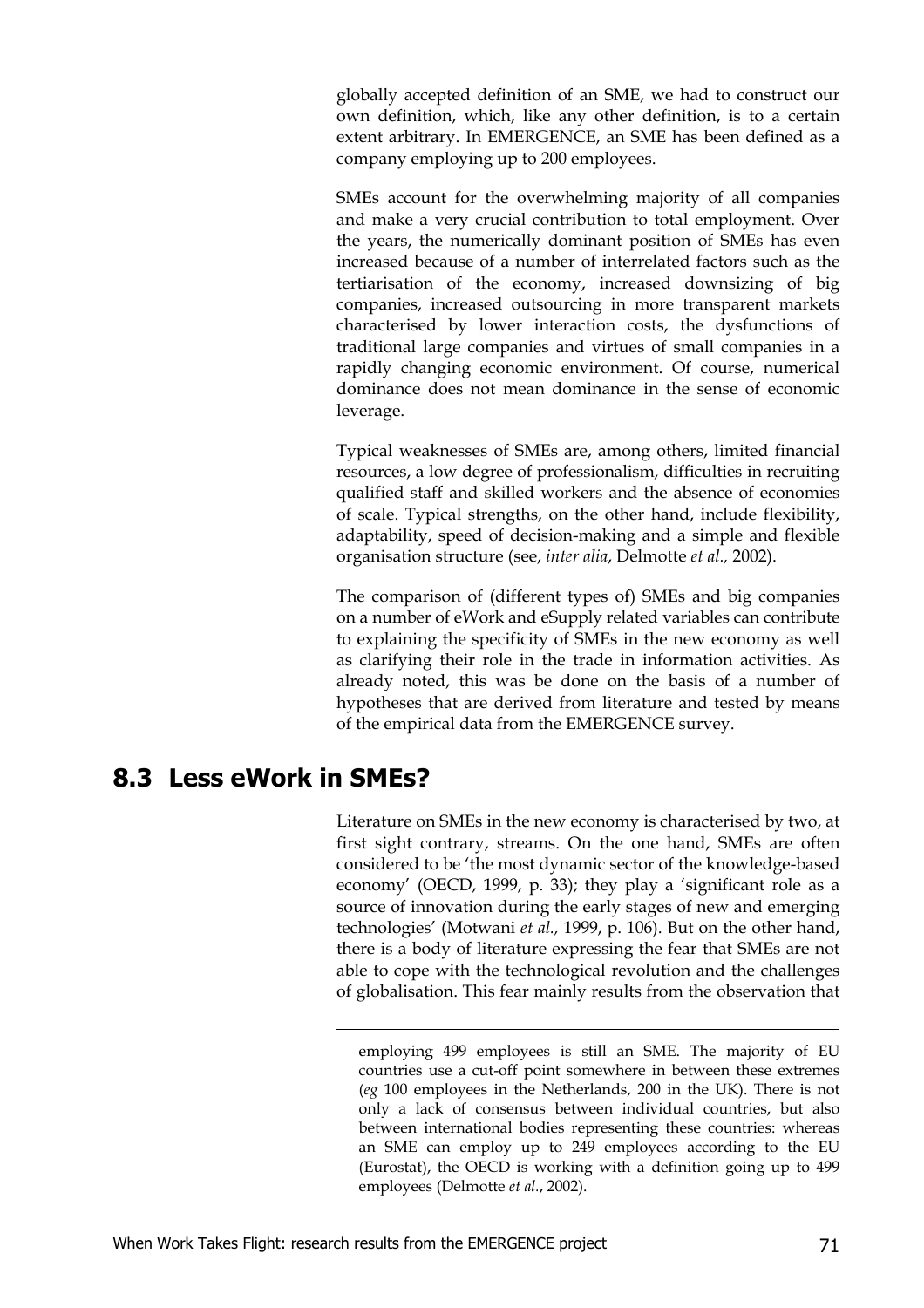globally accepted definition of an SME, we had to construct our own definition, which, like any other definition, is to a certain extent arbitrary. In EMERGENCE, an SME has been defined as a company employing up to 200 employees.

SMEs account for the overwhelming majority of all companies and make a very crucial contribution to total employment. Over the years, the numerically dominant position of SMEs has even increased because of a number of interrelated factors such as the tertiarisation of the economy, increased downsizing of big companies, increased outsourcing in more transparent markets characterised by lower interaction costs, the dysfunctions of traditional large companies and virtues of small companies in a rapidly changing economic environment. Of course, numerical dominance does not mean dominance in the sense of economic leverage.

Typical weaknesses of SMEs are, among others, limited financial resources, a low degree of professionalism, difficulties in recruiting qualified staff and skilled workers and the absence of economies of scale. Typical strengths, on the other hand, include flexibility, adaptability, speed of decision-making and a simple and flexible organisation structure (see, *inter alia*, Delmotte *et al.,* 2002).

The comparison of (different types of) SMEs and big companies on a number of eWork and eSupply related variables can contribute to explaining the specificity of SMEs in the new economy as well as clarifying their role in the trade in information activities. As already noted, this was be done on the basis of a number of hypotheses that are derived from literature and tested by means of the empirical data from the EMERGENCE survey.

## 8.3 Less eWork in SMEs?

Literature on SMEs in the new economy is characterised by two, at first sight contrary, streams. On the one hand, SMEs are often considered to be 'the most dynamic sector of the knowledge-based economy' (OECD, 1999, p. 33); they play a 'significant role as a source of innovation during the early stages of new and emerging technologies' (Motwani *et al.,* 1999, p. 106). But on the other hand, there is a body of literature expressing the fear that SMEs are not able to cope with the technological revolution and the challenges of globalisation. This fear mainly results from the observation that

---

employing 499 employees is still an SME. The majority of EU countries use a cut-off point somewhere in between these extremes (*eg* 100 employees in the Netherlands, 200 in the UK). There is not only a lack of consensus between individual countries, but also between international bodies representing these countries: whereas an SME can employ up to 249 employees according to the EU (Eurostat), the OECD is working with a definition going up to 499 employees (Delmotte *et al.*, 2002).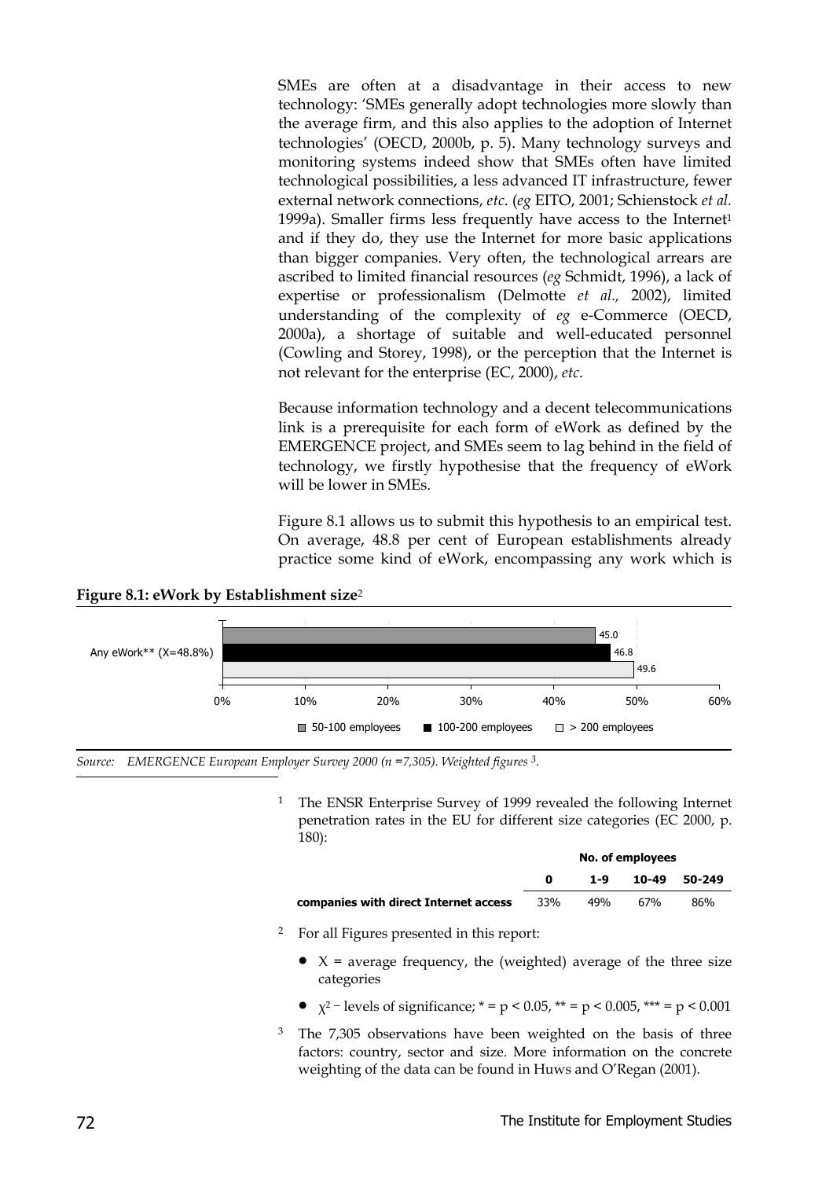SMEs are often at a disadvantage in their access to new technology: 'SMEs generally adopt technologies more slowly than the average firm, and this also applies to the adoption of Internet technologies' (OECD, 2000b, p. 5). Many technology surveys and monitoring systems indeed show that SMEs often have limited technological possibilities, a less advanced IT infrastructure, fewer external network connections, *etc.* (*eg* EITO, 2001; Schienstock *et al.* 1999a). Smaller firms less frequently have access to the Internet[1] and if they do, they use the Internet for more basic applications than bigger companies. Very often, the technological arrears are ascribed to limited financial resources (*eg* Schmidt, 1996), a lack of expertise or professionalism (Delmotte *et al.,* 2002), limited understanding of the complexity of *eg* e-Commerce (OECD, 2000a), a shortage of suitable and well-educated personnel (Cowling and Storey, 1998), or the perception that the Internet is not relevant for the enterprise (EC, 2000), *etc.*

Because information technology and a decent telecommunications link is a prerequisite for each form of eWork as defined by the EMERGENCE project, and SMEs seem to lag behind in the field of technology, we firstly hypothesise that the frequency of eWork will be lower in SMEs.

Figure 8.1 allows us to submit this hypothesis to an empirical test. On average, 48.8 per cent of European establishments already practice some kind of eWork, encompassing any work which is

**Figure 8.1: eWork by Establishment size**[2]

| | 50-100 employees | 100-200 employees | > 200 employees |
|---|---|---|---|
| Any eWork** (X=48.8%) | 45.0 | 46.8 | 49.6 |

*Source: EMERGENCE European Employer Survey 2000 (n =7,305). Weighted figures* [3]*.*

[1] The ENSR Enterprise Survey of 1999 revealed the following Internet penetration rates in the EU for different size categories (EC 2000, p. 180):

| | No. of employees | | | |
|---|---|---|---|---|
| | 0 | 1-9 | 10-49 | 50-249 |
| **companies with direct Internet access** | 33% | 49% | 67% | 86% |

[2] For all Figures presented in this report:

- X = average frequency, the (weighted) average of the three size categories
- $\chi^2$ – levels of significance; * = $p < 0.05$, ** = $p < 0.005$, *** = $p < 0.001$

[3] The 7,305 observations have been weighted on the basis of three factors: country, sector and size. More information on the concrete weighting of the data can be found in Huws and O'Regan (2001).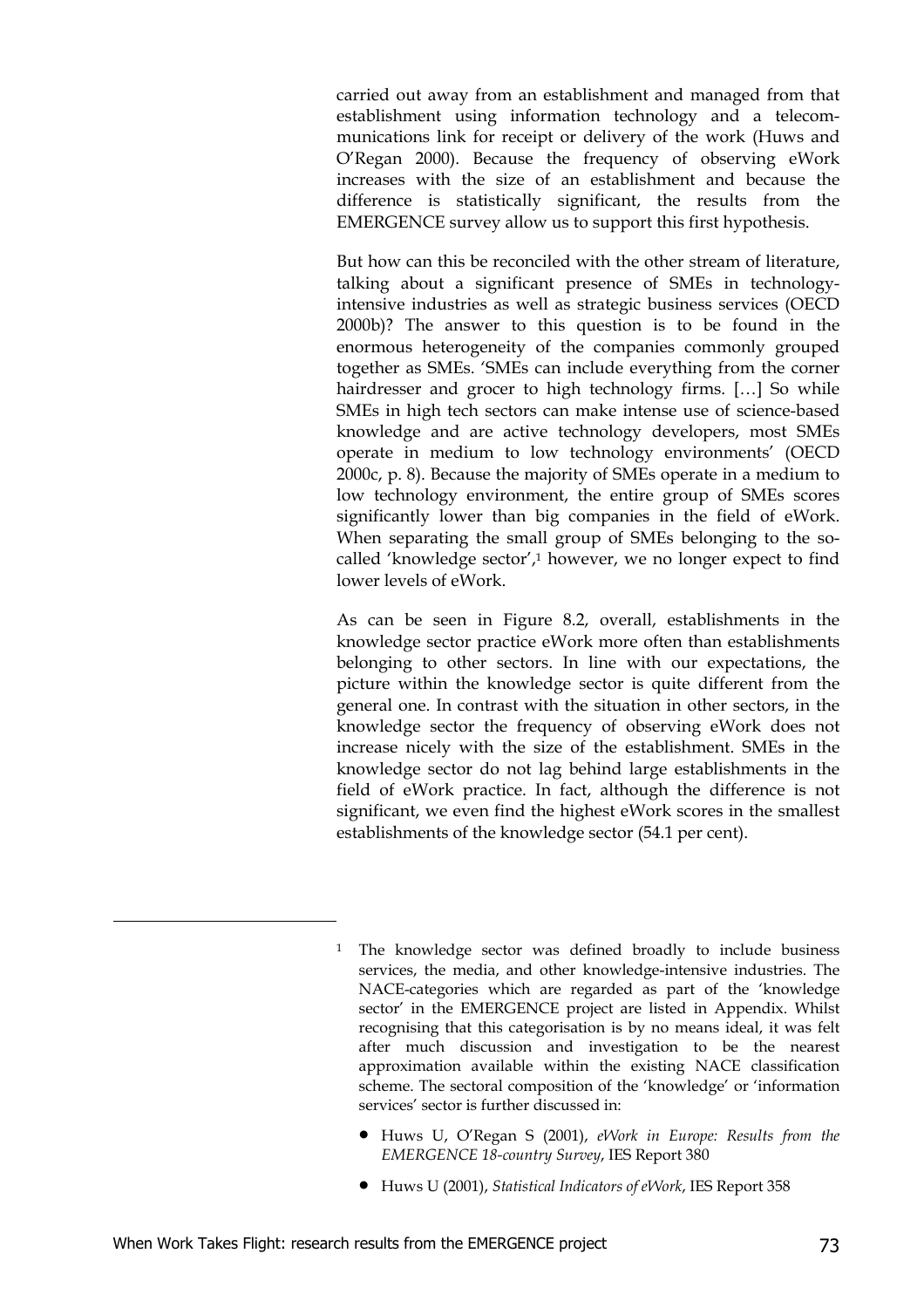carried out away from an establishment and managed from that establishment using information technology and a telecommunications link for receipt or delivery of the work (Huws and O'Regan 2000). Because the frequency of observing eWork increases with the size of an establishment and because the difference is statistically significant, the results from the EMERGENCE survey allow us to support this first hypothesis.

But how can this be reconciled with the other stream of literature, talking about a significant presence of SMEs in technology-intensive industries as well as strategic business services (OECD 2000b)? The answer to this question is to be found in the enormous heterogeneity of the companies commonly grouped together as SMEs. 'SMEs can include everything from the corner hairdresser and grocer to high technology firms. […] So while SMEs in high tech sectors can make intense use of science-based knowledge and are active technology developers, most SMEs operate in medium to low technology environments' (OECD 2000c, p. 8). Because the majority of SMEs operate in a medium to low technology environment, the entire group of SMEs scores significantly lower than big companies in the field of eWork. When separating the small group of SMEs belonging to the so-called 'knowledge sector',[1] however, we no longer expect to find lower levels of eWork.

As can be seen in Figure 8.2, overall, establishments in the knowledge sector practice eWork more often than establishments belonging to other sectors. In line with our expectations, the picture within the knowledge sector is quite different from the general one. In contrast with the situation in other sectors, in the knowledge sector the frequency of observing eWork does not increase nicely with the size of the establishment. SMEs in the knowledge sector do not lag behind large establishments in the field of eWork practice. In fact, although the difference is not significant, we even find the highest eWork scores in the smallest establishments of the knowledge sector (54.1 per cent).

---

[1] The knowledge sector was defined broadly to include business services, the media, and other knowledge-intensive industries. The NACE-categories which are regarded as part of the 'knowledge sector' in the EMERGENCE project are listed in Appendix. Whilst recognising that this categorisation is by no means ideal, it was felt after much discussion and investigation to be the nearest approximation available within the existing NACE classification scheme. The sectoral composition of the 'knowledge' or 'information services' sector is further discussed in:

- Huws U, O'Regan S (2001), *eWork in Europe: Results from the EMERGENCE 18-country Survey*, IES Report 380
- Huws U (2001), *Statistical Indicators of eWork*, IES Report 358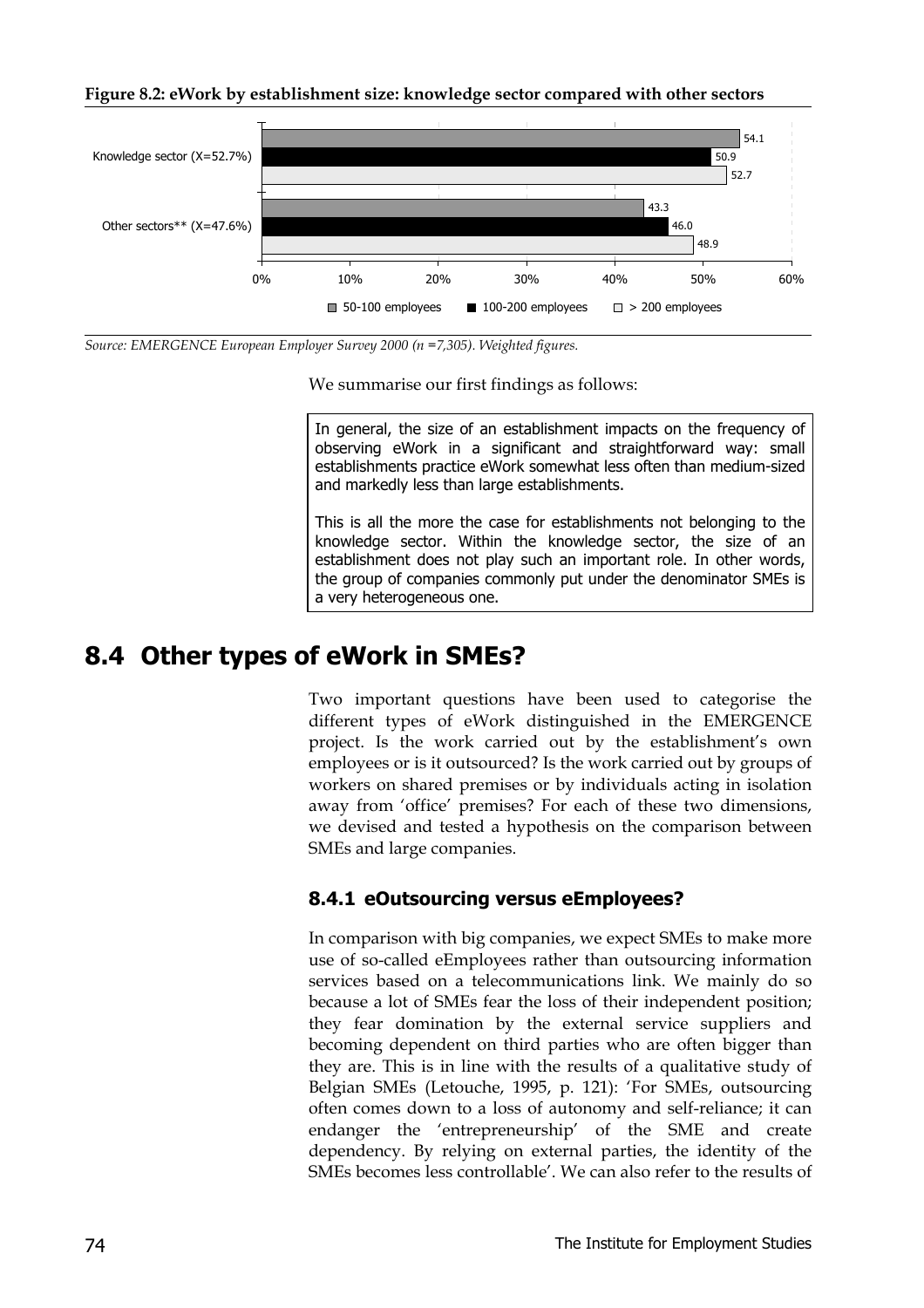**Figure 8.2: eWork by establishment size: knowledge sector compared with other sectors**

| | 50-100 employees | 100-200 employees | > 200 employees |
|---|---|---|---|
| Knowledge sector (X=52.7%) | 54.1 | 50.9 | 52.7 |
| Other sectors** (X=47.6%) | 43.3 | 46.0 | 48.9 |

*Source: EMERGENCE European Employer Survey 2000 (n =7,305). Weighted figures.*

We summarise our first findings as follows:

> In general, the size of an establishment impacts on the frequency of observing eWork in a significant and straightforward way: small establishments practice eWork somewhat less often than medium-sized and markedly less than large establishments.
>
> This is all the more the case for establishments not belonging to the knowledge sector. Within the knowledge sector, the size of an establishment does not play such an important role. In other words, the group of companies commonly put under the denominator SMEs is a very heterogeneous one.

## 8.4 Other types of eWork in SMEs?

Two important questions have been used to categorise the different types of eWork distinguished in the EMERGENCE project. Is the work carried out by the establishment's own employees or is it outsourced? Is the work carried out by groups of workers on shared premises or by individuals acting in isolation away from 'office' premises? For each of these two dimensions, we devised and tested a hypothesis on the comparison between SMEs and large companies.

### 8.4.1 eOutsourcing versus eEmployees?

In comparison with big companies, we expect SMEs to make more use of so-called eEmployees rather than outsourcing information services based on a telecommunications link. We mainly do so because a lot of SMEs fear the loss of their independent position; they fear domination by the external service suppliers and becoming dependent on third parties who are often bigger than they are. This is in line with the results of a qualitative study of Belgian SMEs (Letouche, 1995, p. 121): 'For SMEs, outsourcing often comes down to a loss of autonomy and self-reliance; it can endanger the 'entrepreneurship' of the SME and create dependency. By relying on external parties, the identity of the SMEs becomes less controllable'. We can also refer to the results of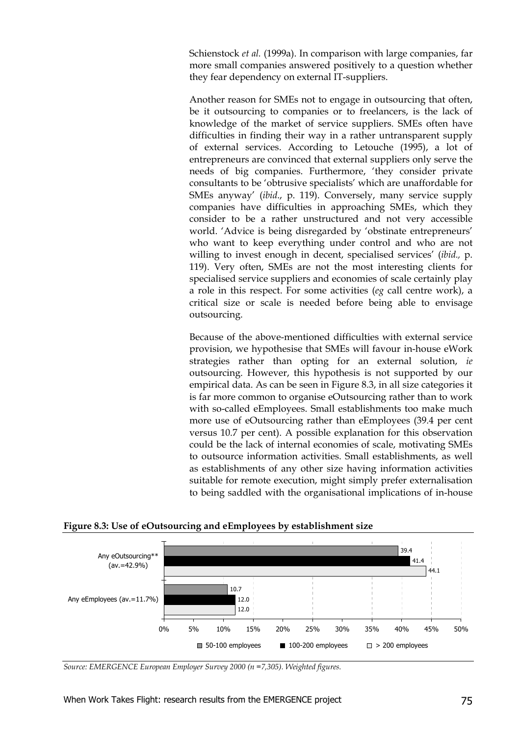Schienstock *et al.* (1999a). In comparison with large companies, far more small companies answered positively to a question whether they fear dependency on external IT-suppliers.

Another reason for SMEs not to engage in outsourcing that often, be it outsourcing to companies or to freelancers, is the lack of knowledge of the market of service suppliers. SMEs often have difficulties in finding their way in a rather untransparent supply of external services. According to Letouche (1995), a lot of entrepreneurs are convinced that external suppliers only serve the needs of big companies. Furthermore, 'they consider private consultants to be 'obtrusive specialists' which are unaffordable for SMEs anyway' (*ibid.*, p. 119). Conversely, many service supply companies have difficulties in approaching SMEs, which they consider to be a rather unstructured and not very accessible world. 'Advice is being disregarded by 'obstinate entrepreneurs' who want to keep everything under control and who are not willing to invest enough in decent, specialised services' (*ibid.*, p. 119). Very often, SMEs are not the most interesting clients for specialised service suppliers and economies of scale certainly play a role in this respect. For some activities (*eg* call centre work), a critical size or scale is needed before being able to envisage outsourcing.

Because of the above-mentioned difficulties with external service provision, we hypothesise that SMEs will favour in-house eWork strategies rather than opting for an external solution, *ie* outsourcing. However, this hypothesis is not supported by our empirical data. As can be seen in Figure 8.3, in all size categories it is far more common to organise eOutsourcing rather than to work with so-called eEmployees. Small establishments too make much more use of eOutsourcing rather than eEmployees (39.4 per cent versus 10.7 per cent). A possible explanation for this observation could be the lack of internal economies of scale, motivating SMEs to outsource information activities. Small establishments, as well as establishments of any other size having information activities suitable for remote execution, might simply prefer externalisation to being saddled with the organisational implications of in-house

**Figure 8.3: Use of eOutsourcing and eEmployees by establishment size**

| | 50-100 employees | 100-200 employees | > 200 employees |
|---|---|---|---|
| Any eOutsourcing** (av.=42.9%) | 39.4 | 41.4 | 44.1 |
| Any eEmployees (av.=11.7%) | 10.7 | 12.0 | 12.0 |

*Source: EMERGENCE European Employer Survey 2000 (n =7,305). Weighted figures.*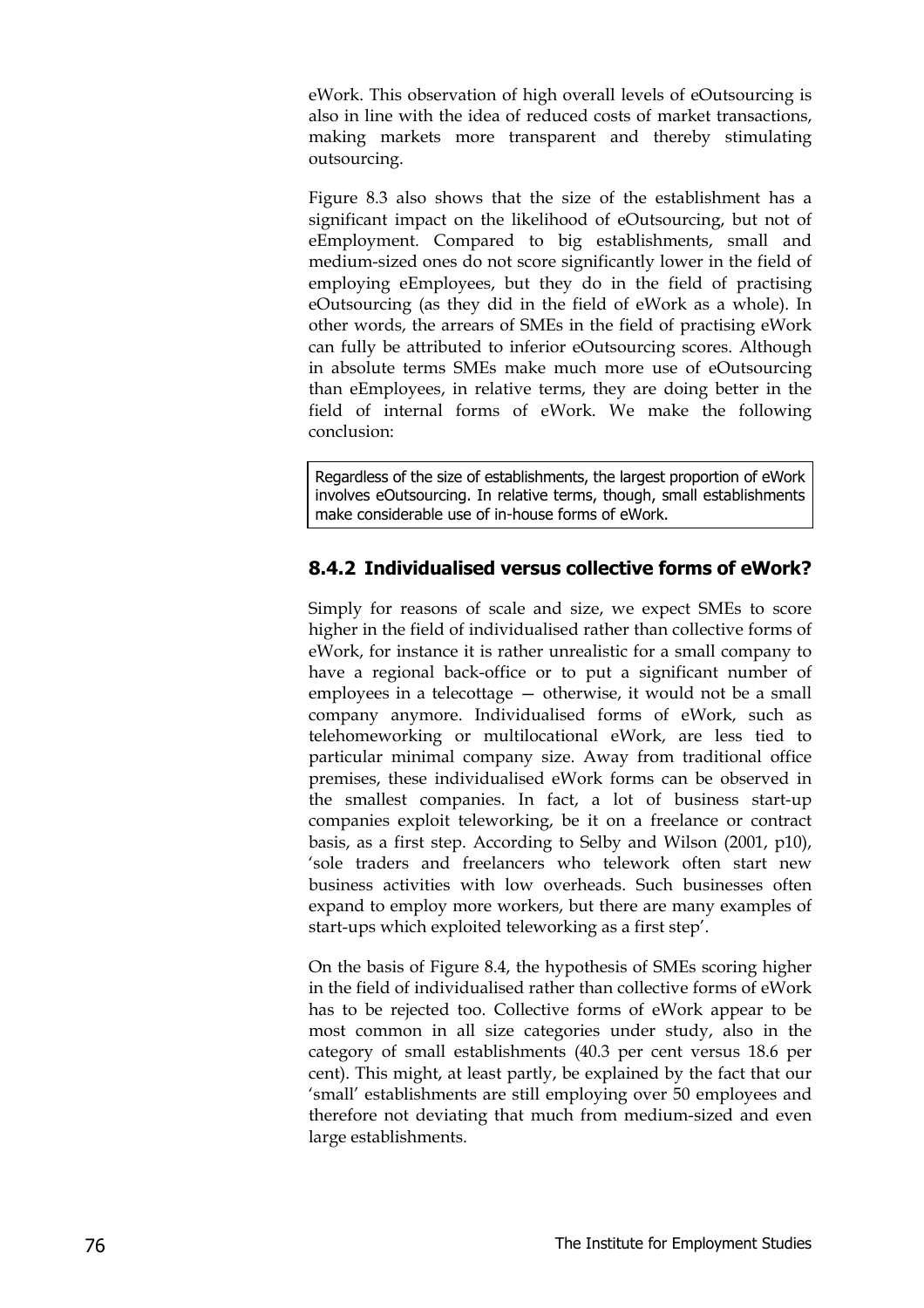eWork. This observation of high overall levels of eOutsourcing is also in line with the idea of reduced costs of market transactions, making markets more transparent and thereby stimulating outsourcing.

Figure 8.3 also shows that the size of the establishment has a significant impact on the likelihood of eOutsourcing, but not of eEmployment. Compared to big establishments, small and medium-sized ones do not score significantly lower in the field of employing eEmployees, but they do in the field of practising eOutsourcing (as they did in the field of eWork as a whole). In other words, the arrears of SMEs in the field of practising eWork can fully be attributed to inferior eOutsourcing scores. Although in absolute terms SMEs make much more use of eOutsourcing than eEmployees, in relative terms, they are doing better in the field of internal forms of eWork. We make the following conclusion:

> Regardless of the size of establishments, the largest proportion of eWork involves eOutsourcing. In relative terms, though, small establishments make considerable use of in-house forms of eWork.

### 8.4.2 Individualised versus collective forms of eWork?

Simply for reasons of scale and size, we expect SMEs to score higher in the field of individualised rather than collective forms of eWork, for instance it is rather unrealistic for a small company to have a regional back-office or to put a significant number of employees in a telecottage — otherwise, it would not be a small company anymore. Individualised forms of eWork, such as telehomeworking or multilocational eWork, are less tied to particular minimal company size. Away from traditional office premises, these individualised eWork forms can be observed in the smallest companies. In fact, a lot of business start-up companies exploit teleworking, be it on a freelance or contract basis, as a first step. According to Selby and Wilson (2001, p10), 'sole traders and freelancers who telework often start new business activities with low overheads. Such businesses often expand to employ more workers, but there are many examples of start-ups which exploited teleworking as a first step'.

On the basis of Figure 8.4, the hypothesis of SMEs scoring higher in the field of individualised rather than collective forms of eWork has to be rejected too. Collective forms of eWork appear to be most common in all size categories under study, also in the category of small establishments (40.3 per cent versus 18.6 per cent). This might, at least partly, be explained by the fact that our 'small' establishments are still employing over 50 employees and therefore not deviating that much from medium-sized and even large establishments.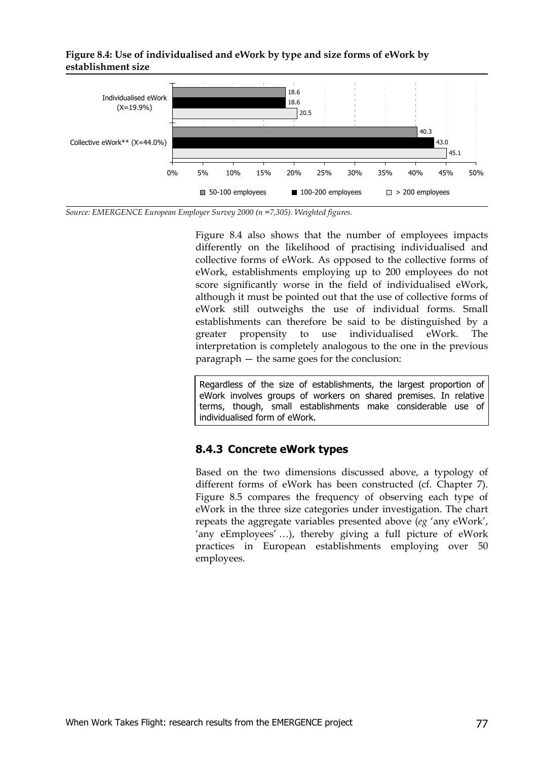**Figure 8.4: Use of individualised and eWork by type and size forms of eWork by establishment size**

| | 50-100 employees | 100-200 employees | > 200 employees |
|---|---|---|---|
| Individualised eWork (X=19.9%) | 18.6 | 18.6 | 20.5 |
| Collective eWork** (X=44.0%) | 40.3 | 43.0 | 45.1 |

*Source: EMERGENCE European Employer Survey 2000 (n =7,305). Weighted figures.*

Figure 8.4 also shows that the number of employees impacts differently on the likelihood of practising individualised and collective forms of eWork. As opposed to the collective forms of eWork, establishments employing up to 200 employees do not score significantly worse in the field of individualised eWork, although it must be pointed out that the use of collective forms of eWork still outweighs the use of individual forms. Small establishments can therefore be said to be distinguished by a greater propensity to use individualised eWork. The interpretation is completely analogous to the one in the previous paragraph — the same goes for the conclusion:

> Regardless of the size of establishments, the largest proportion of eWork involves groups of workers on shared premises. In relative terms, though, small establishments make considerable use of individualised form of eWork.

### 8.4.3 Concrete eWork types

Based on the two dimensions discussed above, a typology of different forms of eWork has been constructed (cf. Chapter 7). Figure 8.5 compares the frequency of observing each type of eWork in the three size categories under investigation. The chart repeats the aggregate variables presented above (*eg* 'any eWork', 'any eEmployees' …), thereby giving a full picture of eWork practices in European establishments employing over 50 employees.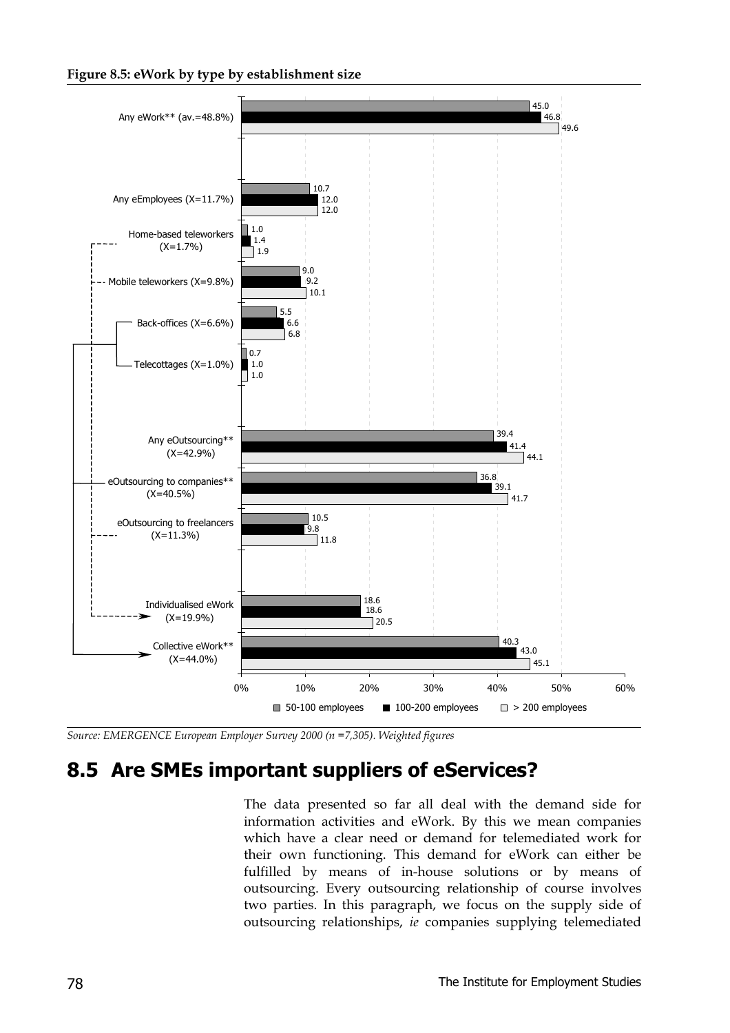**Figure 8.5: eWork by type by establishment size**

| | 50-100 employees | 100-200 employees | > 200 employees |
|---|---|---|---|
| Any eWork** (av.=48.8%) | 45.0 | 46.8 | 49.6 |
| Any eEmployees (X=11.7%) | 10.7 | 12.0 | 12.0 |
| Home-based teleworkers (X=1.7%) | 1.0 | 1.4 | 1.9 |
| Mobile teleworkers (X=9.8%) | 9.0 | 9.2 | 10.1 |
| Back-offices (X=6.6%) | 5.5 | 6.6 | 6.8 |
| Telecottages (X=1.0%) | 0.7 | 1.0 | 1.0 |
| Any eOutsourcing** (X=42.9%) | 39.4 | 41.4 | 44.1 |
| eOutsourcing to companies** (X=40.5%) | 36.8 | 39.1 | 41.7 |
| eOutsourcing to freelancers (X=11.3%) | 10.5 | 9.8 | 11.8 |
| Individualised eWork (X=19.9%) | 18.6 | 18.6 | 20.5 |
| Collective eWork** (X=44.0%) | 40.3 | 43.0 | 45.1 |

*Source: EMERGENCE European Employer Survey 2000 (n =7,305). Weighted figures*

## 8.5 Are SMEs important suppliers of eServices?

The data presented so far all deal with the demand side for information activities and eWork. By this we mean companies which have a clear need or demand for telemediated work for their own functioning. This demand for eWork can either be fulfilled by means of in-house solutions or by means of outsourcing. Every outsourcing relationship of course involves two parties. In this paragraph, we focus on the supply side of outsourcing relationships, *ie* companies supplying telemediated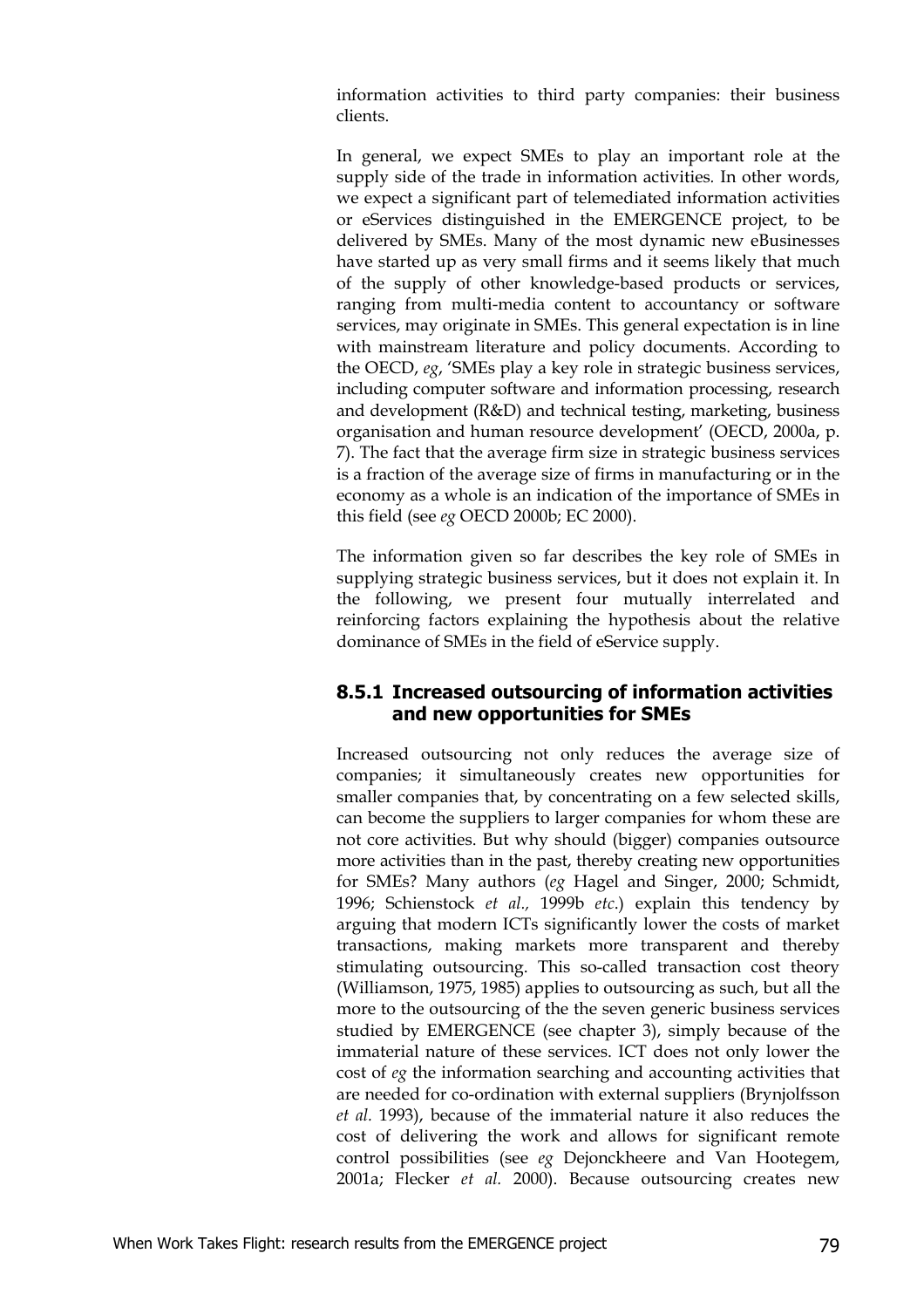information activities to third party companies: their business clients.

In general, we expect SMEs to play an important role at the supply side of the trade in information activities. In other words, we expect a significant part of telemediated information activities or eServices distinguished in the EMERGENCE project, to be delivered by SMEs. Many of the most dynamic new eBusinesses have started up as very small firms and it seems likely that much of the supply of other knowledge-based products or services, ranging from multi-media content to accountancy or software services, may originate in SMEs. This general expectation is in line with mainstream literature and policy documents. According to the OECD, *eg*, 'SMEs play a key role in strategic business services, including computer software and information processing, research and development (R&D) and technical testing, marketing, business organisation and human resource development' (OECD, 2000a, p. 7). The fact that the average firm size in strategic business services is a fraction of the average size of firms in manufacturing or in the economy as a whole is an indication of the importance of SMEs in this field (see *eg* OECD 2000b; EC 2000).

The information given so far describes the key role of SMEs in supplying strategic business services, but it does not explain it. In the following, we present four mutually interrelated and reinforcing factors explaining the hypothesis about the relative dominance of SMEs in the field of eService supply.

### 8.5.1 Increased outsourcing of information activities and new opportunities for SMEs

Increased outsourcing not only reduces the average size of companies; it simultaneously creates new opportunities for smaller companies that, by concentrating on a few selected skills, can become the suppliers to larger companies for whom these are not core activities. But why should (bigger) companies outsource more activities than in the past, thereby creating new opportunities for SMEs? Many authors (*eg* Hagel and Singer, 2000; Schmidt, 1996; Schienstock *et al.,* 1999b *etc.*) explain this tendency by arguing that modern ICTs significantly lower the costs of market transactions, making markets more transparent and thereby stimulating outsourcing. This so-called transaction cost theory (Williamson, 1975, 1985) applies to outsourcing as such, but all the more to the outsourcing of the the seven generic business services studied by EMERGENCE (see chapter 3), simply because of the immaterial nature of these services. ICT does not only lower the cost of *eg* the information searching and accounting activities that are needed for co-ordination with external suppliers (Brynjolfsson *et al.* 1993), because of the immaterial nature it also reduces the cost of delivering the work and allows for significant remote control possibilities (see *eg* Dejonckheere and Van Hootegem, 2001a; Flecker *et al.* 2000). Because outsourcing creates new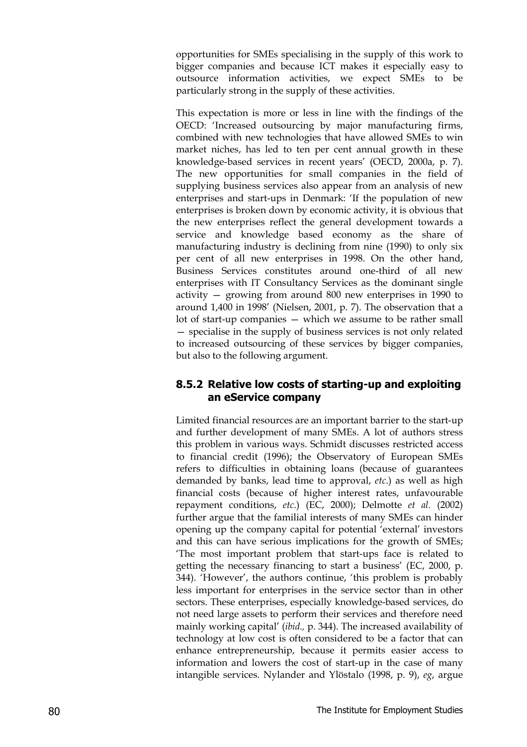opportunities for SMEs specialising in the supply of this work to bigger companies and because ICT makes it especially easy to outsource information activities, we expect SMEs to be particularly strong in the supply of these activities.

This expectation is more or less in line with the findings of the OECD: 'Increased outsourcing by major manufacturing firms, combined with new technologies that have allowed SMEs to win market niches, has led to ten per cent annual growth in these knowledge-based services in recent years' (OECD, 2000a, p. 7). The new opportunities for small companies in the field of supplying business services also appear from an analysis of new enterprises and start-ups in Denmark: 'If the population of new enterprises is broken down by economic activity, it is obvious that the new enterprises reflect the general development towards a service and knowledge based economy as the share of manufacturing industry is declining from nine (1990) to only six per cent of all new enterprises in 1998. On the other hand, Business Services constitutes around one-third of all new enterprises with IT Consultancy Services as the dominant single activity — growing from around 800 new enterprises in 1990 to around 1,400 in 1998' (Nielsen, 2001, p. 7). The observation that a lot of start-up companies — which we assume to be rather small — specialise in the supply of business services is not only related to increased outsourcing of these services by bigger companies, but also to the following argument.

### 8.5.2 Relative low costs of starting-up and exploiting an eService company

Limited financial resources are an important barrier to the start-up and further development of many SMEs. A lot of authors stress this problem in various ways. Schmidt discusses restricted access to financial credit (1996); the Observatory of European SMEs refers to difficulties in obtaining loans (because of guarantees demanded by banks, lead time to approval, *etc.*) as well as high financial costs (because of higher interest rates, unfavourable repayment conditions, *etc.*) (EC, 2000); Delmotte *et al.* (2002) further argue that the familial interests of many SMEs can hinder opening up the company capital for potential 'external' investors and this can have serious implications for the growth of SMEs; 'The most important problem that start-ups face is related to getting the necessary financing to start a business' (EC, 2000, p. 344). 'However', the authors continue, 'this problem is probably less important for enterprises in the service sector than in other sectors. These enterprises, especially knowledge-based services, do not need large assets to perform their services and therefore need mainly working capital' (*ibid.,* p. 344). The increased availability of technology at low cost is often considered to be a factor that can enhance entrepreneurship, because it permits easier access to information and lowers the cost of start-up in the case of many intangible services. Nylander and Ylöstalo (1998, p. 9), *eg*, argue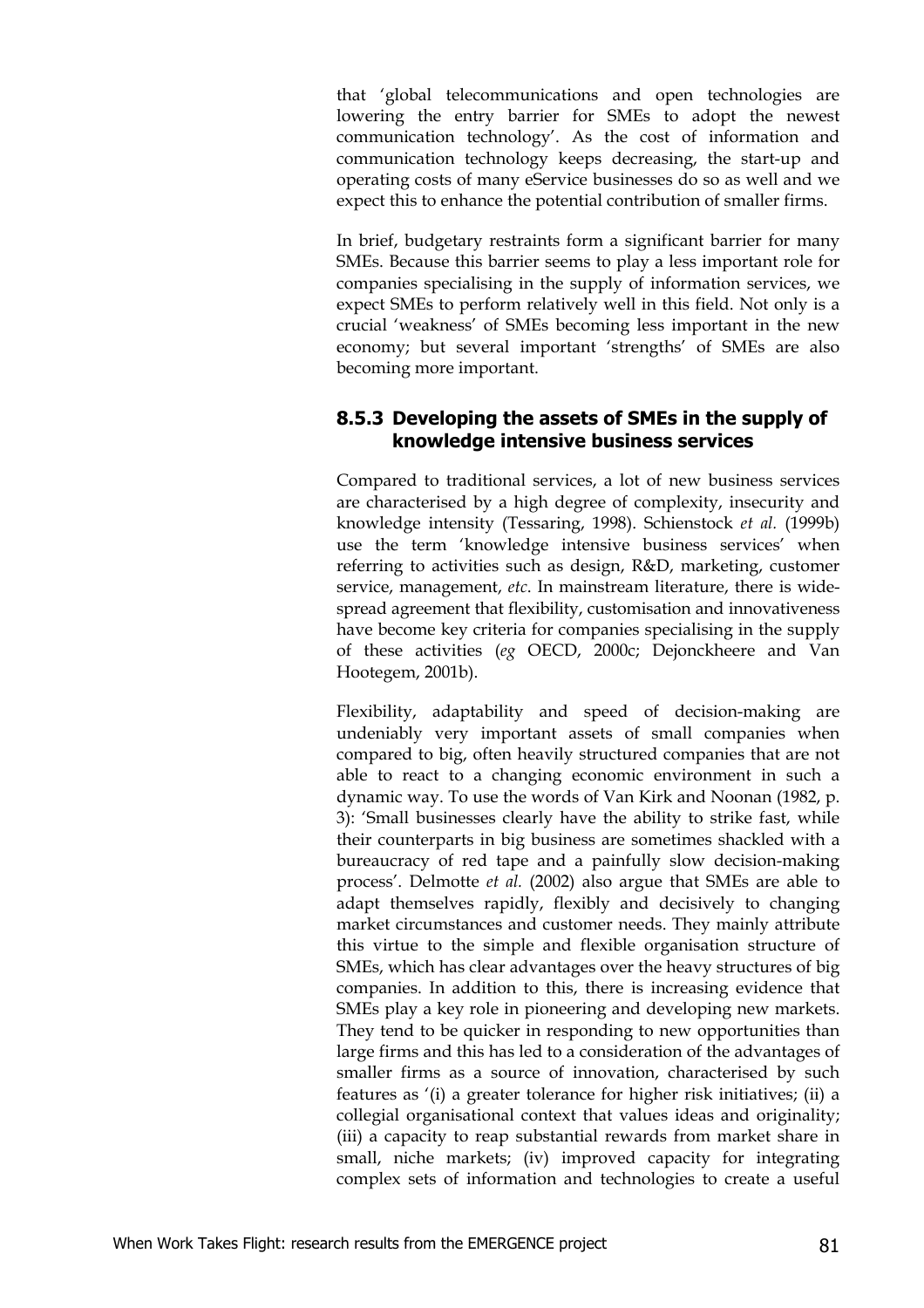that 'global telecommunications and open technologies are lowering the entry barrier for SMEs to adopt the newest communication technology'. As the cost of information and communication technology keeps decreasing, the start-up and operating costs of many eService businesses do so as well and we expect this to enhance the potential contribution of smaller firms.

In brief, budgetary restraints form a significant barrier for many SMEs. Because this barrier seems to play a less important role for companies specialising in the supply of information services, we expect SMEs to perform relatively well in this field. Not only is a crucial 'weakness' of SMEs becoming less important in the new economy; but several important 'strengths' of SMEs are also becoming more important.

### 8.5.3 Developing the assets of SMEs in the supply of knowledge intensive business services

Compared to traditional services, a lot of new business services are characterised by a high degree of complexity, insecurity and knowledge intensity (Tessaring, 1998). Schienstock *et al.* (1999b) use the term 'knowledge intensive business services' when referring to activities such as design, R&D, marketing, customer service, management, *etc*. In mainstream literature, there is widespread agreement that flexibility, customisation and innovativeness have become key criteria for companies specialising in the supply of these activities (*eg* OECD, 2000c; Dejonckheere and Van Hootegem, 2001b).

Flexibility, adaptability and speed of decision-making are undeniably very important assets of small companies when compared to big, often heavily structured companies that are not able to react to a changing economic environment in such a dynamic way. To use the words of Van Kirk and Noonan (1982, p. 3): 'Small businesses clearly have the ability to strike fast, while their counterparts in big business are sometimes shackled with a bureaucracy of red tape and a painfully slow decision-making process'. Delmotte *et al.* (2002) also argue that SMEs are able to adapt themselves rapidly, flexibly and decisively to changing market circumstances and customer needs. They mainly attribute this virtue to the simple and flexible organisation structure of SMEs, which has clear advantages over the heavy structures of big companies. In addition to this, there is increasing evidence that SMEs play a key role in pioneering and developing new markets. They tend to be quicker in responding to new opportunities than large firms and this has led to a consideration of the advantages of smaller firms as a source of innovation, characterised by such features as '(i) a greater tolerance for higher risk initiatives; (ii) a collegial organisational context that values ideas and originality; (iii) a capacity to reap substantial rewards from market share in small, niche markets; (iv) improved capacity for integrating complex sets of information and technologies to create a useful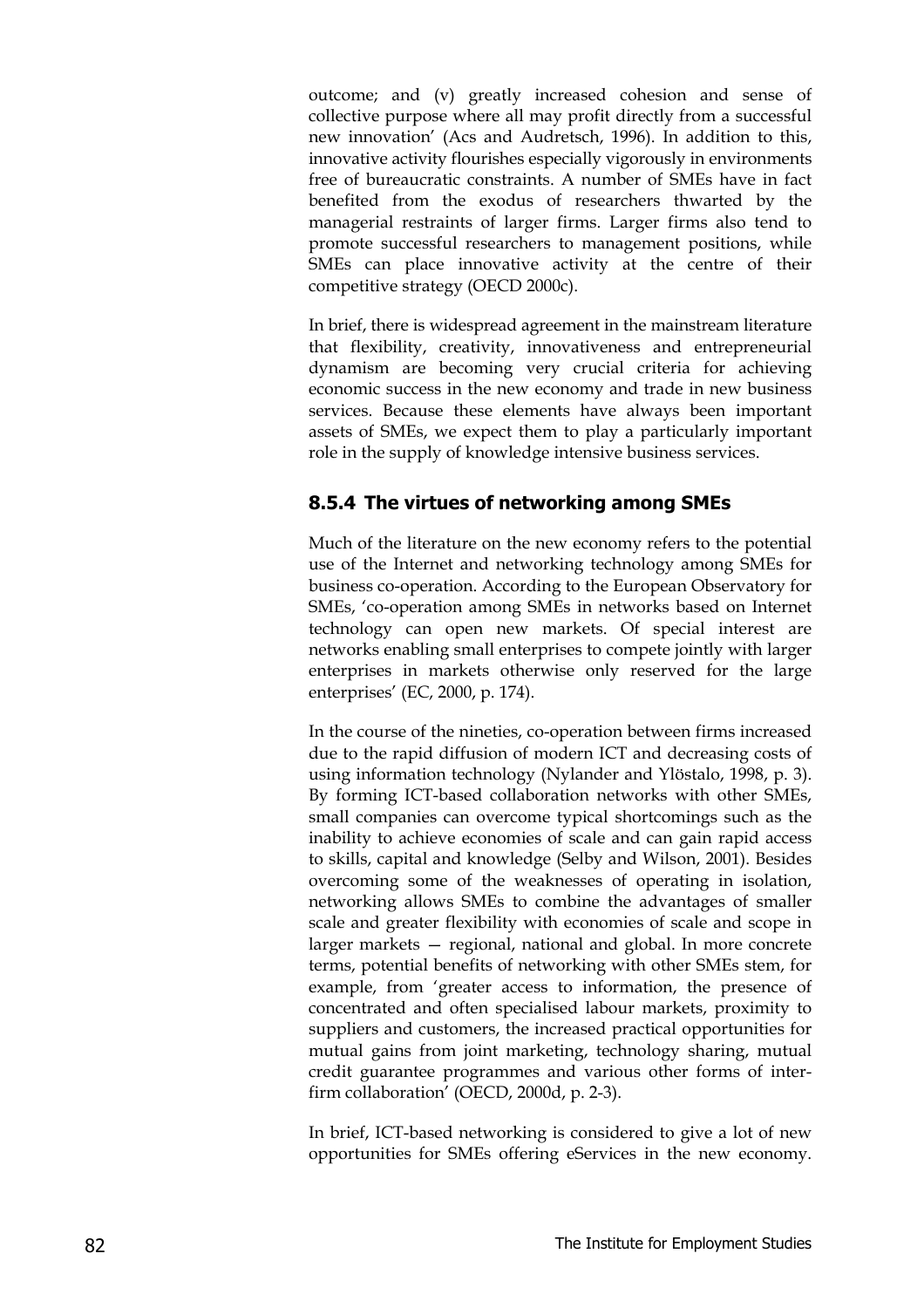outcome; and (v) greatly increased cohesion and sense of collective purpose where all may profit directly from a successful new innovation' (Acs and Audretsch, 1996). In addition to this, innovative activity flourishes especially vigorously in environments free of bureaucratic constraints. A number of SMEs have in fact benefited from the exodus of researchers thwarted by the managerial restraints of larger firms. Larger firms also tend to promote successful researchers to management positions, while SMEs can place innovative activity at the centre of their competitive strategy (OECD 2000c).

In brief, there is widespread agreement in the mainstream literature that flexibility, creativity, innovativeness and entrepreneurial dynamism are becoming very crucial criteria for achieving economic success in the new economy and trade in new business services. Because these elements have always been important assets of SMEs, we expect them to play a particularly important role in the supply of knowledge intensive business services.

### 8.5.4 The virtues of networking among SMEs

Much of the literature on the new economy refers to the potential use of the Internet and networking technology among SMEs for business co-operation. According to the European Observatory for SMEs, 'co-operation among SMEs in networks based on Internet technology can open new markets. Of special interest are networks enabling small enterprises to compete jointly with larger enterprises in markets otherwise only reserved for the large enterprises' (EC, 2000, p. 174).

In the course of the nineties, co-operation between firms increased due to the rapid diffusion of modern ICT and decreasing costs of using information technology (Nylander and Ylöstalo, 1998, p. 3). By forming ICT-based collaboration networks with other SMEs, small companies can overcome typical shortcomings such as the inability to achieve economies of scale and can gain rapid access to skills, capital and knowledge (Selby and Wilson, 2001). Besides overcoming some of the weaknesses of operating in isolation, networking allows SMEs to combine the advantages of smaller scale and greater flexibility with economies of scale and scope in larger markets — regional, national and global. In more concrete terms, potential benefits of networking with other SMEs stem, for example, from 'greater access to information, the presence of concentrated and often specialised labour markets, proximity to suppliers and customers, the increased practical opportunities for mutual gains from joint marketing, technology sharing, mutual credit guarantee programmes and various other forms of inter-firm collaboration' (OECD, 2000d, p. 2-3).

In brief, ICT-based networking is considered to give a lot of new opportunities for SMEs offering eServices in the new economy.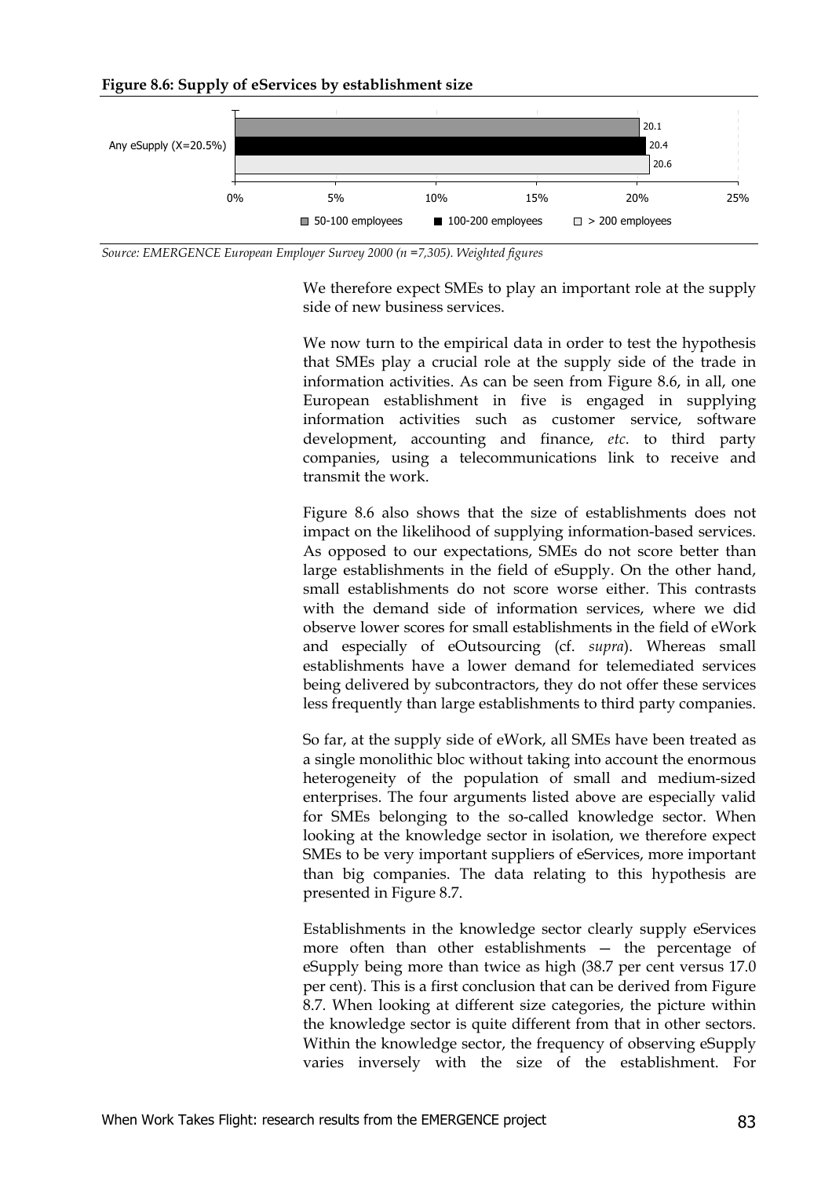**Figure 8.6: Supply of eServices by establishment size**

| | 50-100 employees | 100-200 employees | > 200 employees |
|---|---|---|---|
| Any eSupply (X=20.5%) | 20.1 | 20.4 | 20.6 |

*Source: EMERGENCE European Employer Survey 2000 (n =7,305). Weighted figures*

We therefore expect SMEs to play an important role at the supply side of new business services.

We now turn to the empirical data in order to test the hypothesis that SMEs play a crucial role at the supply side of the trade in information activities. As can be seen from Figure 8.6, in all, one European establishment in five is engaged in supplying information activities such as customer service, software development, accounting and finance, *etc.* to third party companies, using a telecommunications link to receive and transmit the work.

Figure 8.6 also shows that the size of establishments does not impact on the likelihood of supplying information-based services. As opposed to our expectations, SMEs do not score better than large establishments in the field of eSupply. On the other hand, small establishments do not score worse either. This contrasts with the demand side of information services, where we did observe lower scores for small establishments in the field of eWork and especially of eOutsourcing (cf. *supra*). Whereas small establishments have a lower demand for telemediated services being delivered by subcontractors, they do not offer these services less frequently than large establishments to third party companies.

So far, at the supply side of eWork, all SMEs have been treated as a single monolithic bloc without taking into account the enormous heterogeneity of the population of small and medium-sized enterprises. The four arguments listed above are especially valid for SMEs belonging to the so-called knowledge sector. When looking at the knowledge sector in isolation, we therefore expect SMEs to be very important suppliers of eServices, more important than big companies. The data relating to this hypothesis are presented in Figure 8.7.

Establishments in the knowledge sector clearly supply eServices more often than other establishments — the percentage of eSupply being more than twice as high (38.7 per cent versus 17.0 per cent). This is a first conclusion that can be derived from Figure 8.7. When looking at different size categories, the picture within the knowledge sector is quite different from that in other sectors. Within the knowledge sector, the frequency of observing eSupply varies inversely with the size of the establishment. For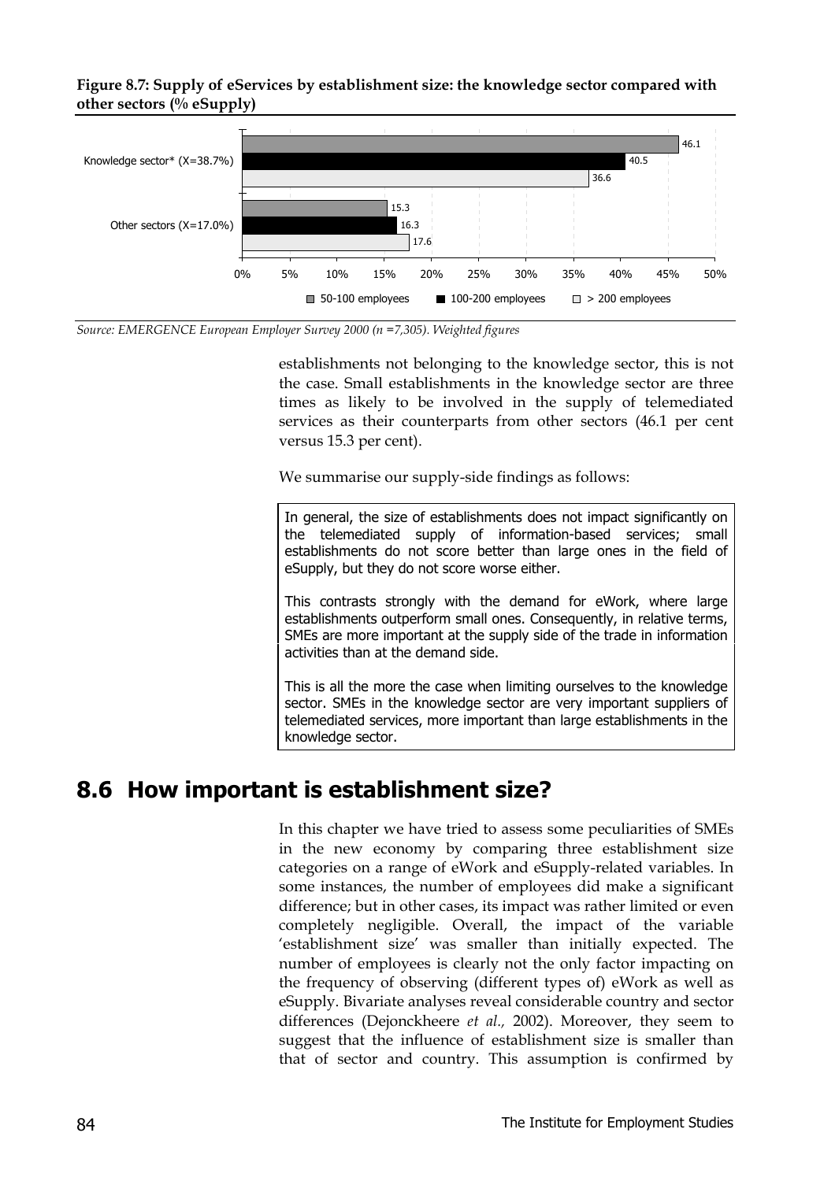**Figure 8.7: Supply of eServices by establishment size: the knowledge sector compared with other sectors (% eSupply)**

| | 50-100 employees | 100-200 employees | > 200 employees |
|---|---|---|---|
| Knowledge sector* (X=38.7%) | 46.1 | 40.5 | 36.6 |
| Other sectors (X=17.0%) | 15.3 | 16.3 | 17.6 |

*Source: EMERGENCE European Employer Survey 2000 (n =7,305). Weighted figures*

establishments not belonging to the knowledge sector, this is not the case. Small establishments in the knowledge sector are three times as likely to be involved in the supply of telemediated services as their counterparts from other sectors (46.1 per cent versus 15.3 per cent).

We summarise our supply-side findings as follows:

> In general, the size of establishments does not impact significantly on the telemediated supply of information-based services; small establishments do not score better than large ones in the field of eSupply, but they do not score worse either.
>
> This contrasts strongly with the demand for eWork, where large establishments outperform small ones. Consequently, in relative terms, SMEs are more important at the supply side of the trade in information activities than at the demand side.
>
> This is all the more the case when limiting ourselves to the knowledge sector. SMEs in the knowledge sector are very important suppliers of telemediated services, more important than large establishments in the knowledge sector.

## 8.6 How important is establishment size?

In this chapter we have tried to assess some peculiarities of SMEs in the new economy by comparing three establishment size categories on a range of eWork and eSupply-related variables. In some instances, the number of employees did make a significant difference; but in other cases, its impact was rather limited or even completely negligible. Overall, the impact of the variable 'establishment size' was smaller than initially expected. The number of employees is clearly not the only factor impacting on the frequency of observing (different types of) eWork as well as eSupply. Bivariate analyses reveal considerable country and sector differences (Dejonckheere *et al.,* 2002). Moreover, they seem to suggest that the influence of establishment size is smaller than that of sector and country. This assumption is confirmed by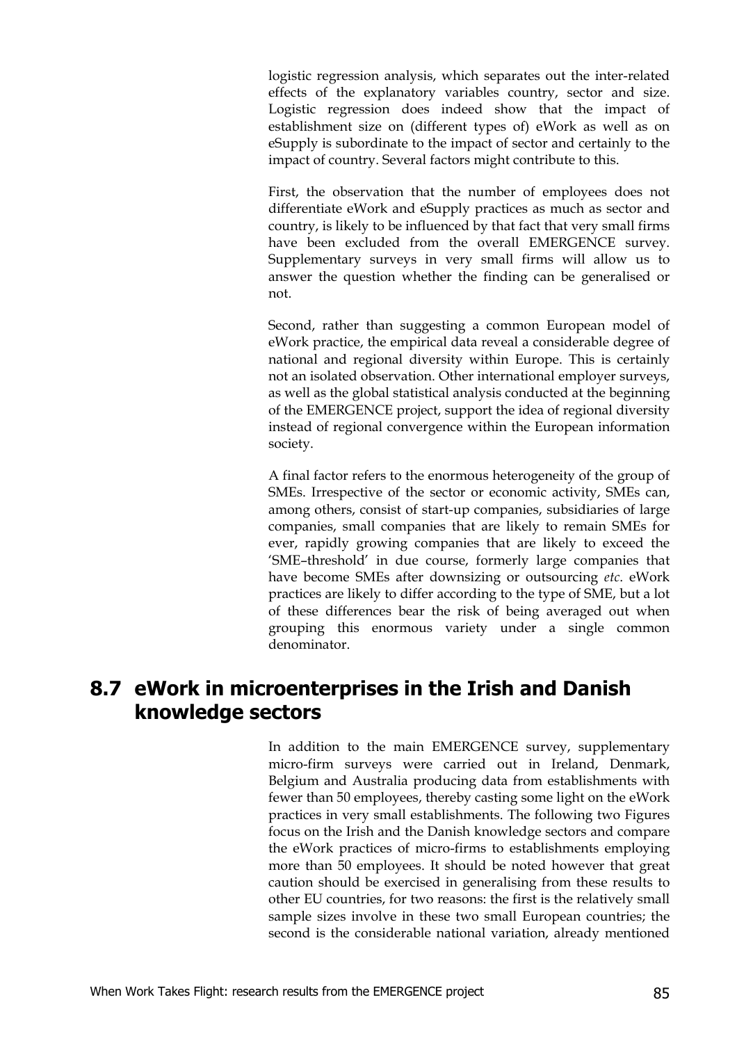logistic regression analysis, which separates out the inter-related effects of the explanatory variables country, sector and size. Logistic regression does indeed show that the impact of establishment size on (different types of) eWork as well as on eSupply is subordinate to the impact of sector and certainly to the impact of country. Several factors might contribute to this.

First, the observation that the number of employees does not differentiate eWork and eSupply practices as much as sector and country, is likely to be influenced by that fact that very small firms have been excluded from the overall EMERGENCE survey. Supplementary surveys in very small firms will allow us to answer the question whether the finding can be generalised or not.

Second, rather than suggesting a common European model of eWork practice, the empirical data reveal a considerable degree of national and regional diversity within Europe. This is certainly not an isolated observation. Other international employer surveys, as well as the global statistical analysis conducted at the beginning of the EMERGENCE project, support the idea of regional diversity instead of regional convergence within the European information society.

A final factor refers to the enormous heterogeneity of the group of SMEs. Irrespective of the sector or economic activity, SMEs can, among others, consist of start-up companies, subsidiaries of large companies, small companies that are likely to remain SMEs for ever, rapidly growing companies that are likely to exceed the 'SME–threshold' in due course, formerly large companies that have become SMEs after downsizing or outsourcing *etc.* eWork practices are likely to differ according to the type of SME, but a lot of these differences bear the risk of being averaged out when grouping this enormous variety under a single common denominator.

## 8.7 eWork in microenterprises in the Irish and Danish knowledge sectors

In addition to the main EMERGENCE survey, supplementary micro-firm surveys were carried out in Ireland, Denmark, Belgium and Australia producing data from establishments with fewer than 50 employees, thereby casting some light on the eWork practices in very small establishments. The following two Figures focus on the Irish and the Danish knowledge sectors and compare the eWork practices of micro-firms to establishments employing more than 50 employees. It should be noted however that great caution should be exercised in generalising from these results to other EU countries, for two reasons: the first is the relatively small sample sizes involve in these two small European countries; the second is the considerable national variation, already mentioned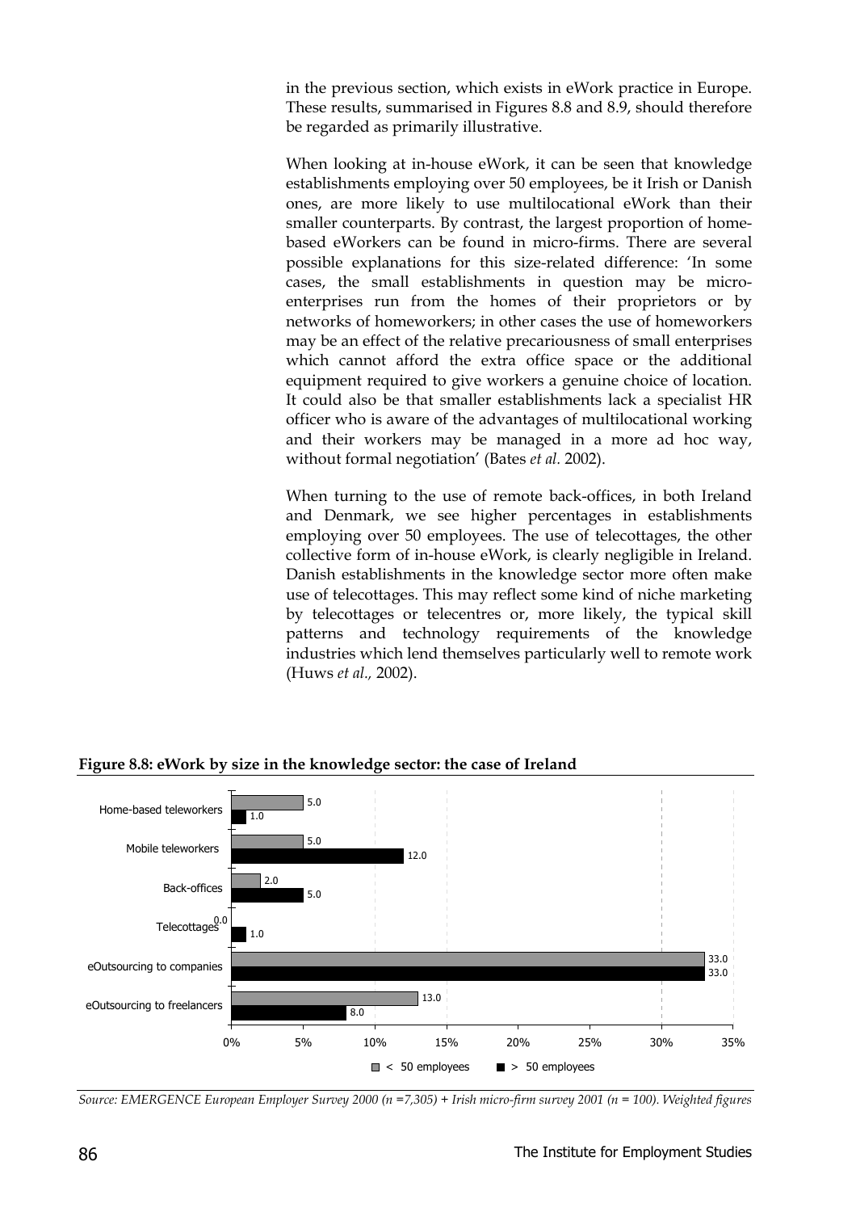in the previous section, which exists in eWork practice in Europe. These results, summarised in Figures 8.8 and 8.9, should therefore be regarded as primarily illustrative.

When looking at in-house eWork, it can be seen that knowledge establishments employing over 50 employees, be it Irish or Danish ones, are more likely to use multilocational eWork than their smaller counterparts. By contrast, the largest proportion of home-based eWorkers can be found in micro-firms. There are several possible explanations for this size-related difference: 'In some cases, the small establishments in question may be micro-enterprises run from the homes of their proprietors or by networks of homeworkers; in other cases the use of homeworkers may be an effect of the relative precariousness of small enterprises which cannot afford the extra office space or the additional equipment required to give workers a genuine choice of location. It could also be that smaller establishments lack a specialist HR officer who is aware of the advantages of multilocational working and their workers may be managed in a more ad hoc way, without formal negotiation' (Bates *et al.* 2002).

When turning to the use of remote back-offices, in both Ireland and Denmark, we see higher percentages in establishments employing over 50 employees. The use of telecottages, the other collective form of in-house eWork, is clearly negligible in Ireland. Danish establishments in the knowledge sector more often make use of telecottages. This may reflect some kind of niche marketing by telecottages or telecentres or, more likely, the typical skill patterns and technology requirements of the knowledge industries which lend themselves particularly well to remote work (Huws *et al.,* 2002).

**Figure 8.8: eWork by size in the knowledge sector: the case of Ireland**

| | < 50 employees | > 50 employees |
|---|---|---|
| Home-based teleworkers | 5.0 | 1.0 |
| Mobile teleworkers | 5.0 | 12.0 |
| Back-offices | 2.0 | 5.0 |
| Telecottages | 0.0 | 1.0 |
| eOutsourcing to companies | 33.0 | 33.0 |
| eOutsourcing to freelancers | 13.0 | 8.0 |

*Source: EMERGENCE European Employer Survey 2000 (n =7,305) + Irish micro-firm survey 2001 (n = 100). Weighted figures*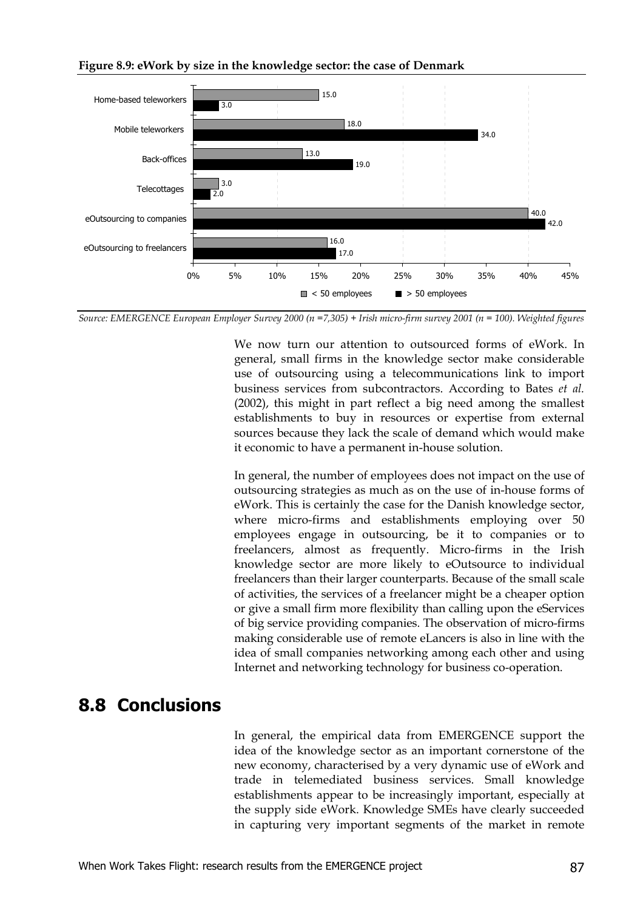**Figure 8.9: eWork by size in the knowledge sector: the case of Denmark**

| | < 50 employees | > 50 employees |
|---|---|---|
| Home-based teleworkers | 15.0 | 3.0 |
| Mobile teleworkers | 18.0 | 34.0 |
| Back-offices | 13.0 | 19.0 |
| Telecottages | 3.0 | 2.0 |
| eOutsourcing to companies | 40.0 | 42.0 |
| eOutsourcing to freelancers | 16.0 | 17.0 |

*Source: EMERGENCE European Employer Survey 2000 (n =7,305) + Irish micro-firm survey 2001 (n = 100). Weighted figures*

We now turn our attention to outsourced forms of eWork. In general, small firms in the knowledge sector make considerable use of outsourcing using a telecommunications link to import business services from subcontractors. According to Bates *et al.* (2002), this might in part reflect a big need among the smallest establishments to buy in resources or expertise from external sources because they lack the scale of demand which would make it economic to have a permanent in-house solution.

In general, the number of employees does not impact on the use of outsourcing strategies as much as on the use of in-house forms of eWork. This is certainly the case for the Danish knowledge sector, where micro-firms and establishments employing over 50 employees engage in outsourcing, be it to companies or to freelancers, almost as frequently. Micro-firms in the Irish knowledge sector are more likely to eOutsource to individual freelancers than their larger counterparts. Because of the small scale of activities, the services of a freelancer might be a cheaper option or give a small firm more flexibility than calling upon the eServices of big service providing companies. The observation of micro-firms making considerable use of remote eLancers is also in line with the idea of small companies networking among each other and using Internet and networking technology for business co-operation.

## 8.8 Conclusions

In general, the empirical data from EMERGENCE support the idea of the knowledge sector as an important cornerstone of the new economy, characterised by a very dynamic use of eWork and trade in telemediated business services. Small knowledge establishments appear to be increasingly important, especially at the supply side eWork. Knowledge SMEs have clearly succeeded in capturing very important segments of the market in remote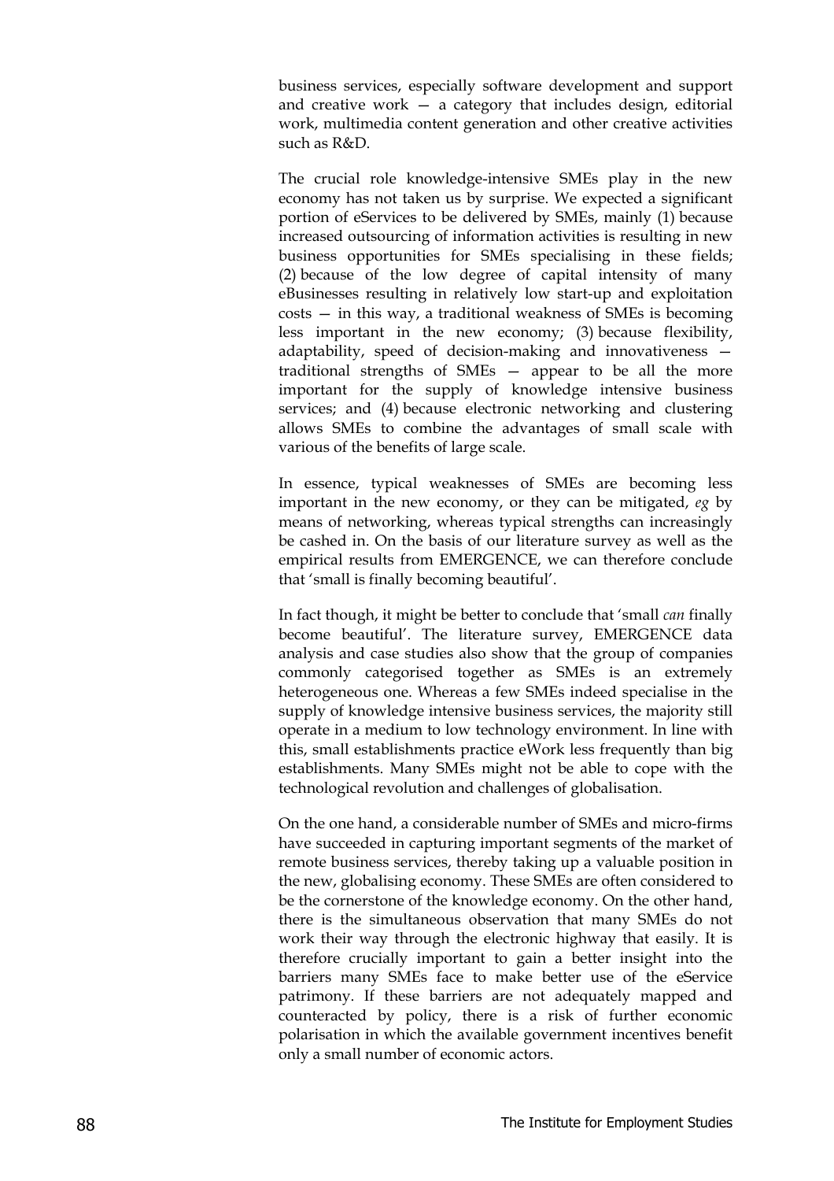business services, especially software development and support and creative work — a category that includes design, editorial work, multimedia content generation and other creative activities such as R&D.

The crucial role knowledge-intensive SMEs play in the new economy has not taken us by surprise. We expected a significant portion of eServices to be delivered by SMEs, mainly (1) because increased outsourcing of information activities is resulting in new business opportunities for SMEs specialising in these fields; (2) because of the low degree of capital intensity of many eBusinesses resulting in relatively low start-up and exploitation costs — in this way, a traditional weakness of SMEs is becoming less important in the new economy; (3) because flexibility, adaptability, speed of decision-making and innovativeness — traditional strengths of SMEs — appear to be all the more important for the supply of knowledge intensive business services; and (4) because electronic networking and clustering allows SMEs to combine the advantages of small scale with various of the benefits of large scale.

In essence, typical weaknesses of SMEs are becoming less important in the new economy, or they can be mitigated, *eg* by means of networking, whereas typical strengths can increasingly be cashed in. On the basis of our literature survey as well as the empirical results from EMERGENCE, we can therefore conclude that 'small is finally becoming beautiful'.

In fact though, it might be better to conclude that 'small *can* finally become beautiful'. The literature survey, EMERGENCE data analysis and case studies also show that the group of companies commonly categorised together as SMEs is an extremely heterogeneous one. Whereas a few SMEs indeed specialise in the supply of knowledge intensive business services, the majority still operate in a medium to low technology environment. In line with this, small establishments practice eWork less frequently than big establishments. Many SMEs might not be able to cope with the technological revolution and challenges of globalisation.

On the one hand, a considerable number of SMEs and micro-firms have succeeded in capturing important segments of the market of remote business services, thereby taking up a valuable position in the new, globalising economy. These SMEs are often considered to be the cornerstone of the knowledge economy. On the other hand, there is the simultaneous observation that many SMEs do not work their way through the electronic highway that easily. It is therefore crucially important to gain a better insight into the barriers many SMEs face to make better use of the eService patrimony. If these barriers are not adequately mapped and counteracted by policy, there is a risk of further economic polarisation in which the available government incentives benefit only a small number of economic actors.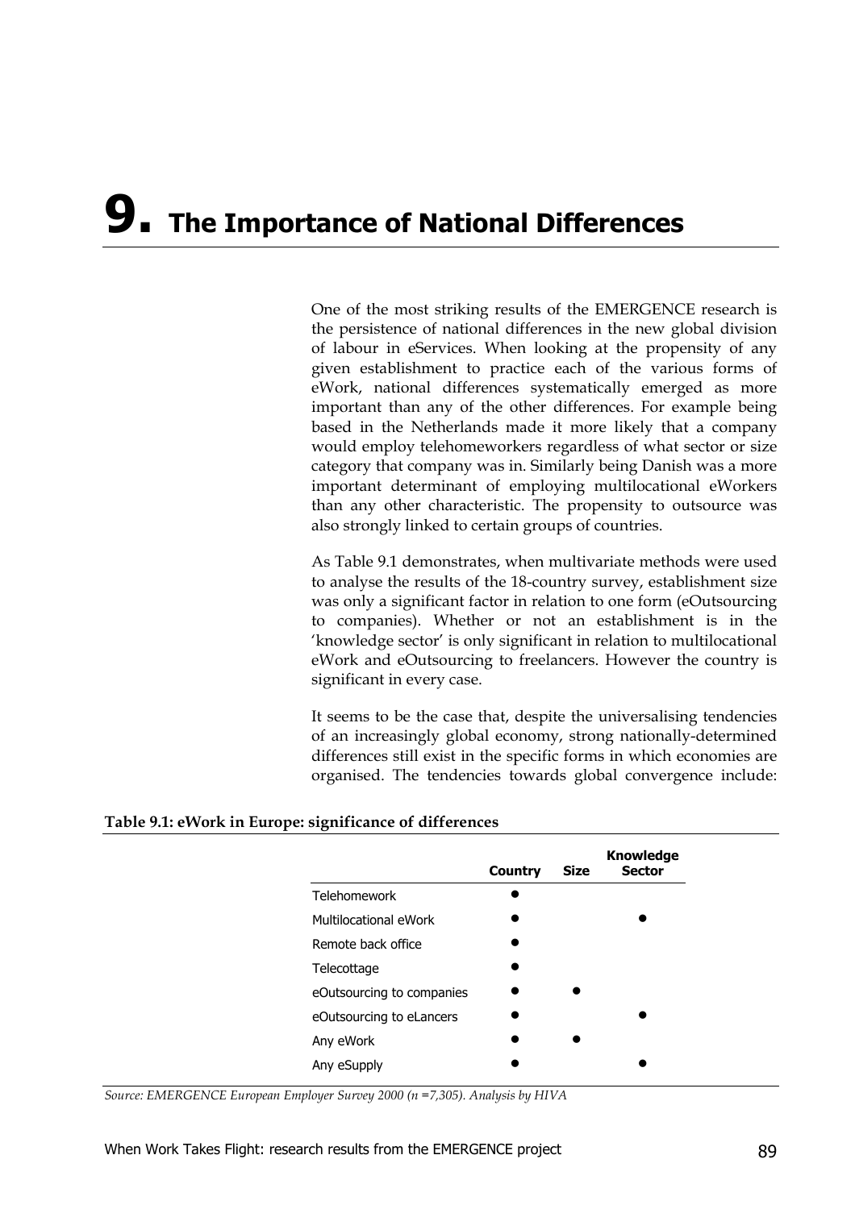# 9. The Importance of National Differences

One of the most striking results of the EMERGENCE research is the persistence of national differences in the new global division of labour in eServices. When looking at the propensity of any given establishment to practice each of the various forms of eWork, national differences systematically emerged as more important than any of the other differences. For example being based in the Netherlands made it more likely that a company would employ telehomeworkers regardless of what sector or size category that company was in. Similarly being Danish was a more important determinant of employing multilocational eWorkers than any other characteristic. The propensity to outsource was also strongly linked to certain groups of countries.

As Table 9.1 demonstrates, when multivariate methods were used to analyse the results of the 18-country survey, establishment size was only a significant factor in relation to one form (eOutsourcing to companies). Whether or not an establishment is in the 'knowledge sector' is only significant in relation to multilocational eWork and eOutsourcing to freelancers. However the country is significant in every case.

It seems to be the case that, despite the universalising tendencies of an increasingly global economy, strong nationally-determined differences still exist in the specific forms in which economies are organised. The tendencies towards global convergence include:

**Table 9.1: eWork in Europe: significance of differences**

| | Country | Size | Knowledge Sector |
|---|---|---|---|
| Telehomework | ● | | |
| Multilocational eWork | ● | | ● |
| Remote back office | ● | | |
| Telecottage | ● | | |
| eOutsourcing to companies | ● | ● | |
| eOutsourcing to eLancers | ● | | ● |
| Any eWork | ● | ● | |
| Any eSupply | ● | | ● |

*Source: EMERGENCE European Employer Survey 2000 (n =7,305). Analysis by HIVA*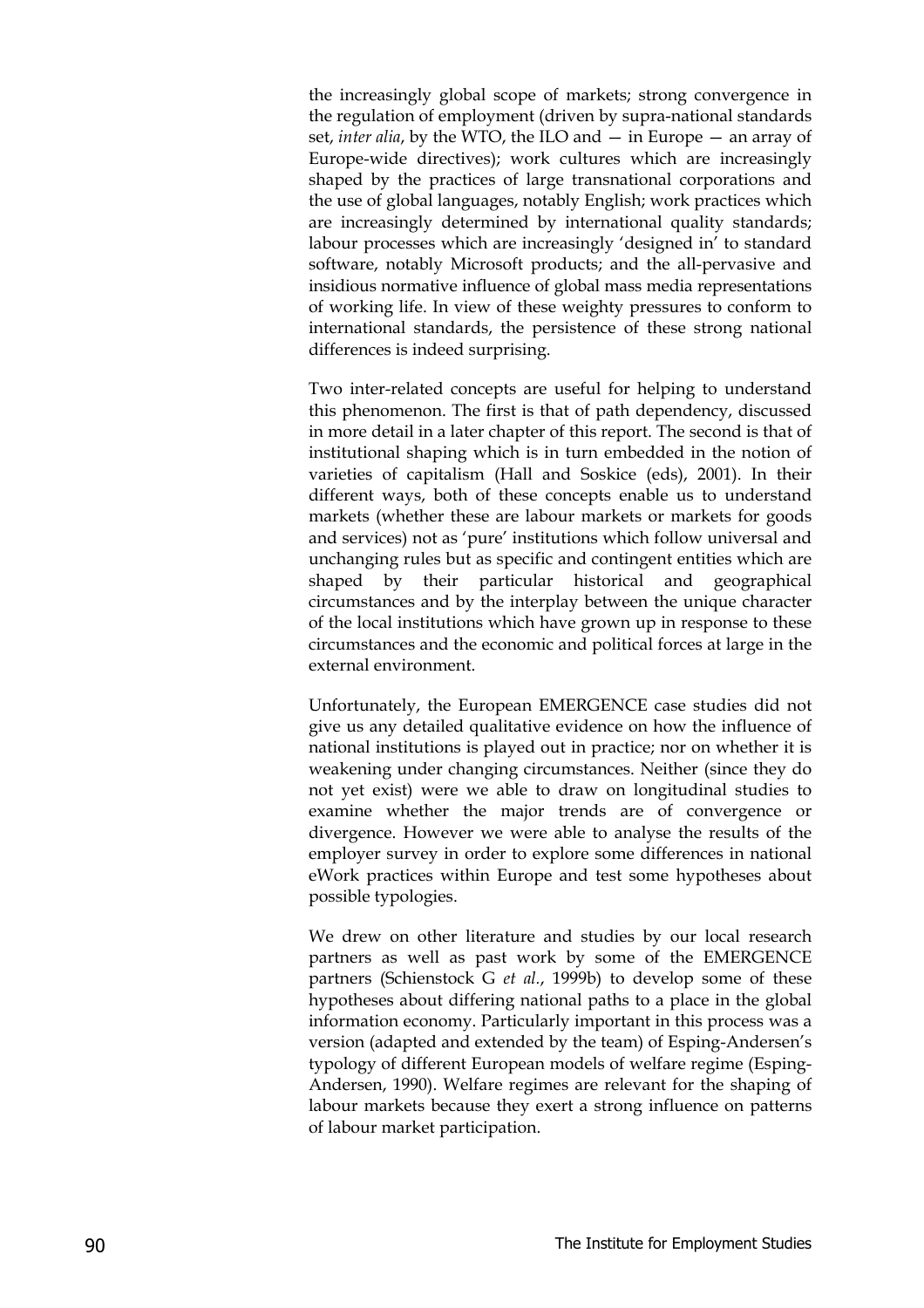the increasingly global scope of markets; strong convergence in the regulation of employment (driven by supra-national standards set, *inter alia*, by the WTO, the ILO and — in Europe — an array of Europe-wide directives); work cultures which are increasingly shaped by the practices of large transnational corporations and the use of global languages, notably English; work practices which are increasingly determined by international quality standards; labour processes which are increasingly 'designed in' to standard software, notably Microsoft products; and the all-pervasive and insidious normative influence of global mass media representations of working life. In view of these weighty pressures to conform to international standards, the persistence of these strong national differences is indeed surprising.

Two inter-related concepts are useful for helping to understand this phenomenon. The first is that of path dependency, discussed in more detail in a later chapter of this report. The second is that of institutional shaping which is in turn embedded in the notion of varieties of capitalism (Hall and Soskice (eds), 2001). In their different ways, both of these concepts enable us to understand markets (whether these are labour markets or markets for goods and services) not as 'pure' institutions which follow universal and unchanging rules but as specific and contingent entities which are shaped by their particular historical and geographical circumstances and by the interplay between the unique character of the local institutions which have grown up in response to these circumstances and the economic and political forces at large in the external environment.

Unfortunately, the European EMERGENCE case studies did not give us any detailed qualitative evidence on how the influence of national institutions is played out in practice; nor on whether it is weakening under changing circumstances. Neither (since they do not yet exist) were we able to draw on longitudinal studies to examine whether the major trends are of convergence or divergence. However we were able to analyse the results of the employer survey in order to explore some differences in national eWork practices within Europe and test some hypotheses about possible typologies.

We drew on other literature and studies by our local research partners as well as past work by some of the EMERGENCE partners (Schienstock G *et al.*, 1999b) to develop some of these hypotheses about differing national paths to a place in the global information economy. Particularly important in this process was a version (adapted and extended by the team) of Esping-Andersen's typology of different European models of welfare regime (Esping-Andersen, 1990). Welfare regimes are relevant for the shaping of labour markets because they exert a strong influence on patterns of labour market participation.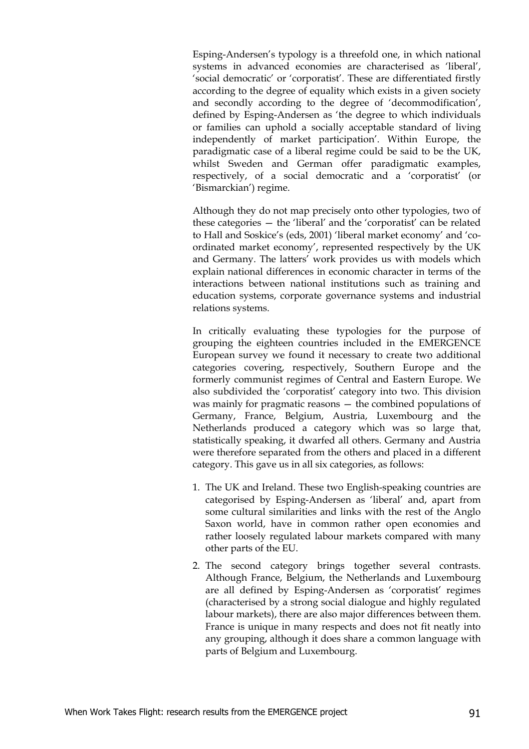Esping-Andersen's typology is a threefold one, in which national systems in advanced economies are characterised as 'liberal', 'social democratic' or 'corporatist'. These are differentiated firstly according to the degree of equality which exists in a given society and secondly according to the degree of 'decommodification', defined by Esping-Andersen as 'the degree to which individuals or families can uphold a socially acceptable standard of living independently of market participation'. Within Europe, the paradigmatic case of a liberal regime could be said to be the UK, whilst Sweden and German offer paradigmatic examples, respectively, of a social democratic and a 'corporatist' (or 'Bismarckian') regime.

Although they do not map precisely onto other typologies, two of these categories — the 'liberal' and the 'corporatist' can be related to Hall and Soskice's (eds, 2001) 'liberal market economy' and 'co-ordinated market economy', represented respectively by the UK and Germany. The latters' work provides us with models which explain national differences in economic character in terms of the interactions between national institutions such as training and education systems, corporate governance systems and industrial relations systems.

In critically evaluating these typologies for the purpose of grouping the eighteen countries included in the EMERGENCE European survey we found it necessary to create two additional categories covering, respectively, Southern Europe and the formerly communist regimes of Central and Eastern Europe. We also subdivided the 'corporatist' category into two. This division was mainly for pragmatic reasons — the combined populations of Germany, France, Belgium, Austria, Luxembourg and the Netherlands produced a category which was so large that, statistically speaking, it dwarfed all others. Germany and Austria were therefore separated from the others and placed in a different category. This gave us in all six categories, as follows:

1. The UK and Ireland. These two English-speaking countries are categorised by Esping-Andersen as 'liberal' and, apart from some cultural similarities and links with the rest of the Anglo Saxon world, have in common rather open economies and rather loosely regulated labour markets compared with many other parts of the EU.
2. The second category brings together several contrasts. Although France, Belgium, the Netherlands and Luxembourg are all defined by Esping-Andersen as 'corporatist' regimes (characterised by a strong social dialogue and highly regulated labour markets), there are also major differences between them. France is unique in many respects and does not fit neatly into any grouping, although it does share a common language with parts of Belgium and Luxembourg.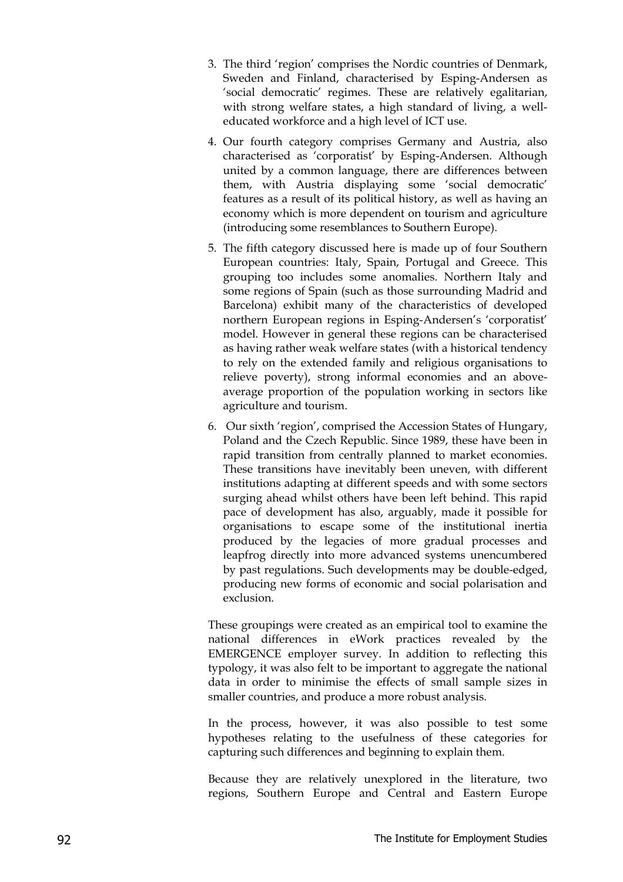3. The third 'region' comprises the Nordic countries of Denmark, Sweden and Finland, characterised by Esping-Andersen as 'social democratic' regimes. These are relatively egalitarian, with strong welfare states, a high standard of living, a well-educated workforce and a high level of ICT use.

4. Our fourth category comprises Germany and Austria, also characterised as 'corporatist' by Esping-Andersen. Although united by a common language, there are differences between them, with Austria displaying some 'social democratic' features as a result of its political history, as well as having an economy which is more dependent on tourism and agriculture (introducing some resemblances to Southern Europe).

5. The fifth category discussed here is made up of four Southern European countries: Italy, Spain, Portugal and Greece. This grouping too includes some anomalies. Northern Italy and some regions of Spain (such as those surrounding Madrid and Barcelona) exhibit many of the characteristics of developed northern European regions in Esping-Andersen's 'corporatist' model. However in general these regions can be characterised as having rather weak welfare states (with a historical tendency to rely on the extended family and religious organisations to relieve poverty), strong informal economies and an above-average proportion of the population working in sectors like agriculture and tourism.

6. Our sixth 'region', comprised the Accession States of Hungary, Poland and the Czech Republic. Since 1989, these have been in rapid transition from centrally planned to market economies. These transitions have inevitably been uneven, with different institutions adapting at different speeds and with some sectors surging ahead whilst others have been left behind. This rapid pace of development has also, arguably, made it possible for organisations to escape some of the institutional inertia produced by the legacies of more gradual processes and leapfrog directly into more advanced systems unencumbered by past regulations. Such developments may be double-edged, producing new forms of economic and social polarisation and exclusion.

These groupings were created as an empirical tool to examine the national differences in eWork practices revealed by the EMERGENCE employer survey. In addition to reflecting this typology, it was also felt to be important to aggregate the national data in order to minimise the effects of small sample sizes in smaller countries, and produce a more robust analysis.

In the process, however, it was also possible to test some hypotheses relating to the usefulness of these categories for capturing such differences and beginning to explain them.

Because they are relatively unexplored in the literature, two regions, Southern Europe and Central and Eastern Europe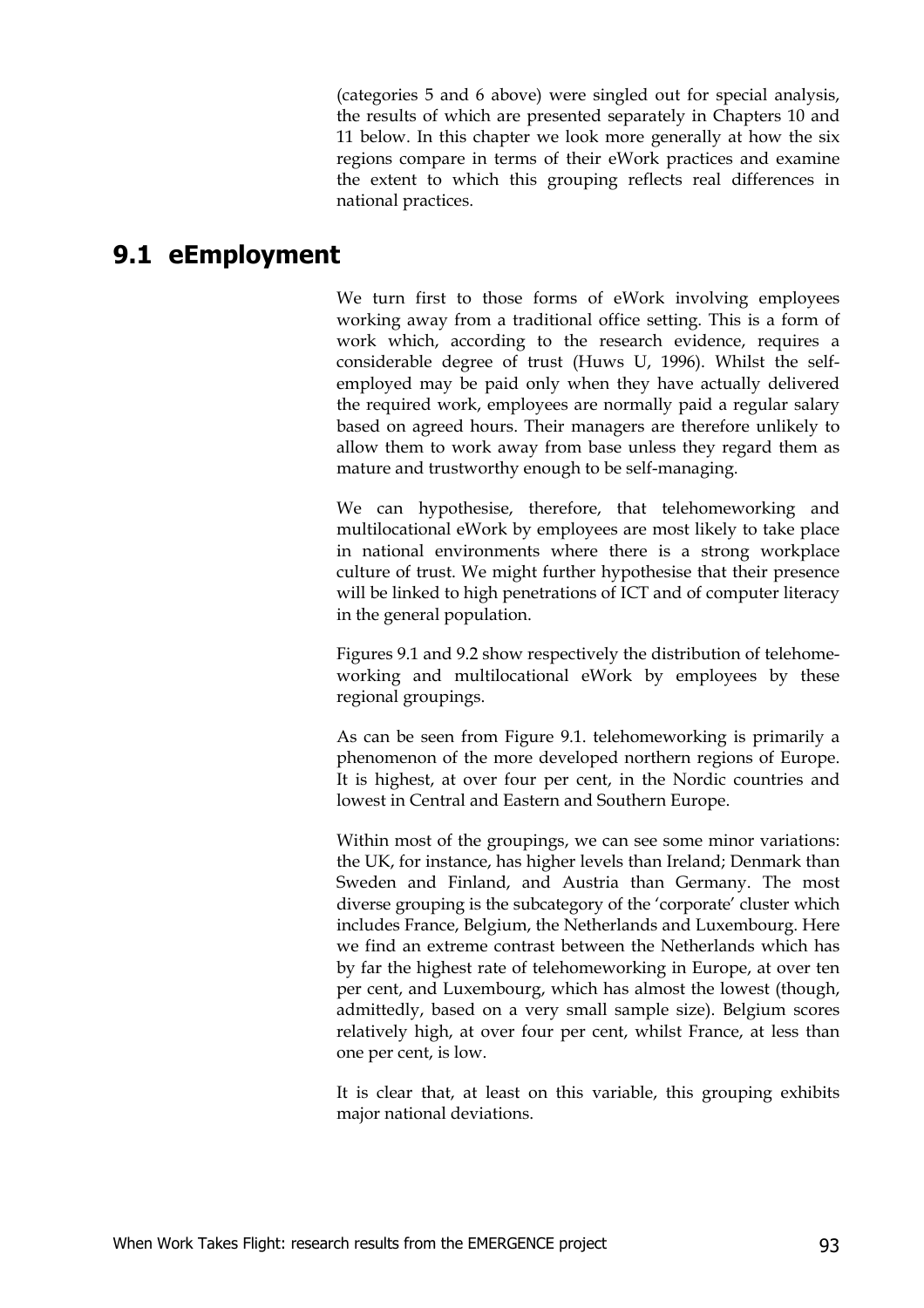(categories 5 and 6 above) were singled out for special analysis, the results of which are presented separately in Chapters 10 and 11 below. In this chapter we look more generally at how the six regions compare in terms of their eWork practices and examine the extent to which this grouping reflects real differences in national practices.

## 9.1 eEmployment

We turn first to those forms of eWork involving employees working away from a traditional office setting. This is a form of work which, according to the research evidence, requires a considerable degree of trust (Huws U, 1996). Whilst the self-employed may be paid only when they have actually delivered the required work, employees are normally paid a regular salary based on agreed hours. Their managers are therefore unlikely to allow them to work away from base unless they regard them as mature and trustworthy enough to be self-managing.

We can hypothesise, therefore, that telehomeworking and multilocational eWork by employees are most likely to take place in national environments where there is a strong workplace culture of trust. We might further hypothesise that their presence will be linked to high penetrations of ICT and of computer literacy in the general population.

Figures 9.1 and 9.2 show respectively the distribution of telehomeworking and multilocational eWork by employees by these regional groupings.

As can be seen from Figure 9.1. telehomeworking is primarily a phenomenon of the more developed northern regions of Europe. It is highest, at over four per cent, in the Nordic countries and lowest in Central and Eastern and Southern Europe.

Within most of the groupings, we can see some minor variations: the UK, for instance, has higher levels than Ireland; Denmark than Sweden and Finland, and Austria than Germany. The most diverse grouping is the subcategory of the 'corporate' cluster which includes France, Belgium, the Netherlands and Luxembourg. Here we find an extreme contrast between the Netherlands which has by far the highest rate of telehomeworking in Europe, at over ten per cent, and Luxembourg, which has almost the lowest (though, admittedly, based on a very small sample size). Belgium scores relatively high, at over four per cent, whilst France, at less than one per cent, is low.

It is clear that, at least on this variable, this grouping exhibits major national deviations.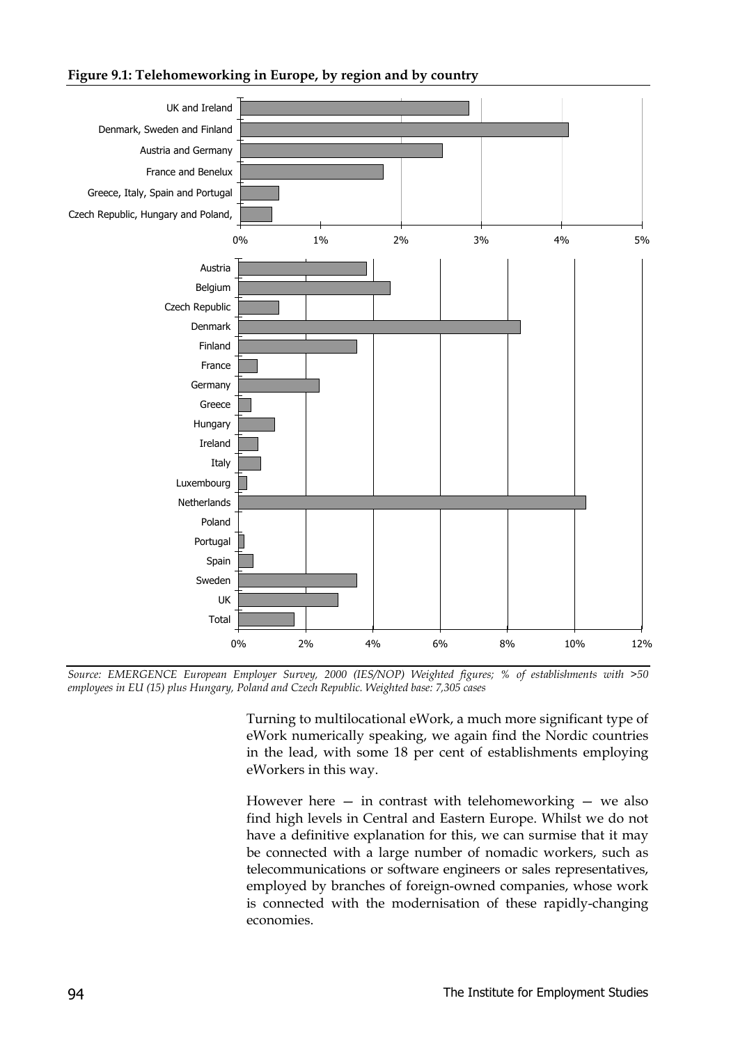**Figure 9.1: Telehomeworking in Europe, by region and by country**

*Source: EMERGENCE European Employer Survey, 2000 (IES/NOP) Weighted figures; % of establishments with >50 employees in EU (15) plus Hungary, Poland and Czech Republic. Weighted base: 7,305 cases*

Turning to multilocational eWork, a much more significant type of eWork numerically speaking, we again find the Nordic countries in the lead, with some 18 per cent of establishments employing eWorkers in this way.

However here — in contrast with telehomeworking — we also find high levels in Central and Eastern Europe. Whilst we do not have a definitive explanation for this, we can surmise that it may be connected with a large number of nomadic workers, such as telecommunications or software engineers or sales representatives, employed by branches of foreign-owned companies, whose work is connected with the modernisation of these rapidly-changing economies.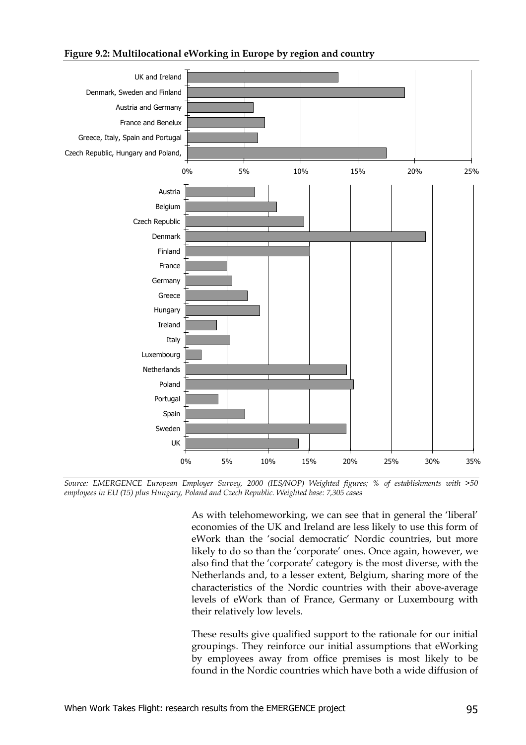**Figure 9.2: Multilocational eWorking in Europe by region and country**

*Source: EMERGENCE European Employer Survey, 2000 (IES/NOP) Weighted figures; % of establishments with >50 employees in EU (15) plus Hungary, Poland and Czech Republic. Weighted base: 7,305 cases*

As with telehomeworking, we can see that in general the 'liberal' economies of the UK and Ireland are less likely to use this form of eWork than the 'social democratic' Nordic countries, but more likely to do so than the 'corporate' ones. Once again, however, we also find that the 'corporate' category is the most diverse, with the Netherlands and, to a lesser extent, Belgium, sharing more of the characteristics of the Nordic countries with their above-average levels of eWork than of France, Germany or Luxembourg with their relatively low levels.

These results give qualified support to the rationale for our initial groupings. They reinforce our initial assumptions that eWorking by employees away from office premises is most likely to be found in the Nordic countries which have both a wide diffusion of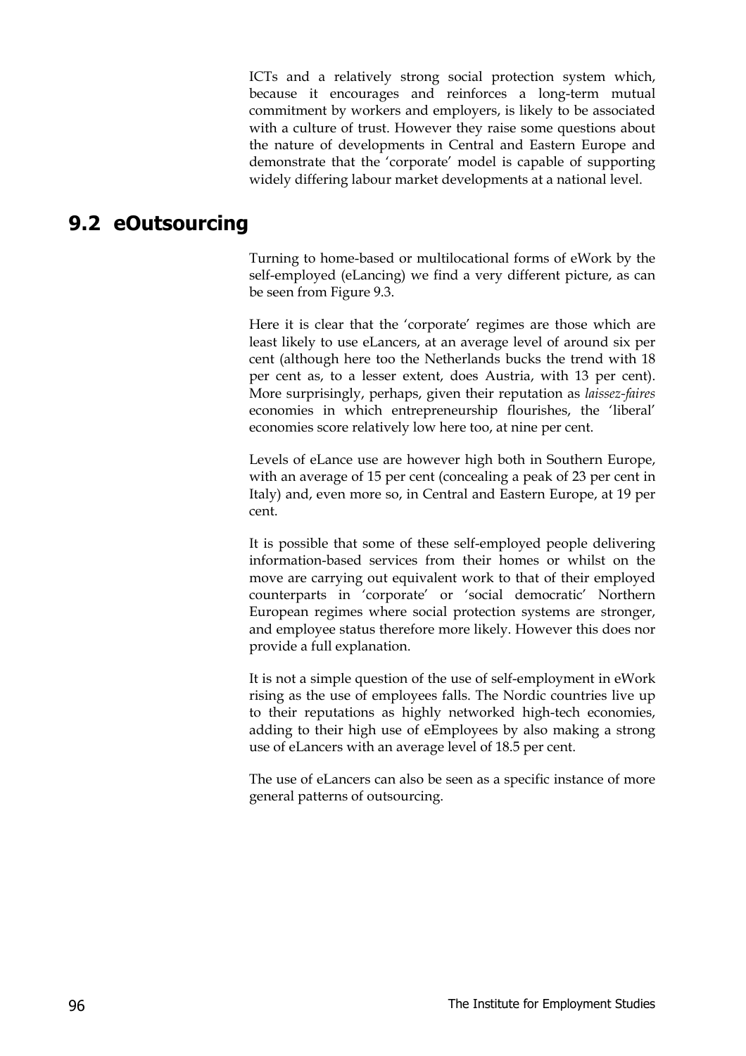ICTs and a relatively strong social protection system which, because it encourages and reinforces a long-term mutual commitment by workers and employers, is likely to be associated with a culture of trust. However they raise some questions about the nature of developments in Central and Eastern Europe and demonstrate that the 'corporate' model is capable of supporting widely differing labour market developments at a national level.

## 9.2 eOutsourcing

Turning to home-based or multilocational forms of eWork by the self-employed (eLancing) we find a very different picture, as can be seen from Figure 9.3.

Here it is clear that the 'corporate' regimes are those which are least likely to use eLancers, at an average level of around six per cent (although here too the Netherlands bucks the trend with 18 per cent as, to a lesser extent, does Austria, with 13 per cent). More surprisingly, perhaps, given their reputation as *laissez-faires* economies in which entrepreneurship flourishes, the 'liberal' economies score relatively low here too, at nine per cent.

Levels of eLance use are however high both in Southern Europe, with an average of 15 per cent (concealing a peak of 23 per cent in Italy) and, even more so, in Central and Eastern Europe, at 19 per cent.

It is possible that some of these self-employed people delivering information-based services from their homes or whilst on the move are carrying out equivalent work to that of their employed counterparts in 'corporate' or 'social democratic' Northern European regimes where social protection systems are stronger, and employee status therefore more likely. However this does nor provide a full explanation.

It is not a simple question of the use of self-employment in eWork rising as the use of employees falls. The Nordic countries live up to their reputations as highly networked high-tech economies, adding to their high use of eEmployees by also making a strong use of eLancers with an average level of 18.5 per cent.

The use of eLancers can also be seen as a specific instance of more general patterns of outsourcing.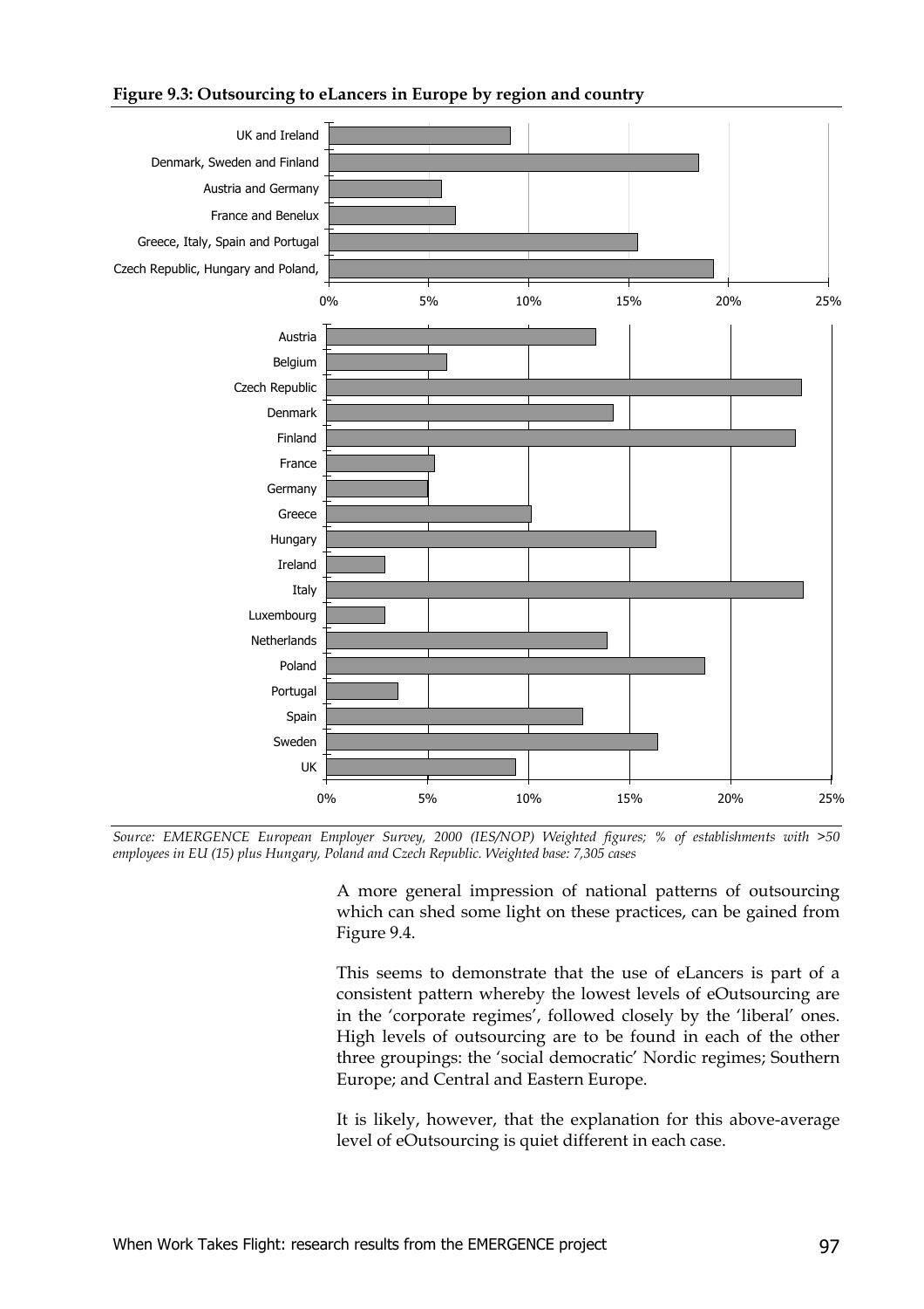**Figure 9.3: Outsourcing to eLancers in Europe by region and country**

*Source: EMERGENCE European Employer Survey, 2000 (IES/NOP) Weighted figures; % of establishments with >50 employees in EU (15) plus Hungary, Poland and Czech Republic. Weighted base: 7,305 cases*

A more general impression of national patterns of outsourcing which can shed some light on these practices, can be gained from Figure 9.4.

This seems to demonstrate that the use of eLancers is part of a consistent pattern whereby the lowest levels of eOutsourcing are in the 'corporate regimes', followed closely by the 'liberal' ones. High levels of outsourcing are to be found in each of the other three groupings: the 'social democratic' Nordic regimes; Southern Europe; and Central and Eastern Europe.

It is likely, however, that the explanation for this above-average level of eOutsourcing is quiet different in each case.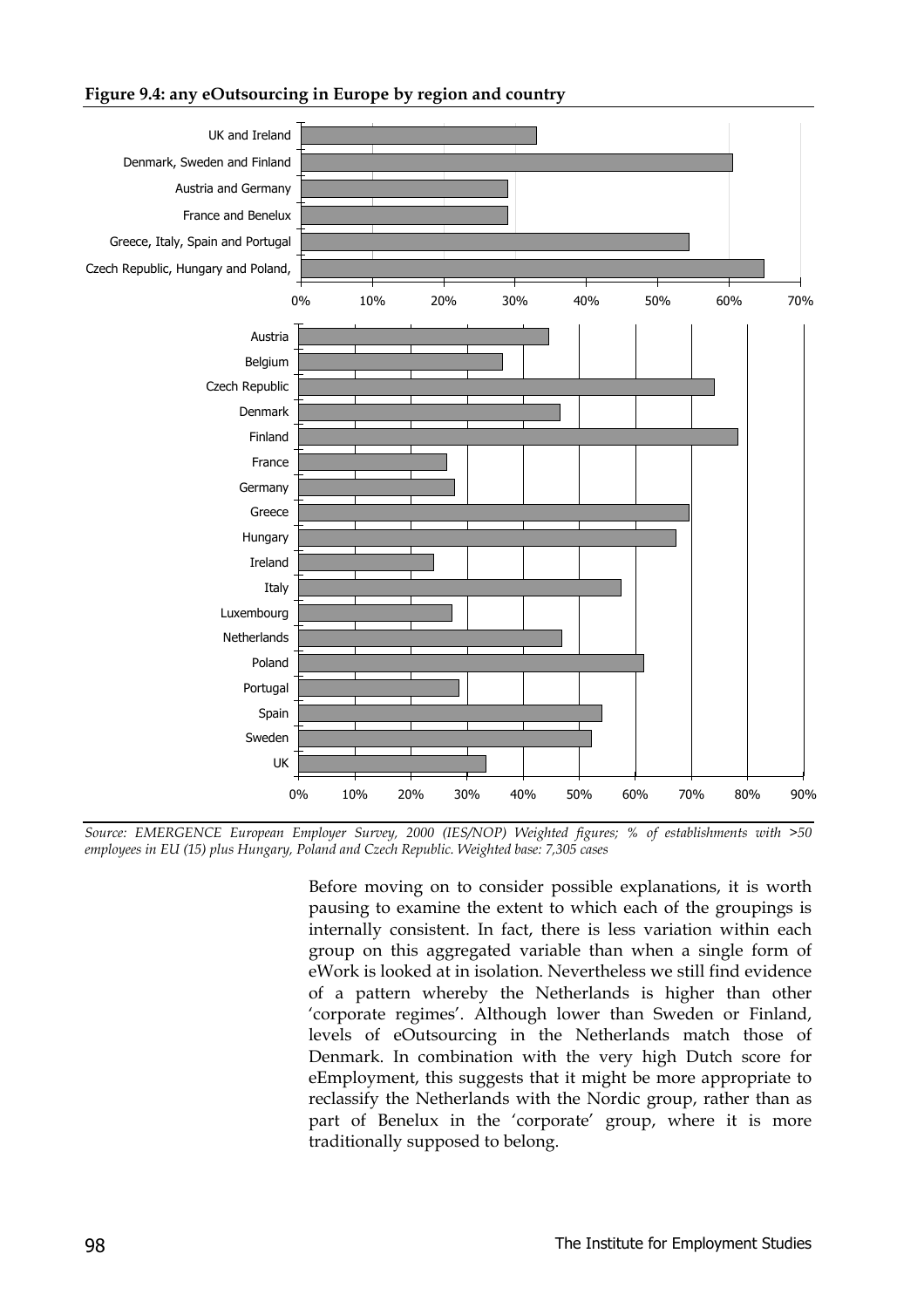**Figure 9.4: any eOutsourcing in Europe by region and country**

*Source: EMERGENCE European Employer Survey, 2000 (IES/NOP) Weighted figures; % of establishments with >50 employees in EU (15) plus Hungary, Poland and Czech Republic. Weighted base: 7,305 cases*

Before moving on to consider possible explanations, it is worth pausing to examine the extent to which each of the groupings is internally consistent. In fact, there is less variation within each group on this aggregated variable than when a single form of eWork is looked at in isolation. Nevertheless we still find evidence of a pattern whereby the Netherlands is higher than other 'corporate regimes'. Although lower than Sweden or Finland, levels of eOutsourcing in the Netherlands match those of Denmark. In combination with the very high Dutch score for eEmployment, this suggests that it might be more appropriate to reclassify the Netherlands with the Nordic group, rather than as part of Benelux in the 'corporate' group, where it is more traditionally supposed to belong.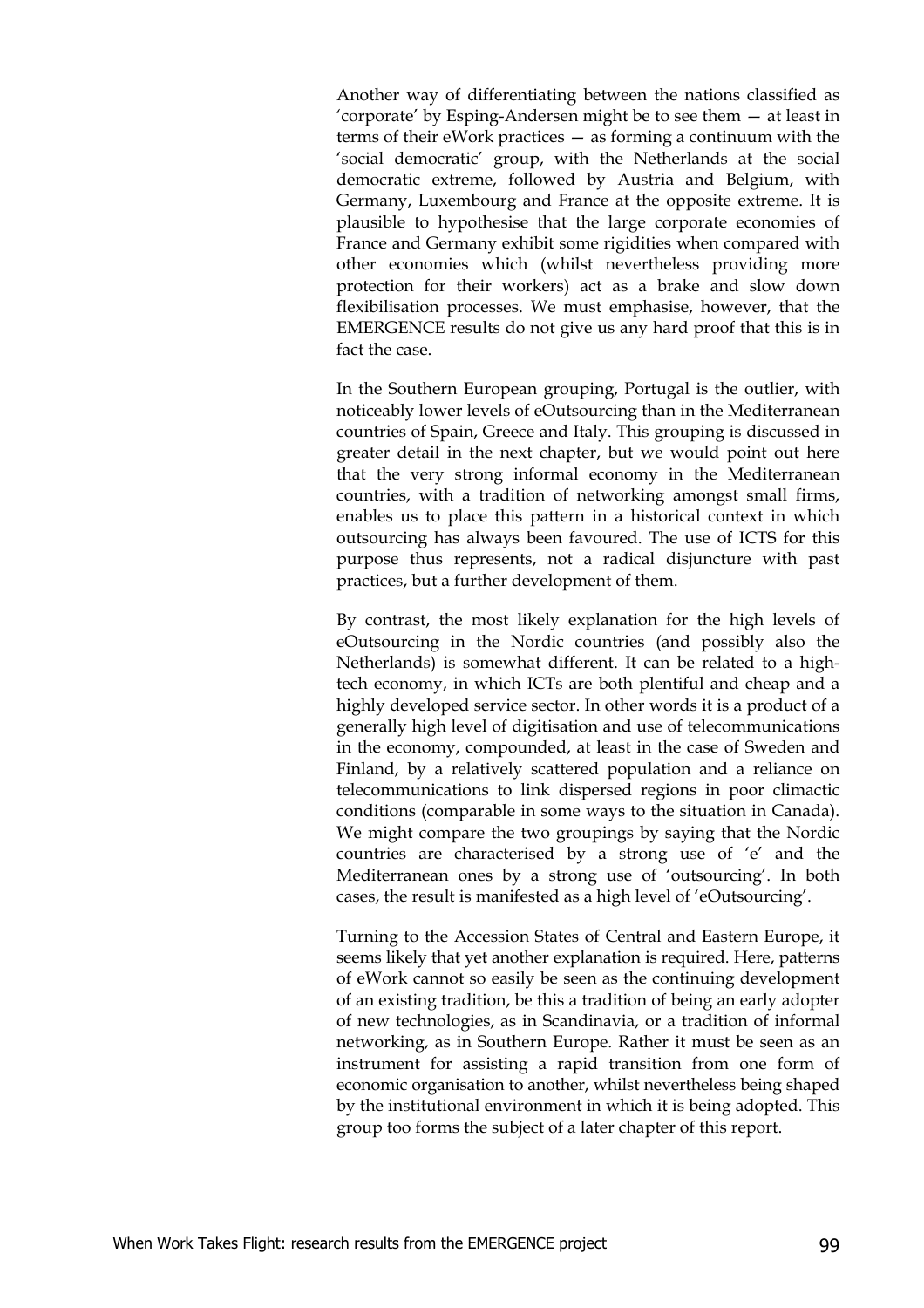Another way of differentiating between the nations classified as 'corporate' by Esping-Andersen might be to see them — at least in terms of their eWork practices — as forming a continuum with the 'social democratic' group, with the Netherlands at the social democratic extreme, followed by Austria and Belgium, with Germany, Luxembourg and France at the opposite extreme. It is plausible to hypothesise that the large corporate economies of France and Germany exhibit some rigidities when compared with other economies which (whilst nevertheless providing more protection for their workers) act as a brake and slow down flexibilisation processes. We must emphasise, however, that the EMERGENCE results do not give us any hard proof that this is in fact the case.

In the Southern European grouping, Portugal is the outlier, with noticeably lower levels of eOutsourcing than in the Mediterranean countries of Spain, Greece and Italy. This grouping is discussed in greater detail in the next chapter, but we would point out here that the very strong informal economy in the Mediterranean countries, with a tradition of networking amongst small firms, enables us to place this pattern in a historical context in which outsourcing has always been favoured. The use of ICTS for this purpose thus represents, not a radical disjuncture with past practices, but a further development of them.

By contrast, the most likely explanation for the high levels of eOutsourcing in the Nordic countries (and possibly also the Netherlands) is somewhat different. It can be related to a high-tech economy, in which ICTs are both plentiful and cheap and a highly developed service sector. In other words it is a product of a generally high level of digitisation and use of telecommunications in the economy, compounded, at least in the case of Sweden and Finland, by a relatively scattered population and a reliance on telecommunications to link dispersed regions in poor climactic conditions (comparable in some ways to the situation in Canada). We might compare the two groupings by saying that the Nordic countries are characterised by a strong use of 'e' and the Mediterranean ones by a strong use of 'outsourcing'. In both cases, the result is manifested as a high level of 'eOutsourcing'.

Turning to the Accession States of Central and Eastern Europe, it seems likely that yet another explanation is required. Here, patterns of eWork cannot so easily be seen as the continuing development of an existing tradition, be this a tradition of being an early adopter of new technologies, as in Scandinavia, or a tradition of informal networking, as in Southern Europe. Rather it must be seen as an instrument for assisting a rapid transition from one form of economic organisation to another, whilst nevertheless being shaped by the institutional environment in which it is being adopted. This group too forms the subject of a later chapter of this report.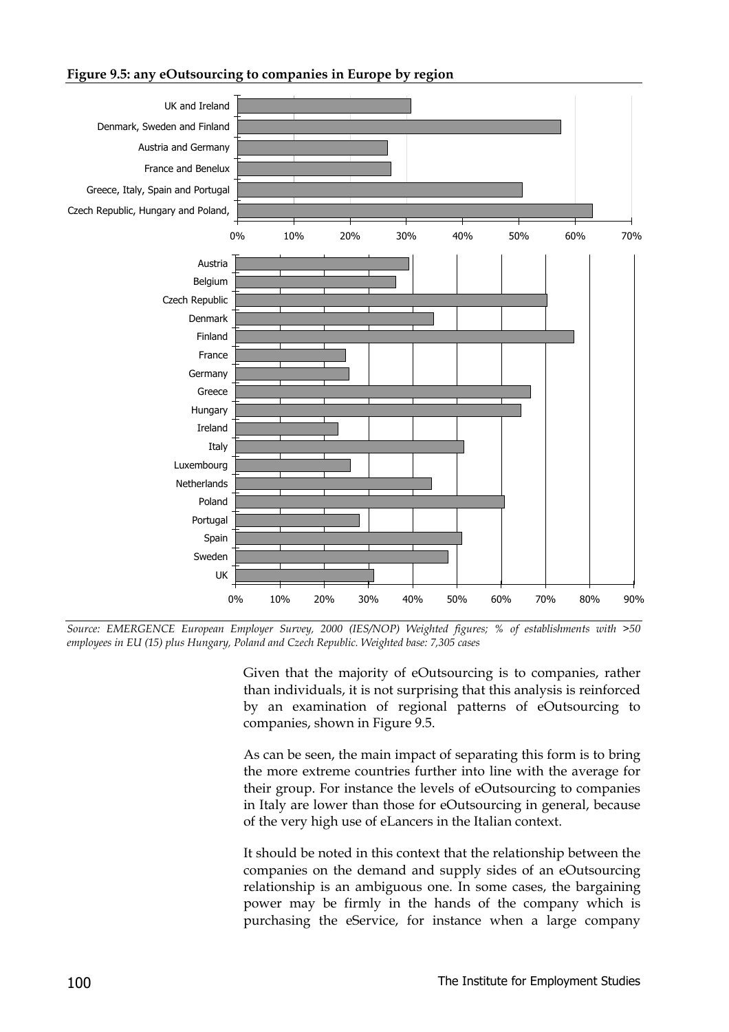**Figure 9.5: any eOutsourcing to companies in Europe by region**

*Source: EMERGENCE European Employer Survey, 2000 (IES/NOP) Weighted figures; % of establishments with >50 employees in EU (15) plus Hungary, Poland and Czech Republic. Weighted base: 7,305 cases*

Given that the majority of eOutsourcing is to companies, rather than individuals, it is not surprising that this analysis is reinforced by an examination of regional patterns of eOutsourcing to companies, shown in Figure 9.5.

As can be seen, the main impact of separating this form is to bring the more extreme countries further into line with the average for their group. For instance the levels of eOutsourcing to companies in Italy are lower than those for eOutsourcing in general, because of the very high use of eLancers in the Italian context.

It should be noted in this context that the relationship between the companies on the demand and supply sides of an eOutsourcing relationship is an ambiguous one. In some cases, the bargaining power may be firmly in the hands of the company which is purchasing the eService, for instance when a large company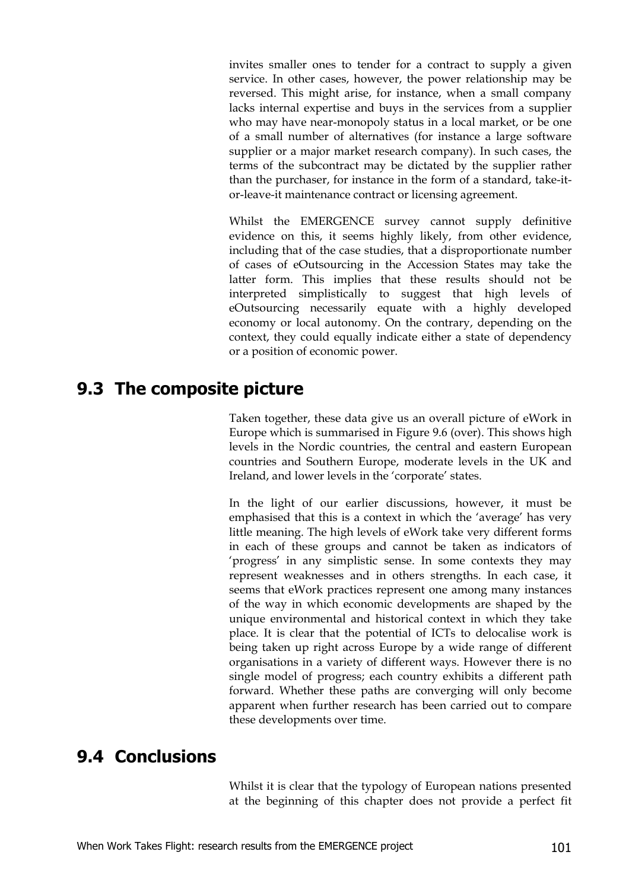invites smaller ones to tender for a contract to supply a given service. In other cases, however, the power relationship may be reversed. This might arise, for instance, when a small company lacks internal expertise and buys in the services from a supplier who may have near-monopoly status in a local market, or be one of a small number of alternatives (for instance a large software supplier or a major market research company). In such cases, the terms of the subcontract may be dictated by the supplier rather than the purchaser, for instance in the form of a standard, take-it-or-leave-it maintenance contract or licensing agreement.

Whilst the EMERGENCE survey cannot supply definitive evidence on this, it seems highly likely, from other evidence, including that of the case studies, that a disproportionate number of cases of eOutsourcing in the Accession States may take the latter form. This implies that these results should not be interpreted simplistically to suggest that high levels of eOutsourcing necessarily equate with a highly developed economy or local autonomy. On the contrary, depending on the context, they could equally indicate either a state of dependency or a position of economic power.

## 9.3 The composite picture

Taken together, these data give us an overall picture of eWork in Europe which is summarised in Figure 9.6 (over). This shows high levels in the Nordic countries, the central and eastern European countries and Southern Europe, moderate levels in the UK and Ireland, and lower levels in the 'corporate' states.

In the light of our earlier discussions, however, it must be emphasised that this is a context in which the 'average' has very little meaning. The high levels of eWork take very different forms in each of these groups and cannot be taken as indicators of 'progress' in any simplistic sense. In some contexts they may represent weaknesses and in others strengths. In each case, it seems that eWork practices represent one among many instances of the way in which economic developments are shaped by the unique environmental and historical context in which they take place. It is clear that the potential of ICTs to delocalise work is being taken up right across Europe by a wide range of different organisations in a variety of different ways. However there is no single model of progress; each country exhibits a different path forward. Whether these paths are converging will only become apparent when further research has been carried out to compare these developments over time.

## 9.4 Conclusions

Whilst it is clear that the typology of European nations presented at the beginning of this chapter does not provide a perfect fit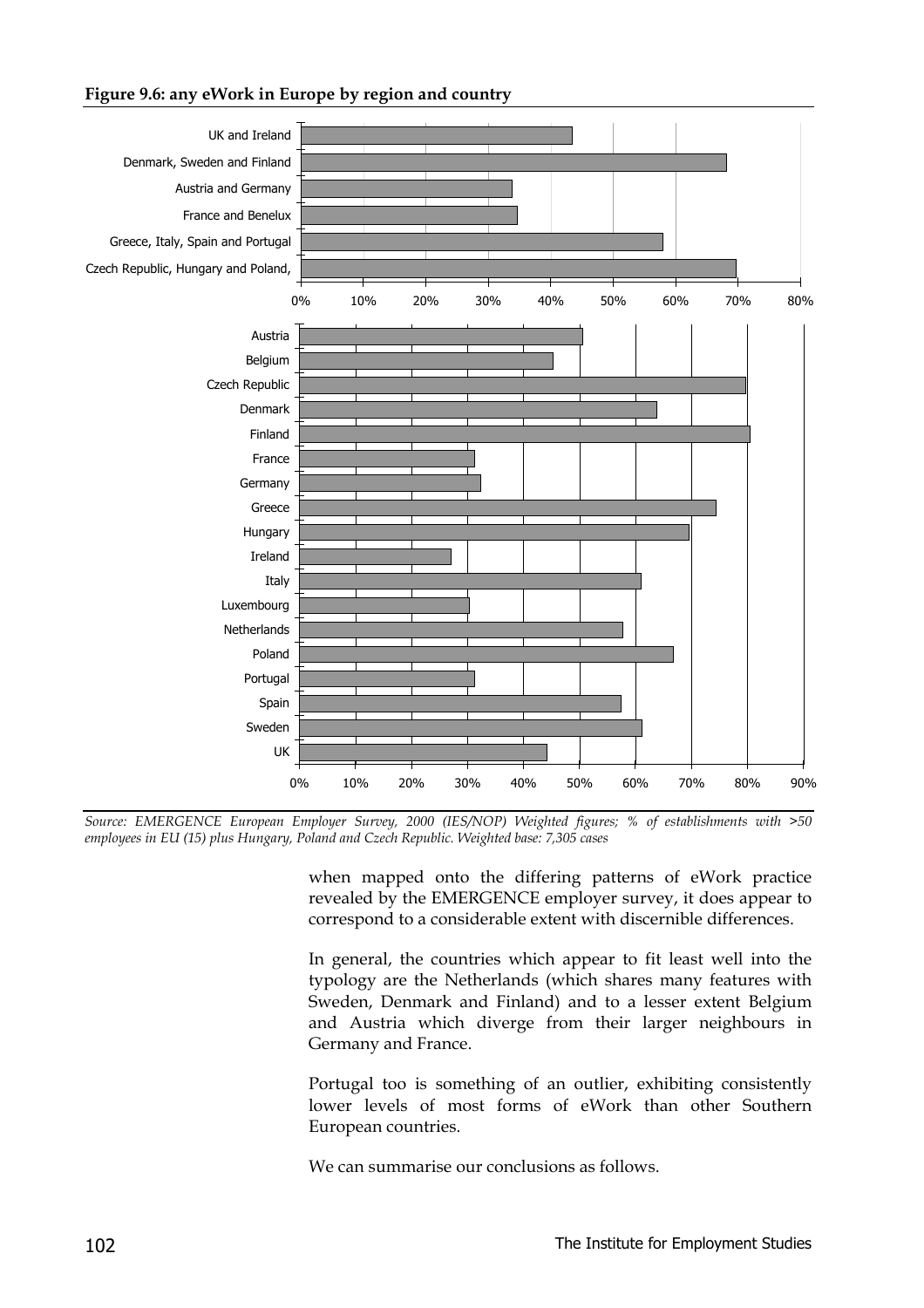**Figure 9.6: any eWork in Europe by region and country**

*Source: EMERGENCE European Employer Survey, 2000 (IES/NOP) Weighted figures; % of establishments with >50 employees in EU (15) plus Hungary, Poland and Czech Republic. Weighted base: 7,305 cases*

when mapped onto the differing patterns of eWork practice revealed by the EMERGENCE employer survey, it does appear to correspond to a considerable extent with discernible differences.

In general, the countries which appear to fit least well into the typology are the Netherlands (which shares many features with Sweden, Denmark and Finland) and to a lesser extent Belgium and Austria which diverge from their larger neighbours in Germany and France.

Portugal too is something of an outlier, exhibiting consistently lower levels of most forms of eWork than other Southern European countries.

We can summarise our conclusions as follows.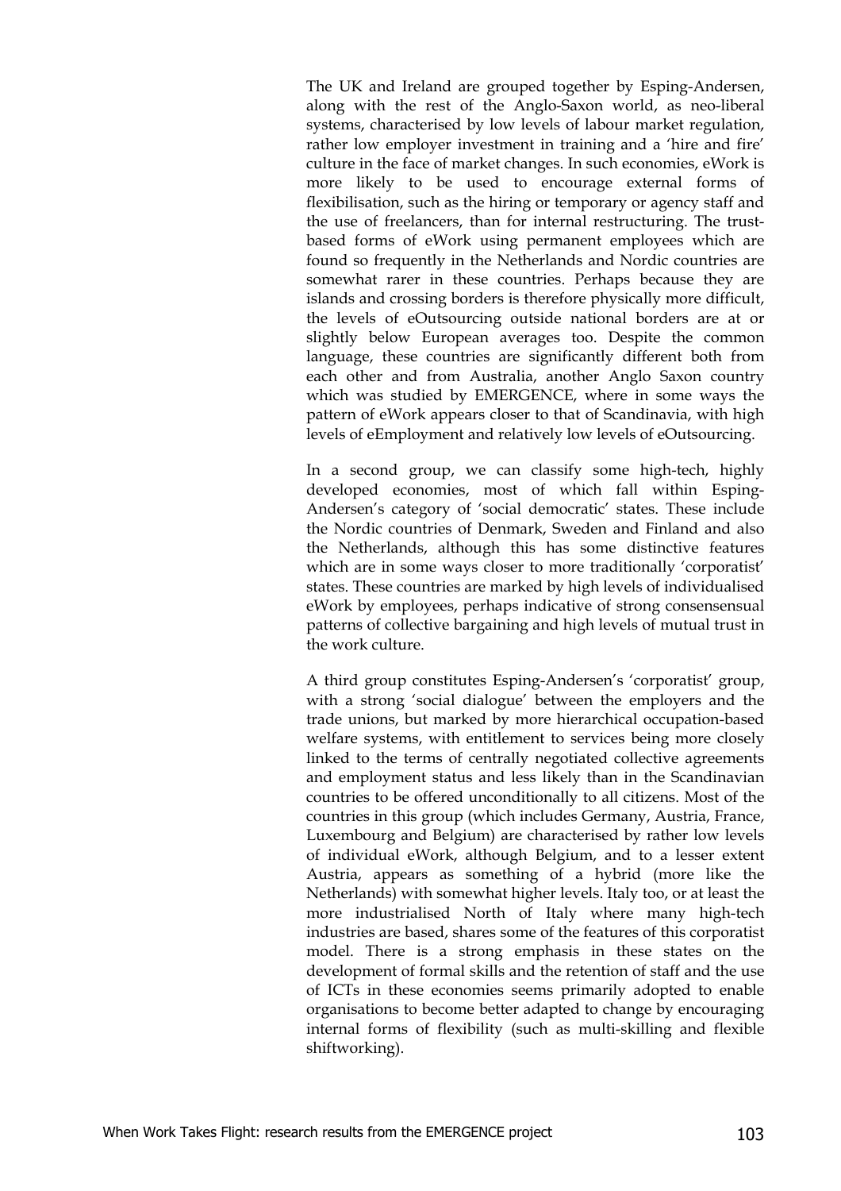The UK and Ireland are grouped together by Esping-Andersen, along with the rest of the Anglo-Saxon world, as neo-liberal systems, characterised by low levels of labour market regulation, rather low employer investment in training and a 'hire and fire' culture in the face of market changes. In such economies, eWork is more likely to be used to encourage external forms of flexibilisation, such as the hiring or temporary or agency staff and the use of freelancers, than for internal restructuring. The trust-based forms of eWork using permanent employees which are found so frequently in the Netherlands and Nordic countries are somewhat rarer in these countries. Perhaps because they are islands and crossing borders is therefore physically more difficult, the levels of eOutsourcing outside national borders are at or slightly below European averages too. Despite the common language, these countries are significantly different both from each other and from Australia, another Anglo Saxon country which was studied by EMERGENCE, where in some ways the pattern of eWork appears closer to that of Scandinavia, with high levels of eEmployment and relatively low levels of eOutsourcing.

In a second group, we can classify some high-tech, highly developed economies, most of which fall within Esping-Andersen's category of 'social democratic' states. These include the Nordic countries of Denmark, Sweden and Finland and also the Netherlands, although this has some distinctive features which are in some ways closer to more traditionally 'corporatist' states. These countries are marked by high levels of individualised eWork by employees, perhaps indicative of strong consensensual patterns of collective bargaining and high levels of mutual trust in the work culture.

A third group constitutes Esping-Andersen's 'corporatist' group, with a strong 'social dialogue' between the employers and the trade unions, but marked by more hierarchical occupation-based welfare systems, with entitlement to services being more closely linked to the terms of centrally negotiated collective agreements and employment status and less likely than in the Scandinavian countries to be offered unconditionally to all citizens. Most of the countries in this group (which includes Germany, Austria, France, Luxembourg and Belgium) are characterised by rather low levels of individual eWork, although Belgium, and to a lesser extent Austria, appears as something of a hybrid (more like the Netherlands) with somewhat higher levels. Italy too, or at least the more industrialised North of Italy where many high-tech industries are based, shares some of the features of this corporatist model. There is a strong emphasis in these states on the development of formal skills and the retention of staff and the use of ICTs in these economies seems primarily adopted to enable organisations to become better adapted to change by encouraging internal forms of flexibility (such as multi-skilling and flexible shiftworking).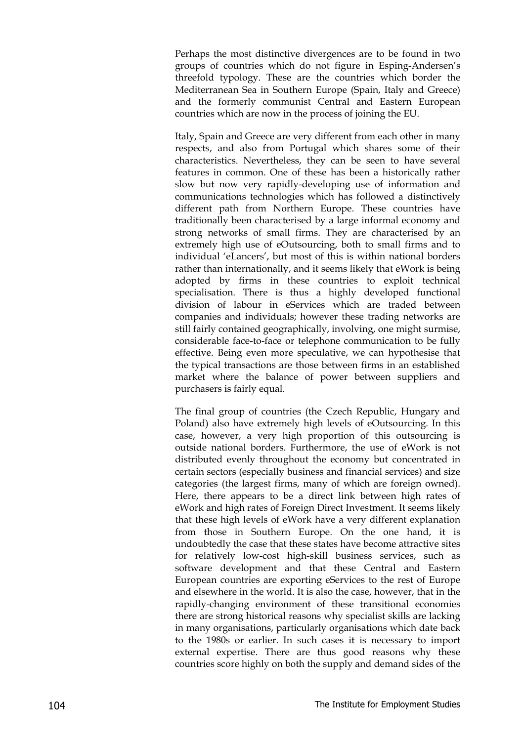Perhaps the most distinctive divergences are to be found in two groups of countries which do not figure in Esping-Andersen's threefold typology. These are the countries which border the Mediterranean Sea in Southern Europe (Spain, Italy and Greece) and the formerly communist Central and Eastern European countries which are now in the process of joining the EU.

Italy, Spain and Greece are very different from each other in many respects, and also from Portugal which shares some of their characteristics. Nevertheless, they can be seen to have several features in common. One of these has been a historically rather slow but now very rapidly-developing use of information and communications technologies which has followed a distinctively different path from Northern Europe. These countries have traditionally been characterised by a large informal economy and strong networks of small firms. They are characterised by an extremely high use of eOutsourcing, both to small firms and to individual 'eLancers', but most of this is within national borders rather than internationally, and it seems likely that eWork is being adopted by firms in these countries to exploit technical specialisation. There is thus a highly developed functional division of labour in eServices which are traded between companies and individuals; however these trading networks are still fairly contained geographically, involving, one might surmise, considerable face-to-face or telephone communication to be fully effective. Being even more speculative, we can hypothesise that the typical transactions are those between firms in an established market where the balance of power between suppliers and purchasers is fairly equal.

The final group of countries (the Czech Republic, Hungary and Poland) also have extremely high levels of eOutsourcing. In this case, however, a very high proportion of this outsourcing is outside national borders. Furthermore, the use of eWork is not distributed evenly throughout the economy but concentrated in certain sectors (especially business and financial services) and size categories (the largest firms, many of which are foreign owned). Here, there appears to be a direct link between high rates of eWork and high rates of Foreign Direct Investment. It seems likely that these high levels of eWork have a very different explanation from those in Southern Europe. On the one hand, it is undoubtedly the case that these states have become attractive sites for relatively low-cost high-skill business services, such as software development and that these Central and Eastern European countries are exporting eServices to the rest of Europe and elsewhere in the world. It is also the case, however, that in the rapidly-changing environment of these transitional economies there are strong historical reasons why specialist skills are lacking in many organisations, particularly organisations which date back to the 1980s or earlier. In such cases it is necessary to import external expertise. There are thus good reasons why these countries score highly on both the supply and demand sides of the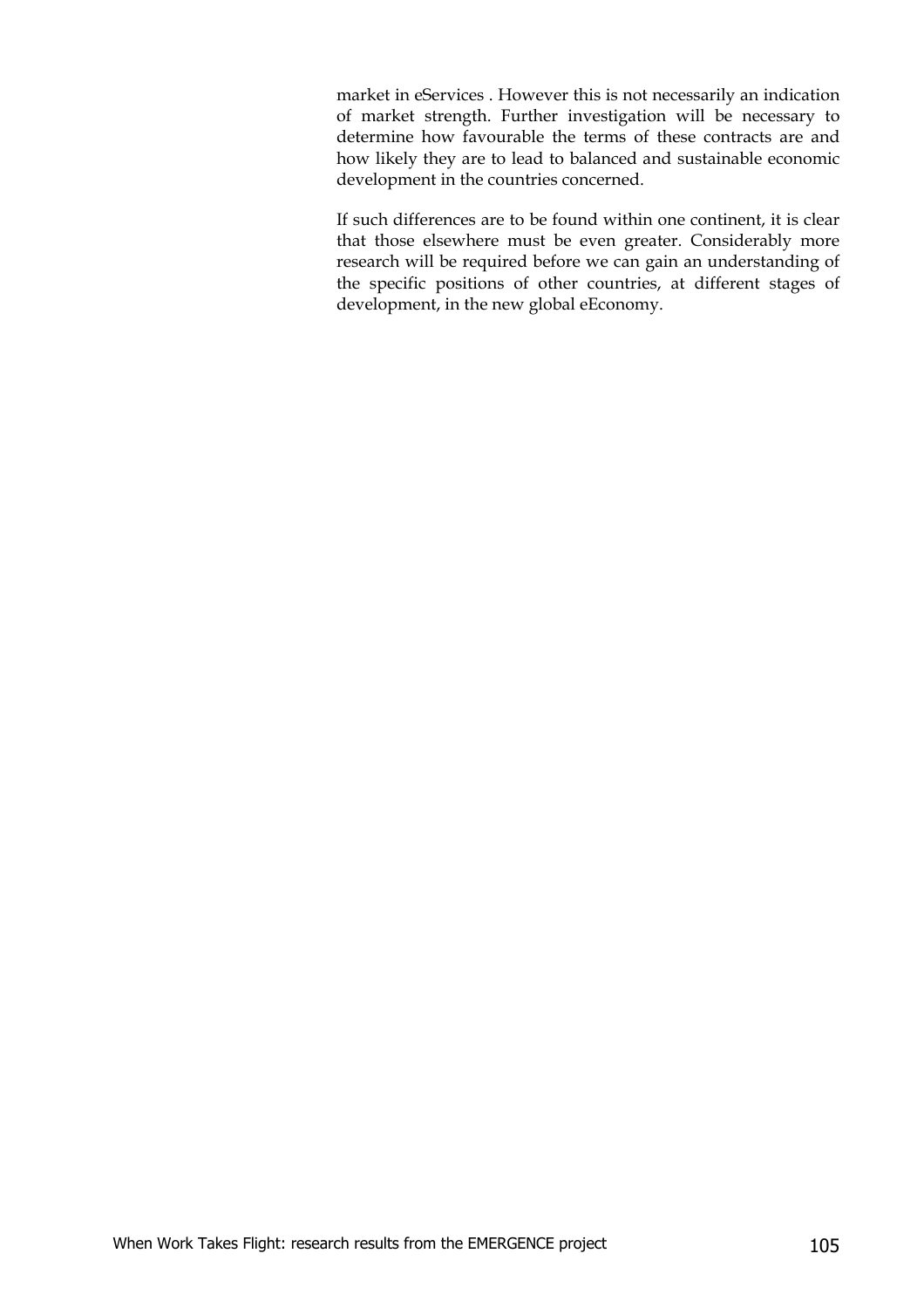market in eServices . However this is not necessarily an indication of market strength. Further investigation will be necessary to determine how favourable the terms of these contracts are and how likely they are to lead to balanced and sustainable economic development in the countries concerned.

If such differences are to be found within one continent, it is clear that those elsewhere must be even greater. Considerably more research will be required before we can gain an understanding of the specific positions of other countries, at different stages of development, in the new global eEconomy.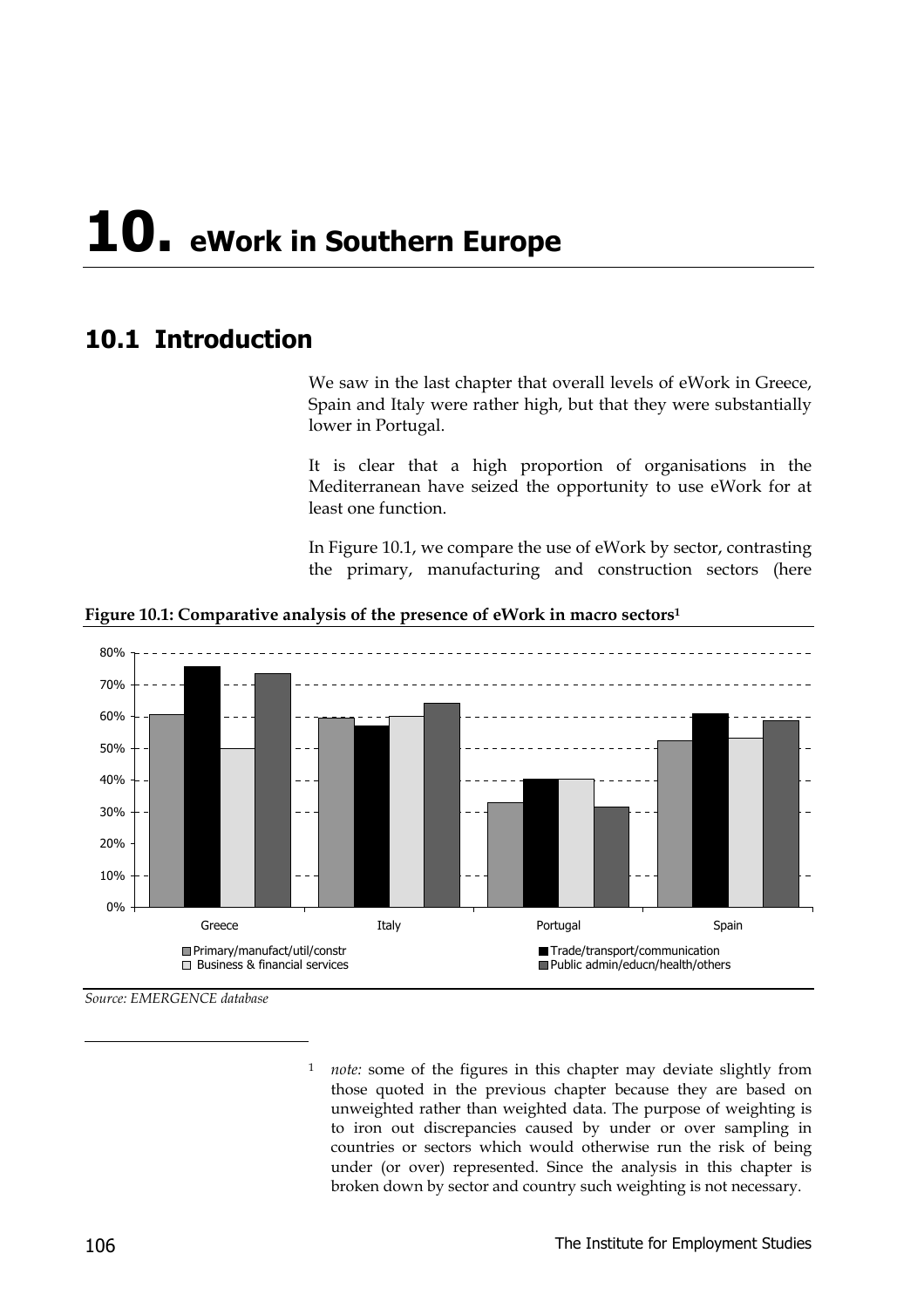# 10. eWork in Southern Europe

## 10.1 Introduction

We saw in the last chapter that overall levels of eWork in Greece, Spain and Italy were rather high, but that they were substantially lower in Portugal.

It is clear that a high proportion of organisations in the Mediterranean have seized the opportunity to use eWork for at least one function.

In Figure 10.1, we compare the use of eWork by sector, contrasting the primary, manufacturing and construction sectors (here

**Figure 10.1: Comparative analysis of the presence of eWork in macro sectors[1]**

*Source: EMERGENCE database*

[1] *note:* some of the figures in this chapter may deviate slightly from those quoted in the previous chapter because they are based on unweighted rather than weighted data. The purpose of weighting is to iron out discrepancies caused by under or over sampling in countries or sectors which would otherwise run the risk of being under (or over) represented. Since the analysis in this chapter is broken down by sector and country such weighting is not necessary.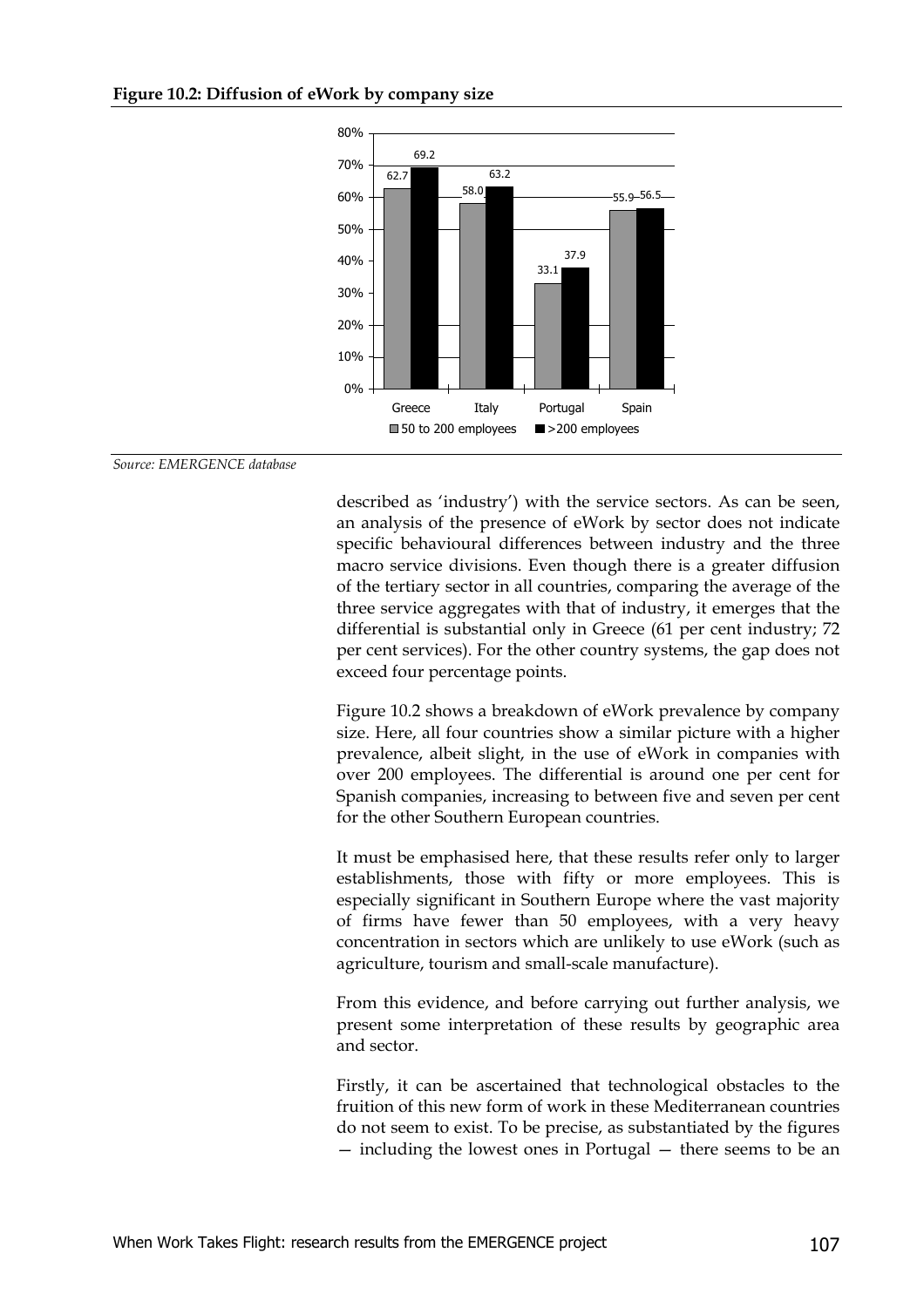**Figure 10.2: Diffusion of eWork by company size**

| | Greece | Italy | Portugal | Spain |
|---|---|---|---|---|
| 50 to 200 employees | 62.7 | 58.0 | 33.1 | 55.9 |
| >200 employees | 69.2 | 63.2 | 37.9 | 56.5 |

*Source: EMERGENCE database*

described as 'industry') with the service sectors. As can be seen, an analysis of the presence of eWork by sector does not indicate specific behavioural differences between industry and the three macro service divisions. Even though there is a greater diffusion of the tertiary sector in all countries, comparing the average of the three service aggregates with that of industry, it emerges that the differential is substantial only in Greece (61 per cent industry; 72 per cent services). For the other country systems, the gap does not exceed four percentage points.

Figure 10.2 shows a breakdown of eWork prevalence by company size. Here, all four countries show a similar picture with a higher prevalence, albeit slight, in the use of eWork in companies with over 200 employees. The differential is around one per cent for Spanish companies, increasing to between five and seven per cent for the other Southern European countries.

It must be emphasised here, that these results refer only to larger establishments, those with fifty or more employees. This is especially significant in Southern Europe where the vast majority of firms have fewer than 50 employees, with a very heavy concentration in sectors which are unlikely to use eWork (such as agriculture, tourism and small-scale manufacture).

From this evidence, and before carrying out further analysis, we present some interpretation of these results by geographic area and sector.

Firstly, it can be ascertained that technological obstacles to the fruition of this new form of work in these Mediterranean countries do not seem to exist. To be precise, as substantiated by the figures — including the lowest ones in Portugal — there seems to be an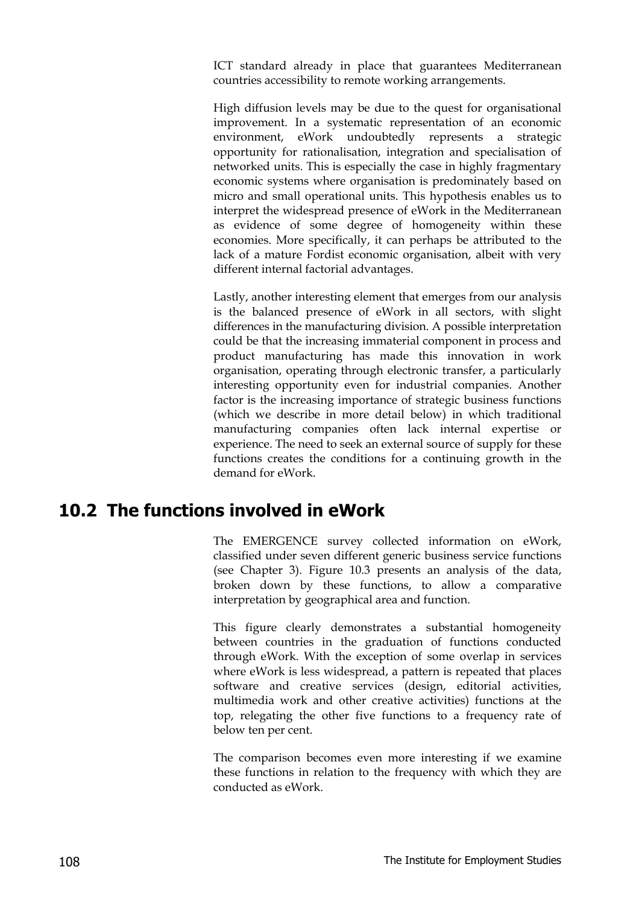ICT standard already in place that guarantees Mediterranean countries accessibility to remote working arrangements.

High diffusion levels may be due to the quest for organisational improvement. In a systematic representation of an economic environment, eWork undoubtedly represents a strategic opportunity for rationalisation, integration and specialisation of networked units. This is especially the case in highly fragmentary economic systems where organisation is predominately based on micro and small operational units. This hypothesis enables us to interpret the widespread presence of eWork in the Mediterranean as evidence of some degree of homogeneity within these economies. More specifically, it can perhaps be attributed to the lack of a mature Fordist economic organisation, albeit with very different internal factorial advantages.

Lastly, another interesting element that emerges from our analysis is the balanced presence of eWork in all sectors, with slight differences in the manufacturing division. A possible interpretation could be that the increasing immaterial component in process and product manufacturing has made this innovation in work organisation, operating through electronic transfer, a particularly interesting opportunity even for industrial companies. Another factor is the increasing importance of strategic business functions (which we describe in more detail below) in which traditional manufacturing companies often lack internal expertise or experience. The need to seek an external source of supply for these functions creates the conditions for a continuing growth in the demand for eWork.

## 10.2 The functions involved in eWork

The EMERGENCE survey collected information on eWork, classified under seven different generic business service functions (see Chapter 3). Figure 10.3 presents an analysis of the data, broken down by these functions, to allow a comparative interpretation by geographical area and function.

This figure clearly demonstrates a substantial homogeneity between countries in the graduation of functions conducted through eWork. With the exception of some overlap in services where eWork is less widespread, a pattern is repeated that places software and creative services (design, editorial activities, multimedia work and other creative activities) functions at the top, relegating the other five functions to a frequency rate of below ten per cent.

The comparison becomes even more interesting if we examine these functions in relation to the frequency with which they are conducted as eWork.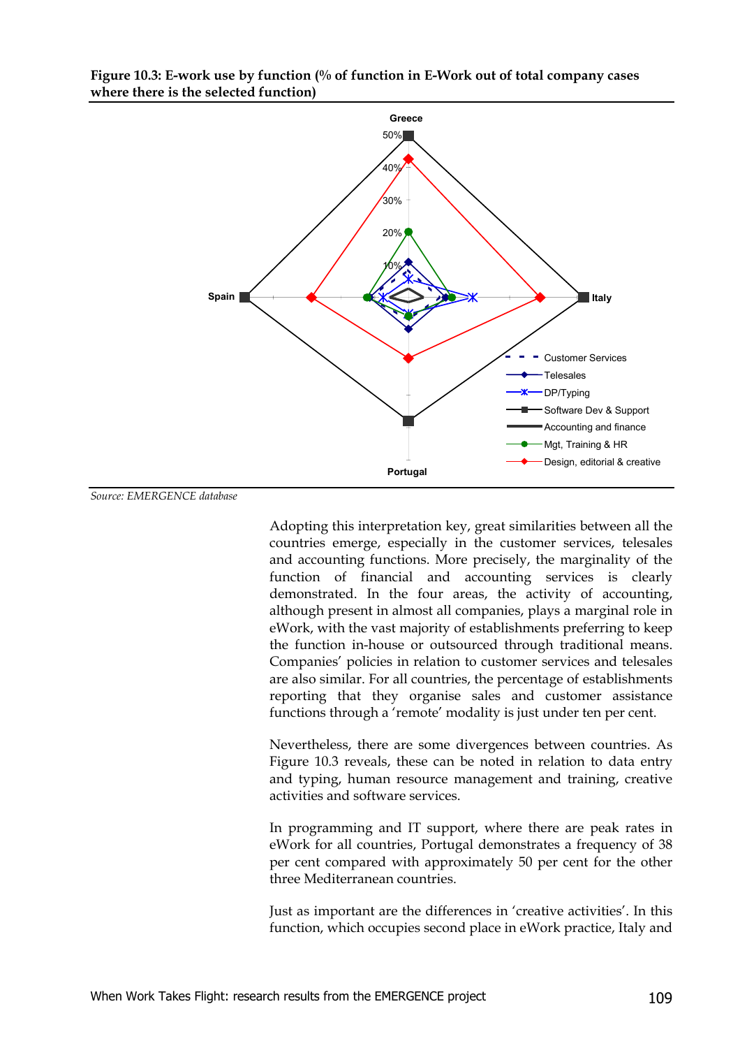**Figure 10.3: E-work use by function (% of function in E-Work out of total company cases where there is the selected function)**

*Source: EMERGENCE database*

Adopting this interpretation key, great similarities between all the countries emerge, especially in the customer services, telesales and accounting functions. More precisely, the marginality of the function of financial and accounting services is clearly demonstrated. In the four areas, the activity of accounting, although present in almost all companies, plays a marginal role in eWork, with the vast majority of establishments preferring to keep the function in-house or outsourced through traditional means. Companies' policies in relation to customer services and telesales are also similar. For all countries, the percentage of establishments reporting that they organise sales and customer assistance functions through a 'remote' modality is just under ten per cent.

Nevertheless, there are some divergences between countries. As Figure 10.3 reveals, these can be noted in relation to data entry and typing, human resource management and training, creative activities and software services.

In programming and IT support, where there are peak rates in eWork for all countries, Portugal demonstrates a frequency of 38 per cent compared with approximately 50 per cent for the other three Mediterranean countries.

Just as important are the differences in 'creative activities'. In this function, which occupies second place in eWork practice, Italy and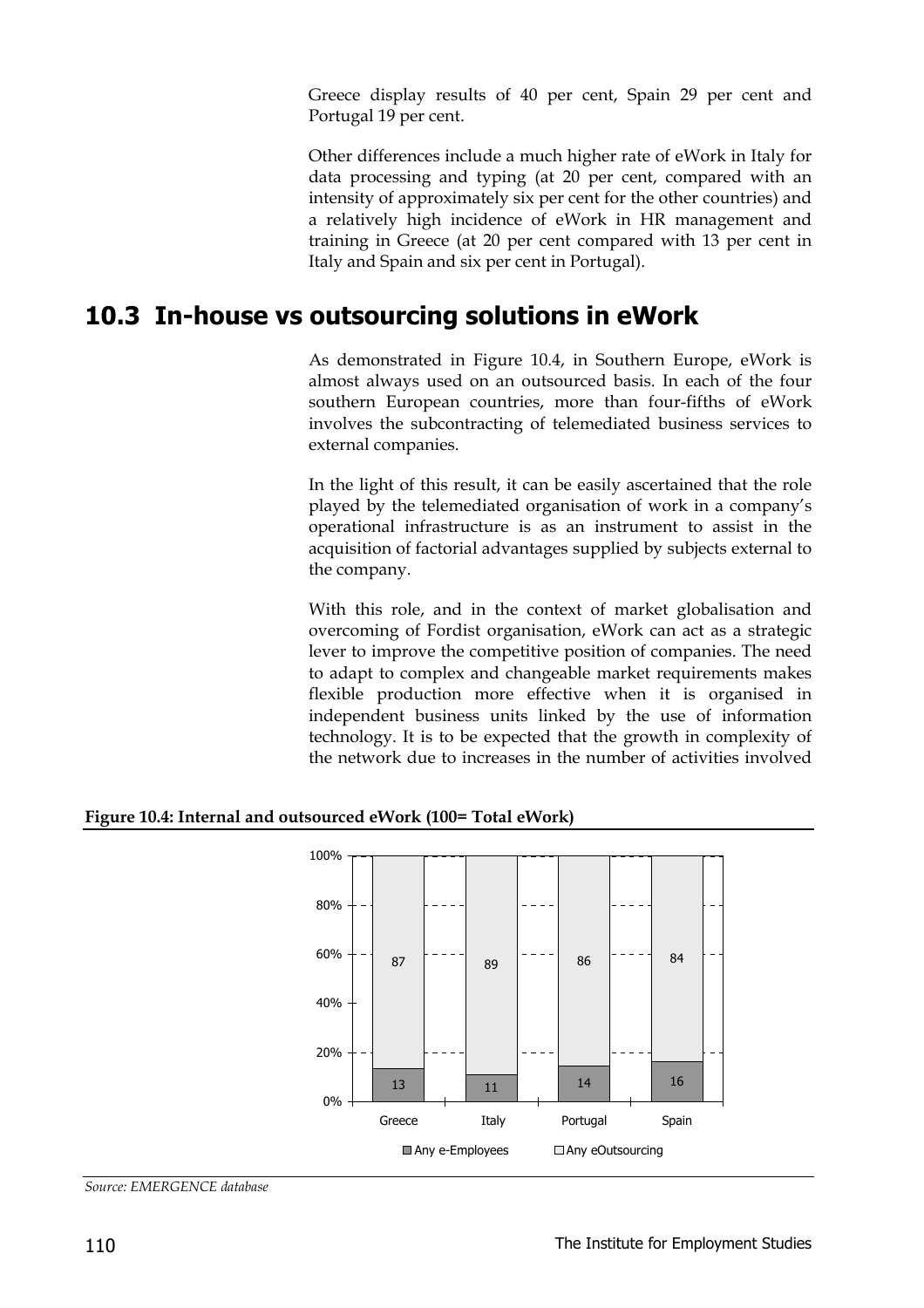Greece display results of 40 per cent, Spain 29 per cent and Portugal 19 per cent.

Other differences include a much higher rate of eWork in Italy for data processing and typing (at 20 per cent, compared with an intensity of approximately six per cent for the other countries) and a relatively high incidence of eWork in HR management and training in Greece (at 20 per cent compared with 13 per cent in Italy and Spain and six per cent in Portugal).

## 10.3 In-house vs outsourcing solutions in eWork

As demonstrated in Figure 10.4, in Southern Europe, eWork is almost always used on an outsourced basis. In each of the four southern European countries, more than four-fifths of eWork involves the subcontracting of telemediated business services to external companies.

In the light of this result, it can be easily ascertained that the role played by the telemediated organisation of work in a company's operational infrastructure is as an instrument to assist in the acquisition of factorial advantages supplied by subjects external to the company.

With this role, and in the context of market globalisation and overcoming of Fordist organisation, eWork can act as a strategic lever to improve the competitive position of companies. The need to adapt to complex and changeable market requirements makes flexible production more effective when it is organised in independent business units linked by the use of information technology. It is to be expected that the growth in complexity of the network due to increases in the number of activities involved

**Figure 10.4: Internal and outsourced eWork (100= Total eWork)**

| | Greece | Italy | Portugal | Spain |
|---|---|---|---|---|
| Any e-Employees | 13 | 11 | 14 | 16 |
| Any eOutsourcing | 87 | 89 | 86 | 84 |

*Source: EMERGENCE database*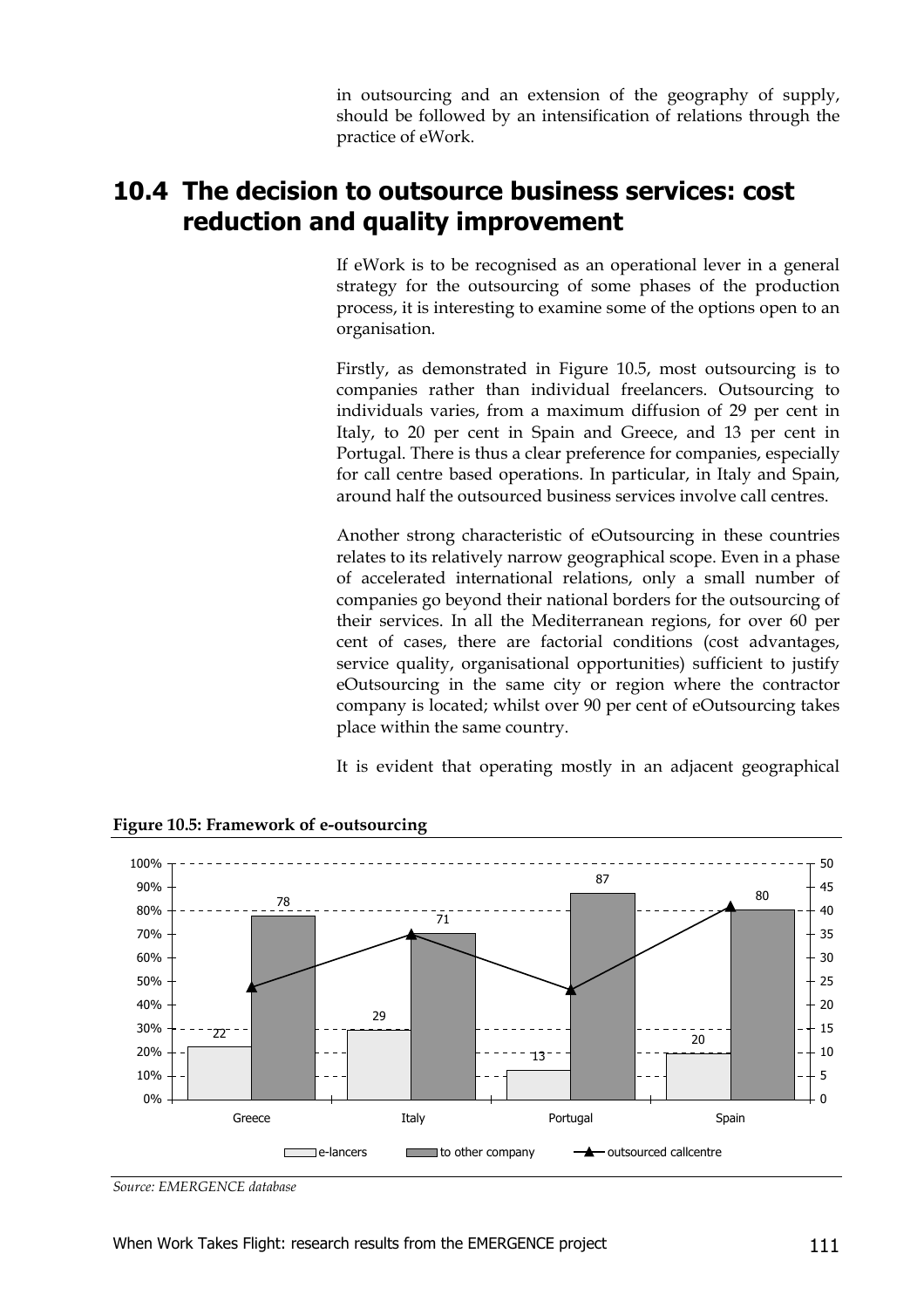in outsourcing and an extension of the geography of supply, should be followed by an intensification of relations through the practice of eWork.

## 10.4 The decision to outsource business services: cost reduction and quality improvement

If eWork is to be recognised as an operational lever in a general strategy for the outsourcing of some phases of the production process, it is interesting to examine some of the options open to an organisation.

Firstly, as demonstrated in Figure 10.5, most outsourcing is to companies rather than individual freelancers. Outsourcing to individuals varies, from a maximum diffusion of 29 per cent in Italy, to 20 per cent in Spain and Greece, and 13 per cent in Portugal. There is thus a clear preference for companies, especially for call centre based operations. In particular, in Italy and Spain, around half the outsourced business services involve call centres.

Another strong characteristic of eOutsourcing in these countries relates to its relatively narrow geographical scope. Even in a phase of accelerated international relations, only a small number of companies go beyond their national borders for the outsourcing of their services. In all the Mediterranean regions, for over 60 per cent of cases, there are factorial conditions (cost advantages, service quality, organisational opportunities) sufficient to justify eOutsourcing in the same city or region where the contractor company is located; whilst over 90 per cent of eOutsourcing takes place within the same country.

It is evident that operating mostly in an adjacent geographical

**Figure 10.5: Framework of e-outsourcing**

| | e-lancers | to other company |
|---|---|---|
| Greece | 22 | 78 |
| Italy | 29 | 71 |
| Portugal | 13 | 87 |
| Spain | 20 | 80 |

*Source: EMERGENCE database*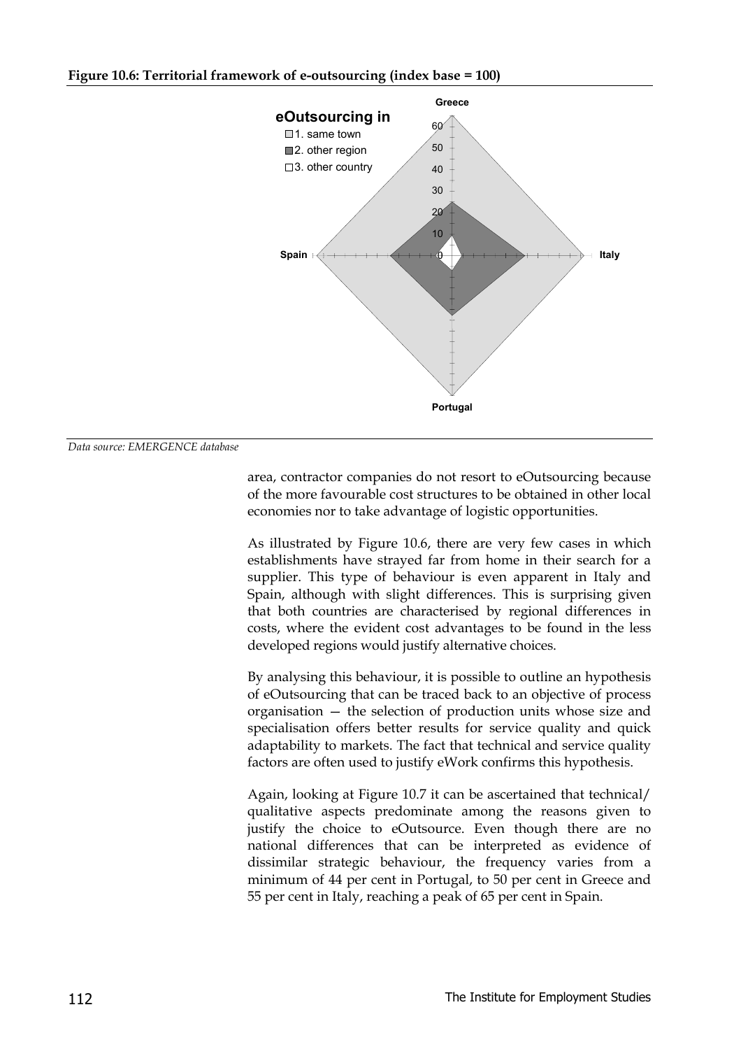**Figure 10.6: Territorial framework of e-outsourcing (index base = 100)**

*Data source: EMERGENCE database*

area, contractor companies do not resort to eOutsourcing because of the more favourable cost structures to be obtained in other local economies nor to take advantage of logistic opportunities.

As illustrated by Figure 10.6, there are very few cases in which establishments have strayed far from home in their search for a supplier. This type of behaviour is even apparent in Italy and Spain, although with slight differences. This is surprising given that both countries are characterised by regional differences in costs, where the evident cost advantages to be found in the less developed regions would justify alternative choices.

By analysing this behaviour, it is possible to outline an hypothesis of eOutsourcing that can be traced back to an objective of process organisation — the selection of production units whose size and specialisation offers better results for service quality and quick adaptability to markets. The fact that technical and service quality factors are often used to justify eWork confirms this hypothesis.

Again, looking at Figure 10.7 it can be ascertained that technical/qualitative aspects predominate among the reasons given to justify the choice to eOutsource. Even though there are no national differences that can be interpreted as evidence of dissimilar strategic behaviour, the frequency varies from a minimum of 44 per cent in Portugal, to 50 per cent in Greece and 55 per cent in Italy, reaching a peak of 65 per cent in Spain.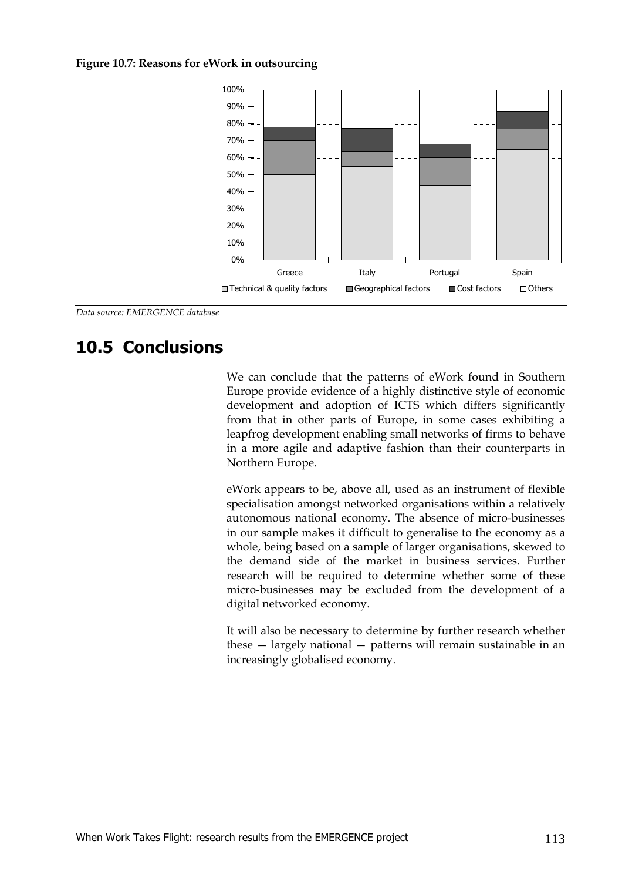**Figure 10.7: Reasons for eWork in outsourcing**

*Data source: EMERGENCE database*

## 10.5 Conclusions

We can conclude that the patterns of eWork found in Southern Europe provide evidence of a highly distinctive style of economic development and adoption of ICTS which differs significantly from that in other parts of Europe, in some cases exhibiting a leapfrog development enabling small networks of firms to behave in a more agile and adaptive fashion than their counterparts in Northern Europe.

eWork appears to be, above all, used as an instrument of flexible specialisation amongst networked organisations within a relatively autonomous national economy. The absence of micro-businesses in our sample makes it difficult to generalise to the economy as a whole, being based on a sample of larger organisations, skewed to the demand side of the market in business services. Further research will be required to determine whether some of these micro-businesses may be excluded from the development of a digital networked economy.

It will also be necessary to determine by further research whether these — largely national — patterns will remain sustainable in an increasingly globalised economy.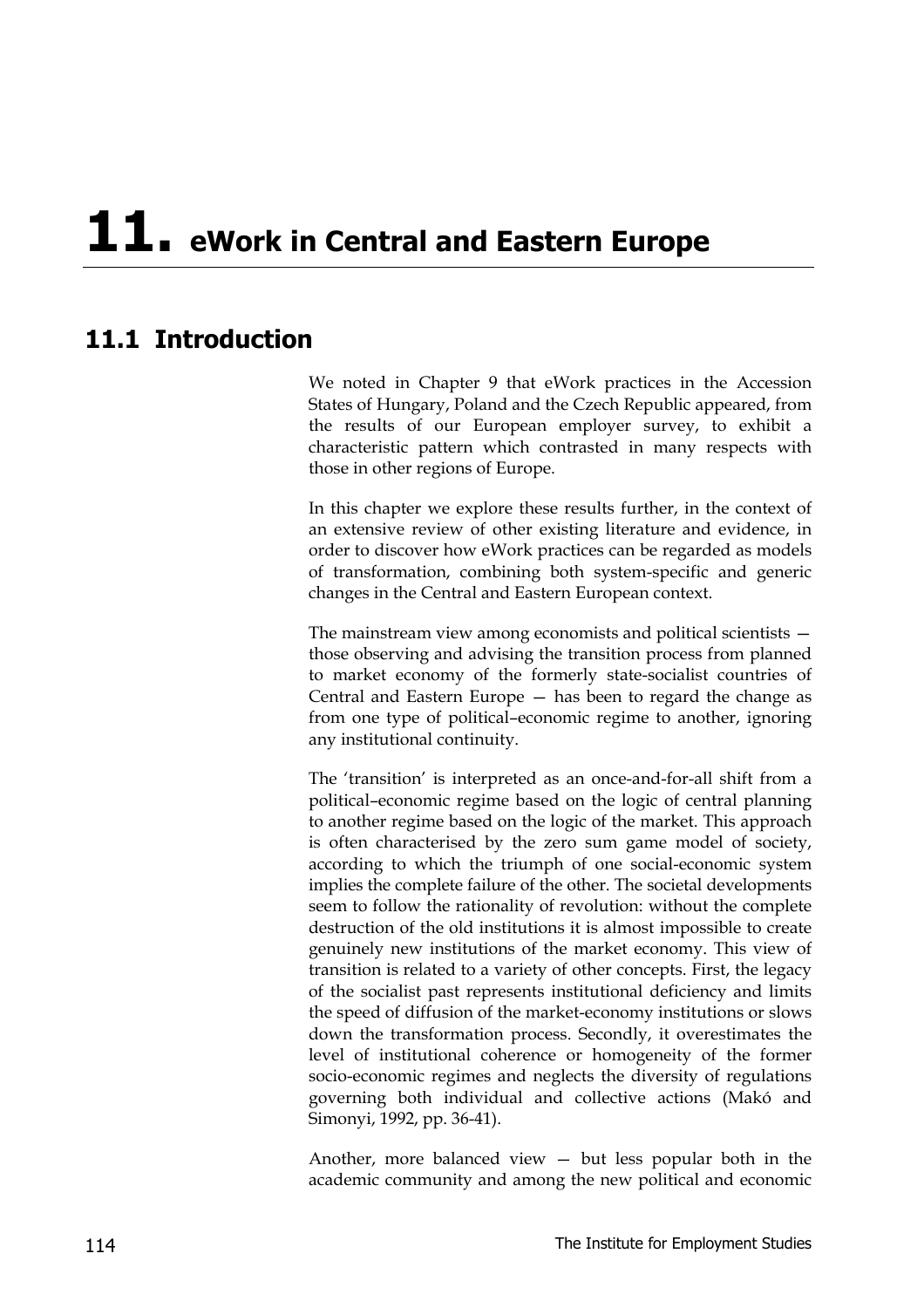# 11. eWork in Central and Eastern Europe

## 11.1 Introduction

We noted in Chapter 9 that eWork practices in the Accession States of Hungary, Poland and the Czech Republic appeared, from the results of our European employer survey, to exhibit a characteristic pattern which contrasted in many respects with those in other regions of Europe.

In this chapter we explore these results further, in the context of an extensive review of other existing literature and evidence, in order to discover how eWork practices can be regarded as models of transformation, combining both system-specific and generic changes in the Central and Eastern European context.

The mainstream view among economists and political scientists — those observing and advising the transition process from planned to market economy of the formerly state-socialist countries of Central and Eastern Europe — has been to regard the change as from one type of political–economic regime to another, ignoring any institutional continuity.

The 'transition' is interpreted as an once-and-for-all shift from a political–economic regime based on the logic of central planning to another regime based on the logic of the market. This approach is often characterised by the zero sum game model of society, according to which the triumph of one social-economic system implies the complete failure of the other. The societal developments seem to follow the rationality of revolution: without the complete destruction of the old institutions it is almost impossible to create genuinely new institutions of the market economy. This view of transition is related to a variety of other concepts. First, the legacy of the socialist past represents institutional deficiency and limits the speed of diffusion of the market-economy institutions or slows down the transformation process. Secondly, it overestimates the level of institutional coherence or homogeneity of the former socio-economic regimes and neglects the diversity of regulations governing both individual and collective actions (Makó and Simonyi, 1992, pp. 36-41).

Another, more balanced view — but less popular both in the academic community and among the new political and economic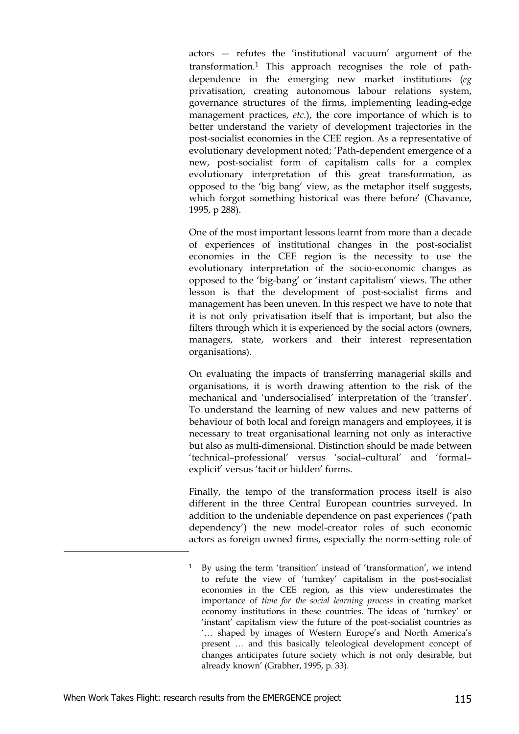actors — refutes the 'institutional vacuum' argument of the transformation.[1] This approach recognises the role of path-dependence in the emerging new market institutions (*eg* privatisation, creating autonomous labour relations system, governance structures of the firms, implementing leading-edge management practices, *etc*.), the core importance of which is to better understand the variety of development trajectories in the post-socialist economies in the CEE region. As a representative of evolutionary development noted; 'Path-dependent emergence of a new, post-socialist form of capitalism calls for a complex evolutionary interpretation of this great transformation, as opposed to the 'big bang' view, as the metaphor itself suggests, which forgot something historical was there before' (Chavance, 1995, p 288).

One of the most important lessons learnt from more than a decade of experiences of institutional changes in the post-socialist economies in the CEE region is the necessity to use the evolutionary interpretation of the socio-economic changes as opposed to the 'big-bang' or 'instant capitalism' views. The other lesson is that the development of post-socialist firms and management has been uneven. In this respect we have to note that it is not only privatisation itself that is important, but also the filters through which it is experienced by the social actors (owners, managers, state, workers and their interest representation organisations).

On evaluating the impacts of transferring managerial skills and organisations, it is worth drawing attention to the risk of the mechanical and 'undersocialised' interpretation of the 'transfer'. To understand the learning of new values and new patterns of behaviour of both local and foreign managers and employees, it is necessary to treat organisational learning not only as interactive but also as multi-dimensional. Distinction should be made between 'technical–professional' versus 'social–cultural' and 'formal–explicit' versus 'tacit or hidden' forms.

Finally, the tempo of the transformation process itself is also different in the three Central European countries surveyed. In addition to the undeniable dependence on past experiences ('path dependency') the new model-creator roles of such economic actors as foreign owned firms, especially the norm-setting role of

---

[1] By using the term 'transition' instead of 'transformation', we intend to refute the view of 'turnkey' capitalism in the post-socialist economies in the CEE region, as this view underestimates the importance of *time for the social learning process* in creating market economy institutions in these countries. The ideas of 'turnkey' or 'instant' capitalism view the future of the post-socialist countries as '… shaped by images of Western Europe's and North America's present … and this basically teleological development concept of changes anticipates future society which is not only desirable, but already known' (Grabher, 1995, p. 33).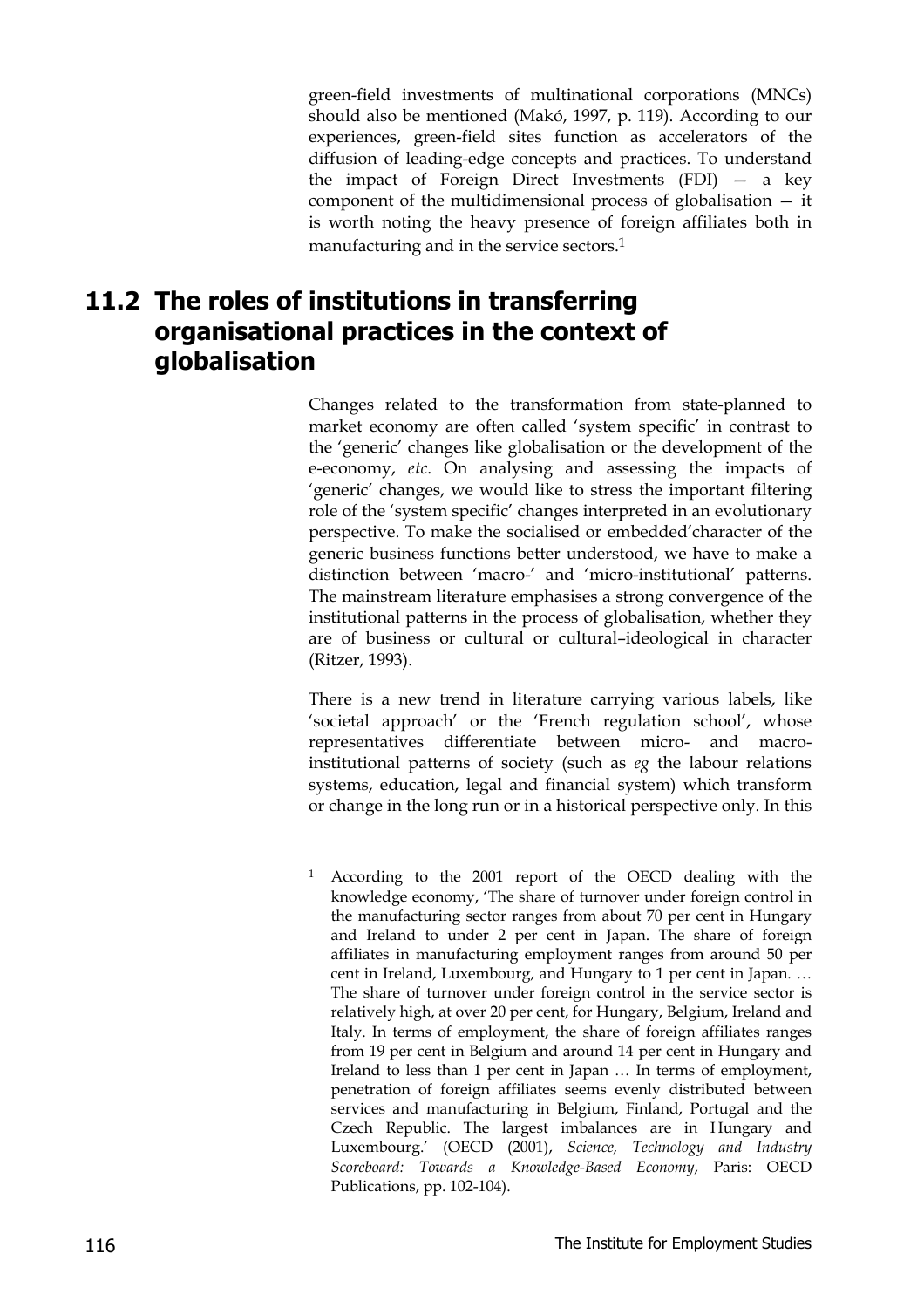green-field investments of multinational corporations (MNCs) should also be mentioned (Makó, 1997, p. 119). According to our experiences, green-field sites function as accelerators of the diffusion of leading-edge concepts and practices. To understand the impact of Foreign Direct Investments (FDI) — a key component of the multidimensional process of globalisation — it is worth noting the heavy presence of foreign affiliates both in manufacturing and in the service sectors.[1]

## 11.2 The roles of institutions in transferring organisational practices in the context of globalisation

Changes related to the transformation from state-planned to market economy are often called 'system specific' in contrast to the 'generic' changes like globalisation or the development of the e-economy, *etc*. On analysing and assessing the impacts of 'generic' changes, we would like to stress the important filtering role of the 'system specific' changes interpreted in an evolutionary perspective. To make the socialised or embedded'character of the generic business functions better understood, we have to make a distinction between 'macro-' and 'micro-institutional' patterns. The mainstream literature emphasises a strong convergence of the institutional patterns in the process of globalisation, whether they are of business or cultural or cultural–ideological in character (Ritzer, 1993).

There is a new trend in literature carrying various labels, like 'societal approach' or the 'French regulation school', whose representatives differentiate between micro- and macro-institutional patterns of society (such as *eg* the labour relations systems, education, legal and financial system) which transform or change in the long run or in a historical perspective only. In this

---

[1] According to the 2001 report of the OECD dealing with the knowledge economy, 'The share of turnover under foreign control in the manufacturing sector ranges from about 70 per cent in Hungary and Ireland to under 2 per cent in Japan. The share of foreign affiliates in manufacturing employment ranges from around 50 per cent in Ireland, Luxembourg, and Hungary to 1 per cent in Japan. … The share of turnover under foreign control in the service sector is relatively high, at over 20 per cent, for Hungary, Belgium, Ireland and Italy. In terms of employment, the share of foreign affiliates ranges from 19 per cent in Belgium and around 14 per cent in Hungary and Ireland to less than 1 per cent in Japan … In terms of employment, penetration of foreign affiliates seems evenly distributed between services and manufacturing in Belgium, Finland, Portugal and the Czech Republic. The largest imbalances are in Hungary and Luxembourg.' (OECD (2001), *Science, Technology and Industry Scoreboard: Towards a Knowledge-Based Economy*, Paris: OECD Publications, pp. 102-104).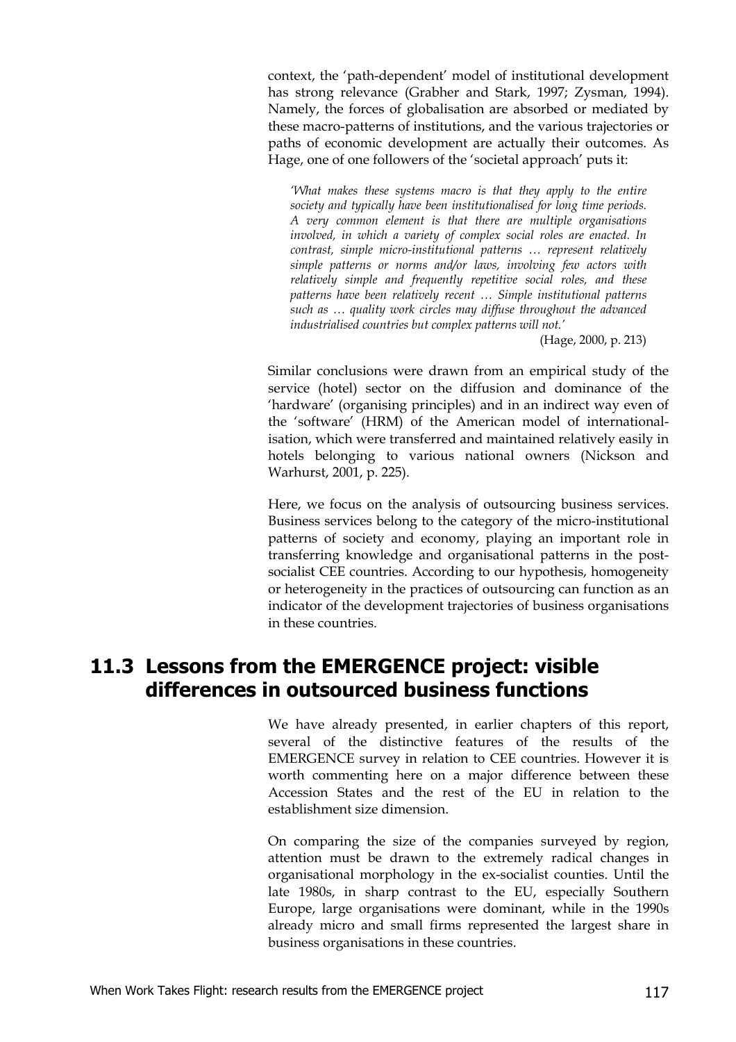context, the 'path-dependent' model of institutional development has strong relevance (Grabher and Stark, 1997; Zysman, 1994). Namely, the forces of globalisation are absorbed or mediated by these macro-patterns of institutions, and the various trajectories or paths of economic development are actually their outcomes. As Hage, one of one followers of the 'societal approach' puts it:

> *'What makes these systems macro is that they apply to the entire society and typically have been institutionalised for long time periods. A very common element is that there are multiple organisations involved, in which a variety of complex social roles are enacted. In contrast, simple micro-institutional patterns … represent relatively simple patterns or norms and/or laws, involving few actors with relatively simple and frequently repetitive social roles, and these patterns have been relatively recent … Simple institutional patterns such as … quality work circles may diffuse throughout the advanced industrialised countries but complex patterns will not.'*
>
> (Hage, 2000, p. 213)

Similar conclusions were drawn from an empirical study of the service (hotel) sector on the diffusion and dominance of the 'hardware' (organising principles) and in an indirect way even of the 'software' (HRM) of the American model of internationalisation, which were transferred and maintained relatively easily in hotels belonging to various national owners (Nickson and Warhurst, 2001, p. 225).

Here, we focus on the analysis of outsourcing business services. Business services belong to the category of the micro-institutional patterns of society and economy, playing an important role in transferring knowledge and organisational patterns in the post-socialist CEE countries. According to our hypothesis, homogeneity or heterogeneity in the practices of outsourcing can function as an indicator of the development trajectories of business organisations in these countries.

## 11.3 Lessons from the EMERGENCE project: visible differences in outsourced business functions

We have already presented, in earlier chapters of this report, several of the distinctive features of the results of the EMERGENCE survey in relation to CEE countries. However it is worth commenting here on a major difference between these Accession States and the rest of the EU in relation to the establishment size dimension.

On comparing the size of the companies surveyed by region, attention must be drawn to the extremely radical changes in organisational morphology in the ex-socialist counties. Until the late 1980s, in sharp contrast to the EU, especially Southern Europe, large organisations were dominant, while in the 1990s already micro and small firms represented the largest share in business organisations in these countries.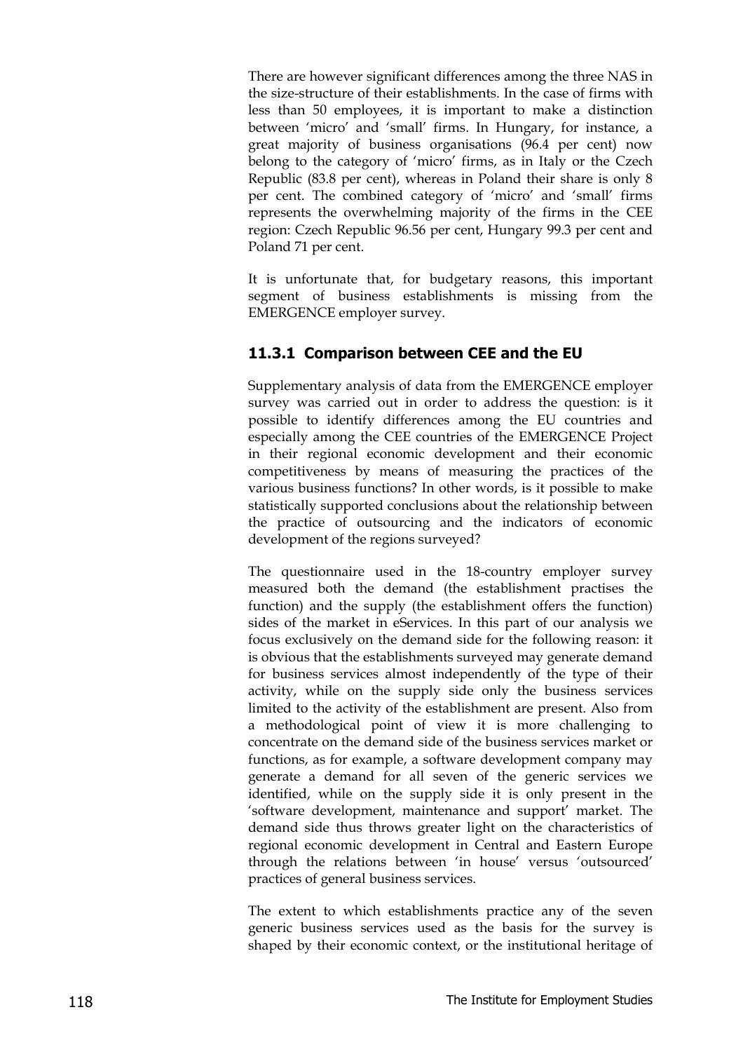There are however significant differences among the three NAS in the size-structure of their establishments. In the case of firms with less than 50 employees, it is important to make a distinction between 'micro' and 'small' firms. In Hungary, for instance, a great majority of business organisations (96.4 per cent) now belong to the category of 'micro' firms, as in Italy or the Czech Republic (83.8 per cent), whereas in Poland their share is only 8 per cent. The combined category of 'micro' and 'small' firms represents the overwhelming majority of the firms in the CEE region: Czech Republic 96.56 per cent, Hungary 99.3 per cent and Poland 71 per cent.

It is unfortunate that, for budgetary reasons, this important segment of business establishments is missing from the EMERGENCE employer survey.

### 11.3.1 Comparison between CEE and the EU

Supplementary analysis of data from the EMERGENCE employer survey was carried out in order to address the question: is it possible to identify differences among the EU countries and especially among the CEE countries of the EMERGENCE Project in their regional economic development and their economic competitiveness by means of measuring the practices of the various business functions? In other words, is it possible to make statistically supported conclusions about the relationship between the practice of outsourcing and the indicators of economic development of the regions surveyed?

The questionnaire used in the 18-country employer survey measured both the demand (the establishment practises the function) and the supply (the establishment offers the function) sides of the market in eServices. In this part of our analysis we focus exclusively on the demand side for the following reason: it is obvious that the establishments surveyed may generate demand for business services almost independently of the type of their activity, while on the supply side only the business services limited to the activity of the establishment are present. Also from a methodological point of view it is more challenging to concentrate on the demand side of the business services market or functions, as for example, a software development company may generate a demand for all seven of the generic services we identified, while on the supply side it is only present in the 'software development, maintenance and support' market. The demand side thus throws greater light on the characteristics of regional economic development in Central and Eastern Europe through the relations between 'in house' versus 'outsourced' practices of general business services.

The extent to which establishments practice any of the seven generic business services used as the basis for the survey is shaped by their economic context, or the institutional heritage of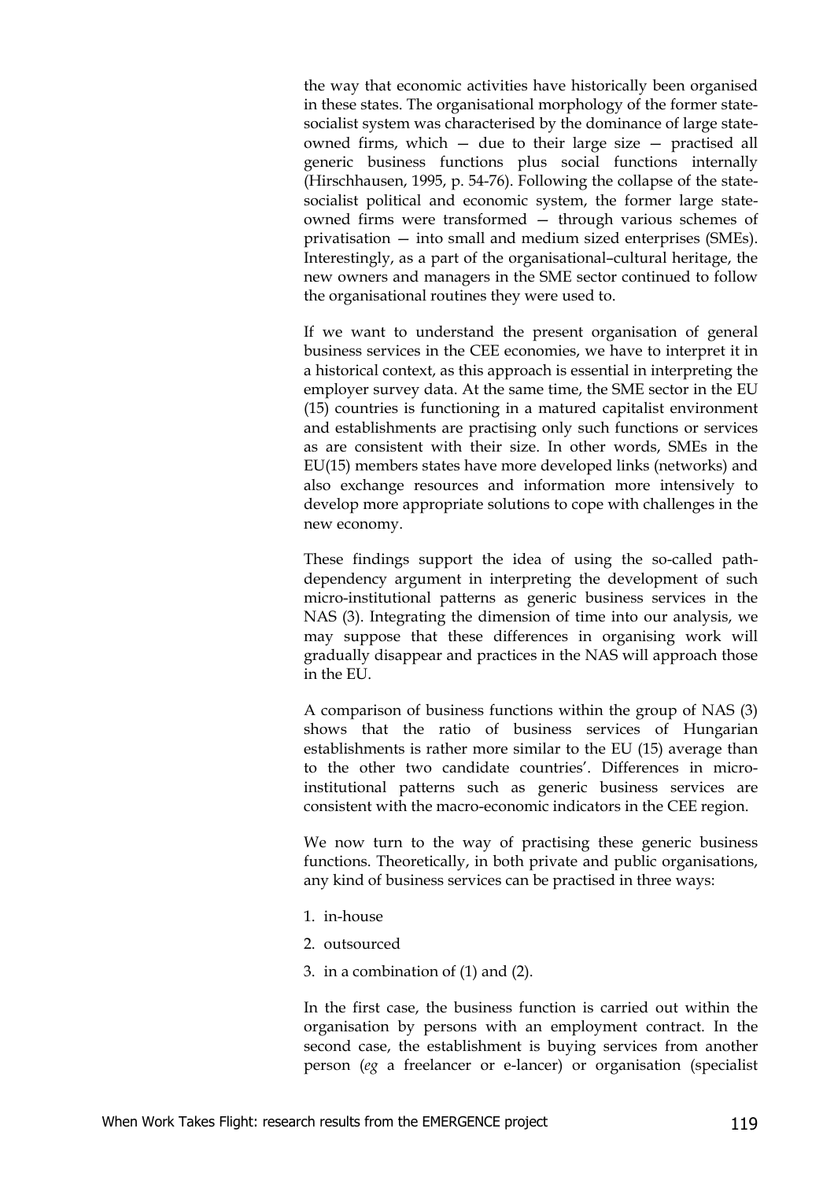the way that economic activities have historically been organised in these states. The organisational morphology of the former state-socialist system was characterised by the dominance of large state-owned firms, which — due to their large size — practised all generic business functions plus social functions internally (Hirschhausen, 1995, p. 54-76). Following the collapse of the state-socialist political and economic system, the former large state-owned firms were transformed — through various schemes of privatisation — into small and medium sized enterprises (SMEs). Interestingly, as a part of the organisational–cultural heritage, the new owners and managers in the SME sector continued to follow the organisational routines they were used to.

If we want to understand the present organisation of general business services in the CEE economies, we have to interpret it in a historical context, as this approach is essential in interpreting the employer survey data. At the same time, the SME sector in the EU (15) countries is functioning in a matured capitalist environment and establishments are practising only such functions or services as are consistent with their size. In other words, SMEs in the EU(15) members states have more developed links (networks) and also exchange resources and information more intensively to develop more appropriate solutions to cope with challenges in the new economy.

These findings support the idea of using the so-called path-dependency argument in interpreting the development of such micro-institutional patterns as generic business services in the NAS (3). Integrating the dimension of time into our analysis, we may suppose that these differences in organising work will gradually disappear and practices in the NAS will approach those in the EU.

A comparison of business functions within the group of NAS (3) shows that the ratio of business services of Hungarian establishments is rather more similar to the EU (15) average than to the other two candidate countries'. Differences in micro-institutional patterns such as generic business services are consistent with the macro-economic indicators in the CEE region.

We now turn to the way of practising these generic business functions. Theoretically, in both private and public organisations, any kind of business services can be practised in three ways:

1. in-house
2. outsourced
3. in a combination of (1) and (2).

In the first case, the business function is carried out within the organisation by persons with an employment contract. In the second case, the establishment is buying services from another person (*eg* a freelancer or e-lancer) or organisation (specialist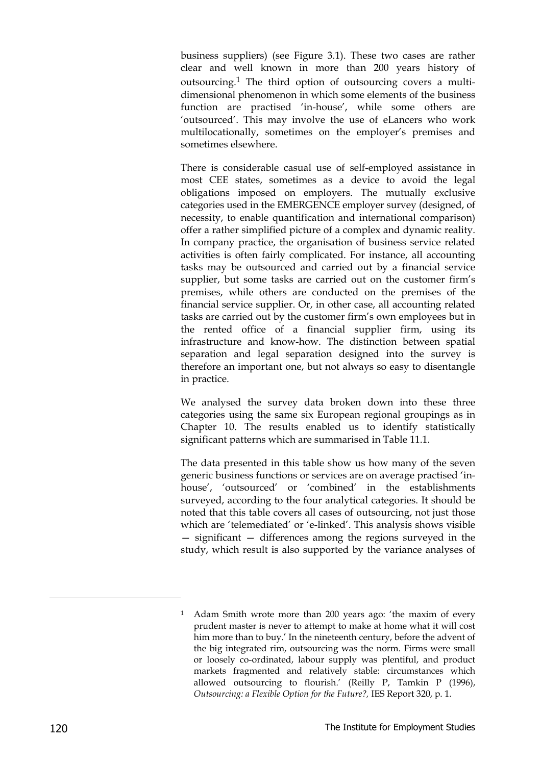business suppliers) (see Figure 3.1). These two cases are rather clear and well known in more than 200 years history of outsourcing.[1] The third option of outsourcing covers a multi-dimensional phenomenon in which some elements of the business function are practised 'in-house', while some others are 'outsourced'. This may involve the use of eLancers who work multilocationally, sometimes on the employer's premises and sometimes elsewhere.

There is considerable casual use of self-employed assistance in most CEE states, sometimes as a device to avoid the legal obligations imposed on employers. The mutually exclusive categories used in the EMERGENCE employer survey (designed, of necessity, to enable quantification and international comparison) offer a rather simplified picture of a complex and dynamic reality. In company practice, the organisation of business service related activities is often fairly complicated. For instance, all accounting tasks may be outsourced and carried out by a financial service supplier, but some tasks are carried out on the customer firm's premises, while others are conducted on the premises of the financial service supplier. Or, in other case, all accounting related tasks are carried out by the customer firm's own employees but in the rented office of a financial supplier firm, using its infrastructure and know-how. The distinction between spatial separation and legal separation designed into the survey is therefore an important one, but not always so easy to disentangle in practice.

We analysed the survey data broken down into these three categories using the same six European regional groupings as in Chapter 10. The results enabled us to identify statistically significant patterns which are summarised in Table 11.1.

The data presented in this table show us how many of the seven generic business functions or services are on average practised 'in-house', 'outsourced' or 'combined' in the establishments surveyed, according to the four analytical categories. It should be noted that this table covers all cases of outsourcing, not just those which are 'telemediated' or 'e-linked'. This analysis shows visible — significant — differences among the regions surveyed in the study, which result is also supported by the variance analyses of

---

[1] Adam Smith wrote more than 200 years ago: 'the maxim of every prudent master is never to attempt to make at home what it will cost him more than to buy.' In the nineteenth century, before the advent of the big integrated rim, outsourcing was the norm. Firms were small or loosely co-ordinated, labour supply was plentiful, and product markets fragmented and relatively stable: circumstances which allowed outsourcing to flourish.' (Reilly P, Tamkin P (1996), *Outsourcing: a Flexible Option for the Future?,* IES Report 320, p. 1.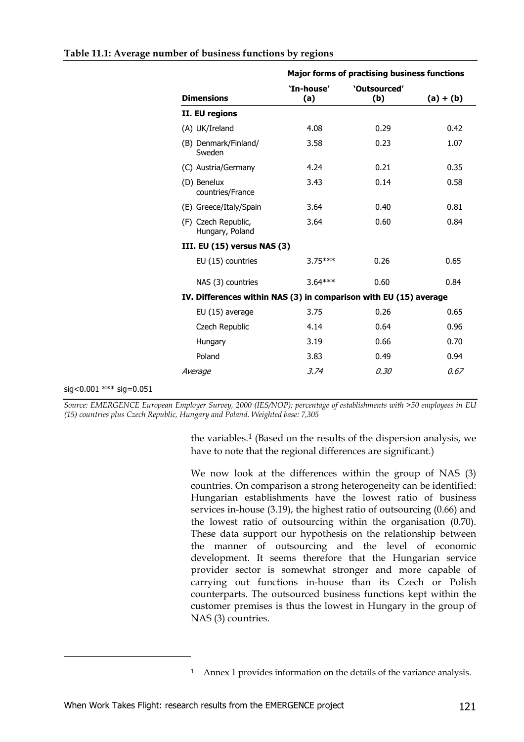**Table 11.1: Average number of business functions by regions**

| | Major forms of practising business functions | | |
|---|---|---|---|
| **Dimensions** | 'In-house' (a) | 'Outsourced' (b) | (a) + (b) |
| **II. EU regions** | | | |
| (A) UK/Ireland | 4.08 | 0.29 | 0.42 |
| (B) Denmark/Finland/ Sweden | 3.58 | 0.23 | 1.07 |
| (C) Austria/Germany | 4.24 | 0.21 | 0.35 |
| (D) Benelux countries/France | 3.43 | 0.14 | 0.58 |
| (E) Greece/Italy/Spain | 3.64 | 0.40 | 0.81 |
| (F) Czech Republic, Hungary, Poland | 3.64 | 0.60 | 0.84 |
| **III. EU (15) versus NAS (3)** | | | |
| EU (15) countries | 3.75*** | 0.26 | 0.65 |
| NAS (3) countries | 3.64*** | 0.60 | 0.84 |
| **IV. Differences within NAS (3) in comparison with EU (15) average** | | | |
| EU (15) average | 3.75 | 0.26 | 0.65 |
| Czech Republic | 4.14 | 0.64 | 0.96 |
| Hungary | 3.19 | 0.66 | 0.70 |
| Poland | 3.83 | 0.49 | 0.94 |
| *Average* | *3.74* | *0.30* | *0.67* |

sig<0.001 *** sig=0.051

*Source: EMERGENCE European Employer Survey, 2000 (IES/NOP); percentage of establishments with >50 employees in EU (15) countries plus Czech Republic, Hungary and Poland. Weighted base: 7,305*

the variables.[1] (Based on the results of the dispersion analysis, we have to note that the regional differences are significant.)

We now look at the differences within the group of NAS (3) countries. On comparison a strong heterogeneity can be identified: Hungarian establishments have the lowest ratio of business services in-house (3.19), the highest ratio of outsourcing (0.66) and the lowest ratio of outsourcing within the organisation (0.70). These data support our hypothesis on the relationship between the manner of outsourcing and the level of economic development. It seems therefore that the Hungarian service provider sector is somewhat stronger and more capable of carrying out functions in-house than its Czech or Polish counterparts. The outsourced business functions kept within the customer premises is thus the lowest in Hungary in the group of NAS (3) countries.

[1] Annex 1 provides information on the details of the variance analysis.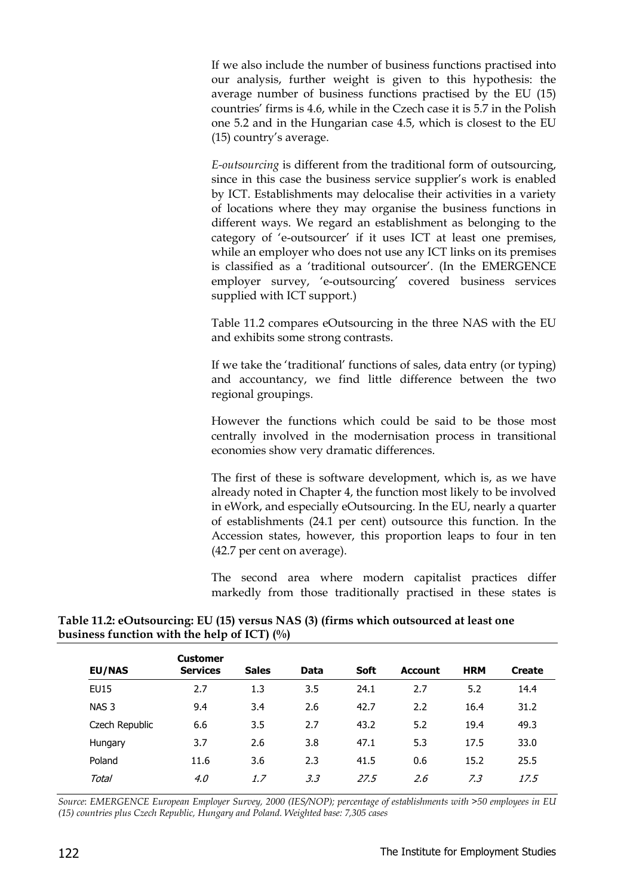If we also include the number of business functions practised into our analysis, further weight is given to this hypothesis: the average number of business functions practised by the EU (15) countries' firms is 4.6, while in the Czech case it is 5.7 in the Polish one 5.2 and in the Hungarian case 4.5, which is closest to the EU (15) country's average.

*E-outsourcing* is different from the traditional form of outsourcing, since in this case the business service supplier's work is enabled by ICT. Establishments may delocalise their activities in a variety of locations where they may organise the business functions in different ways. We regard an establishment as belonging to the category of 'e-outsourcer' if it uses ICT at least one premises, while an employer who does not use any ICT links on its premises is classified as a 'traditional outsourcer'. (In the EMERGENCE employer survey, 'e-outsourcing' covered business services supplied with ICT support.)

Table 11.2 compares eOutsourcing in the three NAS with the EU and exhibits some strong contrasts.

If we take the 'traditional' functions of sales, data entry (or typing) and accountancy, we find little difference between the two regional groupings.

However the functions which could be said to be those most centrally involved in the modernisation process in transitional economies show very dramatic differences.

The first of these is software development, which is, as we have already noted in Chapter 4, the function most likely to be involved in eWork, and especially eOutsourcing. In the EU, nearly a quarter of establishments (24.1 per cent) outsource this function. In the Accession states, however, this proportion leaps to four in ten (42.7 per cent on average).

The second area where modern capitalist practices differ markedly from those traditionally practised in these states is

**Table 11.2: eOutsourcing: EU (15) versus NAS (3) (firms which outsourced at least one business function with the help of ICT) (%)**

| EU/NAS | Customer Services | Sales | Data | Soft | Account | HRM | Create |
|---|---|---|---|---|---|---|---|
| EU15 | 2.7 | 1.3 | 3.5 | 24.1 | 2.7 | 5.2 | 14.4 |
| NAS 3 | 9.4 | 3.4 | 2.6 | 42.7 | 2.2 | 16.4 | 31.2 |
| Czech Republic | 6.6 | 3.5 | 2.7 | 43.2 | 5.2 | 19.4 | 49.3 |
| Hungary | 3.7 | 2.6 | 3.8 | 47.1 | 5.3 | 17.5 | 33.0 |
| Poland | 11.6 | 3.6 | 2.3 | 41.5 | 0.6 | 15.2 | 25.5 |
| *Total* | *4.0* | *1.7* | *3.3* | *27.5* | *2.6* | *7.3* | *17.5* |

*Source: EMERGENCE European Employer Survey, 2000 (IES/NOP); percentage of establishments with >50 employees in EU (15) countries plus Czech Republic, Hungary and Poland. Weighted base: 7,305 cases*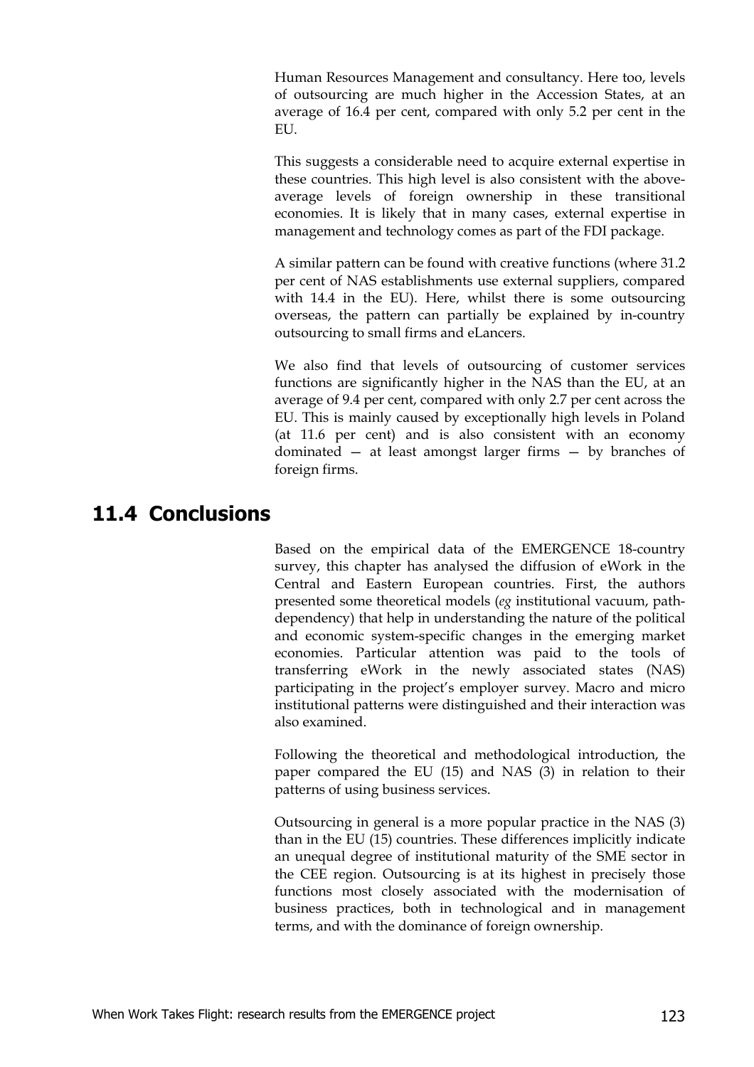Human Resources Management and consultancy. Here too, levels of outsourcing are much higher in the Accession States, at an average of 16.4 per cent, compared with only 5.2 per cent in the EU.

This suggests a considerable need to acquire external expertise in these countries. This high level is also consistent with the above-average levels of foreign ownership in these transitional economies. It is likely that in many cases, external expertise in management and technology comes as part of the FDI package.

A similar pattern can be found with creative functions (where 31.2 per cent of NAS establishments use external suppliers, compared with 14.4 in the EU). Here, whilst there is some outsourcing overseas, the pattern can partially be explained by in-country outsourcing to small firms and eLancers.

We also find that levels of outsourcing of customer services functions are significantly higher in the NAS than the EU, at an average of 9.4 per cent, compared with only 2.7 per cent across the EU. This is mainly caused by exceptionally high levels in Poland (at 11.6 per cent) and is also consistent with an economy dominated — at least amongst larger firms — by branches of foreign firms.

## 11.4 Conclusions

Based on the empirical data of the EMERGENCE 18-country survey, this chapter has analysed the diffusion of eWork in the Central and Eastern European countries. First, the authors presented some theoretical models (*eg* institutional vacuum, path-dependency) that help in understanding the nature of the political and economic system-specific changes in the emerging market economies. Particular attention was paid to the tools of transferring eWork in the newly associated states (NAS) participating in the project's employer survey. Macro and micro institutional patterns were distinguished and their interaction was also examined.

Following the theoretical and methodological introduction, the paper compared the EU (15) and NAS (3) in relation to their patterns of using business services.

Outsourcing in general is a more popular practice in the NAS (3) than in the EU (15) countries. These differences implicitly indicate an unequal degree of institutional maturity of the SME sector in the CEE region. Outsourcing is at its highest in precisely those functions most closely associated with the modernisation of business practices, both in technological and in management terms, and with the dominance of foreign ownership.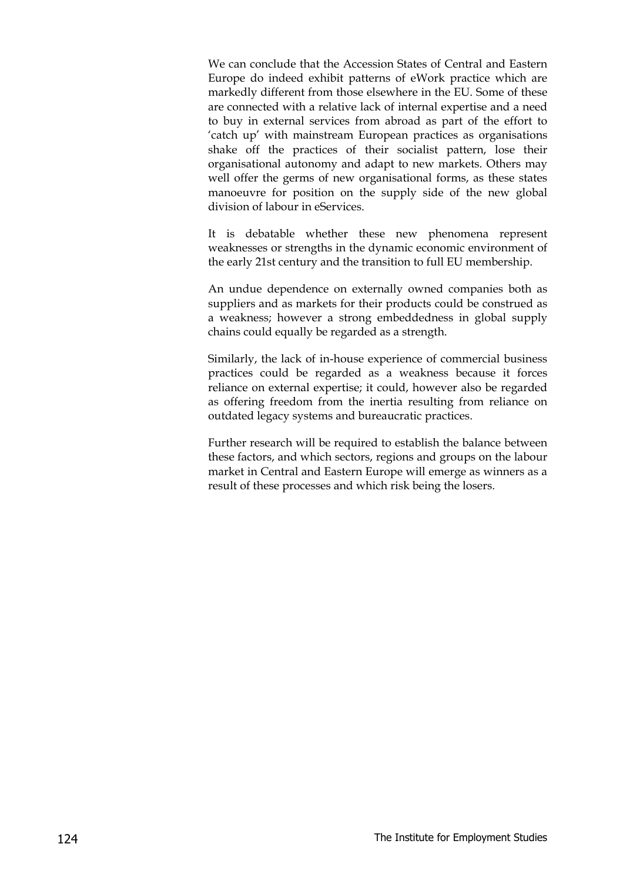We can conclude that the Accession States of Central and Eastern Europe do indeed exhibit patterns of eWork practice which are markedly different from those elsewhere in the EU. Some of these are connected with a relative lack of internal expertise and a need to buy in external services from abroad as part of the effort to 'catch up' with mainstream European practices as organisations shake off the practices of their socialist pattern, lose their organisational autonomy and adapt to new markets. Others may well offer the germs of new organisational forms, as these states manoeuvre for position on the supply side of the new global division of labour in eServices.

It is debatable whether these new phenomena represent weaknesses or strengths in the dynamic economic environment of the early 21st century and the transition to full EU membership.

An undue dependence on externally owned companies both as suppliers and as markets for their products could be construed as a weakness; however a strong embeddedness in global supply chains could equally be regarded as a strength.

Similarly, the lack of in-house experience of commercial business practices could be regarded as a weakness because it forces reliance on external expertise; it could, however also be regarded as offering freedom from the inertia resulting from reliance on outdated legacy systems and bureaucratic practices.

Further research will be required to establish the balance between these factors, and which sectors, regions and groups on the labour market in Central and Eastern Europe will emerge as winners as a result of these processes and which risk being the losers.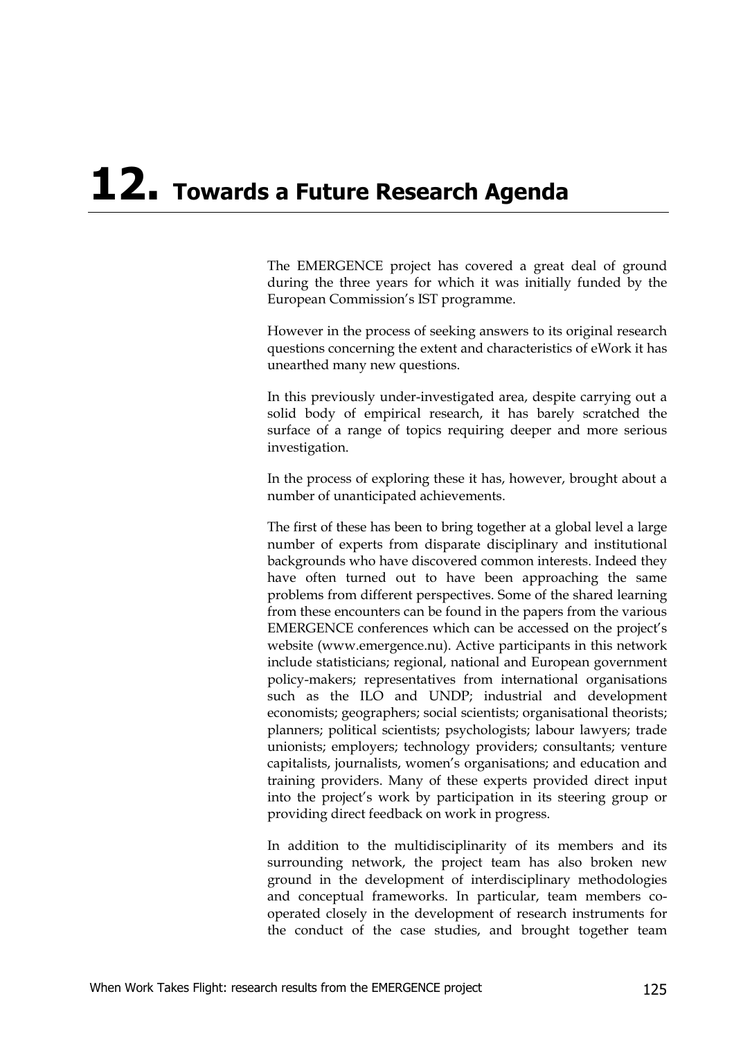# 12. Towards a Future Research Agenda

The EMERGENCE project has covered a great deal of ground during the three years for which it was initially funded by the European Commission's IST programme.

However in the process of seeking answers to its original research questions concerning the extent and characteristics of eWork it has unearthed many new questions.

In this previously under-investigated area, despite carrying out a solid body of empirical research, it has barely scratched the surface of a range of topics requiring deeper and more serious investigation.

In the process of exploring these it has, however, brought about a number of unanticipated achievements.

The first of these has been to bring together at a global level a large number of experts from disparate disciplinary and institutional backgrounds who have discovered common interests. Indeed they have often turned out to have been approaching the same problems from different perspectives. Some of the shared learning from these encounters can be found in the papers from the various EMERGENCE conferences which can be accessed on the project's website (www.emergence.nu). Active participants in this network include statisticians; regional, national and European government policy-makers; representatives from international organisations such as the ILO and UNDP; industrial and development economists; geographers; social scientists; organisational theorists; planners; political scientists; psychologists; labour lawyers; trade unionists; employers; technology providers; consultants; venture capitalists, journalists, women's organisations; and education and training providers. Many of these experts provided direct input into the project's work by participation in its steering group or providing direct feedback on work in progress.

In addition to the multidisciplinarity of its members and its surrounding network, the project team has also broken new ground in the development of interdisciplinary methodologies and conceptual frameworks. In particular, team members co-operated closely in the development of research instruments for the conduct of the case studies, and brought together team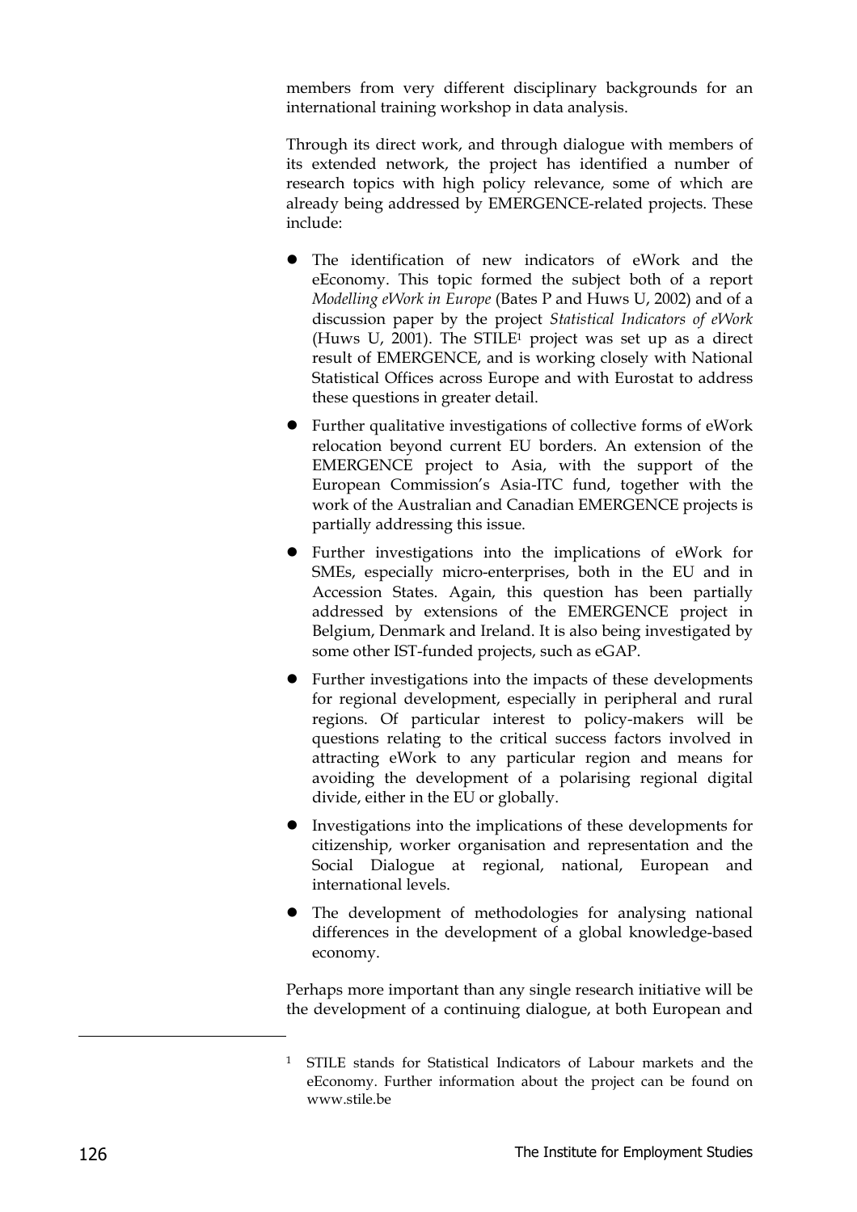members from very different disciplinary backgrounds for an international training workshop in data analysis.

Through its direct work, and through dialogue with members of its extended network, the project has identified a number of research topics with high policy relevance, some of which are already being addressed by EMERGENCE-related projects. These include:

- The identification of new indicators of eWork and the eEconomy. This topic formed the subject both of a report *Modelling eWork in Europe* (Bates P and Huws U, 2002) and of a discussion paper by the project *Statistical Indicators of eWork* (Huws U, 2001). The STILE[1] project was set up as a direct result of EMERGENCE, and is working closely with National Statistical Offices across Europe and with Eurostat to address these questions in greater detail.
- Further qualitative investigations of collective forms of eWork relocation beyond current EU borders. An extension of the EMERGENCE project to Asia, with the support of the European Commission's Asia-ITC fund, together with the work of the Australian and Canadian EMERGENCE projects is partially addressing this issue.
- Further investigations into the implications of eWork for SMEs, especially micro-enterprises, both in the EU and in Accession States. Again, this question has been partially addressed by extensions of the EMERGENCE project in Belgium, Denmark and Ireland. It is also being investigated by some other IST-funded projects, such as eGAP.
- Further investigations into the impacts of these developments for regional development, especially in peripheral and rural regions. Of particular interest to policy-makers will be questions relating to the critical success factors involved in attracting eWork to any particular region and means for avoiding the development of a polarising regional digital divide, either in the EU or globally.
- Investigations into the implications of these developments for citizenship, worker organisation and representation and the Social Dialogue at regional, national, European and international levels.
- The development of methodologies for analysing national differences in the development of a global knowledge-based economy.

Perhaps more important than any single research initiative will be the development of a continuing dialogue, at both European and

---

[1] STILE stands for Statistical Indicators of Labour markets and the eEconomy. Further information about the project can be found on www.stile.be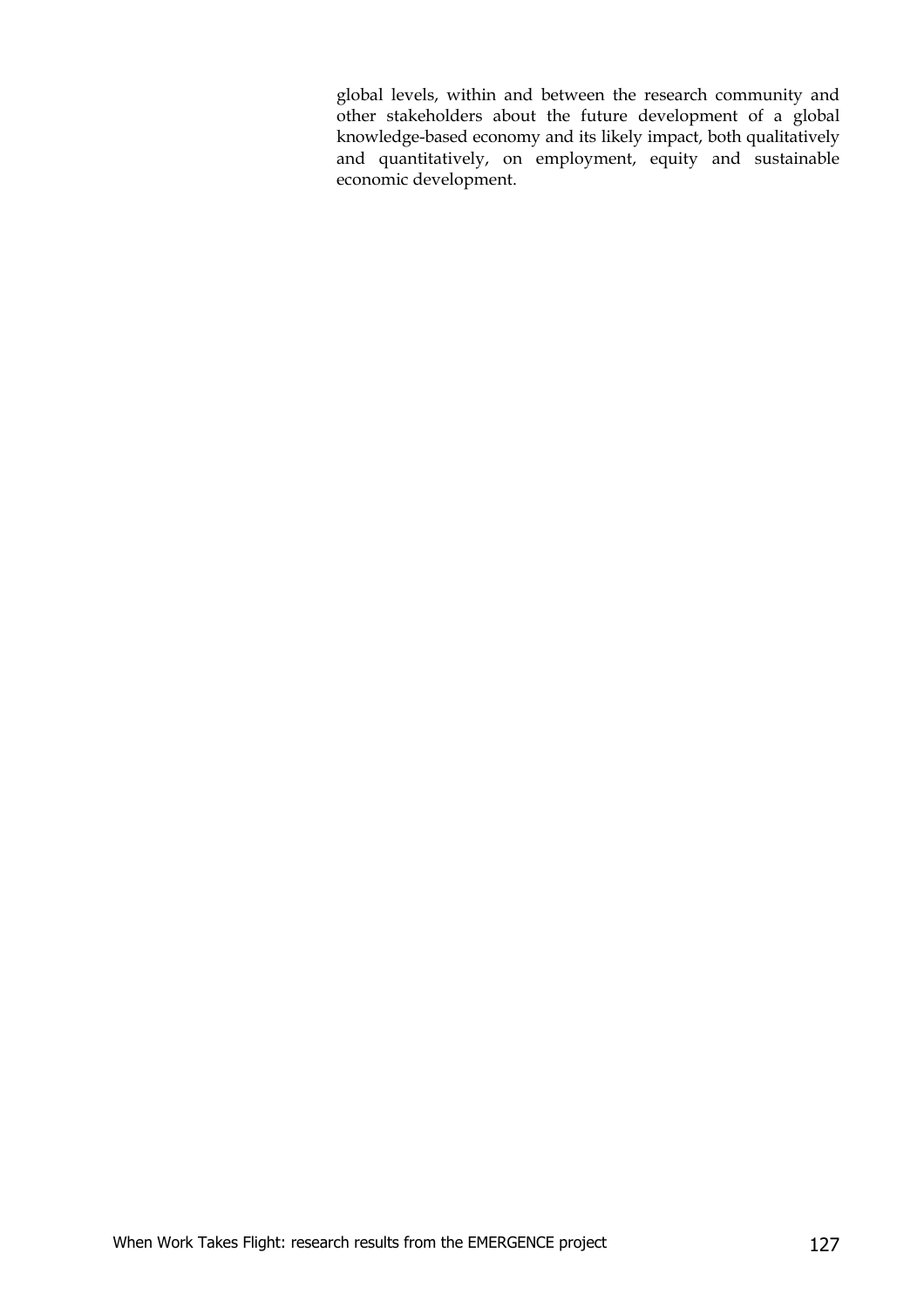global levels, within and between the research community and other stakeholders about the future development of a global knowledge-based economy and its likely impact, both qualitatively and quantitatively, on employment, equity and sustainable economic development.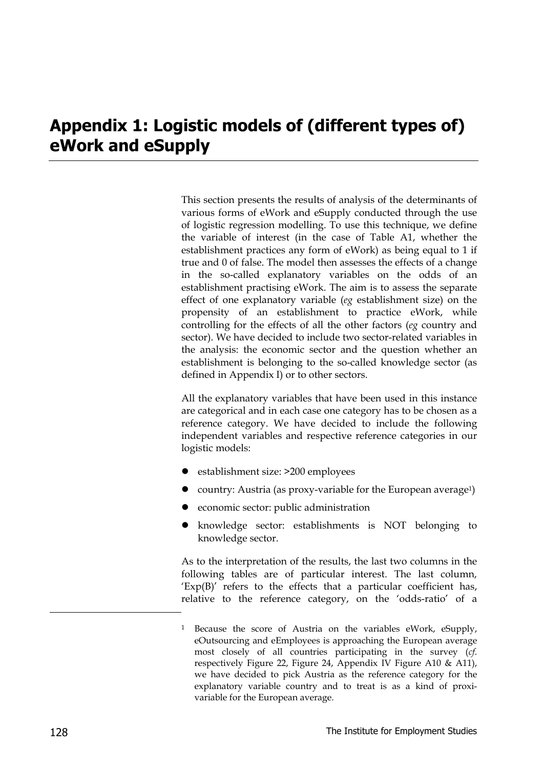# Appendix 1: Logistic models of (different types of) eWork and eSupply

This section presents the results of analysis of the determinants of various forms of eWork and eSupply conducted through the use of logistic regression modelling. To use this technique, we define the variable of interest (in the case of Table A1, whether the establishment practices any form of eWork) as being equal to 1 if true and 0 of false. The model then assesses the effects of a change in the so-called explanatory variables on the odds of an establishment practising eWork. The aim is to assess the separate effect of one explanatory variable (*eg* establishment size) on the propensity of an establishment to practice eWork, while controlling for the effects of all the other factors (*eg* country and sector). We have decided to include two sector-related variables in the analysis: the economic sector and the question whether an establishment is belonging to the so-called knowledge sector (as defined in Appendix I) or to other sectors.

All the explanatory variables that have been used in this instance are categorical and in each case one category has to be chosen as a reference category. We have decided to include the following independent variables and respective reference categories in our logistic models:

- establishment size: >200 employees
- country: Austria (as proxy-variable for the European average[1])
- economic sector: public administration
- knowledge sector: establishments is NOT belonging to knowledge sector.

As to the interpretation of the results, the last two columns in the following tables are of particular interest. The last column, 'Exp(B)' refers to the effects that a particular coefficient has, relative to the reference category, on the 'odds-ratio' of a

[1] Because the score of Austria on the variables eWork, eSupply, eOutsourcing and eEmployees is approaching the European average most closely of all countries participating in the survey (*cf*. respectively Figure 22, Figure 24, Appendix IV Figure A10 & A11), we have decided to pick Austria as the reference category for the explanatory variable country and to treat is as a kind of proxi-variable for the European average.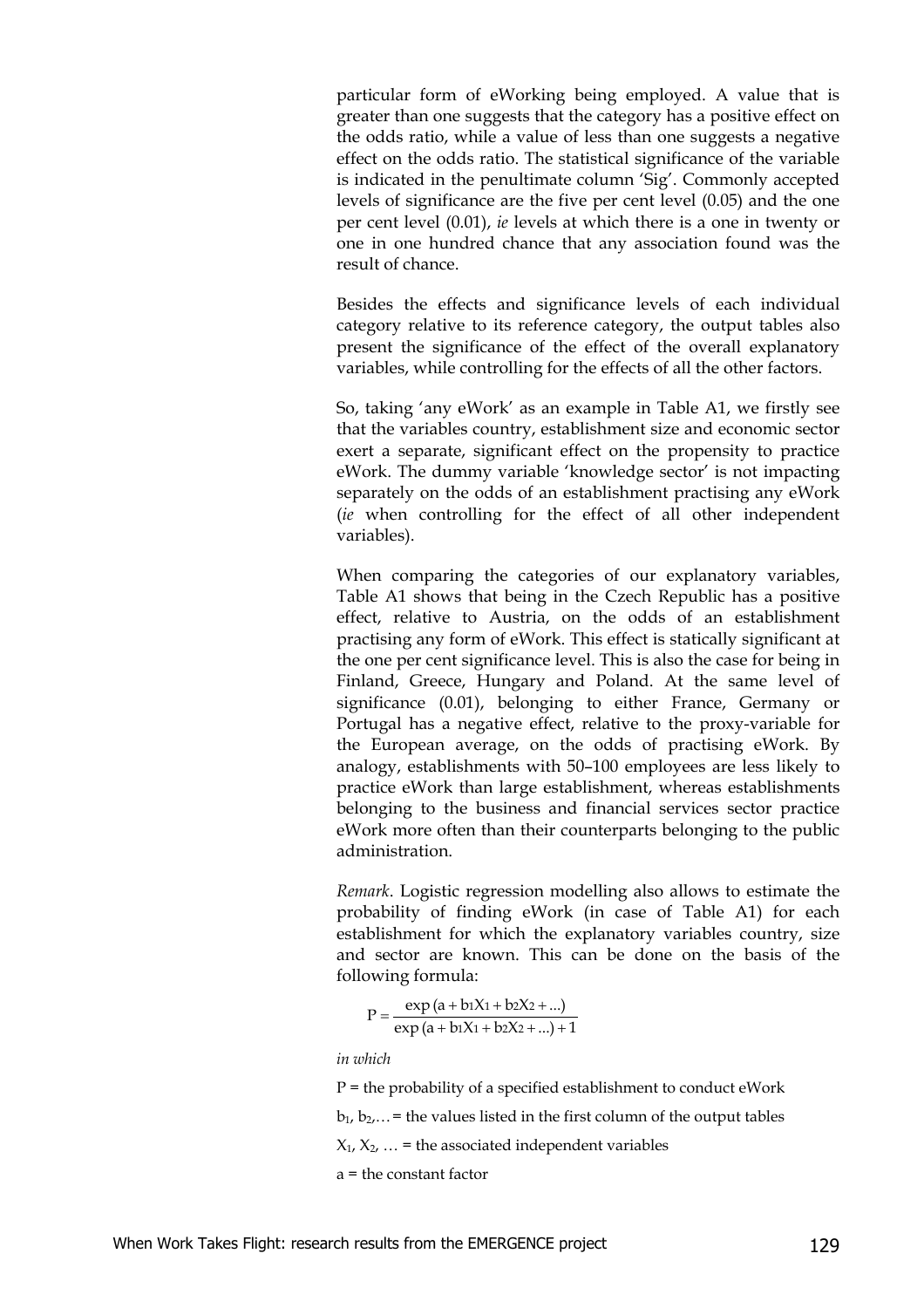particular form of eWorking being employed. A value that is greater than one suggests that the category has a positive effect on the odds ratio, while a value of less than one suggests a negative effect on the odds ratio. The statistical significance of the variable is indicated in the penultimate column 'Sig'. Commonly accepted levels of significance are the five per cent level (0.05) and the one per cent level (0.01), *ie* levels at which there is a one in twenty or one in one hundred chance that any association found was the result of chance.

Besides the effects and significance levels of each individual category relative to its reference category, the output tables also present the significance of the effect of the overall explanatory variables, while controlling for the effects of all the other factors.

So, taking 'any eWork' as an example in Table A1, we firstly see that the variables country, establishment size and economic sector exert a separate, significant effect on the propensity to practice eWork. The dummy variable 'knowledge sector' is not impacting separately on the odds of an establishment practising any eWork (*ie* when controlling for the effect of all other independent variables).

When comparing the categories of our explanatory variables, Table A1 shows that being in the Czech Republic has a positive effect, relative to Austria, on the odds of an establishment practising any form of eWork. This effect is statically significant at the one per cent significance level. This is also the case for being in Finland, Greece, Hungary and Poland. At the same level of significance (0.01), belonging to either France, Germany or Portugal has a negative effect, relative to the proxy-variable for the European average, on the odds of practising eWork. By analogy, establishments with 50–100 employees are less likely to practice eWork than large establishment, whereas establishments belonging to the business and financial services sector practice eWork more often than their counterparts belonging to the public administration.

*Remark*. Logistic regression modelling also allows to estimate the probability of finding eWork (in case of Table A1) for each establishment for which the explanatory variables country, size and sector are known. This can be done on the basis of the following formula:

$$P = \frac{\exp(a + b_1X_1 + b_2X_2 + ...)}{\exp(a + b_1X_1 + b_2X_2 + ...) + 1}$$

*in which*

P = the probability of a specified establishment to conduct eWork

$b_1$, $b_2$,… = the values listed in the first column of the output tables

$X_1$, $X_2$, … = the associated independent variables

a = the constant factor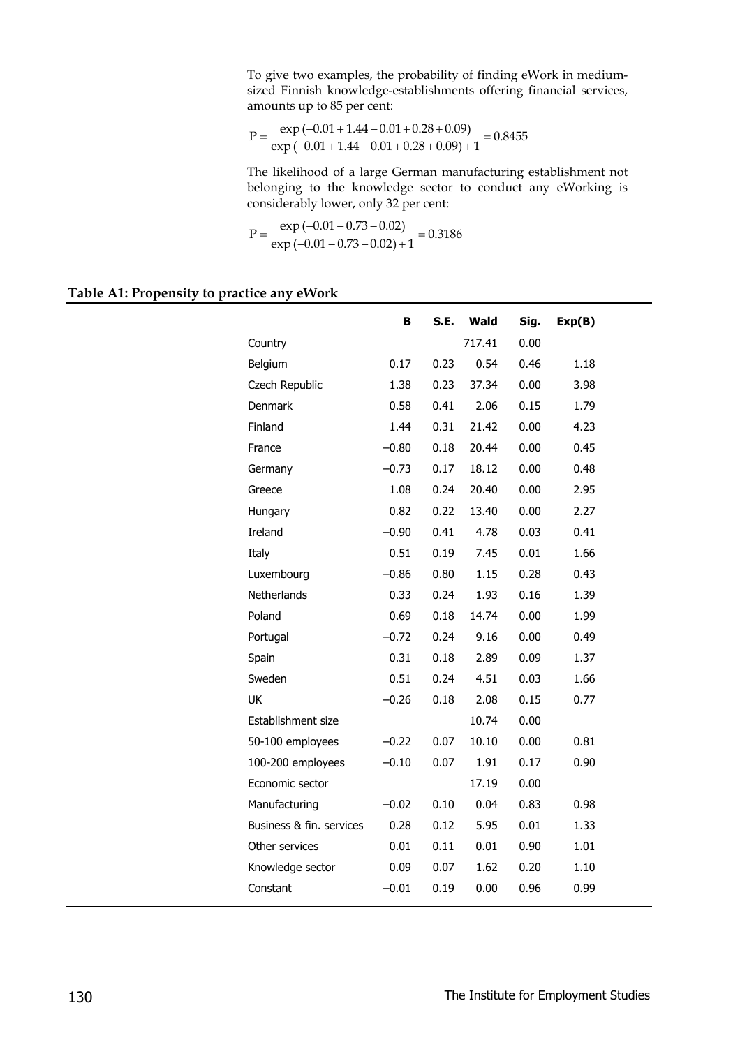To give two examples, the probability of finding eWork in medium-sized Finnish knowledge-establishments offering financial services, amounts up to 85 per cent:

$$P = \frac{\exp(-0.01 + 1.44 - 0.01 + 0.28 + 0.09)}{\exp(-0.01 + 1.44 - 0.01 + 0.28 + 0.09) + 1} = 0.8455$$

The likelihood of a large German manufacturing establishment not belonging to the knowledge sector to conduct any eWorking is considerably lower, only 32 per cent:

$$P = \frac{\exp(-0.01 - 0.73 - 0.02)}{\exp(-0.01 - 0.73 - 0.02) + 1} = 0.3186$$

**Table A1: Propensity to practice any eWork**

| | B | S.E. | Wald | Sig. | Exp(B) |
|---|---|---|---|---|---|
| Country | | | 717.41 | 0.00 | |
| Belgium | 0.17 | 0.23 | 0.54 | 0.46 | 1.18 |
| Czech Republic | 1.38 | 0.23 | 37.34 | 0.00 | 3.98 |
| Denmark | 0.58 | 0.41 | 2.06 | 0.15 | 1.79 |
| Finland | 1.44 | 0.31 | 21.42 | 0.00 | 4.23 |
| France | −0.80 | 0.18 | 20.44 | 0.00 | 0.45 |
| Germany | −0.73 | 0.17 | 18.12 | 0.00 | 0.48 |
| Greece | 1.08 | 0.24 | 20.40 | 0.00 | 2.95 |
| Hungary | 0.82 | 0.22 | 13.40 | 0.00 | 2.27 |
| Ireland | −0.90 | 0.41 | 4.78 | 0.03 | 0.41 |
| Italy | 0.51 | 0.19 | 7.45 | 0.01 | 1.66 |
| Luxembourg | −0.86 | 0.80 | 1.15 | 0.28 | 0.43 |
| Netherlands | 0.33 | 0.24 | 1.93 | 0.16 | 1.39 |
| Poland | 0.69 | 0.18 | 14.74 | 0.00 | 1.99 |
| Portugal | −0.72 | 0.24 | 9.16 | 0.00 | 0.49 |
| Spain | 0.31 | 0.18 | 2.89 | 0.09 | 1.37 |
| Sweden | 0.51 | 0.24 | 4.51 | 0.03 | 1.66 |
| UK | −0.26 | 0.18 | 2.08 | 0.15 | 0.77 |
| Establishment size | | | 10.74 | 0.00 | |
| 50-100 employees | −0.22 | 0.07 | 10.10 | 0.00 | 0.81 |
| 100-200 employees | −0.10 | 0.07 | 1.91 | 0.17 | 0.90 |
| Economic sector | | | 17.19 | 0.00 | |
| Manufacturing | −0.02 | 0.10 | 0.04 | 0.83 | 0.98 |
| Business & fin. services | 0.28 | 0.12 | 5.95 | 0.01 | 1.33 |
| Other services | 0.01 | 0.11 | 0.01 | 0.90 | 1.01 |
| Knowledge sector | 0.09 | 0.07 | 1.62 | 0.20 | 1.10 |
| Constant | −0.01 | 0.19 | 0.00 | 0.96 | 0.99 |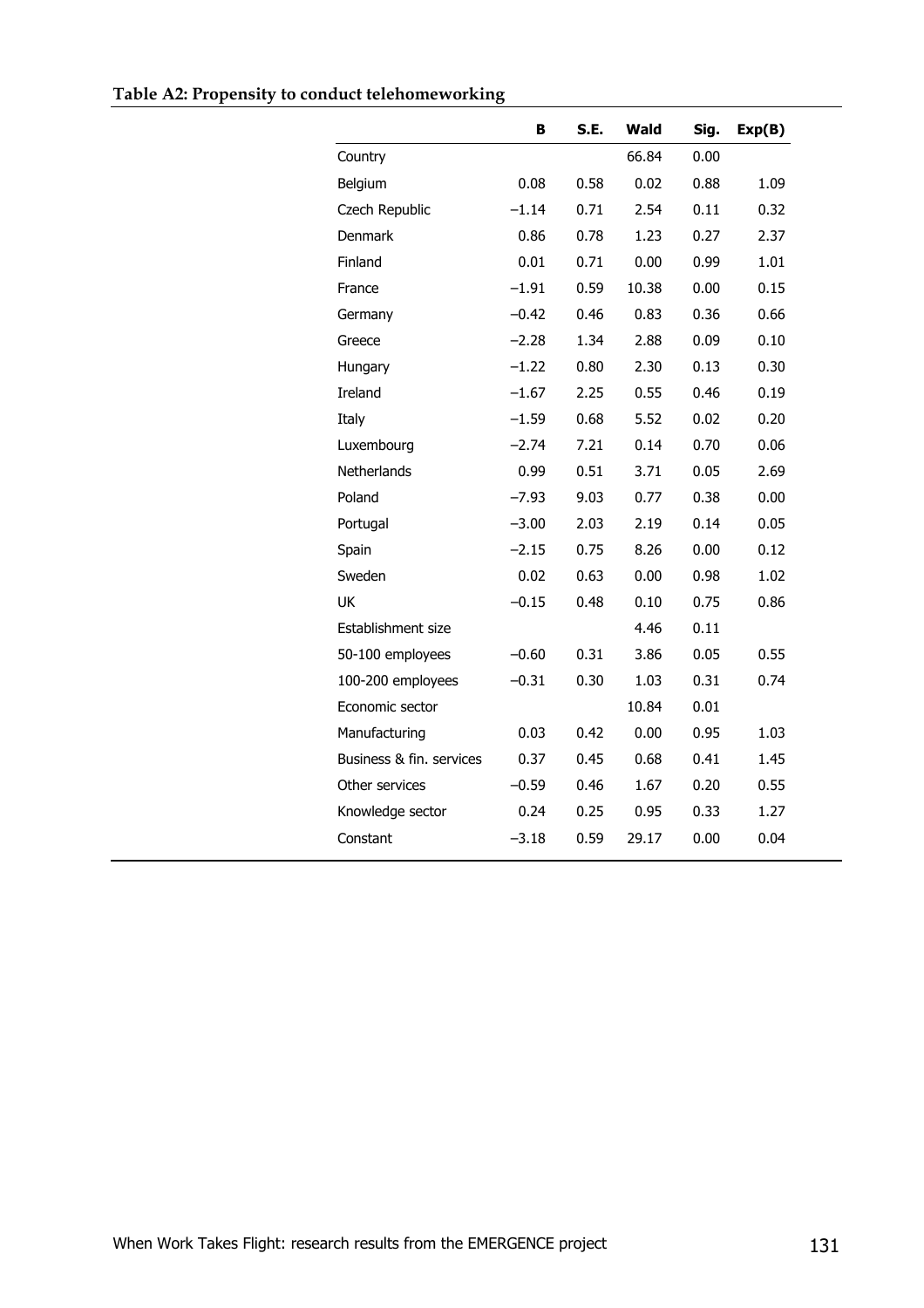**Table A2: Propensity to conduct telehomeworking**

| | B | S.E. | Wald | Sig. | Exp(B) |
|---|---|---|---|---|---|
| Country | | | 66.84 | 0.00 | |
| Belgium | 0.08 | 0.58 | 0.02 | 0.88 | 1.09 |
| Czech Republic | −1.14 | 0.71 | 2.54 | 0.11 | 0.32 |
| Denmark | 0.86 | 0.78 | 1.23 | 0.27 | 2.37 |
| Finland | 0.01 | 0.71 | 0.00 | 0.99 | 1.01 |
| France | −1.91 | 0.59 | 10.38 | 0.00 | 0.15 |
| Germany | −0.42 | 0.46 | 0.83 | 0.36 | 0.66 |
| Greece | −2.28 | 1.34 | 2.88 | 0.09 | 0.10 |
| Hungary | −1.22 | 0.80 | 2.30 | 0.13 | 0.30 |
| Ireland | −1.67 | 2.25 | 0.55 | 0.46 | 0.19 |
| Italy | −1.59 | 0.68 | 5.52 | 0.02 | 0.20 |
| Luxembourg | −2.74 | 7.21 | 0.14 | 0.70 | 0.06 |
| Netherlands | 0.99 | 0.51 | 3.71 | 0.05 | 2.69 |
| Poland | −7.93 | 9.03 | 0.77 | 0.38 | 0.00 |
| Portugal | −3.00 | 2.03 | 2.19 | 0.14 | 0.05 |
| Spain | −2.15 | 0.75 | 8.26 | 0.00 | 0.12 |
| Sweden | 0.02 | 0.63 | 0.00 | 0.98 | 1.02 |
| UK | −0.15 | 0.48 | 0.10 | 0.75 | 0.86 |
| Establishment size | | | 4.46 | 0.11 | |
| 50-100 employees | −0.60 | 0.31 | 3.86 | 0.05 | 0.55 |
| 100-200 employees | −0.31 | 0.30 | 1.03 | 0.31 | 0.74 |
| Economic sector | | | 10.84 | 0.01 | |
| Manufacturing | 0.03 | 0.42 | 0.00 | 0.95 | 1.03 |
| Business & fin. services | 0.37 | 0.45 | 0.68 | 0.41 | 1.45 |
| Other services | −0.59 | 0.46 | 1.67 | 0.20 | 0.55 |
| Knowledge sector | 0.24 | 0.25 | 0.95 | 0.33 | 1.27 |
| Constant | −3.18 | 0.59 | 29.17 | 0.00 | 0.04 |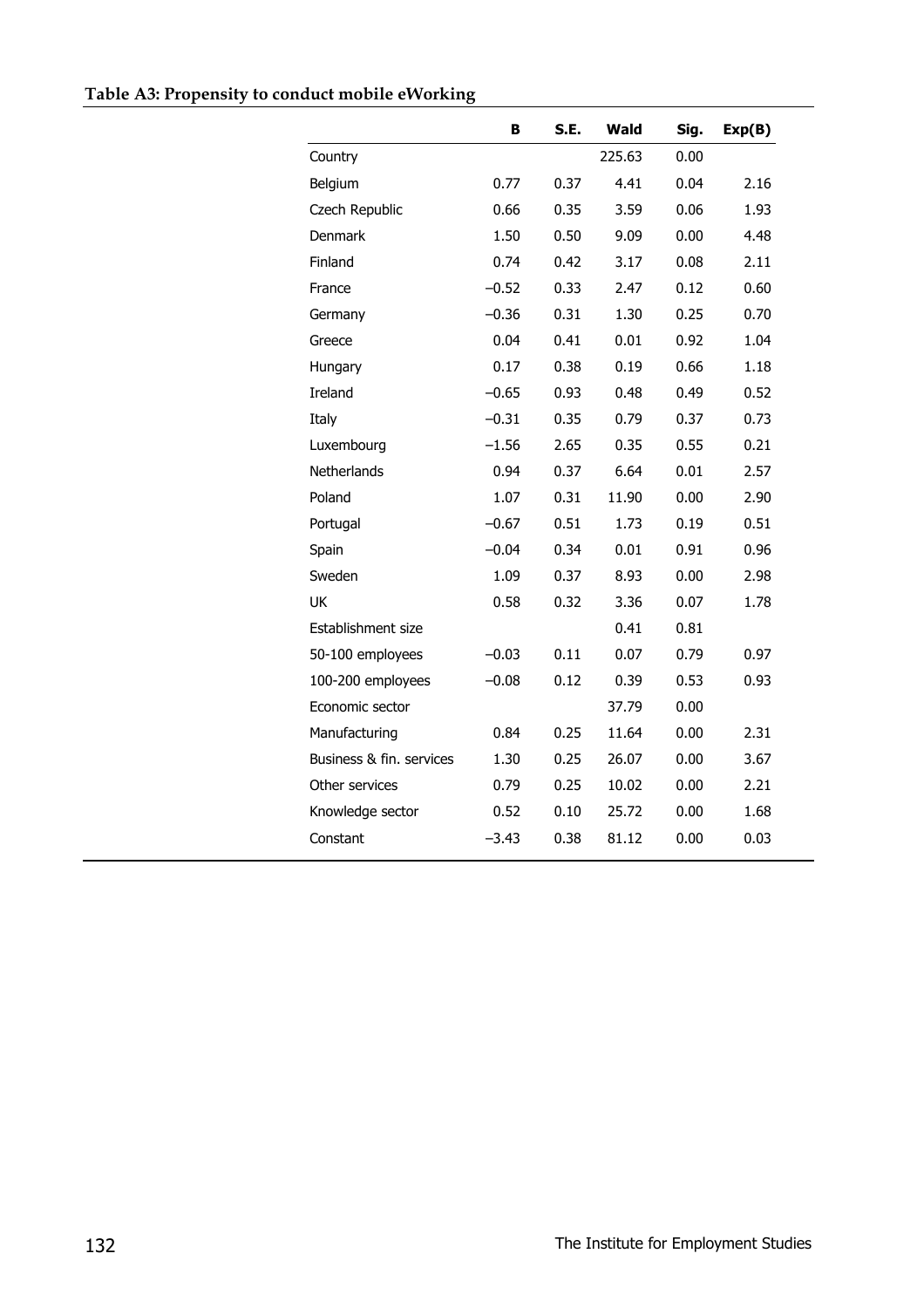**Table A3: Propensity to conduct mobile eWorking**

| | B | S.E. | Wald | Sig. | Exp(B) |
|---|---|---|---|---|---|
| Country | | | 225.63 | 0.00 | |
| Belgium | 0.77 | 0.37 | 4.41 | 0.04 | 2.16 |
| Czech Republic | 0.66 | 0.35 | 3.59 | 0.06 | 1.93 |
| Denmark | 1.50 | 0.50 | 9.09 | 0.00 | 4.48 |
| Finland | 0.74 | 0.42 | 3.17 | 0.08 | 2.11 |
| France | –0.52 | 0.33 | 2.47 | 0.12 | 0.60 |
| Germany | –0.36 | 0.31 | 1.30 | 0.25 | 0.70 |
| Greece | 0.04 | 0.41 | 0.01 | 0.92 | 1.04 |
| Hungary | 0.17 | 0.38 | 0.19 | 0.66 | 1.18 |
| Ireland | –0.65 | 0.93 | 0.48 | 0.49 | 0.52 |
| Italy | –0.31 | 0.35 | 0.79 | 0.37 | 0.73 |
| Luxembourg | –1.56 | 2.65 | 0.35 | 0.55 | 0.21 |
| Netherlands | 0.94 | 0.37 | 6.64 | 0.01 | 2.57 |
| Poland | 1.07 | 0.31 | 11.90 | 0.00 | 2.90 |
| Portugal | –0.67 | 0.51 | 1.73 | 0.19 | 0.51 |
| Spain | –0.04 | 0.34 | 0.01 | 0.91 | 0.96 |
| Sweden | 1.09 | 0.37 | 8.93 | 0.00 | 2.98 |
| UK | 0.58 | 0.32 | 3.36 | 0.07 | 1.78 |
| Establishment size | | | 0.41 | 0.81 | |
| 50-100 employees | –0.03 | 0.11 | 0.07 | 0.79 | 0.97 |
| 100-200 employees | –0.08 | 0.12 | 0.39 | 0.53 | 0.93 |
| Economic sector | | | 37.79 | 0.00 | |
| Manufacturing | 0.84 | 0.25 | 11.64 | 0.00 | 2.31 |
| Business & fin. services | 1.30 | 0.25 | 26.07 | 0.00 | 3.67 |
| Other services | 0.79 | 0.25 | 10.02 | 0.00 | 2.21 |
| Knowledge sector | 0.52 | 0.10 | 25.72 | 0.00 | 1.68 |
| Constant | –3.43 | 0.38 | 81.12 | 0.00 | 0.03 |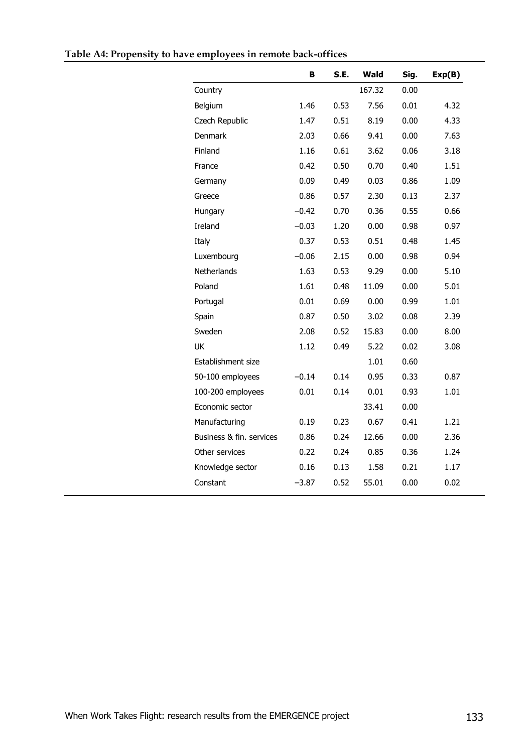**Table A4: Propensity to have employees in remote back-offices**

| | B | S.E. | Wald | Sig. | Exp(B) |
|---|---|---|---|---|---|
| Country | | | 167.32 | 0.00 | |
| Belgium | 1.46 | 0.53 | 7.56 | 0.01 | 4.32 |
| Czech Republic | 1.47 | 0.51 | 8.19 | 0.00 | 4.33 |
| Denmark | 2.03 | 0.66 | 9.41 | 0.00 | 7.63 |
| Finland | 1.16 | 0.61 | 3.62 | 0.06 | 3.18 |
| France | 0.42 | 0.50 | 0.70 | 0.40 | 1.51 |
| Germany | 0.09 | 0.49 | 0.03 | 0.86 | 1.09 |
| Greece | 0.86 | 0.57 | 2.30 | 0.13 | 2.37 |
| Hungary | −0.42 | 0.70 | 0.36 | 0.55 | 0.66 |
| Ireland | −0.03 | 1.20 | 0.00 | 0.98 | 0.97 |
| Italy | 0.37 | 0.53 | 0.51 | 0.48 | 1.45 |
| Luxembourg | −0.06 | 2.15 | 0.00 | 0.98 | 0.94 |
| Netherlands | 1.63 | 0.53 | 9.29 | 0.00 | 5.10 |
| Poland | 1.61 | 0.48 | 11.09 | 0.00 | 5.01 |
| Portugal | 0.01 | 0.69 | 0.00 | 0.99 | 1.01 |
| Spain | 0.87 | 0.50 | 3.02 | 0.08 | 2.39 |
| Sweden | 2.08 | 0.52 | 15.83 | 0.00 | 8.00 |
| UK | 1.12 | 0.49 | 5.22 | 0.02 | 3.08 |
| Establishment size | | | 1.01 | 0.60 | |
| 50-100 employees | −0.14 | 0.14 | 0.95 | 0.33 | 0.87 |
| 100-200 employees | 0.01 | 0.14 | 0.01 | 0.93 | 1.01 |
| Economic sector | | | 33.41 | 0.00 | |
| Manufacturing | 0.19 | 0.23 | 0.67 | 0.41 | 1.21 |
| Business & fin. services | 0.86 | 0.24 | 12.66 | 0.00 | 2.36 |
| Other services | 0.22 | 0.24 | 0.85 | 0.36 | 1.24 |
| Knowledge sector | 0.16 | 0.13 | 1.58 | 0.21 | 1.17 |
| Constant | −3.87 | 0.52 | 55.01 | 0.00 | 0.02 |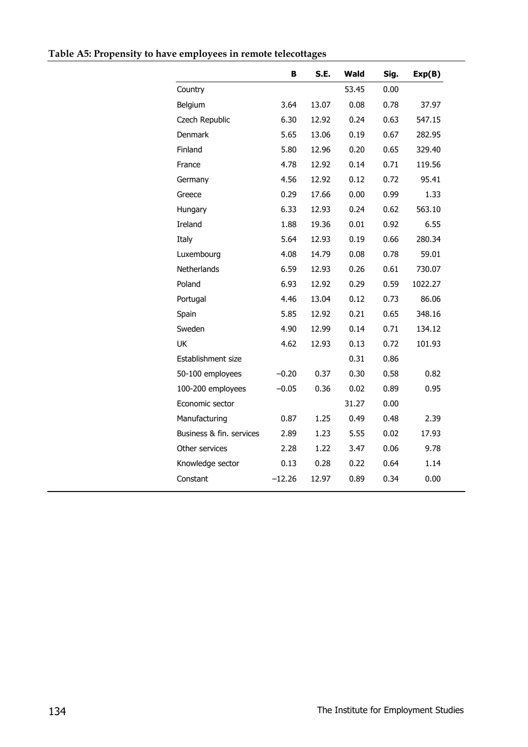**Table A5: Propensity to have employees in remote telecottages**

| | B | S.E. | Wald | Sig. | Exp(B) |
|---|---|---|---|---|---|
| Country | | | 53.45 | 0.00 | |
| Belgium | 3.64 | 13.07 | 0.08 | 0.78 | 37.97 |
| Czech Republic | 6.30 | 12.92 | 0.24 | 0.63 | 547.15 |
| Denmark | 5.65 | 13.06 | 0.19 | 0.67 | 282.95 |
| Finland | 5.80 | 12.96 | 0.20 | 0.65 | 329.40 |
| France | 4.78 | 12.92 | 0.14 | 0.71 | 119.56 |
| Germany | 4.56 | 12.92 | 0.12 | 0.72 | 95.41 |
| Greece | 0.29 | 17.66 | 0.00 | 0.99 | 1.33 |
| Hungary | 6.33 | 12.93 | 0.24 | 0.62 | 563.10 |
| Ireland | 1.88 | 19.36 | 0.01 | 0.92 | 6.55 |
| Italy | 5.64 | 12.93 | 0.19 | 0.66 | 280.34 |
| Luxembourg | 4.08 | 14.79 | 0.08 | 0.78 | 59.01 |
| Netherlands | 6.59 | 12.93 | 0.26 | 0.61 | 730.07 |
| Poland | 6.93 | 12.92 | 0.29 | 0.59 | 1022.27 |
| Portugal | 4.46 | 13.04 | 0.12 | 0.73 | 86.06 |
| Spain | 5.85 | 12.92 | 0.21 | 0.65 | 348.16 |
| Sweden | 4.90 | 12.99 | 0.14 | 0.71 | 134.12 |
| UK | 4.62 | 12.93 | 0.13 | 0.72 | 101.93 |
| Establishment size | | | 0.31 | 0.86 | |
| 50-100 employees | −0.20 | 0.37 | 0.30 | 0.58 | 0.82 |
| 100-200 employees | −0.05 | 0.36 | 0.02 | 0.89 | 0.95 |
| Economic sector | | | 31.27 | 0.00 | |
| Manufacturing | 0.87 | 1.25 | 0.49 | 0.48 | 2.39 |
| Business & fin. services | 2.89 | 1.23 | 5.55 | 0.02 | 17.93 |
| Other services | 2.28 | 1.22 | 3.47 | 0.06 | 9.78 |
| Knowledge sector | 0.13 | 0.28 | 0.22 | 0.64 | 1.14 |
| Constant | −12.26 | 12.97 | 0.89 | 0.34 | 0.00 |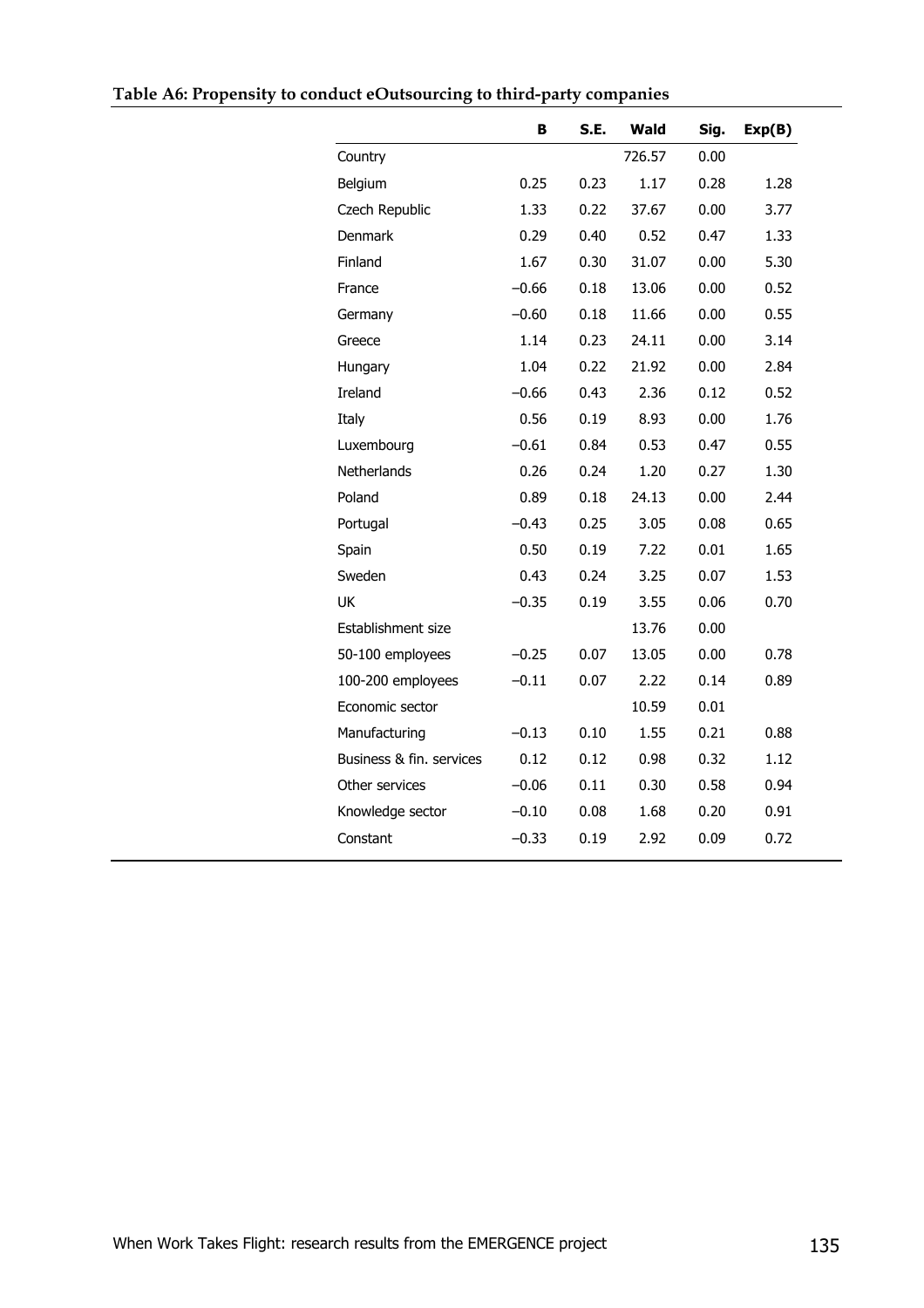**Table A6: Propensity to conduct eOutsourcing to third-party companies**

| | B | S.E. | Wald | Sig. | Exp(B) |
|---|---|---|---|---|---|
| Country | | | 726.57 | 0.00 | |
| Belgium | 0.25 | 0.23 | 1.17 | 0.28 | 1.28 |
| Czech Republic | 1.33 | 0.22 | 37.67 | 0.00 | 3.77 |
| Denmark | 0.29 | 0.40 | 0.52 | 0.47 | 1.33 |
| Finland | 1.67 | 0.30 | 31.07 | 0.00 | 5.30 |
| France | −0.66 | 0.18 | 13.06 | 0.00 | 0.52 |
| Germany | −0.60 | 0.18 | 11.66 | 0.00 | 0.55 |
| Greece | 1.14 | 0.23 | 24.11 | 0.00 | 3.14 |
| Hungary | 1.04 | 0.22 | 21.92 | 0.00 | 2.84 |
| Ireland | −0.66 | 0.43 | 2.36 | 0.12 | 0.52 |
| Italy | 0.56 | 0.19 | 8.93 | 0.00 | 1.76 |
| Luxembourg | −0.61 | 0.84 | 0.53 | 0.47 | 0.55 |
| Netherlands | 0.26 | 0.24 | 1.20 | 0.27 | 1.30 |
| Poland | 0.89 | 0.18 | 24.13 | 0.00 | 2.44 |
| Portugal | −0.43 | 0.25 | 3.05 | 0.08 | 0.65 |
| Spain | 0.50 | 0.19 | 7.22 | 0.01 | 1.65 |
| Sweden | 0.43 | 0.24 | 3.25 | 0.07 | 1.53 |
| UK | −0.35 | 0.19 | 3.55 | 0.06 | 0.70 |
| Establishment size | | | 13.76 | 0.00 | |
| 50-100 employees | −0.25 | 0.07 | 13.05 | 0.00 | 0.78 |
| 100-200 employees | −0.11 | 0.07 | 2.22 | 0.14 | 0.89 |
| Economic sector | | | 10.59 | 0.01 | |
| Manufacturing | −0.13 | 0.10 | 1.55 | 0.21 | 0.88 |
| Business & fin. services | 0.12 | 0.12 | 0.98 | 0.32 | 1.12 |
| Other services | −0.06 | 0.11 | 0.30 | 0.58 | 0.94 |
| Knowledge sector | −0.10 | 0.08 | 1.68 | 0.20 | 0.91 |
| Constant | −0.33 | 0.19 | 2.92 | 0.09 | 0.72 |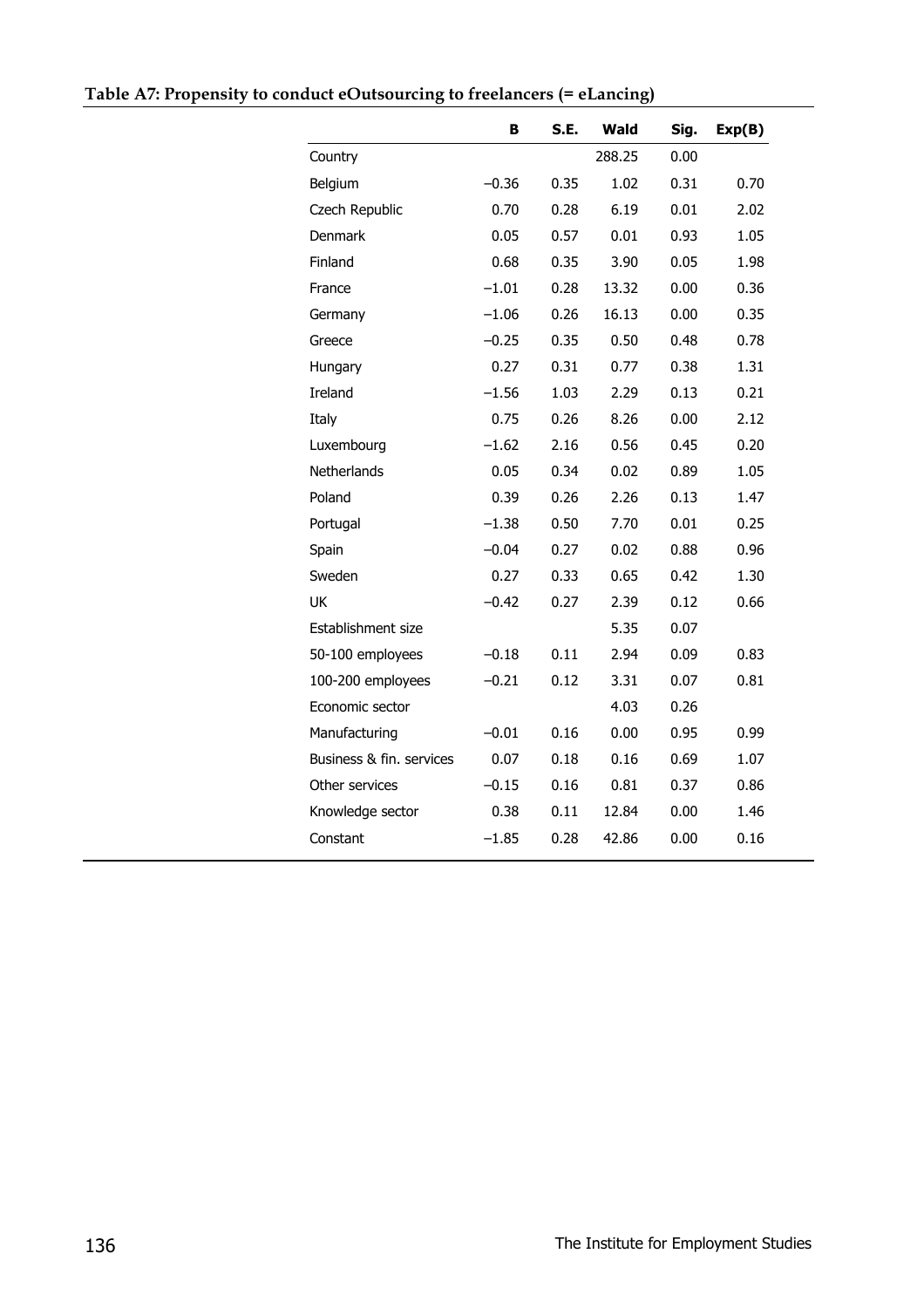**Table A7: Propensity to conduct eOutsourcing to freelancers (= eLancing)**

| | B | S.E. | Wald | Sig. | Exp(B) |
|---|---|---|---|---|---|
| Country | | | 288.25 | 0.00 | |
| Belgium | −0.36 | 0.35 | 1.02 | 0.31 | 0.70 |
| Czech Republic | 0.70 | 0.28 | 6.19 | 0.01 | 2.02 |
| Denmark | 0.05 | 0.57 | 0.01 | 0.93 | 1.05 |
| Finland | 0.68 | 0.35 | 3.90 | 0.05 | 1.98 |
| France | −1.01 | 0.28 | 13.32 | 0.00 | 0.36 |
| Germany | −1.06 | 0.26 | 16.13 | 0.00 | 0.35 |
| Greece | −0.25 | 0.35 | 0.50 | 0.48 | 0.78 |
| Hungary | 0.27 | 0.31 | 0.77 | 0.38 | 1.31 |
| Ireland | −1.56 | 1.03 | 2.29 | 0.13 | 0.21 |
| Italy | 0.75 | 0.26 | 8.26 | 0.00 | 2.12 |
| Luxembourg | −1.62 | 2.16 | 0.56 | 0.45 | 0.20 |
| Netherlands | 0.05 | 0.34 | 0.02 | 0.89 | 1.05 |
| Poland | 0.39 | 0.26 | 2.26 | 0.13 | 1.47 |
| Portugal | −1.38 | 0.50 | 7.70 | 0.01 | 0.25 |
| Spain | −0.04 | 0.27 | 0.02 | 0.88 | 0.96 |
| Sweden | 0.27 | 0.33 | 0.65 | 0.42 | 1.30 |
| UK | −0.42 | 0.27 | 2.39 | 0.12 | 0.66 |
| Establishment size | | | 5.35 | 0.07 | |
| 50-100 employees | −0.18 | 0.11 | 2.94 | 0.09 | 0.83 |
| 100-200 employees | −0.21 | 0.12 | 3.31 | 0.07 | 0.81 |
| Economic sector | | | 4.03 | 0.26 | |
| Manufacturing | −0.01 | 0.16 | 0.00 | 0.95 | 0.99 |
| Business & fin. services | 0.07 | 0.18 | 0.16 | 0.69 | 1.07 |
| Other services | −0.15 | 0.16 | 0.81 | 0.37 | 0.86 |
| Knowledge sector | 0.38 | 0.11 | 12.84 | 0.00 | 1.46 |
| Constant | −1.85 | 0.28 | 42.86 | 0.00 | 0.16 |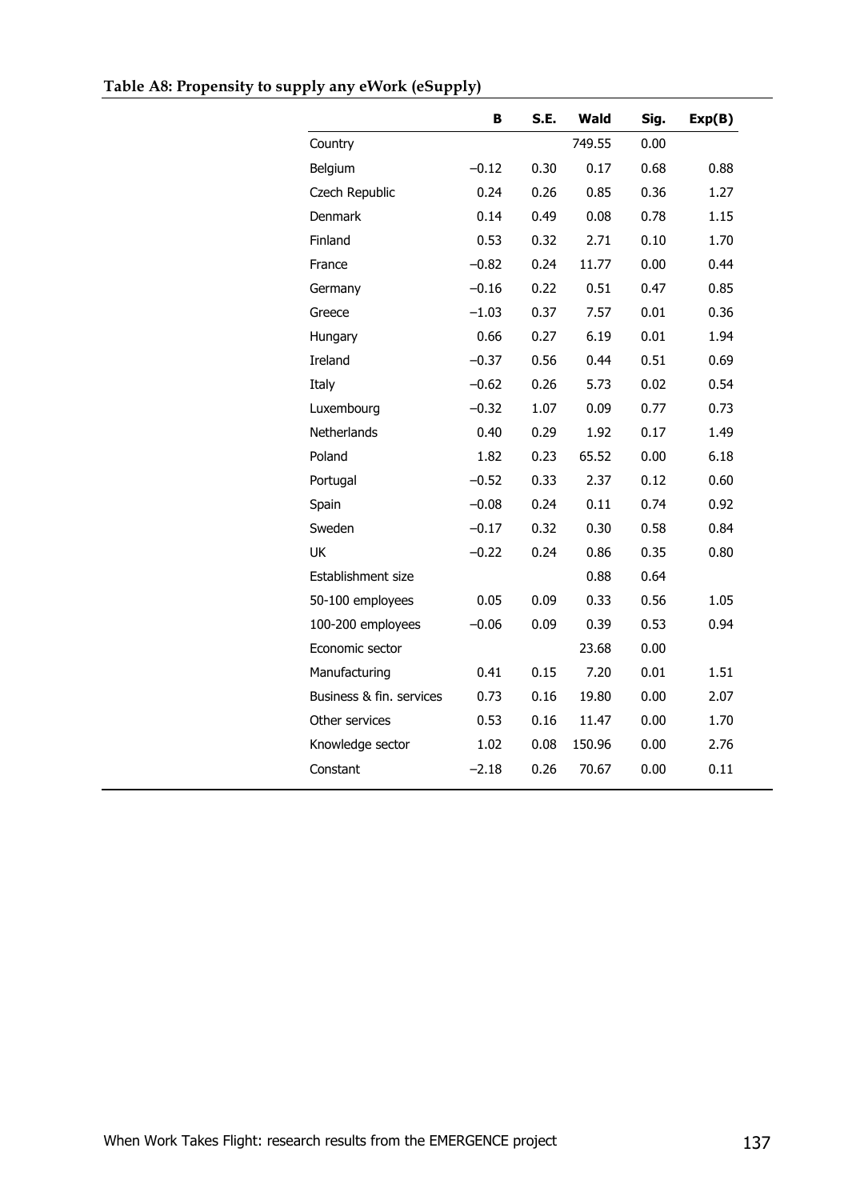**Table A8: Propensity to supply any eWork (eSupply)**

| | B | S.E. | Wald | Sig. | Exp(B) |
|---|---|---|---|---|---|
| Country | | | 749.55 | 0.00 | |
| Belgium | −0.12 | 0.30 | 0.17 | 0.68 | 0.88 |
| Czech Republic | 0.24 | 0.26 | 0.85 | 0.36 | 1.27 |
| Denmark | 0.14 | 0.49 | 0.08 | 0.78 | 1.15 |
| Finland | 0.53 | 0.32 | 2.71 | 0.10 | 1.70 |
| France | −0.82 | 0.24 | 11.77 | 0.00 | 0.44 |
| Germany | −0.16 | 0.22 | 0.51 | 0.47 | 0.85 |
| Greece | −1.03 | 0.37 | 7.57 | 0.01 | 0.36 |
| Hungary | 0.66 | 0.27 | 6.19 | 0.01 | 1.94 |
| Ireland | −0.37 | 0.56 | 0.44 | 0.51 | 0.69 |
| Italy | −0.62 | 0.26 | 5.73 | 0.02 | 0.54 |
| Luxembourg | −0.32 | 1.07 | 0.09 | 0.77 | 0.73 |
| Netherlands | 0.40 | 0.29 | 1.92 | 0.17 | 1.49 |
| Poland | 1.82 | 0.23 | 65.52 | 0.00 | 6.18 |
| Portugal | −0.52 | 0.33 | 2.37 | 0.12 | 0.60 |
| Spain | −0.08 | 0.24 | 0.11 | 0.74 | 0.92 |
| Sweden | −0.17 | 0.32 | 0.30 | 0.58 | 0.84 |
| UK | −0.22 | 0.24 | 0.86 | 0.35 | 0.80 |
| Establishment size | | | 0.88 | 0.64 | |
| 50-100 employees | 0.05 | 0.09 | 0.33 | 0.56 | 1.05 |
| 100-200 employees | −0.06 | 0.09 | 0.39 | 0.53 | 0.94 |
| Economic sector | | | 23.68 | 0.00 | |
| Manufacturing | 0.41 | 0.15 | 7.20 | 0.01 | 1.51 |
| Business & fin. services | 0.73 | 0.16 | 19.80 | 0.00 | 2.07 |
| Other services | 0.53 | 0.16 | 11.47 | 0.00 | 1.70 |
| Knowledge sector | 1.02 | 0.08 | 150.96 | 0.00 | 2.76 |
| Constant | −2.18 | 0.26 | 70.67 | 0.00 | 0.11 |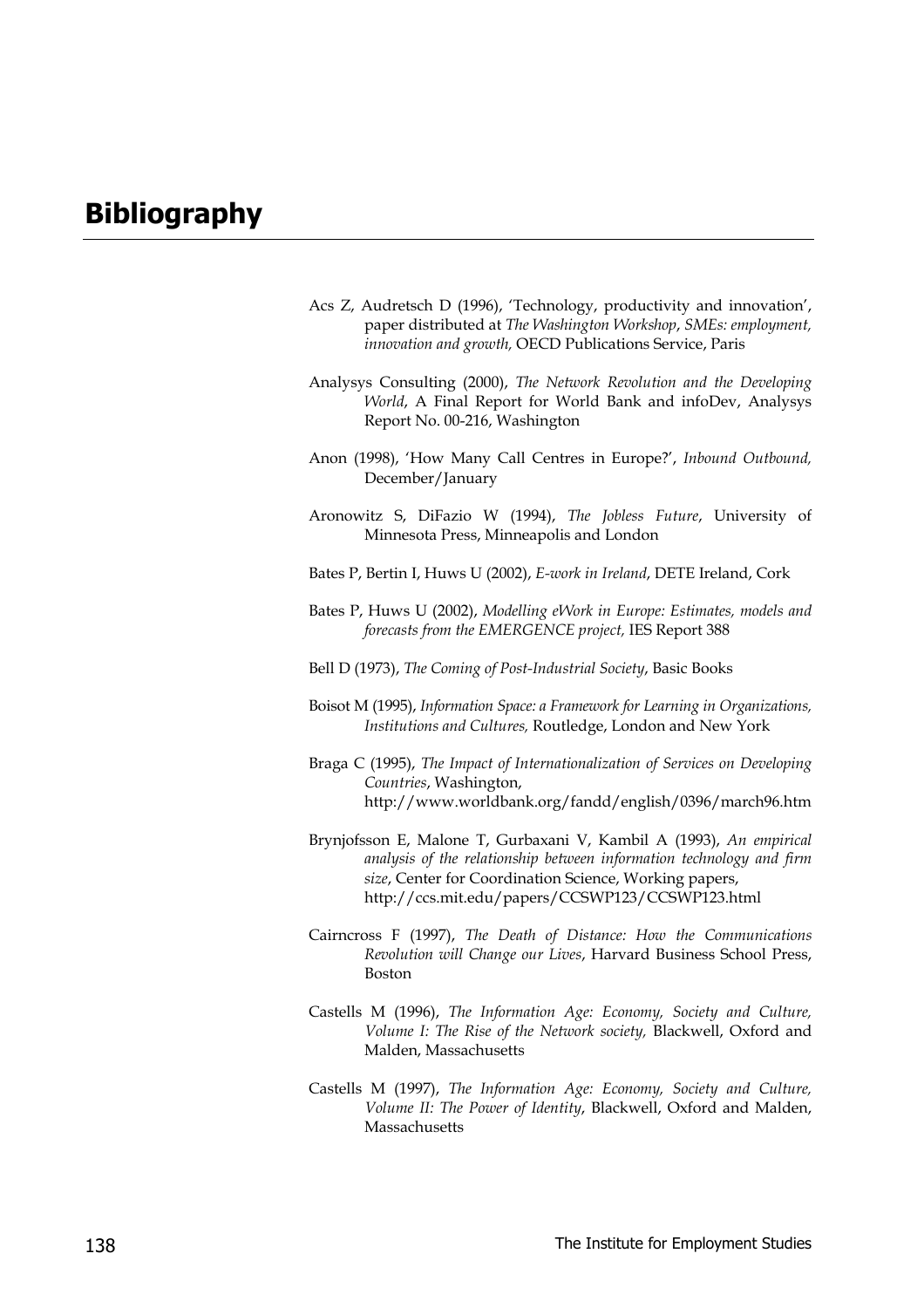# Bibliography

Acs Z, Audretsch D (1996), 'Technology, productivity and innovation', paper distributed at *The Washington Workshop*, *SMEs: employment, innovation and growth,* OECD Publications Service, Paris

Analysys Consulting (2000), *The Network Revolution and the Developing World*, A Final Report for World Bank and infoDev, Analysys Report No. 00-216, Washington

Anon (1998), 'How Many Call Centres in Europe?', *Inbound Outbound,* December/January

Aronowitz S, DiFazio W (1994), *The Jobless Future*, University of Minnesota Press, Minneapolis and London

Bates P, Bertin I, Huws U (2002), *E-work in Ireland*, DETE Ireland, Cork

Bates P, Huws U (2002), *Modelling eWork in Europe: Estimates, models and forecasts from the EMERGENCE project,* IES Report 388

Bell D (1973), *The Coming of Post-Industrial Society*, Basic Books

Boisot M (1995), *Information Space: a Framework for Learning in Organizations, Institutions and Cultures,* Routledge, London and New York

Braga C (1995), *The Impact of Internationalization of Services on Developing Countries*, Washington, http://www.worldbank.org/fandd/english/0396/march96.htm

Brynjofsson E, Malone T, Gurbaxani V, Kambil A (1993), *An empirical analysis of the relationship between information technology and firm size*, Center for Coordination Science, Working papers, http://ccs.mit.edu/papers/CCSWP123/CCSWP123.html

Cairncross F (1997), *The Death of Distance: How the Communications Revolution will Change our Lives*, Harvard Business School Press, Boston

Castells M (1996), *The Information Age: Economy, Society and Culture, Volume I: The Rise of the Network society,* Blackwell, Oxford and Malden, Massachusetts

Castells M (1997), *The Information Age: Economy, Society and Culture, Volume II: The Power of Identity*, Blackwell, Oxford and Malden, Massachusetts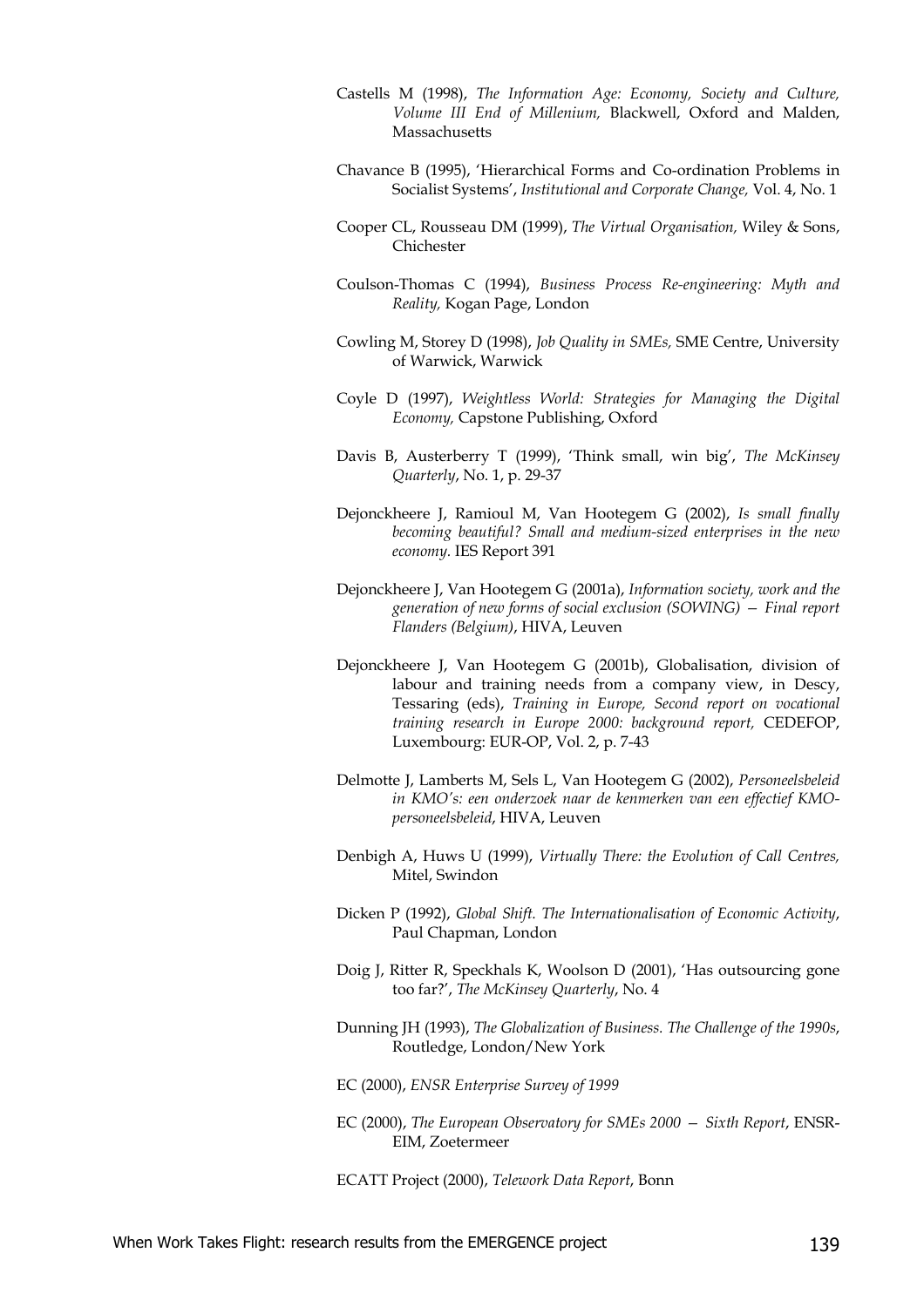Castells M (1998), *The Information Age: Economy, Society and Culture, Volume III End of Millenium,* Blackwell, Oxford and Malden, Massachusetts

Chavance B (1995), 'Hierarchical Forms and Co-ordination Problems in Socialist Systems', *Institutional and Corporate Change,* Vol. 4, No. 1

Cooper CL, Rousseau DM (1999), *The Virtual Organisation,* Wiley & Sons, Chichester

Coulson-Thomas C (1994), *Business Process Re-engineering: Myth and Reality,* Kogan Page, London

Cowling M, Storey D (1998), *Job Quality in SMEs,* SME Centre, University of Warwick, Warwick

Coyle D (1997), *Weightless World: Strategies for Managing the Digital Economy,* Capstone Publishing, Oxford

Davis B, Austerberry T (1999), 'Think small, win big', *The McKinsey Quarterly*, No. 1, p. 29-37

Dejonckheere J, Ramioul M, Van Hootegem G (2002), *Is small finally becoming beautiful? Small and medium-sized enterprises in the new economy.* IES Report 391

Dejonckheere J, Van Hootegem G (2001a), *Information society, work and the generation of new forms of social exclusion (SOWING) – Final report Flanders (Belgium)*, HIVA, Leuven

Dejonckheere J, Van Hootegem G (2001b), Globalisation, division of labour and training needs from a company view, in Descy, Tessaring (eds), *Training in Europe, Second report on vocational training research in Europe 2000: background report,* CEDEFOP, Luxembourg: EUR-OP, Vol. 2, p. 7-43

Delmotte J, Lamberts M, Sels L, Van Hootegem G (2002), *Personeelsbeleid in KMO's: een onderzoek naar de kenmerken van een effectief KMO-personeelsbeleid*, HIVA, Leuven

Denbigh A, Huws U (1999), *Virtually There: the Evolution of Call Centres,* Mitel, Swindon

Dicken P (1992), *Global Shift. The Internationalisation of Economic Activity*, Paul Chapman, London

Doig J, Ritter R, Speckhals K, Woolson D (2001), 'Has outsourcing gone too far?', *The McKinsey Quarterly*, No. 4

Dunning JH (1993), *The Globalization of Business. The Challenge of the 1990s*, Routledge, London/New York

EC (2000), *ENSR Enterprise Survey of 1999*

EC (2000), *The European Observatory for SMEs 2000 – Sixth Report*, ENSR-EIM, Zoetermeer

ECATT Project (2000), *Telework Data Report*, Bonn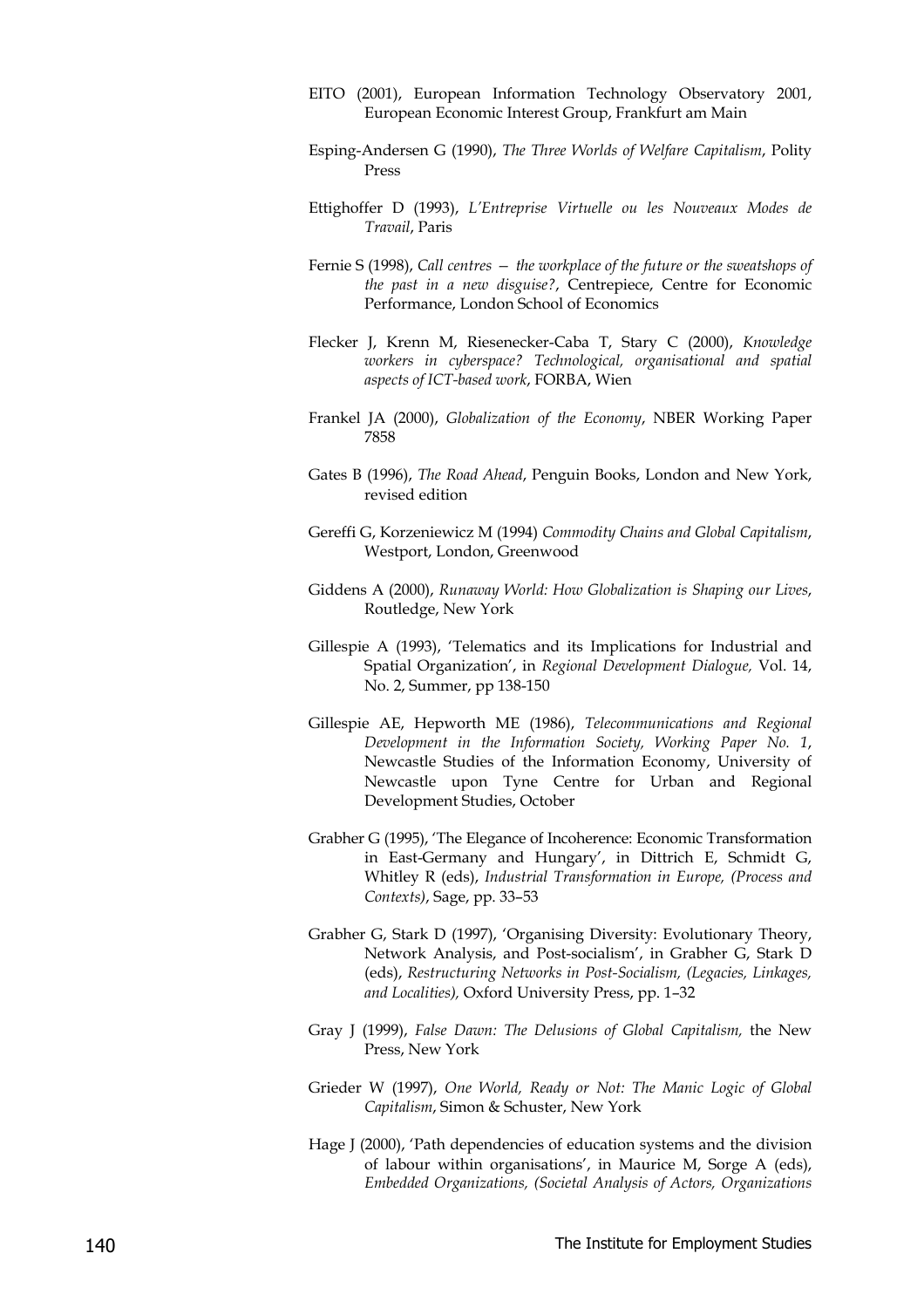EITO (2001), European Information Technology Observatory 2001, European Economic Interest Group, Frankfurt am Main

Esping-Andersen G (1990), *The Three Worlds of Welfare Capitalism*, Polity Press

Ettighoffer D (1993), *L'Entreprise Virtuelle ou les Nouveaux Modes de Travail*, Paris

Fernie S (1998), *Call centres — the workplace of the future or the sweatshops of the past in a new disguise?*, Centrepiece, Centre for Economic Performance, London School of Economics

Flecker J, Krenn M, Riesenecker-Caba T, Stary C (2000), *Knowledge workers in cyberspace? Technological, organisational and spatial aspects of ICT-based work*, FORBA, Wien

Frankel JA (2000), *Globalization of the Economy*, NBER Working Paper 7858

Gates B (1996), *The Road Ahead*, Penguin Books, London and New York, revised edition

Gereffi G, Korzeniewicz M (1994) *Commodity Chains and Global Capitalism*, Westport, London, Greenwood

Giddens A (2000), *Runaway World: How Globalization is Shaping our Lives*, Routledge, New York

Gillespie A (1993), 'Telematics and its Implications for Industrial and Spatial Organization', in *Regional Development Dialogue,* Vol. 14, No. 2, Summer, pp 138-150

Gillespie AE, Hepworth ME (1986), *Telecommunications and Regional Development in the Information Society, Working Paper No. 1*, Newcastle Studies of the Information Economy, University of Newcastle upon Tyne Centre for Urban and Regional Development Studies, October

Grabher G (1995), 'The Elegance of Incoherence: Economic Transformation in East-Germany and Hungary', in Dittrich E, Schmidt G, Whitley R (eds), *Industrial Transformation in Europe, (Process and Contexts)*, Sage, pp. 33–53

Grabher G, Stark D (1997), 'Organising Diversity: Evolutionary Theory, Network Analysis, and Post-socialism', in Grabher G, Stark D (eds), *Restructuring Networks in Post-Socialism, (Legacies, Linkages, and Localities),* Oxford University Press, pp. 1–32

Gray J (1999), *False Dawn: The Delusions of Global Capitalism,* the New Press, New York

Grieder W (1997), *One World, Ready or Not: The Manic Logic of Global Capitalism*, Simon & Schuster, New York

Hage J (2000), 'Path dependencies of education systems and the division of labour within organisations', in Maurice M, Sorge A (eds), *Embedded Organizations, (Societal Analysis of Actors, Organizations*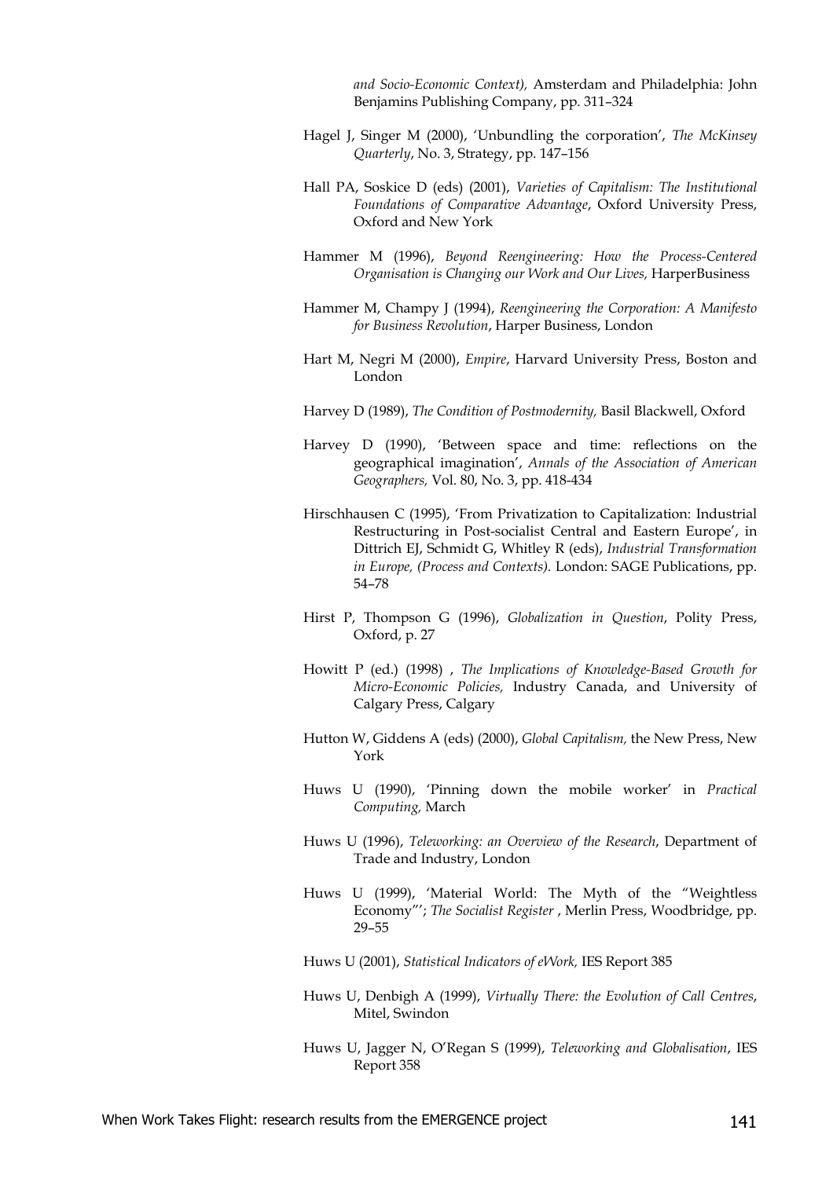*and Socio-Economic Context),* Amsterdam and Philadelphia: John Benjamins Publishing Company, pp. 311–324

Hagel J, Singer M (2000), 'Unbundling the corporation', *The McKinsey Quarterly*, No. 3, Strategy, pp. 147–156

Hall PA, Soskice D (eds) (2001), *Varieties of Capitalism: The Institutional Foundations of Comparative Advantage*, Oxford University Press, Oxford and New York

Hammer M (1996), *Beyond Reengineering: How the Process-Centered Organisation is Changing our Work and Our Lives,* HarperBusiness

Hammer M, Champy J (1994), *Reengineering the Corporation: A Manifesto for Business Revolution*, Harper Business, London

Hart M, Negri M (2000), *Empire*, Harvard University Press, Boston and London

Harvey D (1989), *The Condition of Postmodernity,* Basil Blackwell, Oxford

Harvey D (1990), 'Between space and time: reflections on the geographical imagination', *Annals of the Association of American Geographers,* Vol. 80, No. 3, pp. 418-434

Hirschhausen C (1995), 'From Privatization to Capitalization: Industrial Restructuring in Post-socialist Central and Eastern Europe', in Dittrich EJ, Schmidt G, Whitley R (eds), *Industrial Transformation in Europe, (Process and Contexts).* London: SAGE Publications, pp. 54–78

Hirst P, Thompson G (1996), *Globalization in Question*, Polity Press, Oxford, p. 27

Howitt P (ed.) (1998) , *The Implications of Knowledge-Based Growth for Micro-Economic Policies,* Industry Canada, and University of Calgary Press, Calgary

Hutton W, Giddens A (eds) (2000), *Global Capitalism,* the New Press, New York

Huws U (1990), 'Pinning down the mobile worker' in *Practical Computing,* March

Huws U (1996), *Teleworking: an Overview of the Research*, Department of Trade and Industry, London

Huws U (1999), 'Material World: The Myth of the "Weightless Economy"'; *The Socialist Register* , Merlin Press, Woodbridge, pp. 29–55

Huws U (2001), *Statistical Indicators of eWork,* IES Report 385

Huws U, Denbigh A (1999), *Virtually There: the Evolution of Call Centres*, Mitel, Swindon

Huws U, Jagger N, O'Regan S (1999), *Teleworking and Globalisation*, IES Report 358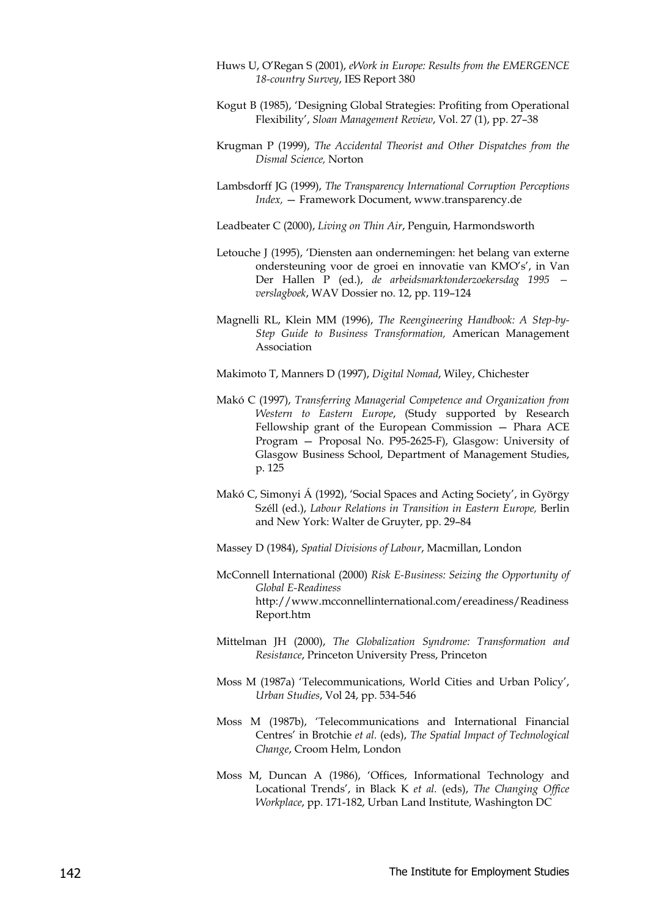Huws U, O'Regan S (2001), *eWork in Europe: Results from the EMERGENCE 18-country Survey*, IES Report 380

Kogut B (1985), 'Designing Global Strategies: Profiting from Operational Flexibility', *Sloan Management Review*, Vol. 27 (1), pp. 27–38

Krugman P (1999), *The Accidental Theorist and Other Dispatches from the Dismal Science,* Norton

Lambsdorff JG (1999), *The Transparency International Corruption Perceptions Index,* — Framework Document, www.transparency.de

Leadbeater C (2000), *Living on Thin Air*, Penguin, Harmondsworth

Letouche J (1995), 'Diensten aan ondernemingen: het belang van externe ondersteuning voor de groei en innovatie van KMO's', in Van Der Hallen P (ed.), *de arbeidsmarktonderzoekersdag 1995 — verslagboek*, WAV Dossier no. 12, pp. 119–124

Magnelli RL, Klein MM (1996), *The Reengineering Handbook: A Step-by-Step Guide to Business Transformation,* American Management Association

Makimoto T, Manners D (1997), *Digital Nomad*, Wiley, Chichester

Makó C (1997), *Transferring Managerial Competence and Organization from Western to Eastern Europe*, (Study supported by Research Fellowship grant of the European Commission — Phara ACE Program — Proposal No. P95-2625-F), Glasgow: University of Glasgow Business School, Department of Management Studies, p. 125

Makó C, Simonyi Á (1992), 'Social Spaces and Acting Society', in György Széll (ed.), *Labour Relations in Transition in Eastern Europe,* Berlin and New York: Walter de Gruyter, pp. 29–84

Massey D (1984), *Spatial Divisions of Labour*, Macmillan, London

McConnell International (2000) *Risk E-Business: Seizing the Opportunity of Global E-Readiness* http://www.mcconnellinternational.com/ereadiness/ReadinessReport.htm

Mittelman JH (2000), *The Globalization Syndrome: Transformation and Resistance*, Princeton University Press, Princeton

Moss M (1987a) 'Telecommunications, World Cities and Urban Policy', *Urban Studies*, Vol 24, pp. 534-546

Moss M (1987b), 'Telecommunications and International Financial Centres' in Brotchie *et al*. (eds), *The Spatial Impact of Technological Change*, Croom Helm, London

Moss M, Duncan A (1986), 'Offices, Informational Technology and Locational Trends', in Black K *et al.* (eds), *The Changing Office Workplace*, pp. 171-182, Urban Land Institute, Washington DC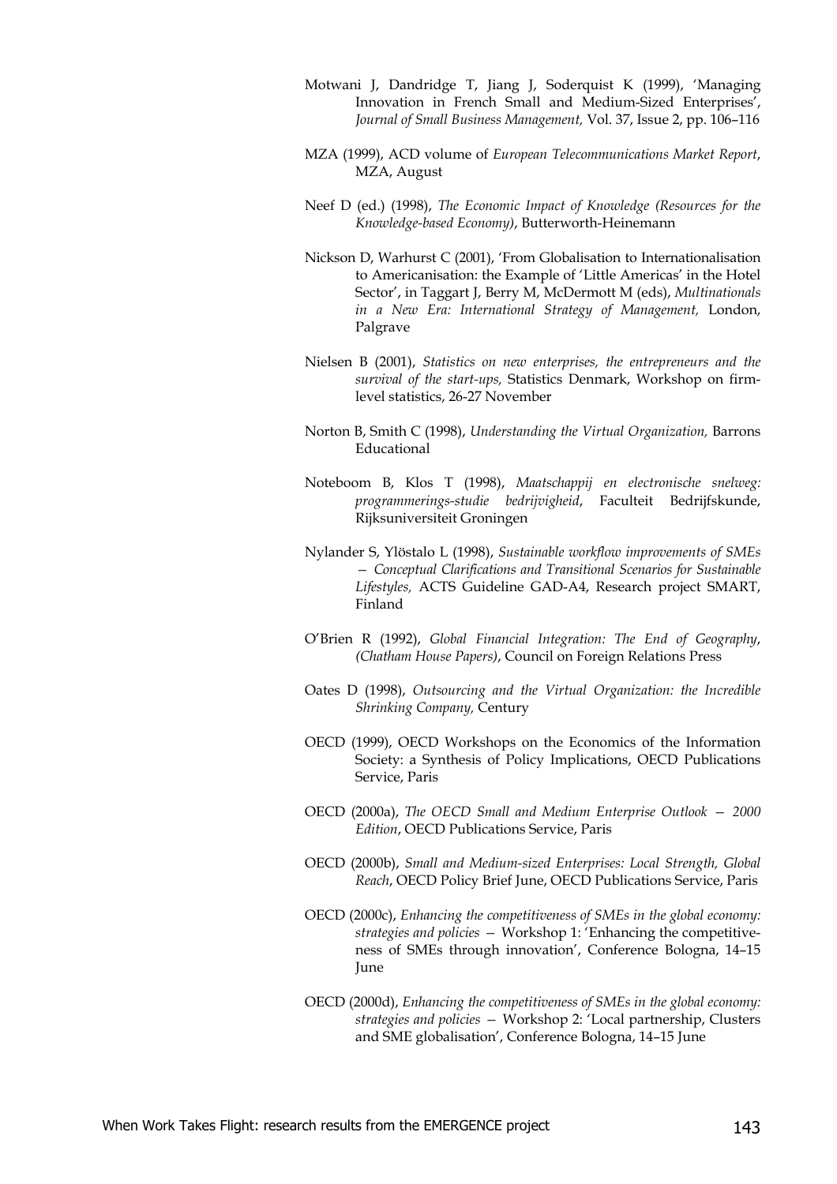Motwani J, Dandridge T, Jiang J, Soderquist K (1999), 'Managing Innovation in French Small and Medium-Sized Enterprises', *Journal of Small Business Management,* Vol. 37, Issue 2, pp. 106–116

MZA (1999), ACD volume of *European Telecommunications Market Report*, MZA, August

Neef D (ed.) (1998), *The Economic Impact of Knowledge (Resources for the Knowledge-based Economy)*, Butterworth-Heinemann

Nickson D, Warhurst C (2001), 'From Globalisation to Internationalisation to Americanisation: the Example of 'Little Americas' in the Hotel Sector', in Taggart J, Berry M, McDermott M (eds), *Multinationals in a New Era: International Strategy of Management,* London, Palgrave

Nielsen B (2001), *Statistics on new enterprises, the entrepreneurs and the survival of the start-ups,* Statistics Denmark, Workshop on firm-level statistics, 26-27 November

Norton B, Smith C (1998), *Understanding the Virtual Organization,* Barrons Educational

Noteboom B, Klos T (1998), *Maatschappij en electronische snelweg: programmerings-studie bedrijvigheid*, Faculteit Bedrijfskunde, Rijksuniversiteit Groningen

Nylander S, Ylöstalo L (1998), *Sustainable workflow improvements of SMEs – Conceptual Clarifications and Transitional Scenarios for Sustainable Lifestyles,* ACTS Guideline GAD-A4, Research project SMART, Finland

O'Brien R (1992), *Global Financial Integration: The End of Geography*, *(Chatham House Papers)*, Council on Foreign Relations Press

Oates D (1998), *Outsourcing and the Virtual Organization: the Incredible Shrinking Company,* Century

OECD (1999), OECD Workshops on the Economics of the Information Society: a Synthesis of Policy Implications, OECD Publications Service, Paris

OECD (2000a), *The OECD Small and Medium Enterprise Outlook – 2000 Edition*, OECD Publications Service, Paris

OECD (2000b), *Small and Medium-sized Enterprises: Local Strength, Global Reach*, OECD Policy Brief June, OECD Publications Service, Paris

OECD (2000c), *Enhancing the competitiveness of SMEs in the global economy: strategies and policies* – Workshop 1: 'Enhancing the competitiveness of SMEs through innovation', Conference Bologna, 14–15 June

OECD (2000d), *Enhancing the competitiveness of SMEs in the global economy: strategies and policies* – Workshop 2: 'Local partnership, Clusters and SME globalisation', Conference Bologna, 14–15 June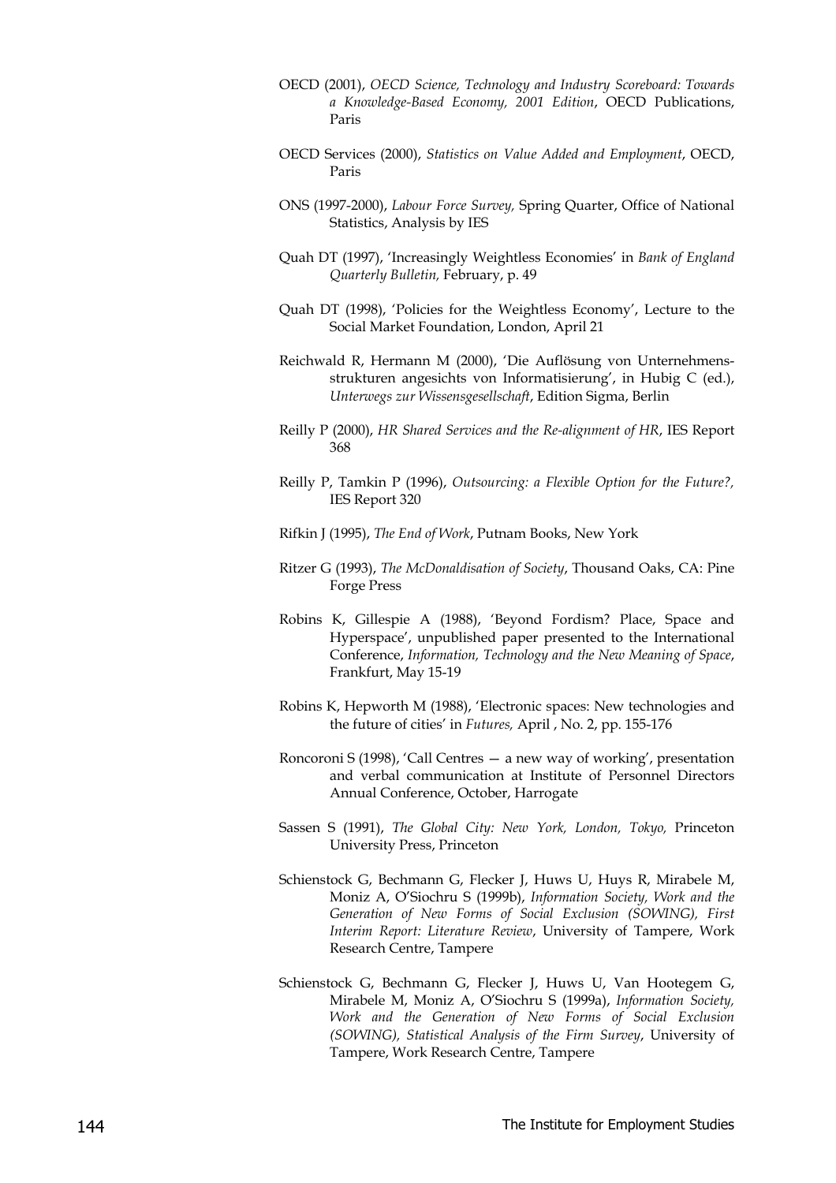OECD (2001), *OECD Science, Technology and Industry Scoreboard: Towards a Knowledge-Based Economy, 2001 Edition*, OECD Publications, Paris

OECD Services (2000), *Statistics on Value Added and Employment*, OECD, Paris

ONS (1997-2000), *Labour Force Survey,* Spring Quarter, Office of National Statistics, Analysis by IES

Quah DT (1997), 'Increasingly Weightless Economies' in *Bank of England Quarterly Bulletin,* February, p. 49

Quah DT (1998), 'Policies for the Weightless Economy', Lecture to the Social Market Foundation, London, April 21

Reichwald R, Hermann M (2000), 'Die Auflösung von Unternehmensstrukturen angesichts von Informatisierung', in Hubig C (ed.), *Unterwegs zur Wissensgesellschaft*, Edition Sigma, Berlin

Reilly P (2000), *HR Shared Services and the Re-alignment of HR*, IES Report 368

Reilly P, Tamkin P (1996), *Outsourcing: a Flexible Option for the Future?,* IES Report 320

Rifkin J (1995), *The End of Work*, Putnam Books, New York

Ritzer G (1993), *The McDonaldisation of Society*, Thousand Oaks, CA: Pine Forge Press

Robins K, Gillespie A (1988), 'Beyond Fordism? Place, Space and Hyperspace', unpublished paper presented to the International Conference, *Information, Technology and the New Meaning of Space*, Frankfurt, May 15-19

Robins K, Hepworth M (1988), 'Electronic spaces: New technologies and the future of cities' in *Futures,* April , No. 2, pp. 155-176

Roncoroni S (1998), 'Call Centres — a new way of working', presentation and verbal communication at Institute of Personnel Directors Annual Conference, October, Harrogate

Sassen S (1991), *The Global City: New York, London, Tokyo,* Princeton University Press, Princeton

Schienstock G, Bechmann G, Flecker J, Huws U, Huys R, Mirabele M, Moniz A, O'Siochru S (1999b), *Information Society, Work and the Generation of New Forms of Social Exclusion (SOWING), First Interim Report: Literature Review*, University of Tampere, Work Research Centre, Tampere

Schienstock G, Bechmann G, Flecker J, Huws U, Van Hootegem G, Mirabele M, Moniz A, O'Siochru S (1999a), *Information Society, Work and the Generation of New Forms of Social Exclusion (SOWING), Statistical Analysis of the Firm Survey*, University of Tampere, Work Research Centre, Tampere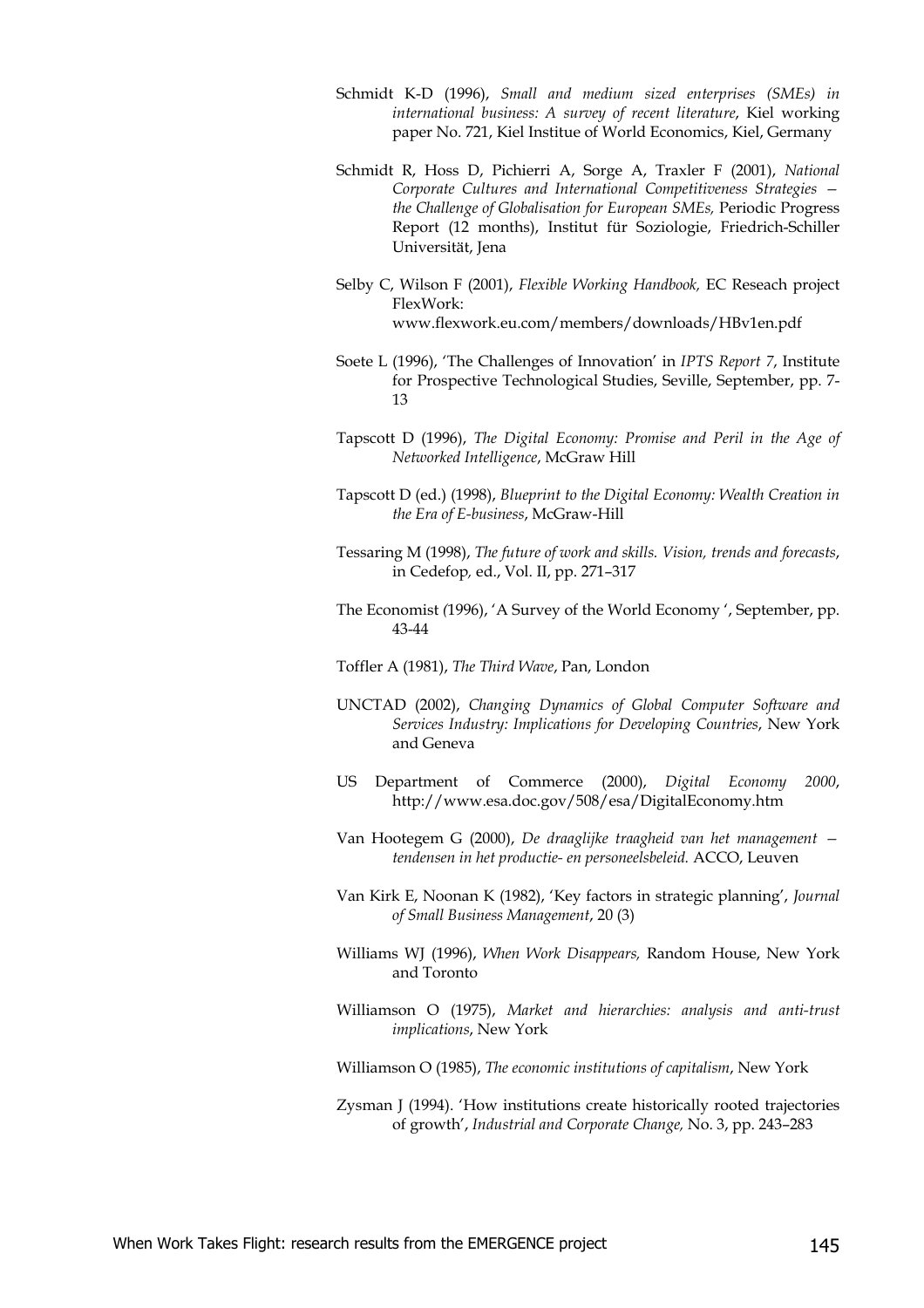Schmidt K-D (1996), *Small and medium sized enterprises (SMEs) in international business: A survey of recent literature*, Kiel working paper No. 721, Kiel Institue of World Economics, Kiel, Germany

Schmidt R, Hoss D, Pichierri A, Sorge A, Traxler F (2001), *National Corporate Cultures and International Competitiveness Strategies — the Challenge of Globalisation for European SMEs,* Periodic Progress Report (12 months), Institut für Soziologie, Friedrich-Schiller Universität, Jena

Selby C, Wilson F (2001), *Flexible Working Handbook,* EC Reseach project FlexWork: www.flexwork.eu.com/members/downloads/HBv1en.pdf

Soete L (1996), 'The Challenges of Innovation' in *IPTS Report 7*, Institute for Prospective Technological Studies, Seville, September, pp. 7-13

Tapscott D (1996), *The Digital Economy: Promise and Peril in the Age of Networked Intelligence*, McGraw Hill

Tapscott D (ed.) (1998), *Blueprint to the Digital Economy: Wealth Creation in the Era of E-business*, McGraw-Hill

Tessaring M (1998), *The future of work and skills. Vision, trends and forecasts*, in Cedefop, ed., Vol. II, pp. 271–317

The Economist (1996), 'A Survey of the World Economy ', September, pp. 43-44

Toffler A (1981), *The Third Wave*, Pan, London

UNCTAD (2002), *Changing Dynamics of Global Computer Software and Services Industry: Implications for Developing Countries*, New York and Geneva

US Department of Commerce (2000), *Digital Economy 2000*, http://www.esa.doc.gov/508/esa/DigitalEconomy.htm

Van Hootegem G (2000), *De draaglijke traagheid van het management — tendensen in het productie- en personeelsbeleid.* ACCO, Leuven

Van Kirk E, Noonan K (1982), 'Key factors in strategic planning', *Journal of Small Business Management*, 20 (3)

Williams WJ (1996), *When Work Disappears,* Random House, New York and Toronto

Williamson O (1975), *Market and hierarchies: analysis and anti-trust implications*, New York

Williamson O (1985), *The economic institutions of capitalism*, New York

Zysman J (1994). 'How institutions create historically rooted trajectories of growth', *Industrial and Corporate Change,* No. 3, pp. 243–283